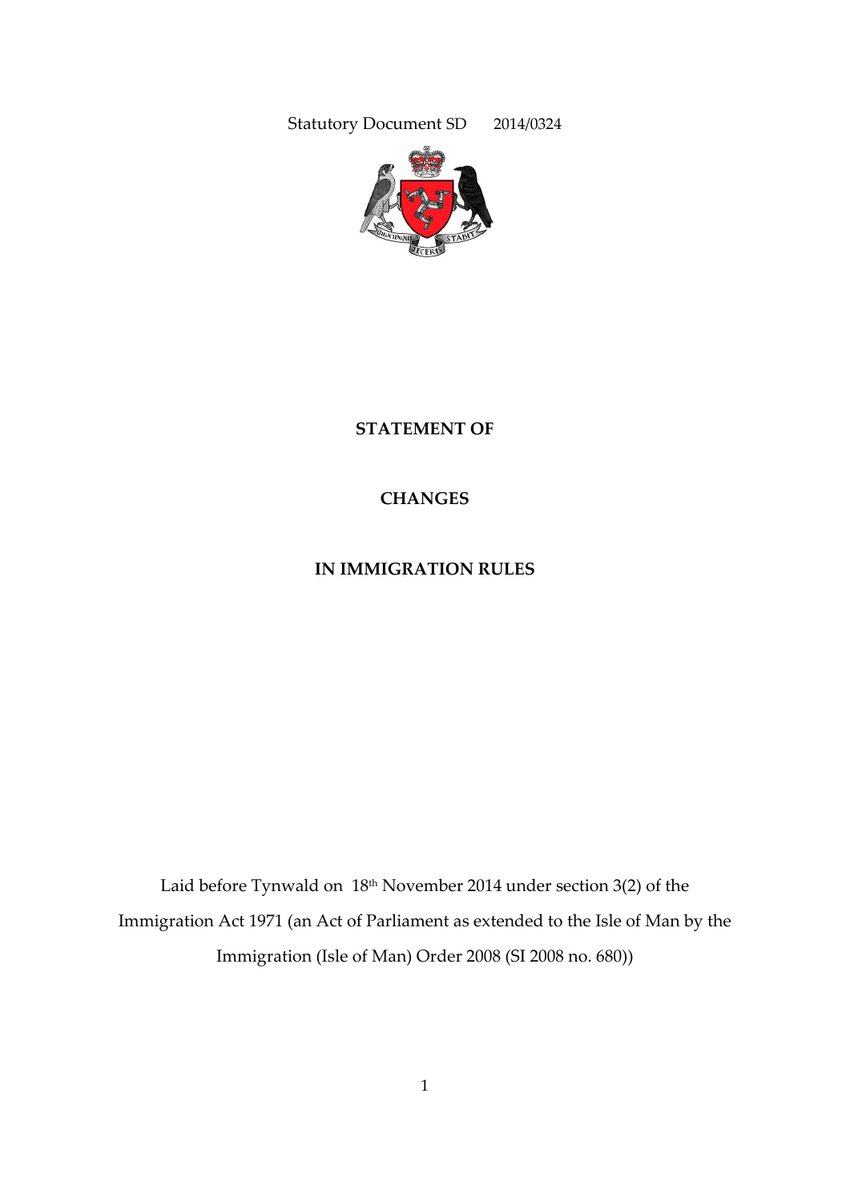Statutory Document SD 2014/0324

# STATEMENT OF

# CHANGES

# IN IMMIGRATION RULES

Laid before Tynwald on 18th November 2014 under section 3(2) of the Immigration Act 1971 (an Act of Parliament as extended to the Isle of Man by the Immigration (Isle of Man) Order 2008 (SI 2008 no. 680))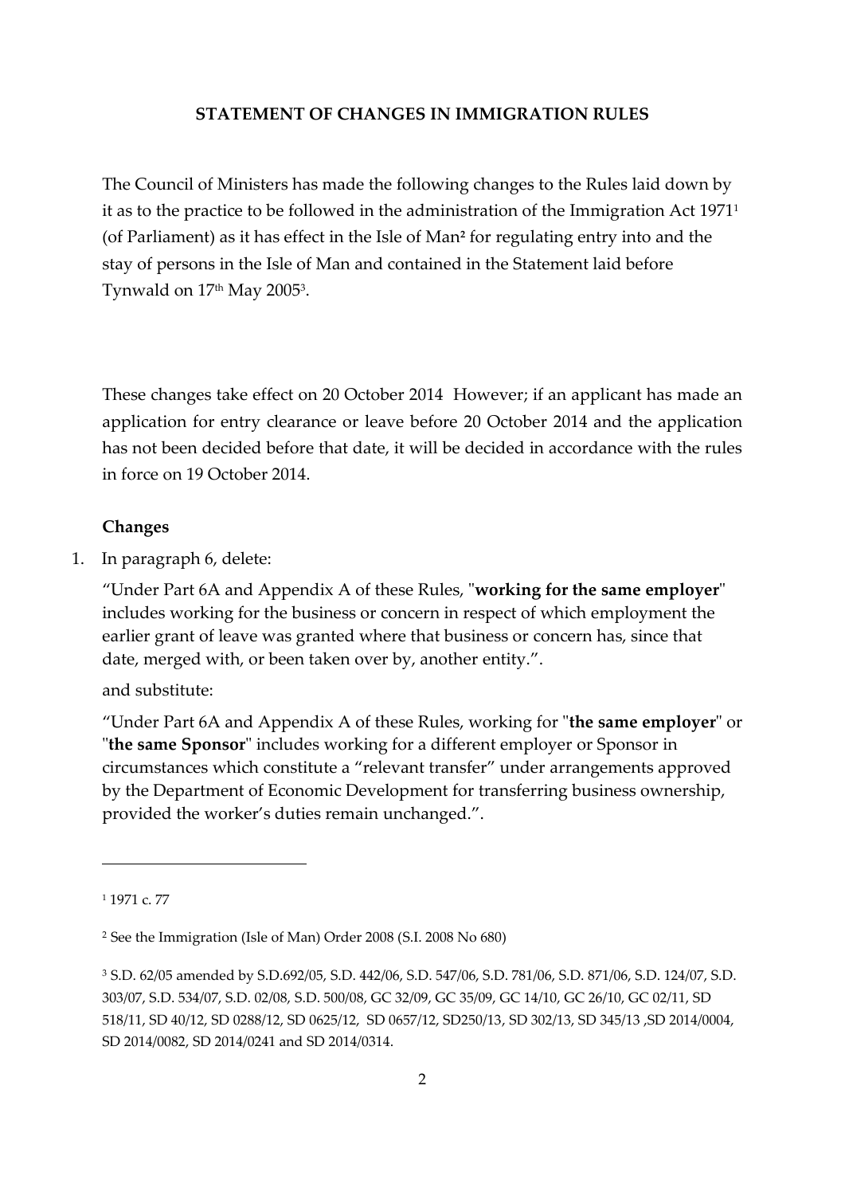**STATEMENT OF CHANGES IN IMMIGRATION RULES**

The Council of Ministers has made the following changes to the Rules laid down by it as to the practice to be followed in the administration of the Immigration Act 1971[1] (of Parliament) as it has effect in the Isle of Man[2] for regulating entry into and the stay of persons in the Isle of Man and contained in the Statement laid before Tynwald on 17th May 2005[3].

These changes take effect on 20 October 2014 However; if an applicant has made an application for entry clearance or leave before 20 October 2014 and the application has not been decided before that date, it will be decided in accordance with the rules in force on 19 October 2014.

**Changes**

1. In paragraph 6, delete:

   "Under Part 6A and Appendix A of these Rules, "**working for the same employer**" includes working for the business or concern in respect of which employment the earlier grant of leave was granted where that business or concern has, since that date, merged with, or been taken over by, another entity.".

   and substitute:

   "Under Part 6A and Appendix A of these Rules, working for "**the same employer**" or "**the same Sponsor**" includes working for a different employer or Sponsor in circumstances which constitute a "relevant transfer" under arrangements approved by the Department of Economic Development for transferring business ownership, provided the worker's duties remain unchanged.".

---

[1] 1971 c. 77

[2] See the Immigration (Isle of Man) Order 2008 (S.I. 2008 No 680)

[3] S.D. 62/05 amended by S.D.692/05, S.D. 442/06, S.D. 547/06, S.D. 781/06, S.D. 871/06, S.D. 124/07, S.D. 303/07, S.D. 534/07, S.D. 02/08, S.D. 500/08, GC 32/09, GC 35/09, GC 14/10, GC 26/10, GC 02/11, SD 518/11, SD 40/12, SD 0288/12, SD 0625/12, SD 0657/12, SD250/13, SD 302/13, SD 345/13 ,SD 2014/0004, SD 2014/0082, SD 2014/0241 and SD 2014/0314.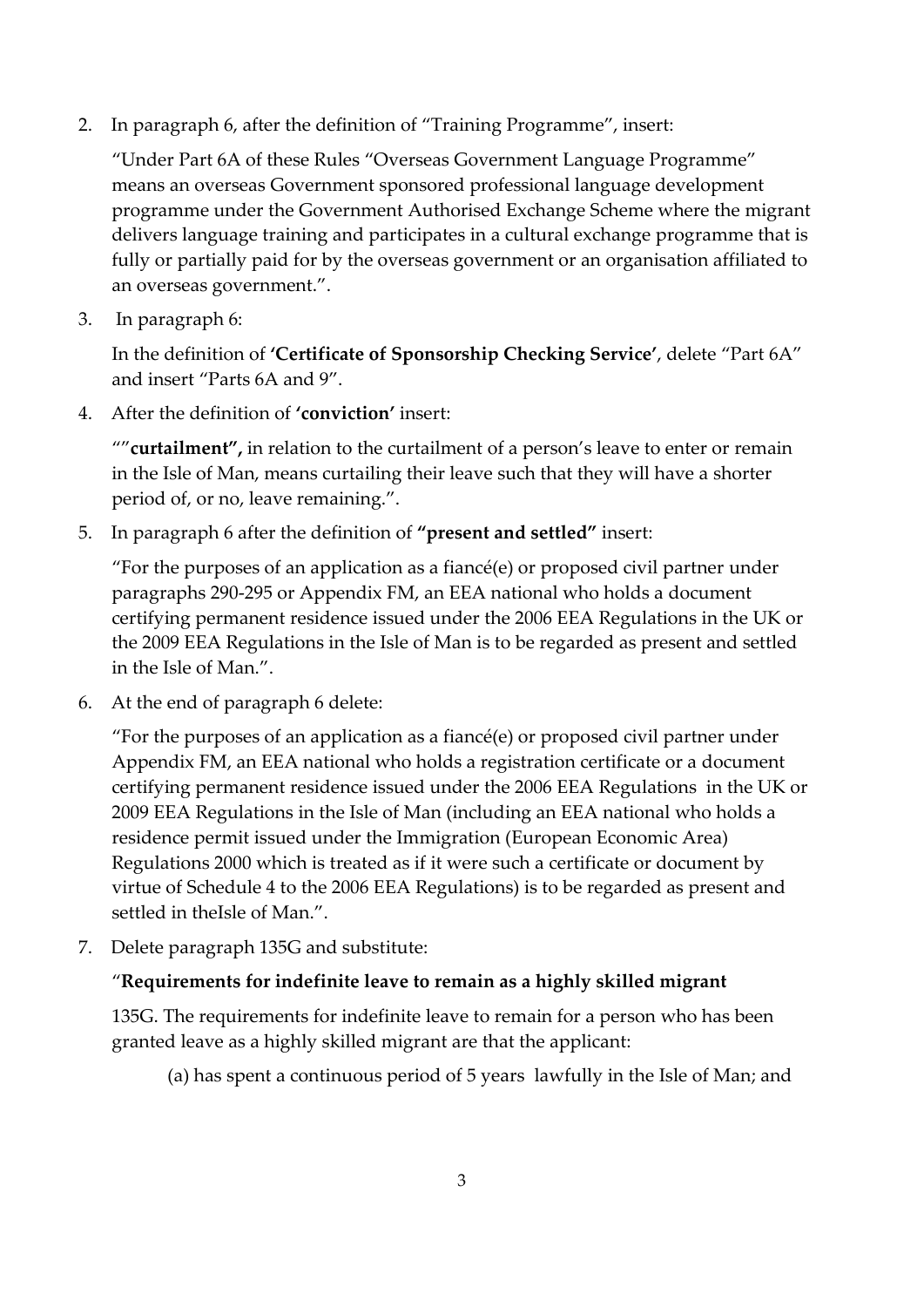2. In paragraph 6, after the definition of "Training Programme", insert:

   "Under Part 6A of these Rules "Overseas Government Language Programme" means an overseas Government sponsored professional language development programme under the Government Authorised Exchange Scheme where the migrant delivers language training and participates in a cultural exchange programme that is fully or partially paid for by the overseas government or an organisation affiliated to an overseas government.".

3. In paragraph 6:

   In the definition of **'Certificate of Sponsorship Checking Service'**, delete "Part 6A" and insert "Parts 6A and 9".

4. After the definition of **'conviction'** insert:

   ""**curtailment",** in relation to the curtailment of a person's leave to enter or remain in the Isle of Man, means curtailing their leave such that they will have a shorter period of, or no, leave remaining.".

5. In paragraph 6 after the definition of **"present and settled"** insert:

   "For the purposes of an application as a fiancé(e) or proposed civil partner under paragraphs 290-295 or Appendix FM, an EEA national who holds a document certifying permanent residence issued under the 2006 EEA Regulations in the UK or the 2009 EEA Regulations in the Isle of Man is to be regarded as present and settled in the Isle of Man.".

6. At the end of paragraph 6 delete:

   "For the purposes of an application as a fiancé(e) or proposed civil partner under Appendix FM, an EEA national who holds a registration certificate or a document certifying permanent residence issued under the 2006 EEA Regulations in the UK or 2009 EEA Regulations in the Isle of Man (including an EEA national who holds a residence permit issued under the Immigration (European Economic Area) Regulations 2000 which is treated as if it were such a certificate or document by virtue of Schedule 4 to the 2006 EEA Regulations) is to be regarded as present and settled in theIsle of Man.".

7. Delete paragraph 135G and substitute:

   "**Requirements for indefinite leave to remain as a highly skilled migrant**

   135G. The requirements for indefinite leave to remain for a person who has been granted leave as a highly skilled migrant are that the applicant:

   (a) has spent a continuous period of 5 years lawfully in the Isle of Man; and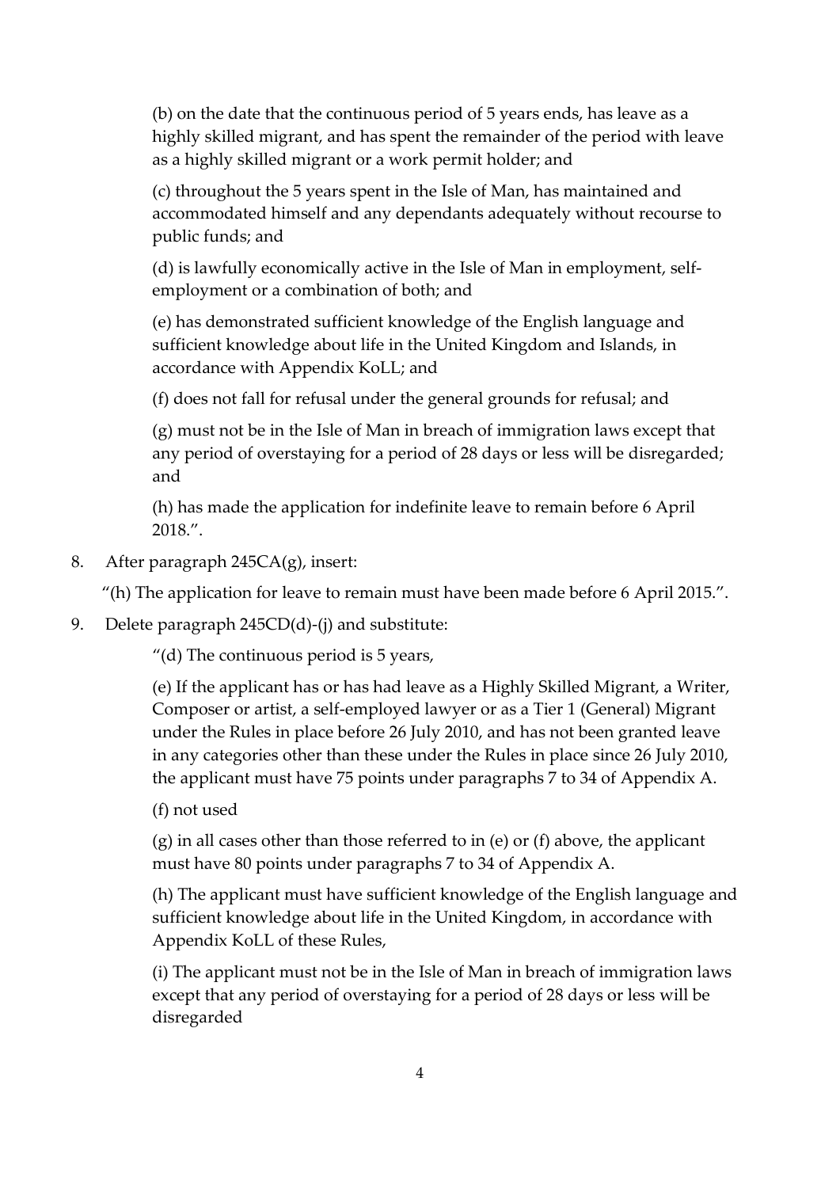(b) on the date that the continuous period of 5 years ends, has leave as a highly skilled migrant, and has spent the remainder of the period with leave as a highly skilled migrant or a work permit holder; and

(c) throughout the 5 years spent in the Isle of Man, has maintained and accommodated himself and any dependants adequately without recourse to public funds; and

(d) is lawfully economically active in the Isle of Man in employment, self-employment or a combination of both; and

(e) has demonstrated sufficient knowledge of the English language and sufficient knowledge about life in the United Kingdom and Islands, in accordance with Appendix KoLL; and

(f) does not fall for refusal under the general grounds for refusal; and

(g) must not be in the Isle of Man in breach of immigration laws except that any period of overstaying for a period of 28 days or less will be disregarded; and

(h) has made the application for indefinite leave to remain before 6 April 2018.".

8. After paragraph 245CA(g), insert:

"(h) The application for leave to remain must have been made before 6 April 2015.".

9. Delete paragraph 245CD(d)-(j) and substitute:

"(d) The continuous period is 5 years,

(e) If the applicant has or has had leave as a Highly Skilled Migrant, a Writer, Composer or artist, a self-employed lawyer or as a Tier 1 (General) Migrant under the Rules in place before 26 July 2010, and has not been granted leave in any categories other than these under the Rules in place since 26 July 2010, the applicant must have 75 points under paragraphs 7 to 34 of Appendix A.

(f) not used

(g) in all cases other than those referred to in (e) or (f) above, the applicant must have 80 points under paragraphs 7 to 34 of Appendix A.

(h) The applicant must have sufficient knowledge of the English language and sufficient knowledge about life in the United Kingdom, in accordance with Appendix KoLL of these Rules,

(i) The applicant must not be in the Isle of Man in breach of immigration laws except that any period of overstaying for a period of 28 days or less will be disregarded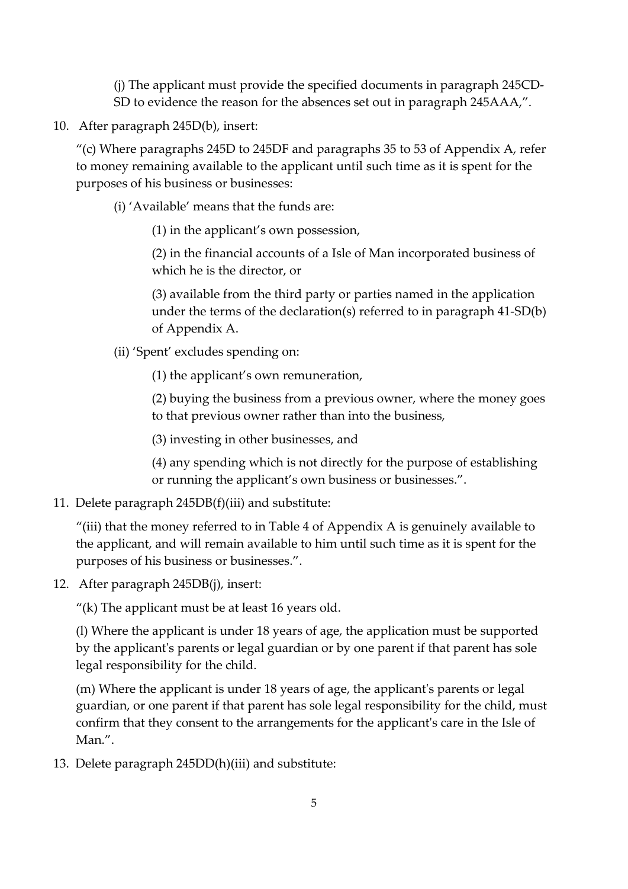(j) The applicant must provide the specified documents in paragraph 245CD-SD to evidence the reason for the absences set out in paragraph 245AAA,".

10. After paragraph 245D(b), insert:

"(c) Where paragraphs 245D to 245DF and paragraphs 35 to 53 of Appendix A, refer to money remaining available to the applicant until such time as it is spent for the purposes of his business or businesses:

(i) 'Available' means that the funds are:

(1) in the applicant's own possession,

(2) in the financial accounts of a Isle of Man incorporated business of which he is the director, or

(3) available from the third party or parties named in the application under the terms of the declaration(s) referred to in paragraph 41-SD(b) of Appendix A.

(ii) 'Spent' excludes spending on:

(1) the applicant's own remuneration,

(2) buying the business from a previous owner, where the money goes to that previous owner rather than into the business,

(3) investing in other businesses, and

(4) any spending which is not directly for the purpose of establishing or running the applicant's own business or businesses.".

11. Delete paragraph 245DB(f)(iii) and substitute:

"(iii) that the money referred to in Table 4 of Appendix A is genuinely available to the applicant, and will remain available to him until such time as it is spent for the purposes of his business or businesses.".

12. After paragraph 245DB(j), insert:

"(k) The applicant must be at least 16 years old.

(l) Where the applicant is under 18 years of age, the application must be supported by the applicant's parents or legal guardian or by one parent if that parent has sole legal responsibility for the child.

(m) Where the applicant is under 18 years of age, the applicant's parents or legal guardian, or one parent if that parent has sole legal responsibility for the child, must confirm that they consent to the arrangements for the applicant's care in the Isle of Man.".

13. Delete paragraph 245DD(h)(iii) and substitute: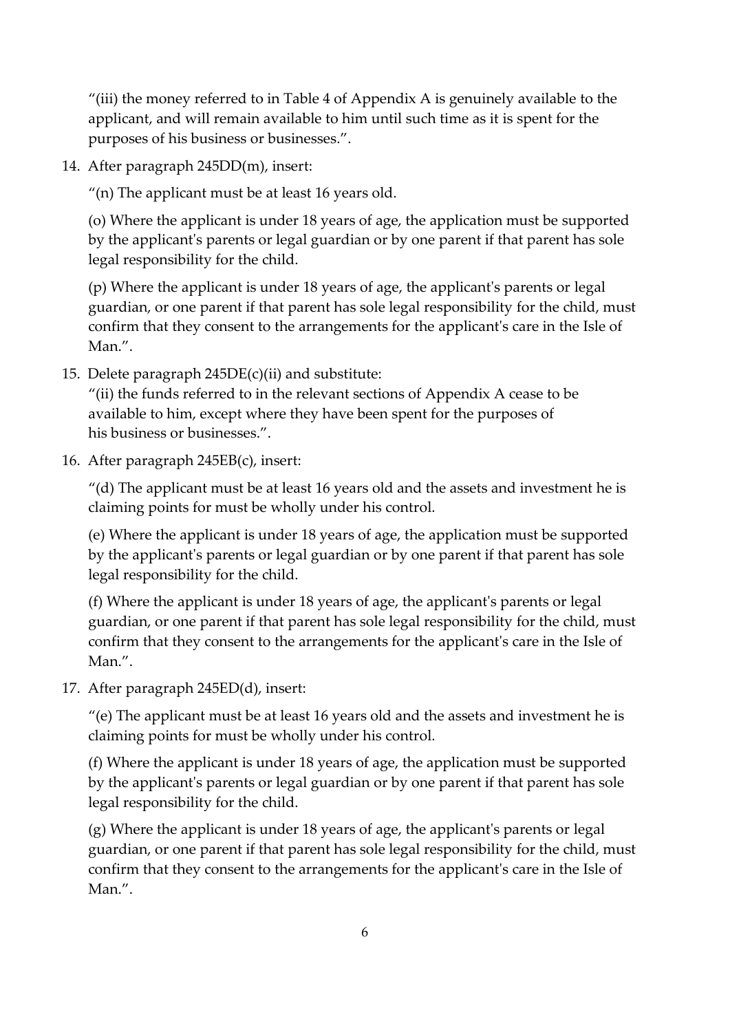"(iii) the money referred to in Table 4 of Appendix A is genuinely available to the applicant, and will remain available to him until such time as it is spent for the purposes of his business or businesses.".

14. After paragraph 245DD(m), insert:

    "(n) The applicant must be at least 16 years old.

    (o) Where the applicant is under 18 years of age, the application must be supported by the applicant's parents or legal guardian or by one parent if that parent has sole legal responsibility for the child.

    (p) Where the applicant is under 18 years of age, the applicant's parents or legal guardian, or one parent if that parent has sole legal responsibility for the child, must confirm that they consent to the arrangements for the applicant's care in the Isle of Man.".

15. Delete paragraph 245DE(c)(ii) and substitute:
    "(ii) the funds referred to in the relevant sections of Appendix A cease to be available to him, except where they have been spent for the purposes of his business or businesses.".

16. After paragraph 245EB(c), insert:

    "(d) The applicant must be at least 16 years old and the assets and investment he is claiming points for must be wholly under his control.

    (e) Where the applicant is under 18 years of age, the application must be supported by the applicant's parents or legal guardian or by one parent if that parent has sole legal responsibility for the child.

    (f) Where the applicant is under 18 years of age, the applicant's parents or legal guardian, or one parent if that parent has sole legal responsibility for the child, must confirm that they consent to the arrangements for the applicant's care in the Isle of Man.".

17. After paragraph 245ED(d), insert:

    "(e) The applicant must be at least 16 years old and the assets and investment he is claiming points for must be wholly under his control.

    (f) Where the applicant is under 18 years of age, the application must be supported by the applicant's parents or legal guardian or by one parent if that parent has sole legal responsibility for the child.

    (g) Where the applicant is under 18 years of age, the applicant's parents or legal guardian, or one parent if that parent has sole legal responsibility for the child, must confirm that they consent to the arrangements for the applicant's care in the Isle of Man.".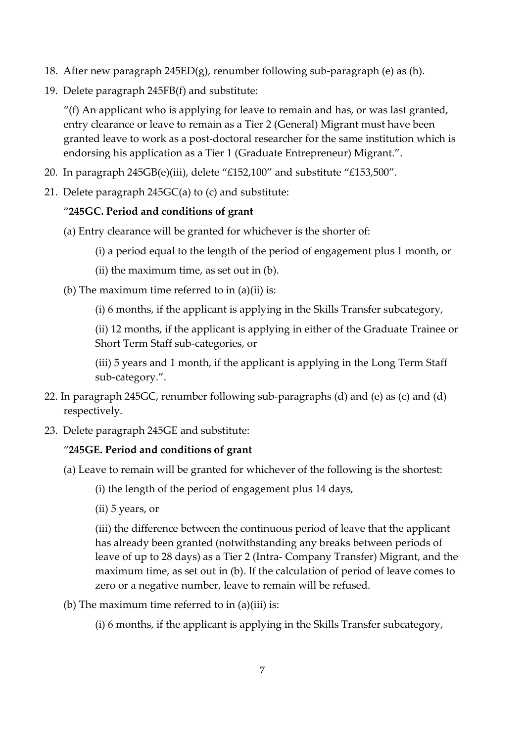18. After new paragraph 245ED(g), renumber following sub-paragraph (e) as (h).
19. Delete paragraph 245FB(f) and substitute:

    "(f) An applicant who is applying for leave to remain and has, or was last granted, entry clearance or leave to remain as a Tier 2 (General) Migrant must have been granted leave to work as a post-doctoral researcher for the same institution which is endorsing his application as a Tier 1 (Graduate Entrepreneur) Migrant.".

20. In paragraph 245GB(e)(iii), delete "£152,100" and substitute "£153,500".
21. Delete paragraph 245GC(a) to (c) and substitute:

    "**245GC. Period and conditions of grant**

    (a) Entry clearance will be granted for whichever is the shorter of:

    (i) a period equal to the length of the period of engagement plus 1 month, or

    (ii) the maximum time, as set out in (b).

    (b) The maximum time referred to in (a)(ii) is:

    (i) 6 months, if the applicant is applying in the Skills Transfer subcategory,

    (ii) 12 months, if the applicant is applying in either of the Graduate Trainee or Short Term Staff sub-categories, or

    (iii) 5 years and 1 month, if the applicant is applying in the Long Term Staff sub-category.".

22. In paragraph 245GC, renumber following sub-paragraphs (d) and (e) as (c) and (d) respectively.
23. Delete paragraph 245GE and substitute:

    "**245GE. Period and conditions of grant**

    (a) Leave to remain will be granted for whichever of the following is the shortest:

    (i) the length of the period of engagement plus 14 days,

    (ii) 5 years, or

    (iii) the difference between the continuous period of leave that the applicant has already been granted (notwithstanding any breaks between periods of leave of up to 28 days) as a Tier 2 (Intra- Company Transfer) Migrant, and the maximum time, as set out in (b). If the calculation of period of leave comes to zero or a negative number, leave to remain will be refused.

    (b) The maximum time referred to in (a)(iii) is:

    (i) 6 months, if the applicant is applying in the Skills Transfer subcategory,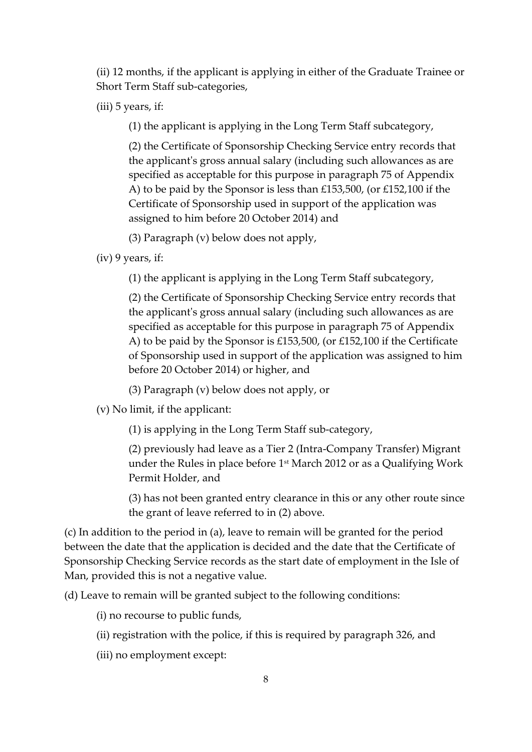(ii) 12 months, if the applicant is applying in either of the Graduate Trainee or Short Term Staff sub-categories,

(iii) 5 years, if:

(1) the applicant is applying in the Long Term Staff subcategory,

(2) the Certificate of Sponsorship Checking Service entry records that the applicant's gross annual salary (including such allowances as are specified as acceptable for this purpose in paragraph 75 of Appendix A) to be paid by the Sponsor is less than £153,500, (or £152,100 if the Certificate of Sponsorship used in support of the application was assigned to him before 20 October 2014) and

(3) Paragraph (v) below does not apply,

(iv) 9 years, if:

(1) the applicant is applying in the Long Term Staff subcategory,

(2) the Certificate of Sponsorship Checking Service entry records that the applicant's gross annual salary (including such allowances as are specified as acceptable for this purpose in paragraph 75 of Appendix A) to be paid by the Sponsor is £153,500, (or £152,100 if the Certificate of Sponsorship used in support of the application was assigned to him before 20 October 2014) or higher, and

(3) Paragraph (v) below does not apply, or

(v) No limit, if the applicant:

(1) is applying in the Long Term Staff sub-category,

(2) previously had leave as a Tier 2 (Intra-Company Transfer) Migrant under the Rules in place before 1st March 2012 or as a Qualifying Work Permit Holder, and

(3) has not been granted entry clearance in this or any other route since the grant of leave referred to in (2) above.

(c) In addition to the period in (a), leave to remain will be granted for the period between the date that the application is decided and the date that the Certificate of Sponsorship Checking Service records as the start date of employment in the Isle of Man, provided this is not a negative value.

(d) Leave to remain will be granted subject to the following conditions:

(i) no recourse to public funds,

(ii) registration with the police, if this is required by paragraph 326, and

(iii) no employment except: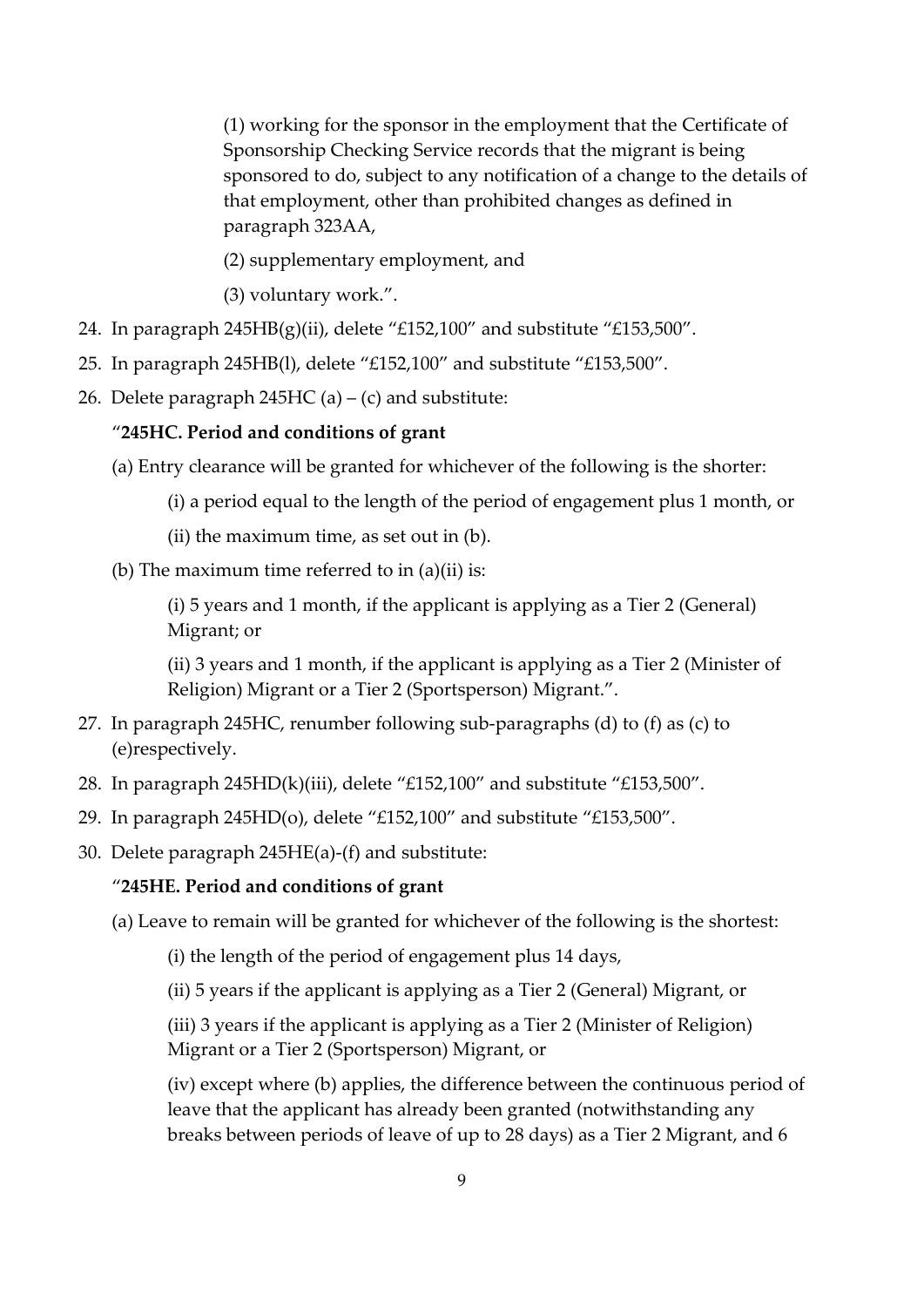(1) working for the sponsor in the employment that the Certificate of Sponsorship Checking Service records that the migrant is being sponsored to do, subject to any notification of a change to the details of that employment, other than prohibited changes as defined in paragraph 323AA,

(2) supplementary employment, and

(3) voluntary work.".

24. In paragraph 245HB(g)(ii), delete "£152,100" and substitute "£153,500".
25. In paragraph 245HB(l), delete "£152,100" and substitute "£153,500".
26. Delete paragraph 245HC (a) – (c) and substitute:

"**245HC. Period and conditions of grant**

(a) Entry clearance will be granted for whichever of the following is the shorter:

(i) a period equal to the length of the period of engagement plus 1 month, or

(ii) the maximum time, as set out in (b).

(b) The maximum time referred to in (a)(ii) is:

(i) 5 years and 1 month, if the applicant is applying as a Tier 2 (General) Migrant; or

(ii) 3 years and 1 month, if the applicant is applying as a Tier 2 (Minister of Religion) Migrant or a Tier 2 (Sportsperson) Migrant.".

27. In paragraph 245HC, renumber following sub-paragraphs (d) to (f) as (c) to (e)respectively.
28. In paragraph 245HD(k)(iii), delete "£152,100" and substitute "£153,500".
29. In paragraph 245HD(o), delete "£152,100" and substitute "£153,500".
30. Delete paragraph 245HE(a)-(f) and substitute:

"**245HE. Period and conditions of grant**

(a) Leave to remain will be granted for whichever of the following is the shortest:

(i) the length of the period of engagement plus 14 days,

(ii) 5 years if the applicant is applying as a Tier 2 (General) Migrant, or

(iii) 3 years if the applicant is applying as a Tier 2 (Minister of Religion) Migrant or a Tier 2 (Sportsperson) Migrant, or

(iv) except where (b) applies, the difference between the continuous period of leave that the applicant has already been granted (notwithstanding any breaks between periods of leave of up to 28 days) as a Tier 2 Migrant, and 6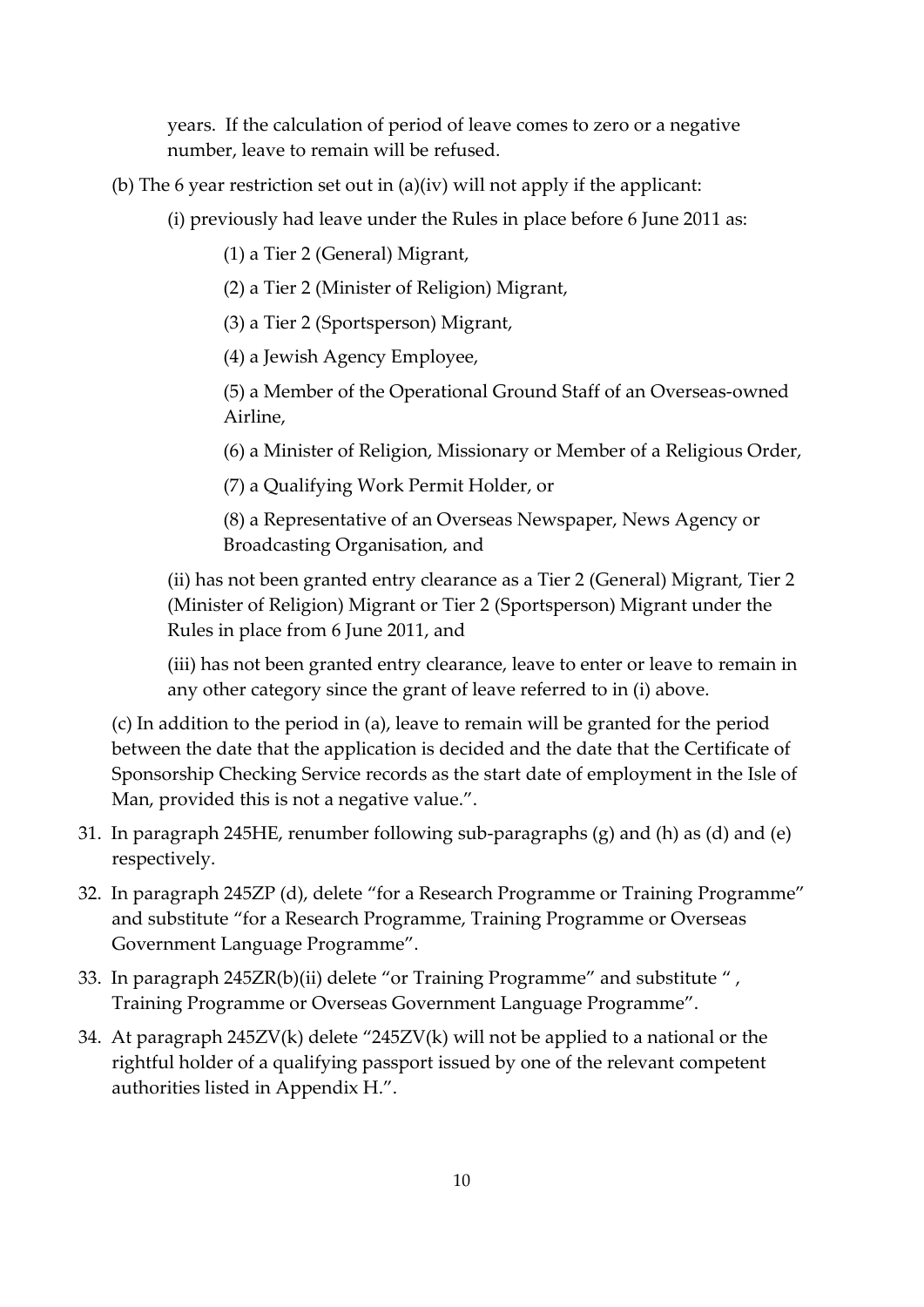years. If the calculation of period of leave comes to zero or a negative number, leave to remain will be refused.

(b) The 6 year restriction set out in (a)(iv) will not apply if the applicant:

(i) previously had leave under the Rules in place before 6 June 2011 as:

(1) a Tier 2 (General) Migrant,

(2) a Tier 2 (Minister of Religion) Migrant,

(3) a Tier 2 (Sportsperson) Migrant,

(4) a Jewish Agency Employee,

(5) a Member of the Operational Ground Staff of an Overseas-owned Airline,

(6) a Minister of Religion, Missionary or Member of a Religious Order,

(7) a Qualifying Work Permit Holder, or

(8) a Representative of an Overseas Newspaper, News Agency or Broadcasting Organisation, and

(ii) has not been granted entry clearance as a Tier 2 (General) Migrant, Tier 2 (Minister of Religion) Migrant or Tier 2 (Sportsperson) Migrant under the Rules in place from 6 June 2011, and

(iii) has not been granted entry clearance, leave to enter or leave to remain in any other category since the grant of leave referred to in (i) above.

(c) In addition to the period in (a), leave to remain will be granted for the period between the date that the application is decided and the date that the Certificate of Sponsorship Checking Service records as the start date of employment in the Isle of Man, provided this is not a negative value.".

31. In paragraph 245HE, renumber following sub-paragraphs (g) and (h) as (d) and (e) respectively.

32. In paragraph 245ZP (d), delete "for a Research Programme or Training Programme" and substitute "for a Research Programme, Training Programme or Overseas Government Language Programme".

33. In paragraph 245ZR(b)(ii) delete "or Training Programme" and substitute " , Training Programme or Overseas Government Language Programme".

34. At paragraph 245ZV(k) delete "245ZV(k) will not be applied to a national or the rightful holder of a qualifying passport issued by one of the relevant competent authorities listed in Appendix H.".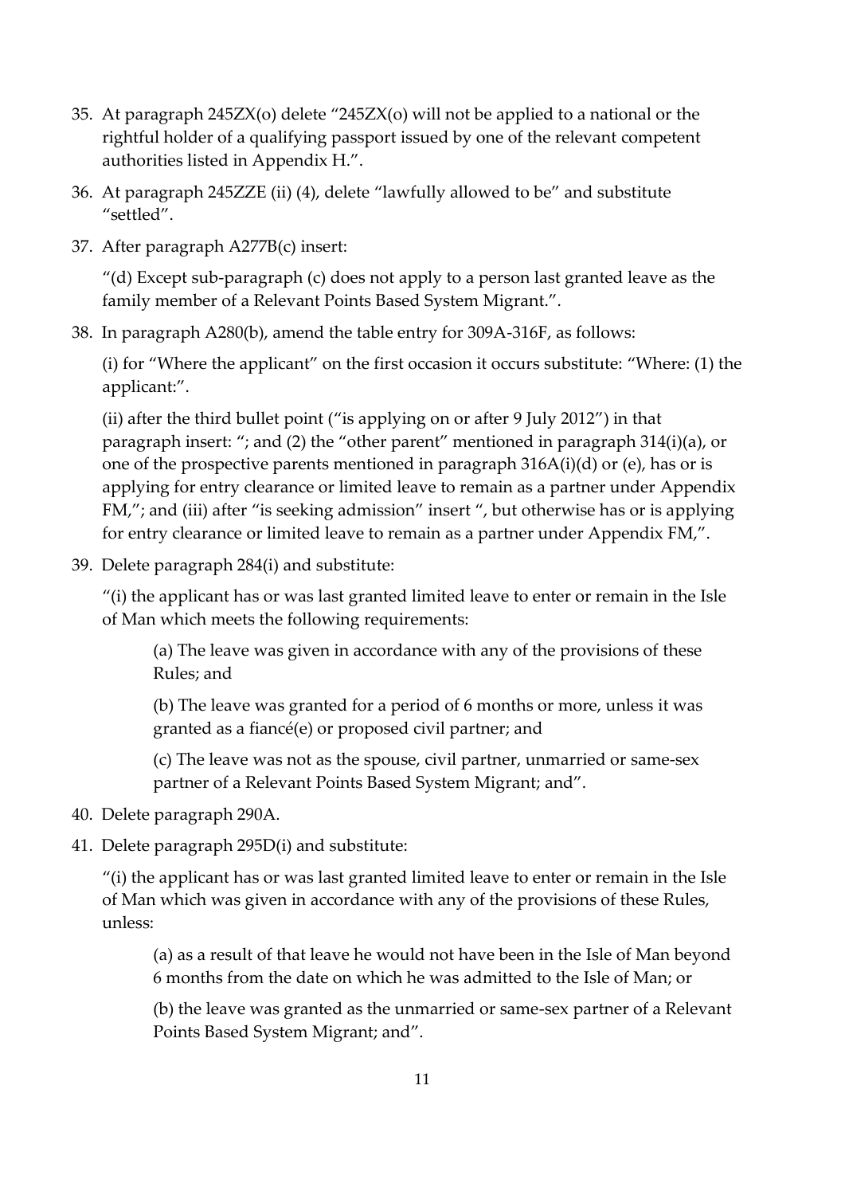35. At paragraph 245ZX(o) delete "245ZX(o) will not be applied to a national or the rightful holder of a qualifying passport issued by one of the relevant competent authorities listed in Appendix H.".

36. At paragraph 245ZZE (ii) (4), delete "lawfully allowed to be" and substitute "settled".

37. After paragraph A277B(c) insert:

    "(d) Except sub-paragraph (c) does not apply to a person last granted leave as the family member of a Relevant Points Based System Migrant.".

38. In paragraph A280(b), amend the table entry for 309A-316F, as follows:

    (i) for "Where the applicant" on the first occasion it occurs substitute: "Where: (1) the applicant:".

    (ii) after the third bullet point ("is applying on or after 9 July 2012") in that paragraph insert: "; and (2) the "other parent" mentioned in paragraph 314(i)(a), or one of the prospective parents mentioned in paragraph 316A(i)(d) or (e), has or is applying for entry clearance or limited leave to remain as a partner under Appendix FM,"; and (iii) after "is seeking admission" insert ", but otherwise has or is applying for entry clearance or limited leave to remain as a partner under Appendix FM,".

39. Delete paragraph 284(i) and substitute:

    "(i) the applicant has or was last granted limited leave to enter or remain in the Isle of Man which meets the following requirements:

    > (a) The leave was given in accordance with any of the provisions of these Rules; and
    >
    > (b) The leave was granted for a period of 6 months or more, unless it was granted as a fiancé(e) or proposed civil partner; and
    >
    > (c) The leave was not as the spouse, civil partner, unmarried or same-sex partner of a Relevant Points Based System Migrant; and".

40. Delete paragraph 290A.

41. Delete paragraph 295D(i) and substitute:

    "(i) the applicant has or was last granted limited leave to enter or remain in the Isle of Man which was given in accordance with any of the provisions of these Rules, unless:

    > (a) as a result of that leave he would not have been in the Isle of Man beyond 6 months from the date on which he was admitted to the Isle of Man; or
    >
    > (b) the leave was granted as the unmarried or same-sex partner of a Relevant Points Based System Migrant; and".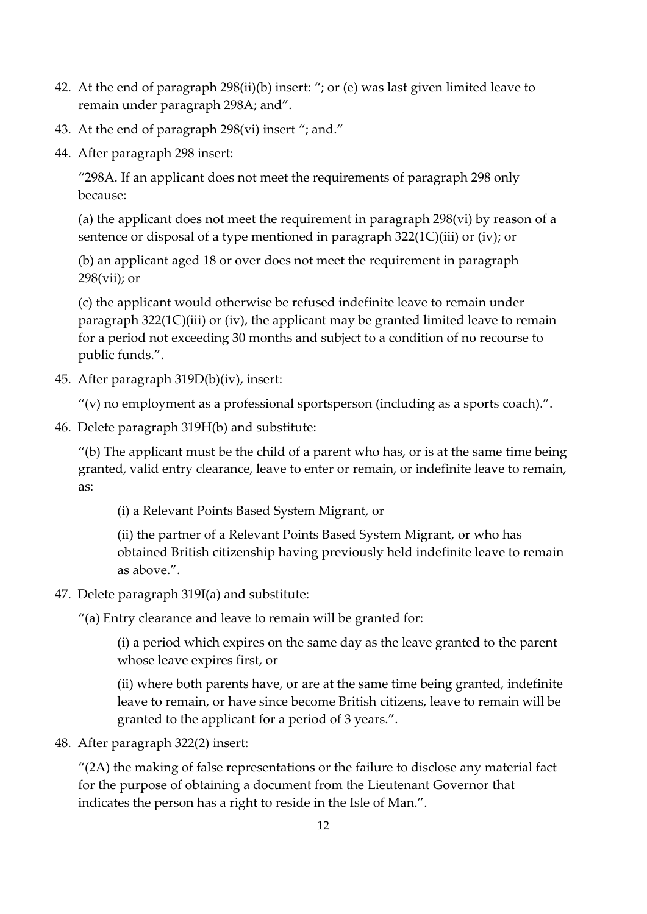42. At the end of paragraph 298(ii)(b) insert: "; or (e) was last given limited leave to remain under paragraph 298A; and".

43. At the end of paragraph 298(vi) insert "; and."

44. After paragraph 298 insert:

    "298A. If an applicant does not meet the requirements of paragraph 298 only because:

    (a) the applicant does not meet the requirement in paragraph 298(vi) by reason of a sentence or disposal of a type mentioned in paragraph 322(1C)(iii) or (iv); or

    (b) an applicant aged 18 or over does not meet the requirement in paragraph 298(vii); or

    (c) the applicant would otherwise be refused indefinite leave to remain under paragraph 322(1C)(iii) or (iv), the applicant may be granted limited leave to remain for a period not exceeding 30 months and subject to a condition of no recourse to public funds.".

45. After paragraph 319D(b)(iv), insert:

    "(v) no employment as a professional sportsperson (including as a sports coach).".

46. Delete paragraph 319H(b) and substitute:

    "(b) The applicant must be the child of a parent who has, or is at the same time being granted, valid entry clearance, leave to enter or remain, or indefinite leave to remain, as:

    > (i) a Relevant Points Based System Migrant, or
    >
    > (ii) the partner of a Relevant Points Based System Migrant, or who has obtained British citizenship having previously held indefinite leave to remain as above.".

47. Delete paragraph 319I(a) and substitute:

    "(a) Entry clearance and leave to remain will be granted for:

    > (i) a period which expires on the same day as the leave granted to the parent whose leave expires first, or
    >
    > (ii) where both parents have, or are at the same time being granted, indefinite leave to remain, or have since become British citizens, leave to remain will be granted to the applicant for a period of 3 years.".

48. After paragraph 322(2) insert:

    "(2A) the making of false representations or the failure to disclose any material fact for the purpose of obtaining a document from the Lieutenant Governor that indicates the person has a right to reside in the Isle of Man.".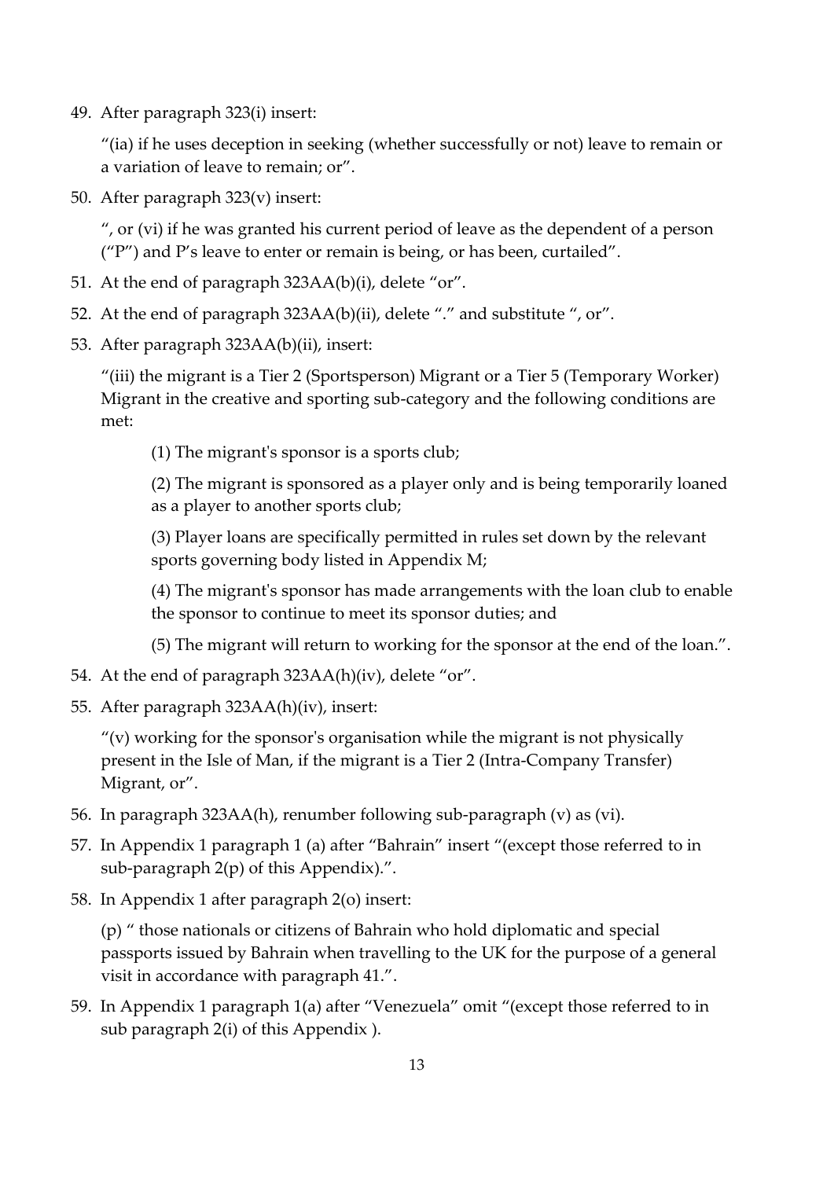49. After paragraph 323(i) insert:

    "(ia) if he uses deception in seeking (whether successfully or not) leave to remain or a variation of leave to remain; or".

50. After paragraph 323(v) insert:

    ", or (vi) if he was granted his current period of leave as the dependent of a person ("P") and P's leave to enter or remain is being, or has been, curtailed".

51. At the end of paragraph 323AA(b)(i), delete "or".

52. At the end of paragraph 323AA(b)(ii), delete "." and substitute ", or".

53. After paragraph 323AA(b)(ii), insert:

    "(iii) the migrant is a Tier 2 (Sportsperson) Migrant or a Tier 5 (Temporary Worker) Migrant in the creative and sporting sub-category and the following conditions are met:

    (1) The migrant's sponsor is a sports club;

    (2) The migrant is sponsored as a player only and is being temporarily loaned as a player to another sports club;

    (3) Player loans are specifically permitted in rules set down by the relevant sports governing body listed in Appendix M;

    (4) The migrant's sponsor has made arrangements with the loan club to enable the sponsor to continue to meet its sponsor duties; and

    (5) The migrant will return to working for the sponsor at the end of the loan.".

54. At the end of paragraph 323AA(h)(iv), delete "or".

55. After paragraph 323AA(h)(iv), insert:

    "(v) working for the sponsor's organisation while the migrant is not physically present in the Isle of Man, if the migrant is a Tier 2 (Intra-Company Transfer) Migrant, or".

56. In paragraph 323AA(h), renumber following sub-paragraph (v) as (vi).

57. In Appendix 1 paragraph 1 (a) after "Bahrain" insert "(except those referred to in sub-paragraph 2(p) of this Appendix).".

58. In Appendix 1 after paragraph 2(o) insert:

    (p) " those nationals or citizens of Bahrain who hold diplomatic and special passports issued by Bahrain when travelling to the UK for the purpose of a general visit in accordance with paragraph 41.".

59. In Appendix 1 paragraph 1(a) after "Venezuela" omit "(except those referred to in sub paragraph 2(i) of this Appendix ).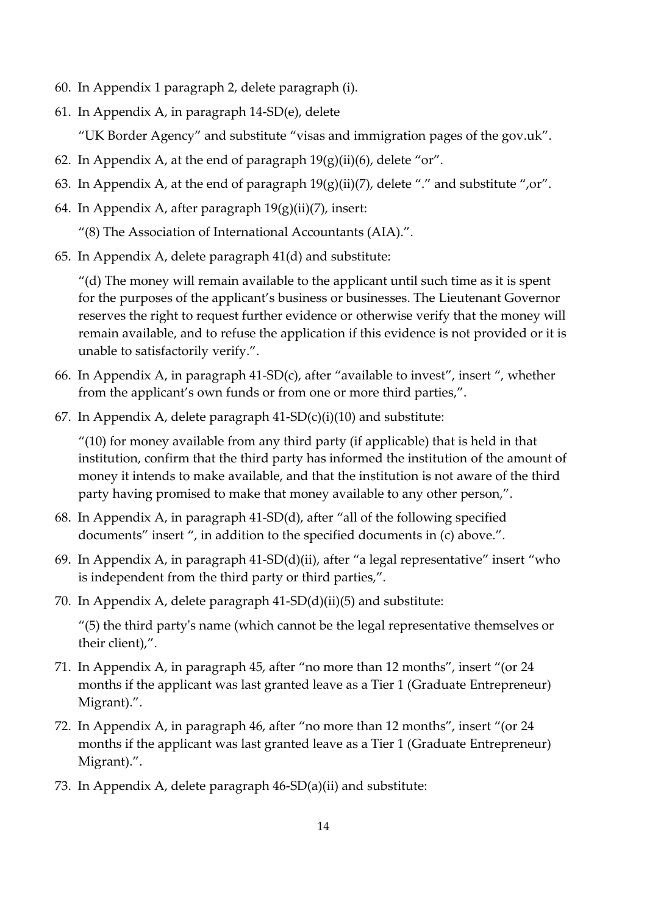60. In Appendix 1 paragraph 2, delete paragraph (i).
61. In Appendix A, in paragraph 14-SD(e), delete

    "UK Border Agency" and substitute "visas and immigration pages of the gov.uk".
62. In Appendix A, at the end of paragraph 19(g)(ii)(6), delete "or".
63. In Appendix A, at the end of paragraph 19(g)(ii)(7), delete "." and substitute ",or".
64. In Appendix A, after paragraph 19(g)(ii)(7), insert:

    "(8) The Association of International Accountants (AIA).".
65. In Appendix A, delete paragraph 41(d) and substitute:

    "(d) The money will remain available to the applicant until such time as it is spent for the purposes of the applicant's business or businesses. The Lieutenant Governor reserves the right to request further evidence or otherwise verify that the money will remain available, and to refuse the application if this evidence is not provided or it is unable to satisfactorily verify.".
66. In Appendix A, in paragraph 41-SD(c), after "available to invest", insert ", whether from the applicant's own funds or from one or more third parties,".
67. In Appendix A, delete paragraph 41-SD(c)(i)(10) and substitute:

    "(10) for money available from any third party (if applicable) that is held in that institution, confirm that the third party has informed the institution of the amount of money it intends to make available, and that the institution is not aware of the third party having promised to make that money available to any other person,".
68. In Appendix A, in paragraph 41-SD(d), after "all of the following specified documents" insert ", in addition to the specified documents in (c) above.".
69. In Appendix A, in paragraph 41-SD(d)(ii), after "a legal representative" insert "who is independent from the third party or third parties,".
70. In Appendix A, delete paragraph 41-SD(d)(ii)(5) and substitute:

    "(5) the third party's name (which cannot be the legal representative themselves or their client),".
71. In Appendix A, in paragraph 45, after "no more than 12 months", insert "(or 24 months if the applicant was last granted leave as a Tier 1 (Graduate Entrepreneur) Migrant).".
72. In Appendix A, in paragraph 46, after "no more than 12 months", insert "(or 24 months if the applicant was last granted leave as a Tier 1 (Graduate Entrepreneur) Migrant).".
73. In Appendix A, delete paragraph 46-SD(a)(ii) and substitute: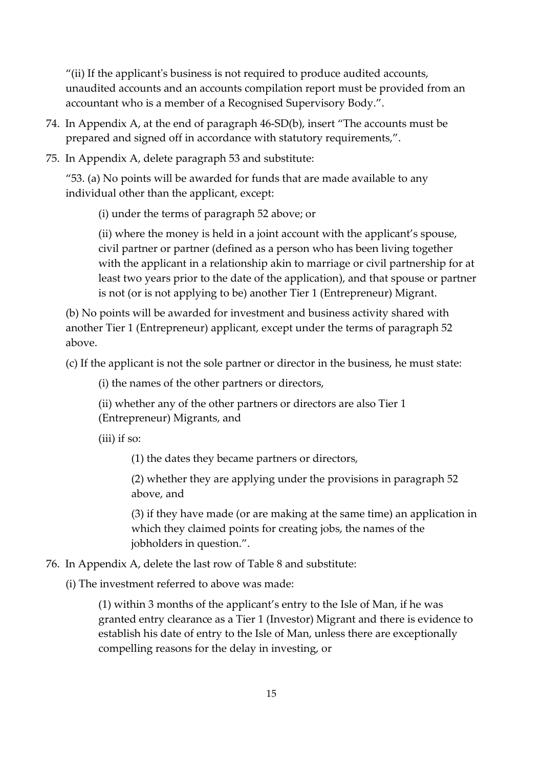"(ii) If the applicant's business is not required to produce audited accounts, unaudited accounts and an accounts compilation report must be provided from an accountant who is a member of a Recognised Supervisory Body.".

74. In Appendix A, at the end of paragraph 46-SD(b), insert "The accounts must be prepared and signed off in accordance with statutory requirements,".

75. In Appendix A, delete paragraph 53 and substitute:

"53. (a) No points will be awarded for funds that are made available to any individual other than the applicant, except:

(i) under the terms of paragraph 52 above; or

(ii) where the money is held in a joint account with the applicant's spouse, civil partner or partner (defined as a person who has been living together with the applicant in a relationship akin to marriage or civil partnership for at least two years prior to the date of the application), and that spouse or partner is not (or is not applying to be) another Tier 1 (Entrepreneur) Migrant.

(b) No points will be awarded for investment and business activity shared with another Tier 1 (Entrepreneur) applicant, except under the terms of paragraph 52 above.

(c) If the applicant is not the sole partner or director in the business, he must state:

(i) the names of the other partners or directors,

(ii) whether any of the other partners or directors are also Tier 1 (Entrepreneur) Migrants, and

(iii) if so:

(1) the dates they became partners or directors,

(2) whether they are applying under the provisions in paragraph 52 above, and

(3) if they have made (or are making at the same time) an application in which they claimed points for creating jobs, the names of the jobholders in question.".

76. In Appendix A, delete the last row of Table 8 and substitute:

(i) The investment referred to above was made:

(1) within 3 months of the applicant's entry to the Isle of Man, if he was granted entry clearance as a Tier 1 (Investor) Migrant and there is evidence to establish his date of entry to the Isle of Man, unless there are exceptionally compelling reasons for the delay in investing, or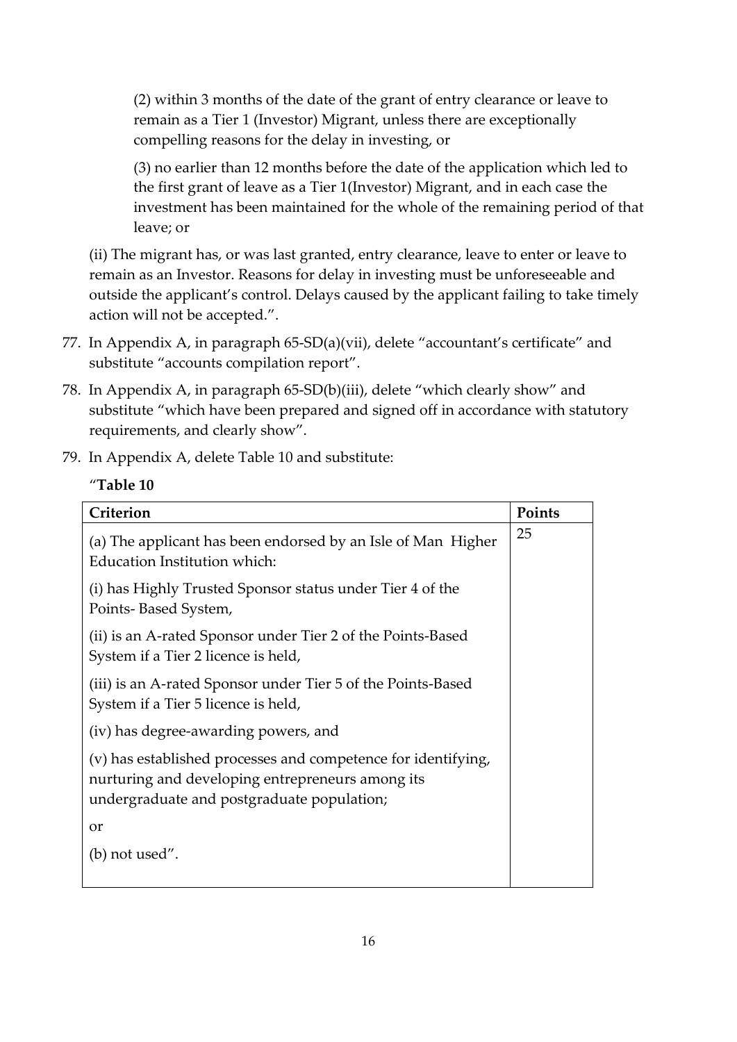(2) within 3 months of the date of the grant of entry clearance or leave to remain as a Tier 1 (Investor) Migrant, unless there are exceptionally compelling reasons for the delay in investing, or

(3) no earlier than 12 months before the date of the application which led to the first grant of leave as a Tier 1(Investor) Migrant, and in each case the investment has been maintained for the whole of the remaining period of that leave; or

(ii) The migrant has, or was last granted, entry clearance, leave to enter or leave to remain as an Investor. Reasons for delay in investing must be unforeseeable and outside the applicant's control. Delays caused by the applicant failing to take timely action will not be accepted.".

77. In Appendix A, in paragraph 65-SD(a)(vii), delete "accountant's certificate" and substitute "accounts compilation report".

78. In Appendix A, in paragraph 65-SD(b)(iii), delete "which clearly show" and substitute "which have been prepared and signed off in accordance with statutory requirements, and clearly show".

79. In Appendix A, delete Table 10 and substitute:

"**Table 10**

| Criterion | Points |
|---|---|
| (a) The applicant has been endorsed by an Isle of Man Higher Education Institution which:<br><br>(i) has Highly Trusted Sponsor status under Tier 4 of the Points- Based System,<br><br>(ii) is an A-rated Sponsor under Tier 2 of the Points-Based System if a Tier 2 licence is held,<br><br>(iii) is an A-rated Sponsor under Tier 5 of the Points-Based System if a Tier 5 licence is held,<br><br>(iv) has degree-awarding powers, and<br><br>(v) has established processes and competence for identifying, nurturing and developing entrepreneurs among its undergraduate and postgraduate population;<br><br>or<br><br>(b) not used". | 25 |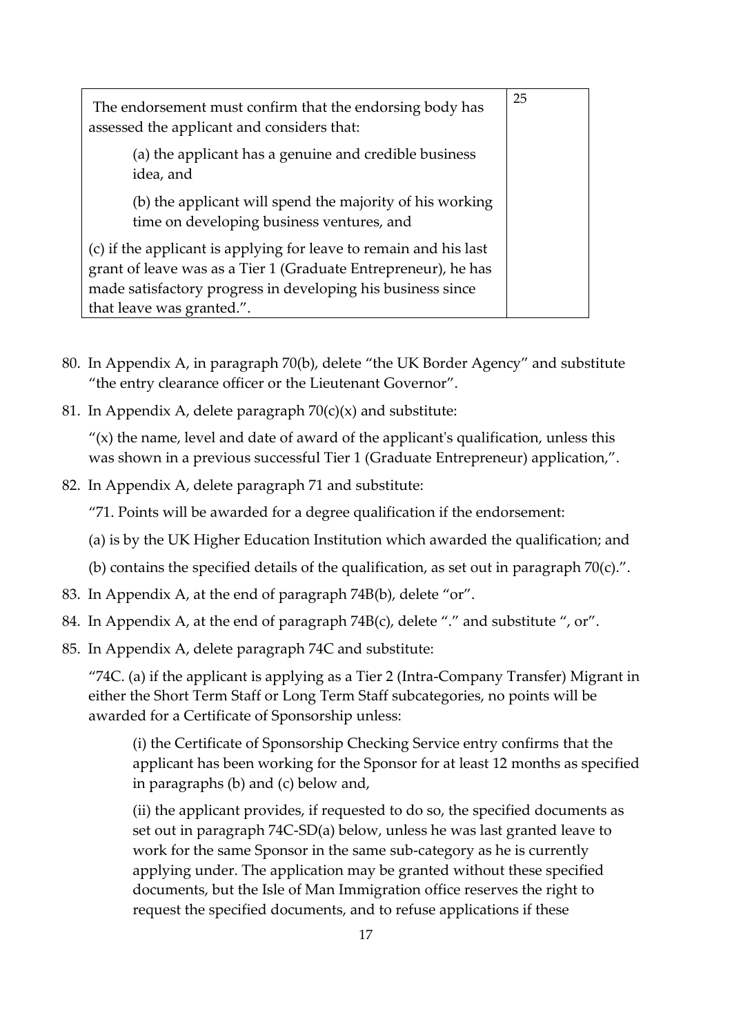| The endorsement must confirm that the endorsing body has assessed the applicant and considers that:<br><br>(a) the applicant has a genuine and credible business idea, and<br><br>(b) the applicant will spend the majority of his working time on developing business ventures, and<br><br>(c) if the applicant is applying for leave to remain and his last grant of leave was as a Tier 1 (Graduate Entrepreneur), he has made satisfactory progress in developing his business since that leave was granted.". | 25 |
|---|---|

80. In Appendix A, in paragraph 70(b), delete "the UK Border Agency" and substitute "the entry clearance officer or the Lieutenant Governor".

81. In Appendix A, delete paragraph 70(c)(x) and substitute:

    "(x) the name, level and date of award of the applicant's qualification, unless this was shown in a previous successful Tier 1 (Graduate Entrepreneur) application,".

82. In Appendix A, delete paragraph 71 and substitute:

    "71. Points will be awarded for a degree qualification if the endorsement:

    (a) is by the UK Higher Education Institution which awarded the qualification; and

    (b) contains the specified details of the qualification, as set out in paragraph 70(c).".

83. In Appendix A, at the end of paragraph 74B(b), delete "or".

84. In Appendix A, at the end of paragraph 74B(c), delete "." and substitute ", or".

85. In Appendix A, delete paragraph 74C and substitute:

    "74C. (a) if the applicant is applying as a Tier 2 (Intra-Company Transfer) Migrant in either the Short Term Staff or Long Term Staff subcategories, no points will be awarded for a Certificate of Sponsorship unless:

    (i) the Certificate of Sponsorship Checking Service entry confirms that the applicant has been working for the Sponsor for at least 12 months as specified in paragraphs (b) and (c) below and,

    (ii) the applicant provides, if requested to do so, the specified documents as set out in paragraph 74C-SD(a) below, unless he was last granted leave to work for the same Sponsor in the same sub-category as he is currently applying under. The application may be granted without these specified documents, but the Isle of Man Immigration office reserves the right to request the specified documents, and to refuse applications if these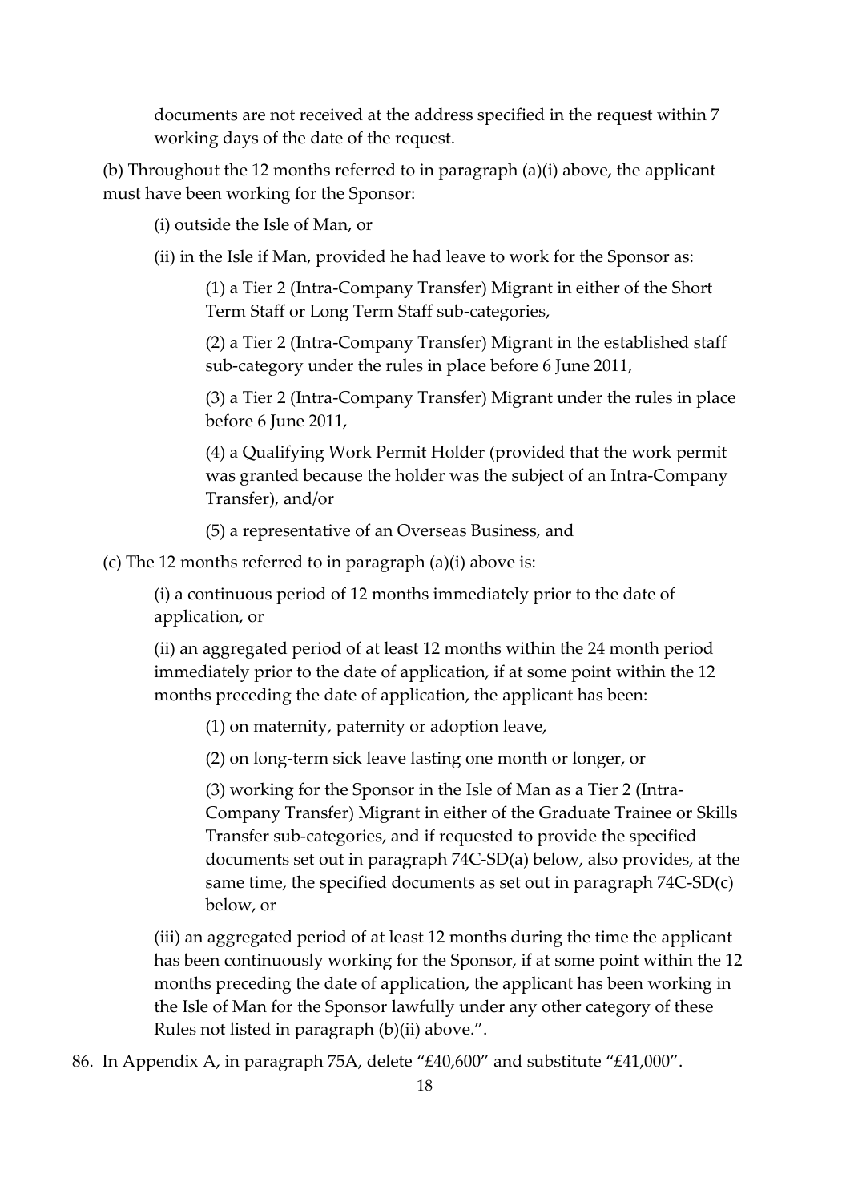documents are not received at the address specified in the request within 7 working days of the date of the request.

(b) Throughout the 12 months referred to in paragraph (a)(i) above, the applicant must have been working for the Sponsor:

(i) outside the Isle of Man, or

(ii) in the Isle if Man, provided he had leave to work for the Sponsor as:

(1) a Tier 2 (Intra-Company Transfer) Migrant in either of the Short Term Staff or Long Term Staff sub-categories,

(2) a Tier 2 (Intra-Company Transfer) Migrant in the established staff sub-category under the rules in place before 6 June 2011,

(3) a Tier 2 (Intra-Company Transfer) Migrant under the rules in place before 6 June 2011,

(4) a Qualifying Work Permit Holder (provided that the work permit was granted because the holder was the subject of an Intra-Company Transfer), and/or

(5) a representative of an Overseas Business, and

(c) The 12 months referred to in paragraph (a)(i) above is:

(i) a continuous period of 12 months immediately prior to the date of application, or

(ii) an aggregated period of at least 12 months within the 24 month period immediately prior to the date of application, if at some point within the 12 months preceding the date of application, the applicant has been:

(1) on maternity, paternity or adoption leave,

(2) on long-term sick leave lasting one month or longer, or

(3) working for the Sponsor in the Isle of Man as a Tier 2 (Intra-Company Transfer) Migrant in either of the Graduate Trainee or Skills Transfer sub-categories, and if requested to provide the specified documents set out in paragraph 74C-SD(a) below, also provides, at the same time, the specified documents as set out in paragraph 74C-SD(c) below, or

(iii) an aggregated period of at least 12 months during the time the applicant has been continuously working for the Sponsor, if at some point within the 12 months preceding the date of application, the applicant has been working in the Isle of Man for the Sponsor lawfully under any other category of these Rules not listed in paragraph (b)(ii) above.".

86. In Appendix A, in paragraph 75A, delete "£40,600" and substitute "£41,000".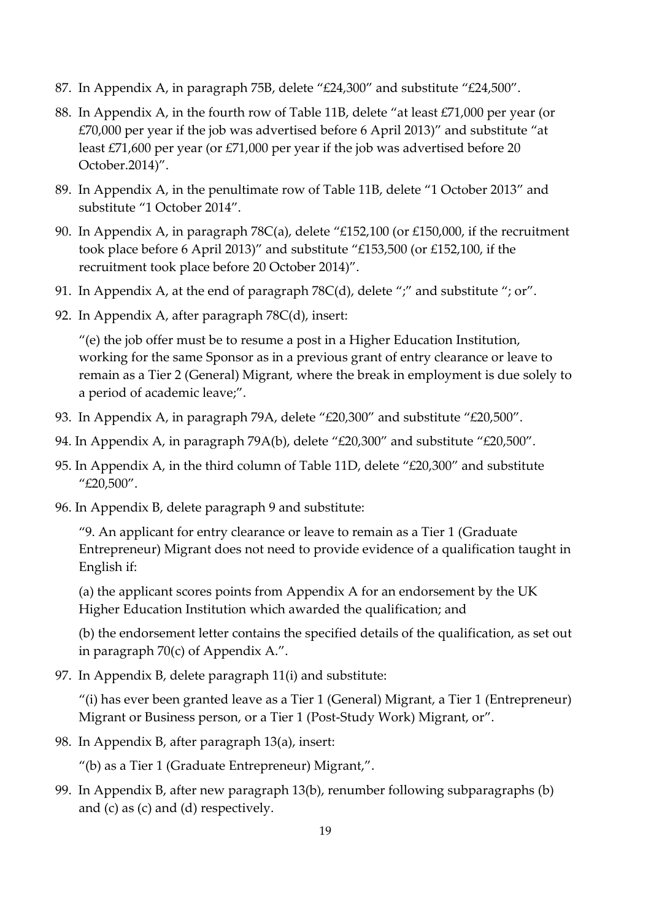87. In Appendix A, in paragraph 75B, delete "£24,300" and substitute "£24,500".

88. In Appendix A, in the fourth row of Table 11B, delete "at least £71,000 per year (or £70,000 per year if the job was advertised before 6 April 2013)" and substitute "at least £71,600 per year (or £71,000 per year if the job was advertised before 20 October.2014)".

89. In Appendix A, in the penultimate row of Table 11B, delete "1 October 2013" and substitute "1 October 2014".

90. In Appendix A, in paragraph 78C(a), delete "£152,100 (or £150,000, if the recruitment took place before 6 April 2013)" and substitute "£153,500 (or £152,100, if the recruitment took place before 20 October 2014)".

91. In Appendix A, at the end of paragraph 78C(d), delete ";" and substitute "; or".

92. In Appendix A, after paragraph 78C(d), insert:

    "(e) the job offer must be to resume a post in a Higher Education Institution, working for the same Sponsor as in a previous grant of entry clearance or leave to remain as a Tier 2 (General) Migrant, where the break in employment is due solely to a period of academic leave;".

93. In Appendix A, in paragraph 79A, delete "£20,300" and substitute "£20,500".

94. In Appendix A, in paragraph 79A(b), delete "£20,300" and substitute "£20,500".

95. In Appendix A, in the third column of Table 11D, delete "£20,300" and substitute "£20,500".

96. In Appendix B, delete paragraph 9 and substitute:

    "9. An applicant for entry clearance or leave to remain as a Tier 1 (Graduate Entrepreneur) Migrant does not need to provide evidence of a qualification taught in English if:

    (a) the applicant scores points from Appendix A for an endorsement by the UK Higher Education Institution which awarded the qualification; and

    (b) the endorsement letter contains the specified details of the qualification, as set out in paragraph 70(c) of Appendix A.".

97. In Appendix B, delete paragraph 11(i) and substitute:

    "(i) has ever been granted leave as a Tier 1 (General) Migrant, a Tier 1 (Entrepreneur) Migrant or Business person, or a Tier 1 (Post-Study Work) Migrant, or".

98. In Appendix B, after paragraph 13(a), insert:

    "(b) as a Tier 1 (Graduate Entrepreneur) Migrant,".

99. In Appendix B, after new paragraph 13(b), renumber following subparagraphs (b) and (c) as (c) and (d) respectively.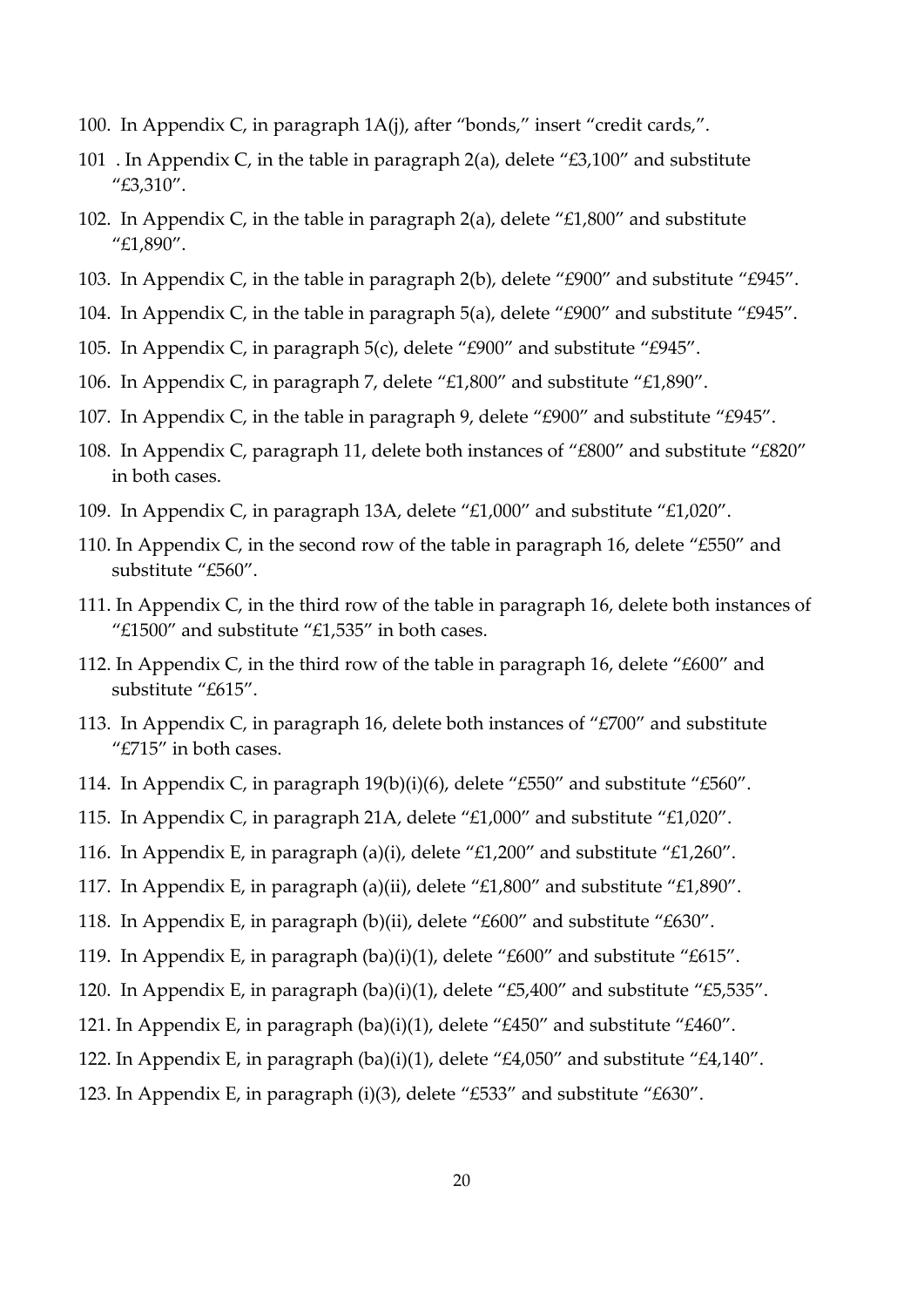100. In Appendix C, in paragraph 1A(j), after "bonds," insert "credit cards,".

101 . In Appendix C, in the table in paragraph 2(a), delete "£3,100" and substitute "£3,310".

102. In Appendix C, in the table in paragraph 2(a), delete "£1,800" and substitute "£1,890".

103. In Appendix C, in the table in paragraph 2(b), delete "£900" and substitute "£945".

104. In Appendix C, in the table in paragraph 5(a), delete "£900" and substitute "£945".

105. In Appendix C, in paragraph 5(c), delete "£900" and substitute "£945".

106. In Appendix C, in paragraph 7, delete "£1,800" and substitute "£1,890".

107. In Appendix C, in the table in paragraph 9, delete "£900" and substitute "£945".

108. In Appendix C, paragraph 11, delete both instances of "£800" and substitute "£820" in both cases.

109. In Appendix C, in paragraph 13A, delete "£1,000" and substitute "£1,020".

110. In Appendix C, in the second row of the table in paragraph 16, delete "£550" and substitute "£560".

111. In Appendix C, in the third row of the table in paragraph 16, delete both instances of "£1500" and substitute "£1,535" in both cases.

112. In Appendix C, in the third row of the table in paragraph 16, delete "£600" and substitute "£615".

113. In Appendix C, in paragraph 16, delete both instances of "£700" and substitute "£715" in both cases.

114. In Appendix C, in paragraph 19(b)(i)(6), delete "£550" and substitute "£560".

115. In Appendix C, in paragraph 21A, delete "£1,000" and substitute "£1,020".

116. In Appendix E, in paragraph (a)(i), delete "£1,200" and substitute "£1,260".

117. In Appendix E, in paragraph (a)(ii), delete "£1,800" and substitute "£1,890".

118. In Appendix E, in paragraph (b)(ii), delete "£600" and substitute "£630".

119. In Appendix E, in paragraph (ba)(i)(1), delete "£600" and substitute "£615".

120. In Appendix E, in paragraph (ba)(i)(1), delete "£5,400" and substitute "£5,535".

121. In Appendix E, in paragraph (ba)(i)(1), delete "£450" and substitute "£460".

122. In Appendix E, in paragraph (ba)(i)(1), delete "£4,050" and substitute "£4,140".

123. In Appendix E, in paragraph (i)(3), delete "£533" and substitute "£630".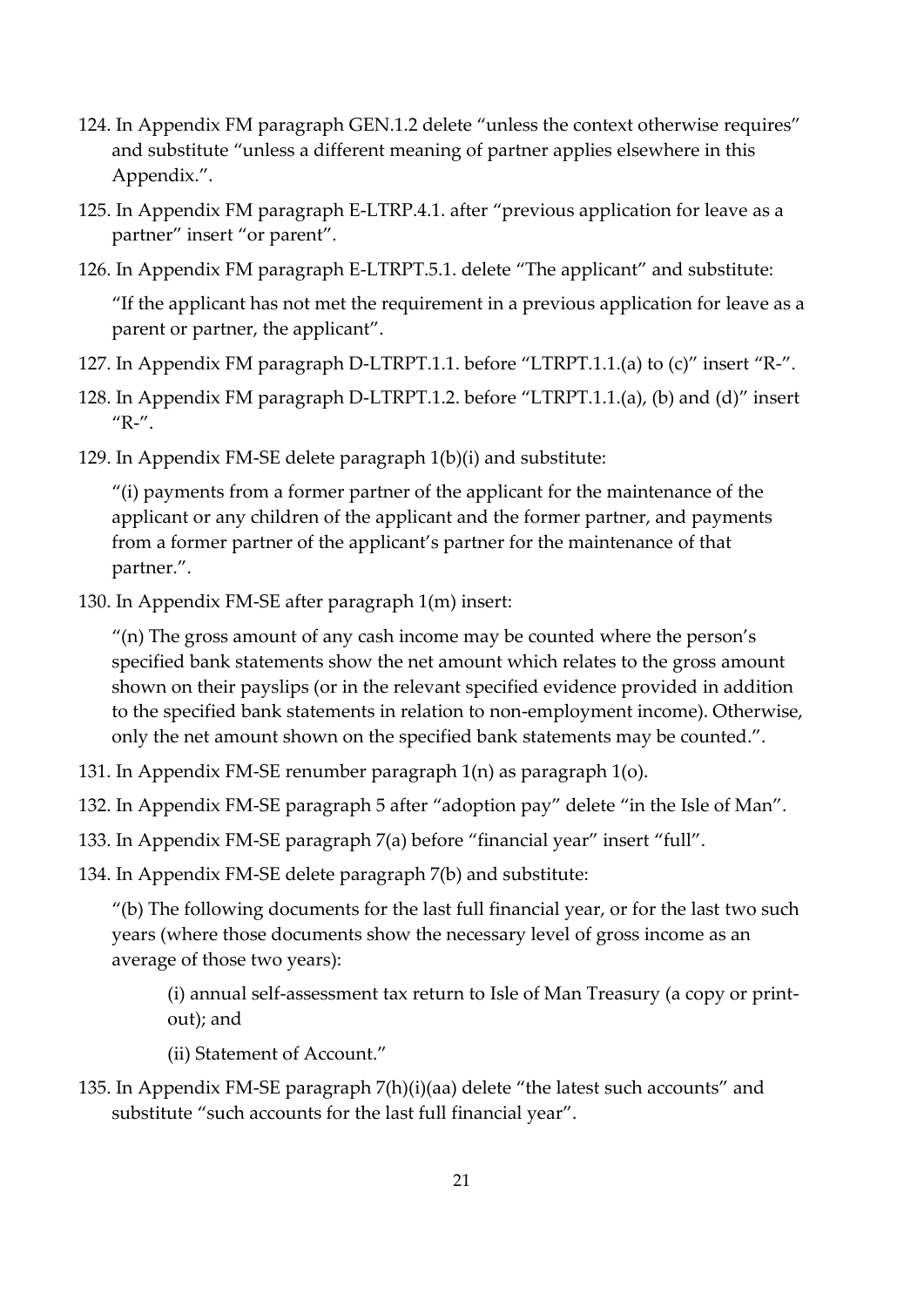124. In Appendix FM paragraph GEN.1.2 delete "unless the context otherwise requires" and substitute "unless a different meaning of partner applies elsewhere in this Appendix.".

125. In Appendix FM paragraph E-LTRP.4.1. after "previous application for leave as a partner" insert "or parent".

126. In Appendix FM paragraph E-LTRPT.5.1. delete "The applicant" and substitute:

    "If the applicant has not met the requirement in a previous application for leave as a parent or partner, the applicant".

127. In Appendix FM paragraph D-LTRPT.1.1. before "LTRPT.1.1.(a) to (c)" insert "R-".

128. In Appendix FM paragraph D-LTRPT.1.2. before "LTRPT.1.1.(a), (b) and (d)" insert "R-".

129. In Appendix FM-SE delete paragraph 1(b)(i) and substitute:

    "(i) payments from a former partner of the applicant for the maintenance of the applicant or any children of the applicant and the former partner, and payments from a former partner of the applicant's partner for the maintenance of that partner.".

130. In Appendix FM-SE after paragraph 1(m) insert:

    "(n) The gross amount of any cash income may be counted where the person's specified bank statements show the net amount which relates to the gross amount shown on their payslips (or in the relevant specified evidence provided in addition to the specified bank statements in relation to non-employment income). Otherwise, only the net amount shown on the specified bank statements may be counted.".

131. In Appendix FM-SE renumber paragraph 1(n) as paragraph 1(o).

132. In Appendix FM-SE paragraph 5 after "adoption pay" delete "in the Isle of Man".

133. In Appendix FM-SE paragraph 7(a) before "financial year" insert "full".

134. In Appendix FM-SE delete paragraph 7(b) and substitute:

    "(b) The following documents for the last full financial year, or for the last two such years (where those documents show the necessary level of gross income as an average of those two years):

    (i) annual self-assessment tax return to Isle of Man Treasury (a copy or print-out); and

    (ii) Statement of Account."

135. In Appendix FM-SE paragraph 7(h)(i)(aa) delete "the latest such accounts" and substitute "such accounts for the last full financial year".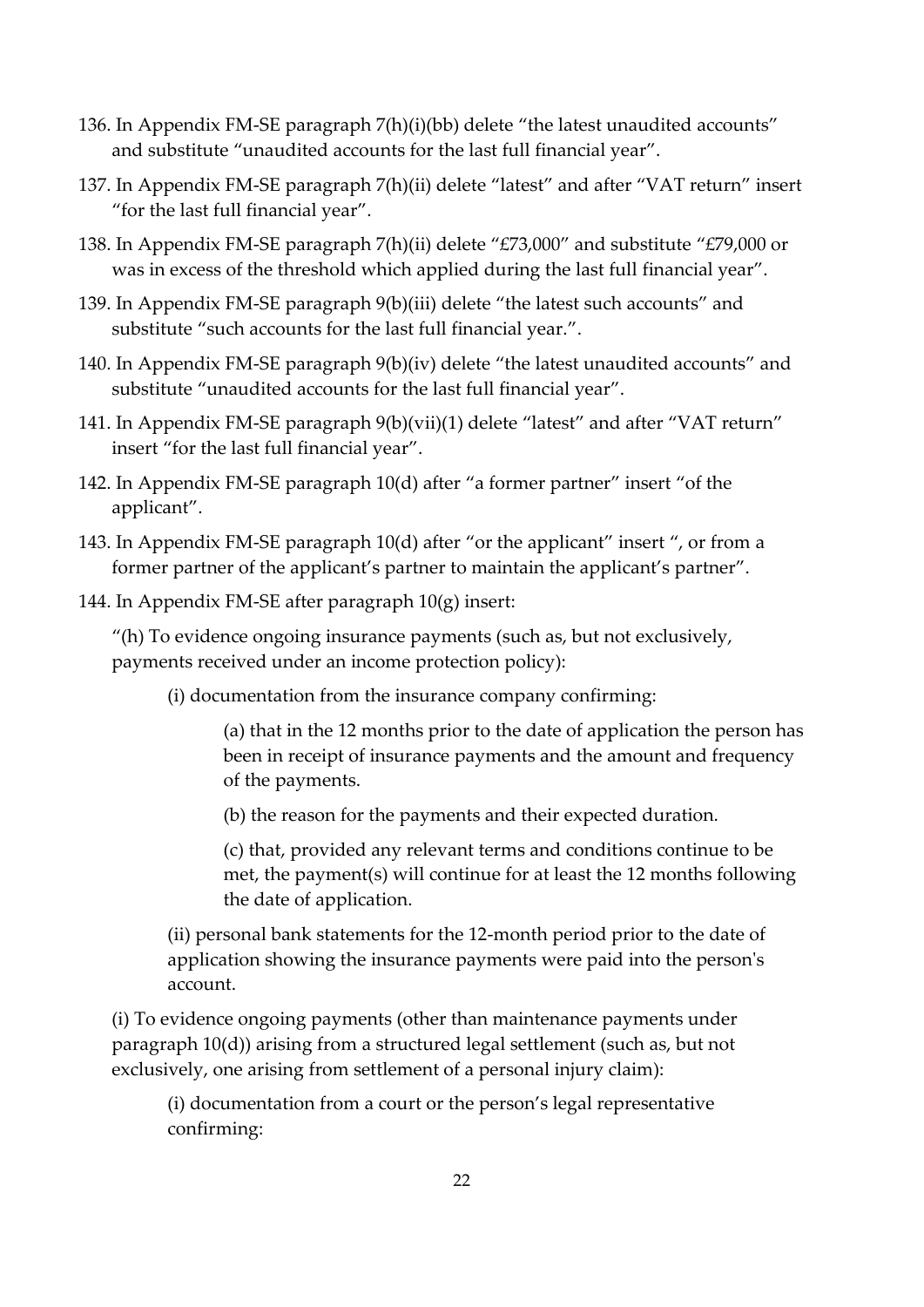136. In Appendix FM-SE paragraph 7(h)(i)(bb) delete "the latest unaudited accounts" and substitute "unaudited accounts for the last full financial year".

137. In Appendix FM-SE paragraph 7(h)(ii) delete "latest" and after "VAT return" insert "for the last full financial year".

138. In Appendix FM-SE paragraph 7(h)(ii) delete "£73,000" and substitute "£79,000 or was in excess of the threshold which applied during the last full financial year".

139. In Appendix FM-SE paragraph 9(b)(iii) delete "the latest such accounts" and substitute "such accounts for the last full financial year.".

140. In Appendix FM-SE paragraph 9(b)(iv) delete "the latest unaudited accounts" and substitute "unaudited accounts for the last full financial year".

141. In Appendix FM-SE paragraph 9(b)(vii)(1) delete "latest" and after "VAT return" insert "for the last full financial year".

142. In Appendix FM-SE paragraph 10(d) after "a former partner" insert "of the applicant".

143. In Appendix FM-SE paragraph 10(d) after "or the applicant" insert ", or from a former partner of the applicant's partner to maintain the applicant's partner".

144. In Appendix FM-SE after paragraph 10(g) insert:

"(h) To evidence ongoing insurance payments (such as, but not exclusively, payments received under an income protection policy):

(i) documentation from the insurance company confirming:

(a) that in the 12 months prior to the date of application the person has been in receipt of insurance payments and the amount and frequency of the payments.

(b) the reason for the payments and their expected duration.

(c) that, provided any relevant terms and conditions continue to be met, the payment(s) will continue for at least the 12 months following the date of application.

(ii) personal bank statements for the 12-month period prior to the date of application showing the insurance payments were paid into the person's account.

(i) To evidence ongoing payments (other than maintenance payments under paragraph 10(d)) arising from a structured legal settlement (such as, but not exclusively, one arising from settlement of a personal injury claim):

(i) documentation from a court or the person's legal representative confirming: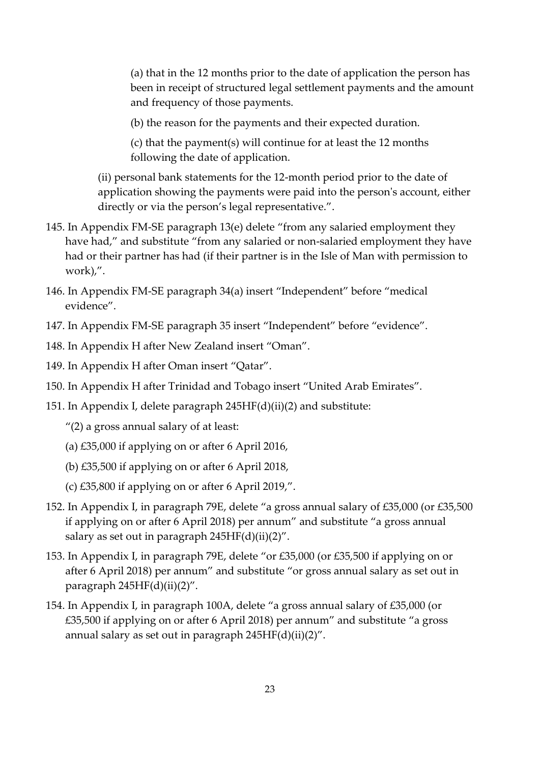(a) that in the 12 months prior to the date of application the person has been in receipt of structured legal settlement payments and the amount and frequency of those payments.

(b) the reason for the payments and their expected duration.

(c) that the payment(s) will continue for at least the 12 months following the date of application.

(ii) personal bank statements for the 12-month period prior to the date of application showing the payments were paid into the person's account, either directly or via the person's legal representative.".

145. In Appendix FM-SE paragraph 13(e) delete "from any salaried employment they have had," and substitute "from any salaried or non-salaried employment they have had or their partner has had (if their partner is in the Isle of Man with permission to work),".

146. In Appendix FM-SE paragraph 34(a) insert "Independent" before "medical evidence".

147. In Appendix FM-SE paragraph 35 insert "Independent" before "evidence".

148. In Appendix H after New Zealand insert "Oman".

149. In Appendix H after Oman insert "Qatar".

150. In Appendix H after Trinidad and Tobago insert "United Arab Emirates".

151. In Appendix I, delete paragraph 245HF(d)(ii)(2) and substitute:

"(2) a gross annual salary of at least:

(a) £35,000 if applying on or after 6 April 2016,

(b) £35,500 if applying on or after 6 April 2018,

(c) £35,800 if applying on or after 6 April 2019,".

152. In Appendix I, in paragraph 79E, delete "a gross annual salary of £35,000 (or £35,500 if applying on or after 6 April 2018) per annum" and substitute "a gross annual salary as set out in paragraph 245HF(d)(ii)(2)".

153. In Appendix I, in paragraph 79E, delete "or £35,000 (or £35,500 if applying on or after 6 April 2018) per annum" and substitute "or gross annual salary as set out in paragraph 245HF(d)(ii)(2)".

154. In Appendix I, in paragraph 100A, delete "a gross annual salary of £35,000 (or £35,500 if applying on or after 6 April 2018) per annum" and substitute "a gross annual salary as set out in paragraph 245HF(d)(ii)(2)".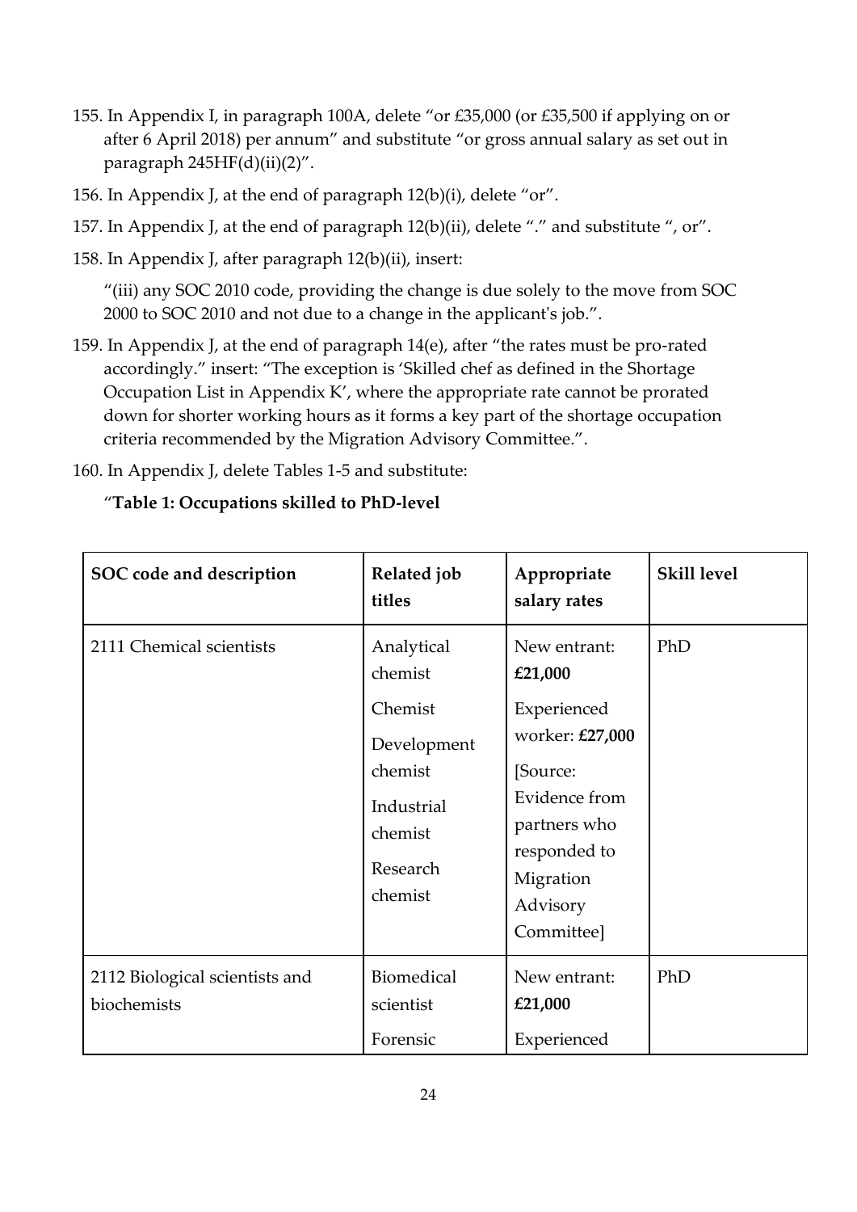155. In Appendix I, in paragraph 100A, delete "or £35,000 (or £35,500 if applying on or after 6 April 2018) per annum" and substitute "or gross annual salary as set out in paragraph 245HF(d)(ii)(2)".

156. In Appendix J, at the end of paragraph 12(b)(i), delete "or".

157. In Appendix J, at the end of paragraph 12(b)(ii), delete "." and substitute ", or".

158. In Appendix J, after paragraph 12(b)(ii), insert:

"(iii) any SOC 2010 code, providing the change is due solely to the move from SOC 2000 to SOC 2010 and not due to a change in the applicant's job.".

159. In Appendix J, at the end of paragraph 14(e), after "the rates must be pro-rated accordingly." insert: "The exception is 'Skilled chef as defined in the Shortage Occupation List in Appendix K', where the appropriate rate cannot be prorated down for shorter working hours as it forms a key part of the shortage occupation criteria recommended by the Migration Advisory Committee.".

160. In Appendix J, delete Tables 1-5 and substitute:

"**Table 1: Occupations skilled to PhD-level**

| SOC code and description | Related job titles | Appropriate salary rates | Skill level |
|---|---|---|---|
| 2111 Chemical scientists | Analytical chemist<br><br>Chemist<br><br>Development chemist<br><br>Industrial chemist<br><br>Research chemist | New entrant: **£21,000**<br><br>Experienced worker: **£27,000**<br><br>[Source: Evidence from partners who responded to Migration Advisory Committee] | PhD |
| 2112 Biological scientists and biochemists | Biomedical scientist<br><br>Forensic | New entrant: **£21,000**<br><br>Experienced | PhD |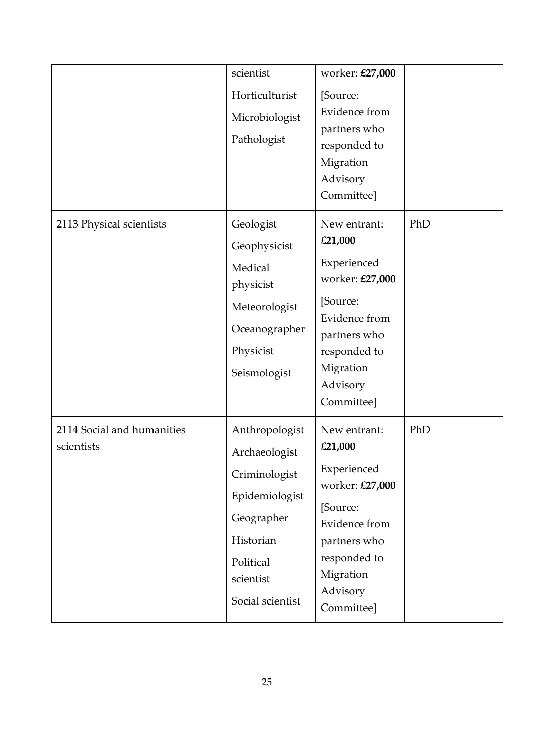| | | | |
|---|---|---|---|
| | scientist<br>Horticulturist<br>Microbiologist<br>Pathologist | worker: **£27,000**<br>[Source: Evidence from partners who responded to Migration Advisory Committee] | |
| 2113 Physical scientists | Geologist<br>Geophysicist<br>Medical physicist<br>Meteorologist<br>Oceanographer<br>Physicist<br>Seismologist | New entrant: **£21,000**<br>Experienced worker: **£27,000**<br>[Source: Evidence from partners who responded to Migration Advisory Committee] | PhD |
| 2114 Social and humanities scientists | Anthropologist<br>Archaeologist<br>Criminologist<br>Epidemiologist<br>Geographer<br>Historian<br>Political scientist<br>Social scientist | New entrant: **£21,000**<br>Experienced worker: **£27,000**<br>[Source: Evidence from partners who responded to Migration Advisory Committee] | PhD |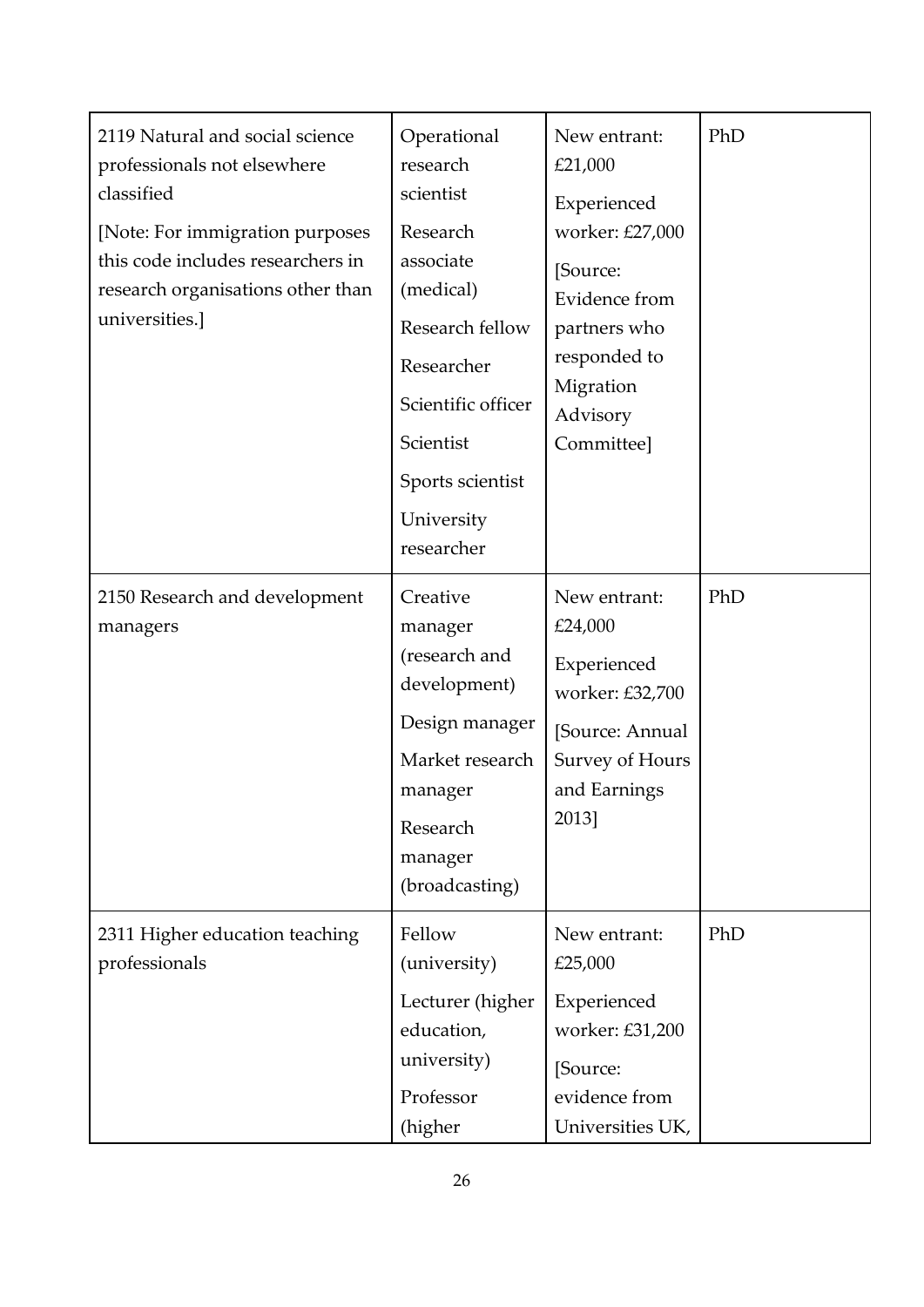| | | | |
|---|---|---|---|
| 2119 Natural and social science professionals not elsewhere classified<br><br>[Note: For immigration purposes this code includes researchers in research organisations other than universities.] | Operational research scientist<br><br>Research associate (medical)<br><br>Research fellow<br><br>Researcher<br><br>Scientific officer<br><br>Scientist<br><br>Sports scientist<br><br>University researcher | New entrant: £21,000<br><br>Experienced worker: £27,000<br><br>[Source: Evidence from partners who responded to Migration Advisory Committee] | PhD |
| 2150 Research and development managers | Creative manager (research and development)<br><br>Design manager<br><br>Market research manager<br><br>Research manager (broadcasting) | New entrant: £24,000<br><br>Experienced worker: £32,700<br><br>[Source: Annual Survey of Hours and Earnings 2013] | PhD |
| 2311 Higher education teaching professionals | Fellow (university)<br><br>Lecturer (higher education, university)<br><br>Professor (higher | New entrant: £25,000<br><br>Experienced worker: £31,200<br><br>[Source: evidence from Universities UK, | PhD |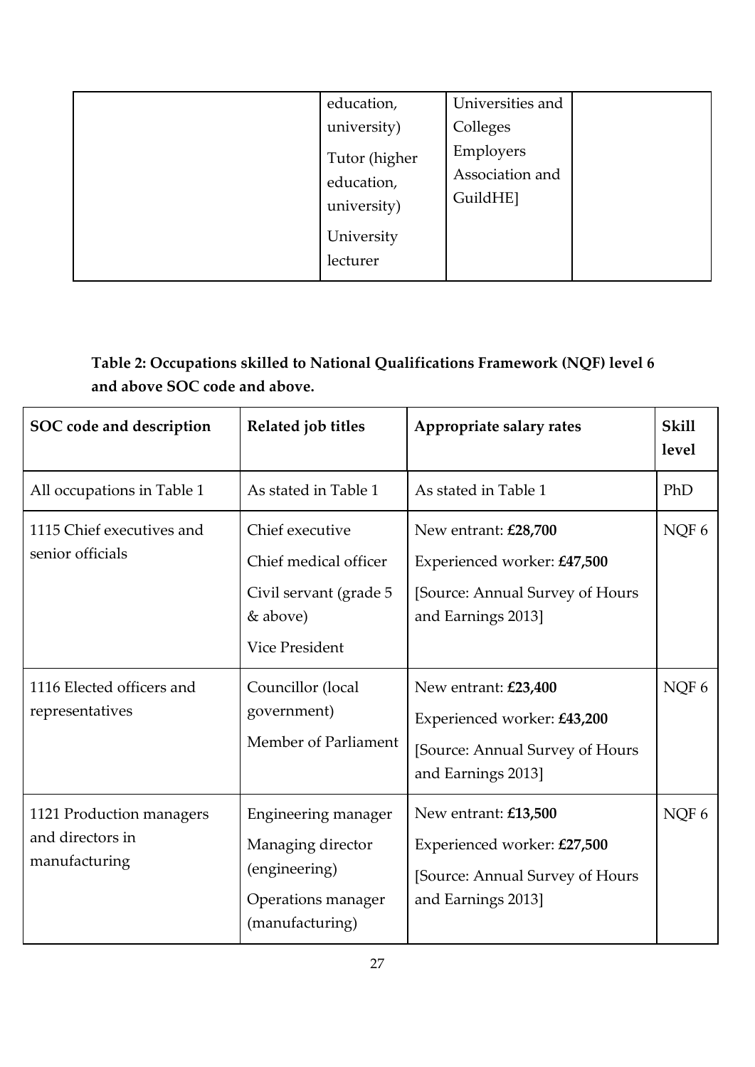| | education, university) Tutor (higher education, university) University lecturer | Universities and Colleges Employers Association and GuildHE] | |
|---|---|---|---|

**Table 2: Occupations skilled to National Qualifications Framework (NQF) level 6 and above SOC code and above.**

| SOC code and description | Related job titles | Appropriate salary rates | Skill level |
|---|---|---|---|
| All occupations in Table 1 | As stated in Table 1 | As stated in Table 1 | PhD |
| 1115 Chief executives and senior officials | Chief executive<br>Chief medical officer<br>Civil servant (grade 5 & above)<br>Vice President | New entrant: **£28,700**<br>Experienced worker: **£47,500**<br>[Source: Annual Survey of Hours and Earnings 2013] | NQF 6 |
| 1116 Elected officers and representatives | Councillor (local government)<br>Member of Parliament | New entrant: **£23,400**<br>Experienced worker: **£43,200**<br>[Source: Annual Survey of Hours and Earnings 2013] | NQF 6 |
| 1121 Production managers and directors in manufacturing | Engineering manager<br>Managing director (engineering)<br>Operations manager (manufacturing) | New entrant: **£13,500**<br>Experienced worker: **£27,500**<br>[Source: Annual Survey of Hours and Earnings 2013] | NQF 6 |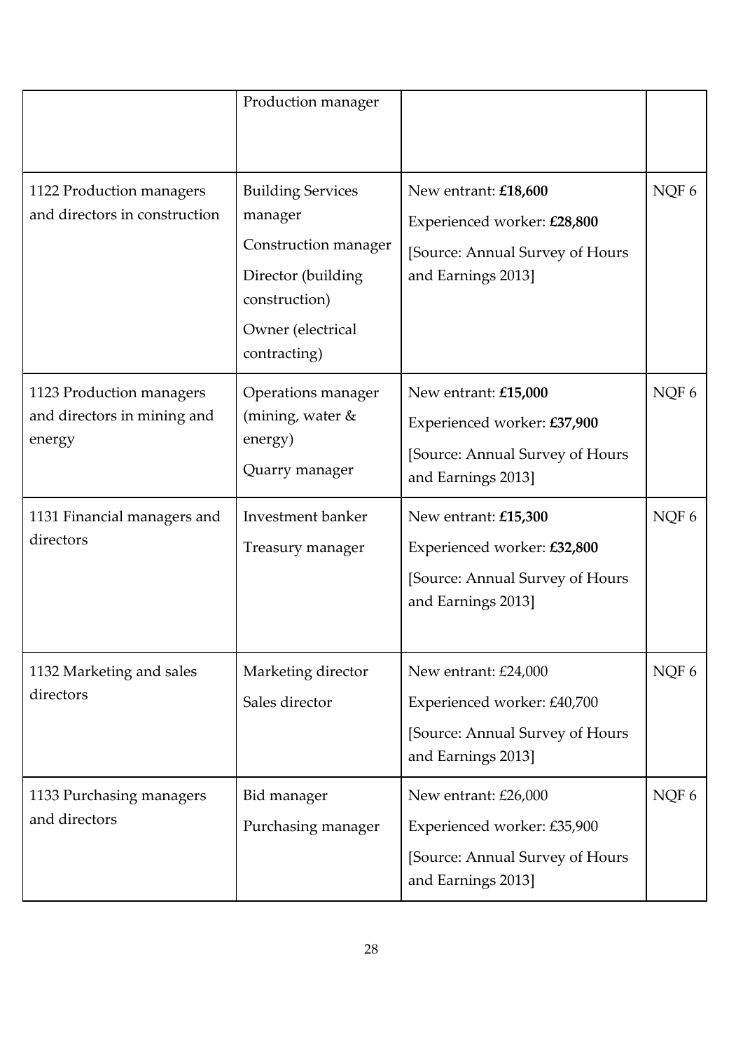| | | | |
|---|---|---|---|
| | Production manager | | |
| 1122 Production managers and directors in construction | Building Services manager<br>Construction manager<br>Director (building construction)<br>Owner (electrical contracting) | New entrant: **£18,600**<br>Experienced worker: **£28,800**<br>[Source: Annual Survey of Hours and Earnings 2013] | NQF 6 |
| 1123 Production managers and directors in mining and energy | Operations manager (mining, water & energy)<br>Quarry manager | New entrant: **£15,000**<br>Experienced worker: **£37,900**<br>[Source: Annual Survey of Hours and Earnings 2013] | NQF 6 |
| 1131 Financial managers and directors | Investment banker<br>Treasury manager | New entrant: **£15,300**<br>Experienced worker: **£32,800**<br>[Source: Annual Survey of Hours and Earnings 2013] | NQF 6 |
| 1132 Marketing and sales directors | Marketing director<br>Sales director | New entrant: £24,000<br>Experienced worker: £40,700<br>[Source: Annual Survey of Hours and Earnings 2013] | NQF 6 |
| 1133 Purchasing managers and directors | Bid manager<br>Purchasing manager | New entrant: £26,000<br>Experienced worker: £35,900<br>[Source: Annual Survey of Hours and Earnings 2013] | NQF 6 |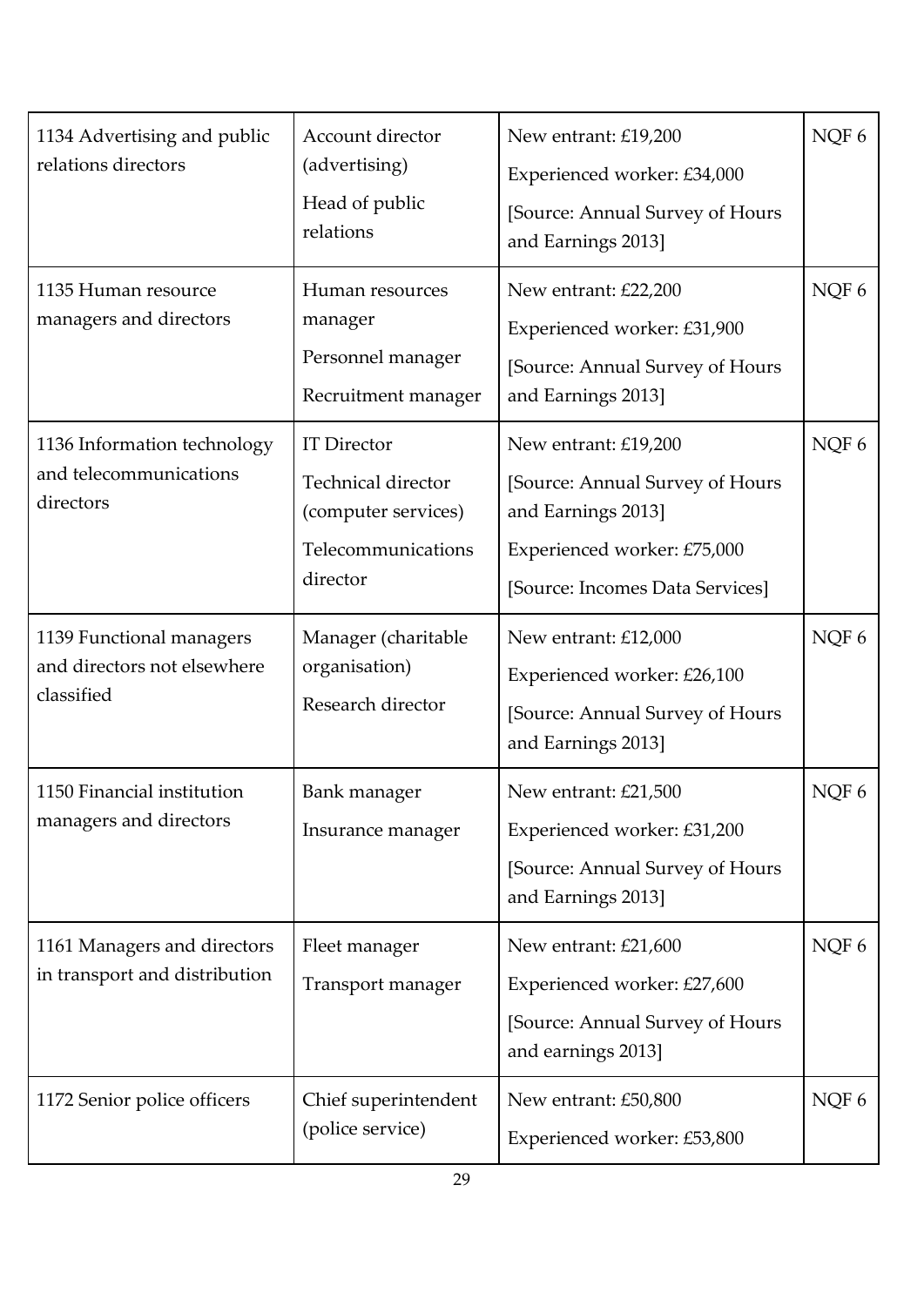| | | | |
|---|---|---|---|
| 1134 Advertising and public relations directors | Account director (advertising)<br>Head of public relations | New entrant: £19,200<br>Experienced worker: £34,000<br>[Source: Annual Survey of Hours and Earnings 2013] | NQF 6 |
| 1135 Human resource managers and directors | Human resources manager<br>Personnel manager<br>Recruitment manager | New entrant: £22,200<br>Experienced worker: £31,900<br>[Source: Annual Survey of Hours and Earnings 2013] | NQF 6 |
| 1136 Information technology and telecommunications directors | IT Director<br>Technical director (computer services)<br>Telecommunications director | New entrant: £19,200<br>[Source: Annual Survey of Hours and Earnings 2013]<br>Experienced worker: £75,000<br>[Source: Incomes Data Services] | NQF 6 |
| 1139 Functional managers and directors not elsewhere classified | Manager (charitable organisation)<br>Research director | New entrant: £12,000<br>Experienced worker: £26,100<br>[Source: Annual Survey of Hours and Earnings 2013] | NQF 6 |
| 1150 Financial institution managers and directors | Bank manager<br>Insurance manager | New entrant: £21,500<br>Experienced worker: £31,200<br>[Source: Annual Survey of Hours and Earnings 2013] | NQF 6 |
| 1161 Managers and directors in transport and distribution | Fleet manager<br>Transport manager | New entrant: £21,600<br>Experienced worker: £27,600<br>[Source: Annual Survey of Hours and earnings 2013] | NQF 6 |
| 1172 Senior police officers | Chief superintendent (police service) | New entrant: £50,800<br>Experienced worker: £53,800 | NQF 6 |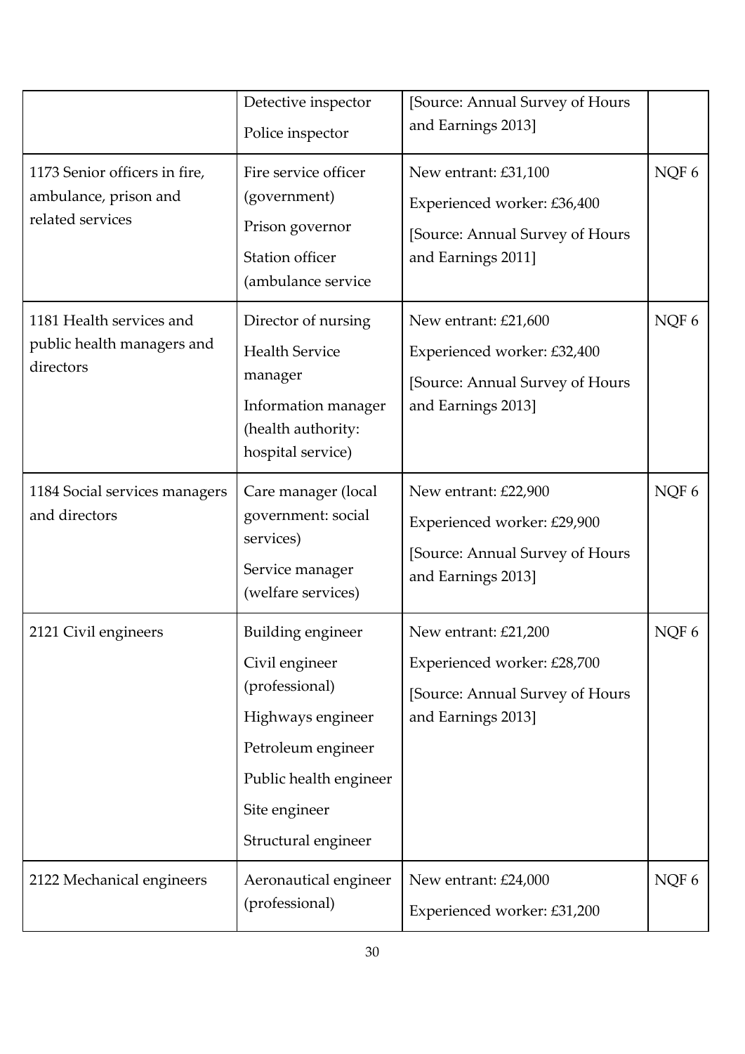| | | | |
|---|---|---|---|
| | Detective inspector<br>Police inspector | [Source: Annual Survey of Hours and Earnings 2013] | |
| 1173 Senior officers in fire, ambulance, prison and related services | Fire service officer (government)<br>Prison governor<br>Station officer (ambulance service | New entrant: £31,100<br>Experienced worker: £36,400<br>[Source: Annual Survey of Hours and Earnings 2011] | NQF 6 |
| 1181 Health services and public health managers and directors | Director of nursing<br>Health Service manager<br>Information manager (health authority: hospital service) | New entrant: £21,600<br>Experienced worker: £32,400<br>[Source: Annual Survey of Hours and Earnings 2013] | NQF 6 |
| 1184 Social services managers and directors | Care manager (local government: social services)<br>Service manager (welfare services) | New entrant: £22,900<br>Experienced worker: £29,900<br>[Source: Annual Survey of Hours and Earnings 2013] | NQF 6 |
| 2121 Civil engineers | Building engineer<br>Civil engineer (professional)<br>Highways engineer<br>Petroleum engineer<br>Public health engineer<br>Site engineer<br>Structural engineer | New entrant: £21,200<br>Experienced worker: £28,700<br>[Source: Annual Survey of Hours and Earnings 2013] | NQF 6 |
| 2122 Mechanical engineers | Aeronautical engineer (professional) | New entrant: £24,000<br>Experienced worker: £31,200 | NQF 6 |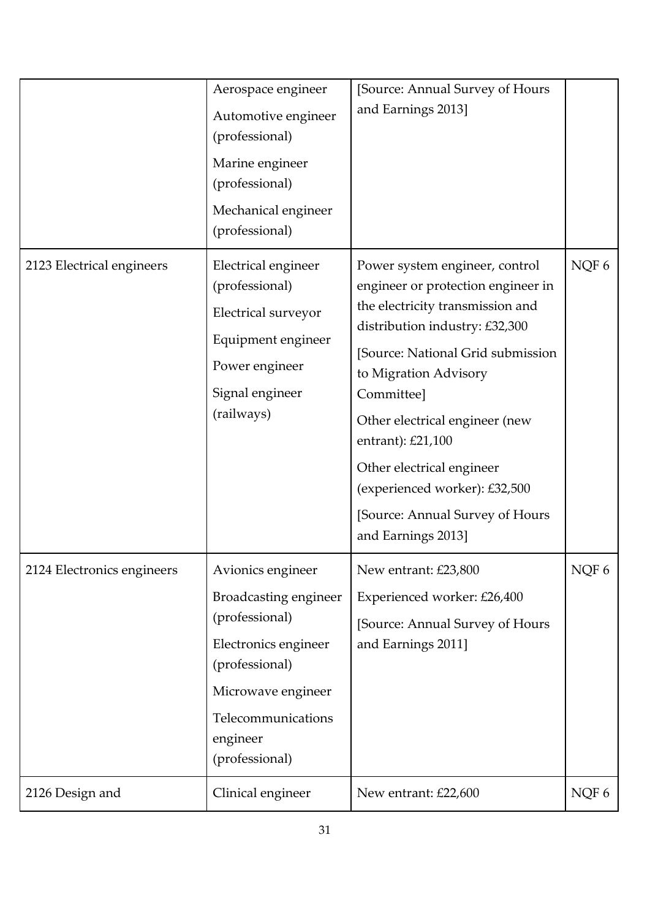| | | | |
|---|---|---|---|
| | Aerospace engineer<br>Automotive engineer (professional)<br>Marine engineer (professional)<br>Mechanical engineer (professional) | [Source: Annual Survey of Hours and Earnings 2013] | |
| 2123 Electrical engineers | Electrical engineer (professional)<br>Electrical surveyor<br>Equipment engineer<br>Power engineer<br>Signal engineer (railways) | Power system engineer, control engineer or protection engineer in the electricity transmission and distribution industry: £32,300<br>[Source: National Grid submission to Migration Advisory Committee]<br>Other electrical engineer (new entrant): £21,100<br>Other electrical engineer (experienced worker): £32,500<br>[Source: Annual Survey of Hours and Earnings 2013] | NQF 6 |
| 2124 Electronics engineers | Avionics engineer<br>Broadcasting engineer (professional)<br>Electronics engineer (professional)<br>Microwave engineer<br>Telecommunications engineer (professional) | New entrant: £23,800<br>Experienced worker: £26,400<br>[Source: Annual Survey of Hours and Earnings 2011] | NQF 6 |
| 2126 Design and | Clinical engineer | New entrant: £22,600 | NQF 6 |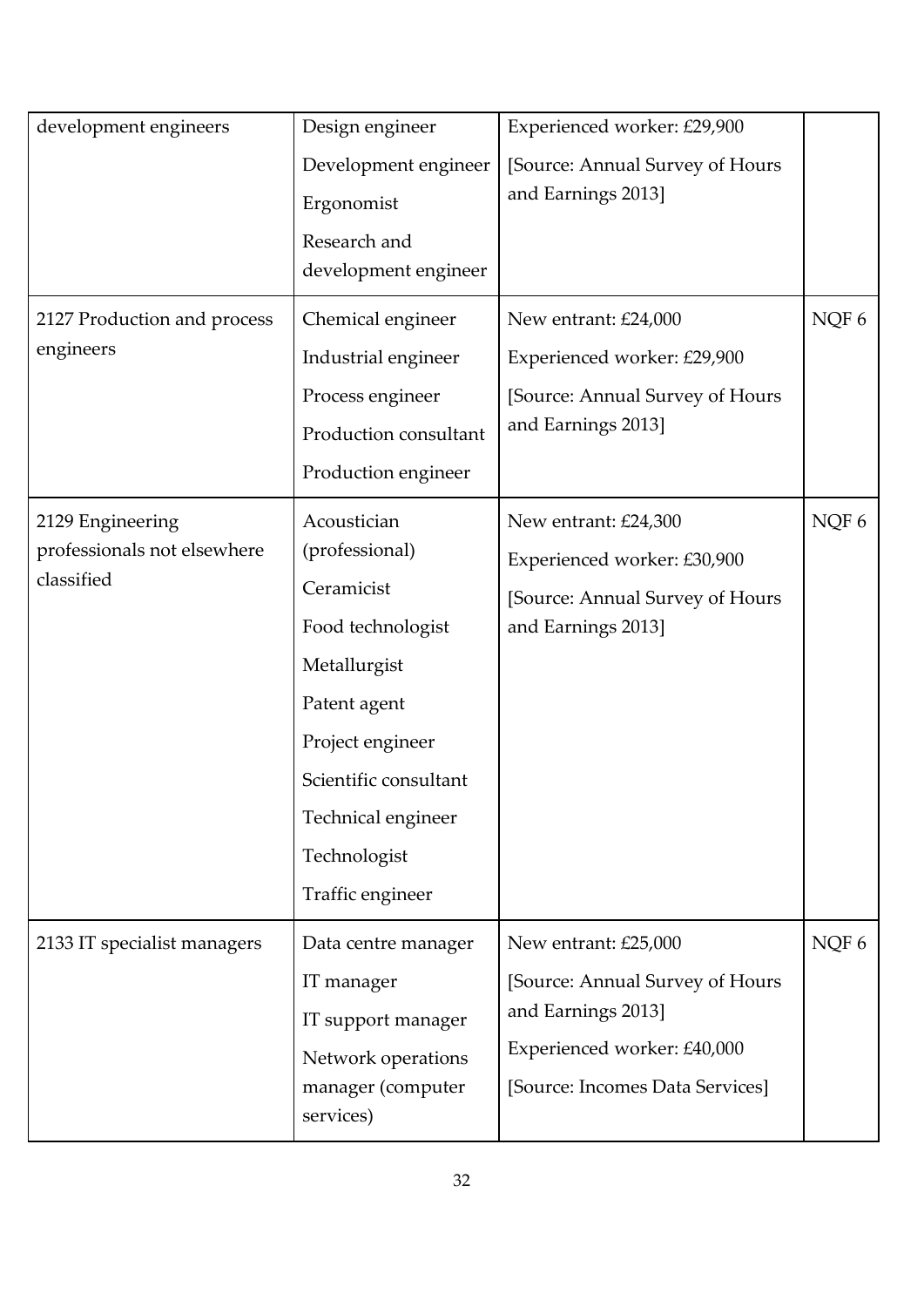| | | | |
|---|---|---|---|
| development engineers | Design engineer<br>Development engineer<br>Ergonomist<br>Research and development engineer | Experienced worker: £29,900<br>[Source: Annual Survey of Hours and Earnings 2013] | |
| 2127 Production and process engineers | Chemical engineer<br>Industrial engineer<br>Process engineer<br>Production consultant<br>Production engineer | New entrant: £24,000<br>Experienced worker: £29,900<br>[Source: Annual Survey of Hours and Earnings 2013] | NQF 6 |
| 2129 Engineering professionals not elsewhere classified | Acoustician (professional)<br>Ceramicist<br>Food technologist<br>Metallurgist<br>Patent agent<br>Project engineer<br>Scientific consultant<br>Technical engineer<br>Technologist<br>Traffic engineer | New entrant: £24,300<br>Experienced worker: £30,900<br>[Source: Annual Survey of Hours and Earnings 2013] | NQF 6 |
| 2133 IT specialist managers | Data centre manager<br>IT manager<br>IT support manager<br>Network operations manager (computer services) | New entrant: £25,000<br>[Source: Annual Survey of Hours and Earnings 2013]<br>Experienced worker: £40,000<br>[Source: Incomes Data Services] | NQF 6 |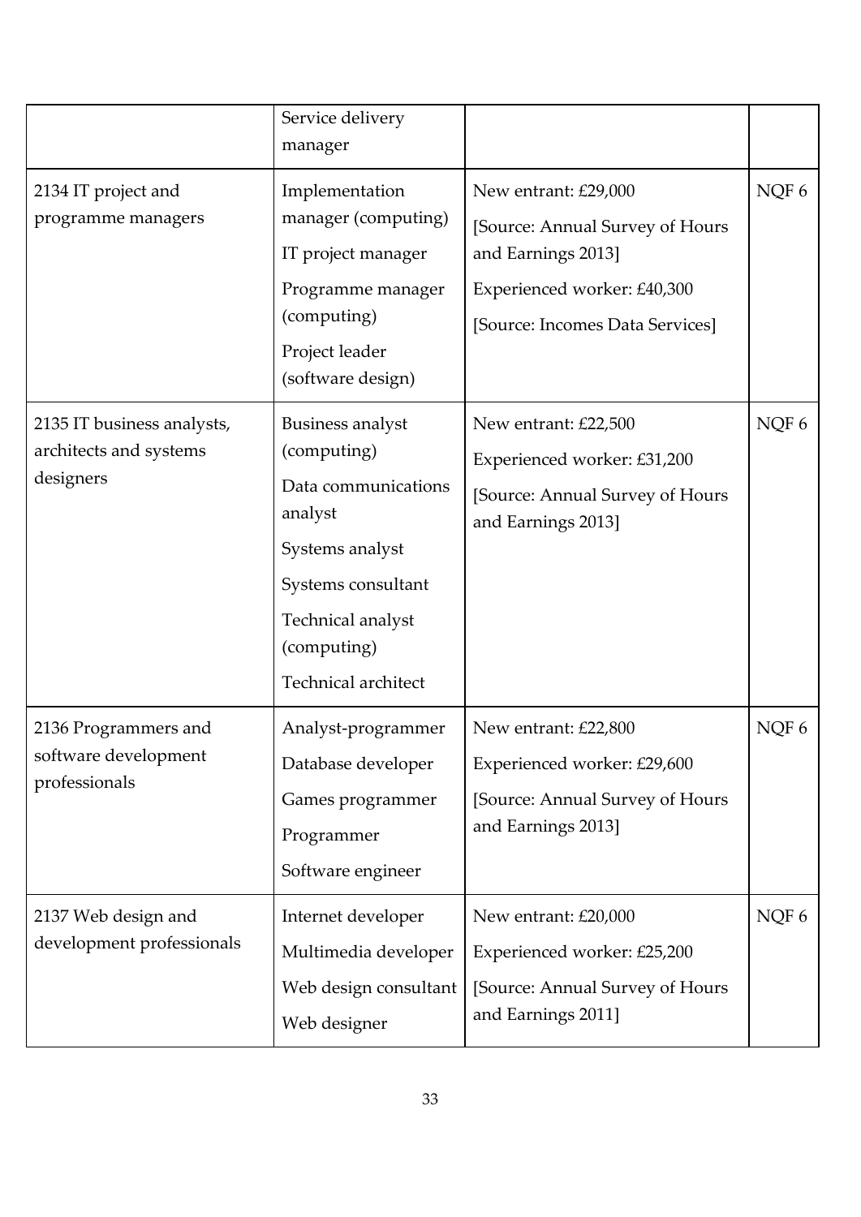| | | | |
|---|---|---|---|
| | Service delivery manager | | |
| 2134 IT project and programme managers | Implementation manager (computing)<br>IT project manager<br>Programme manager (computing)<br>Project leader (software design) | New entrant: £29,000<br>[Source: Annual Survey of Hours and Earnings 2013]<br>Experienced worker: £40,300<br>[Source: Incomes Data Services] | NQF 6 |
| 2135 IT business analysts, architects and systems designers | Business analyst (computing)<br>Data communications analyst<br>Systems analyst<br>Systems consultant<br>Technical analyst (computing)<br>Technical architect | New entrant: £22,500<br>Experienced worker: £31,200<br>[Source: Annual Survey of Hours and Earnings 2013] | NQF 6 |
| 2136 Programmers and software development professionals | Analyst-programmer<br>Database developer<br>Games programmer<br>Programmer<br>Software engineer | New entrant: £22,800<br>Experienced worker: £29,600<br>[Source: Annual Survey of Hours and Earnings 2013] | NQF 6 |
| 2137 Web design and development professionals | Internet developer<br>Multimedia developer<br>Web design consultant<br>Web designer | New entrant: £20,000<br>Experienced worker: £25,200<br>[Source: Annual Survey of Hours and Earnings 2011] | NQF 6 |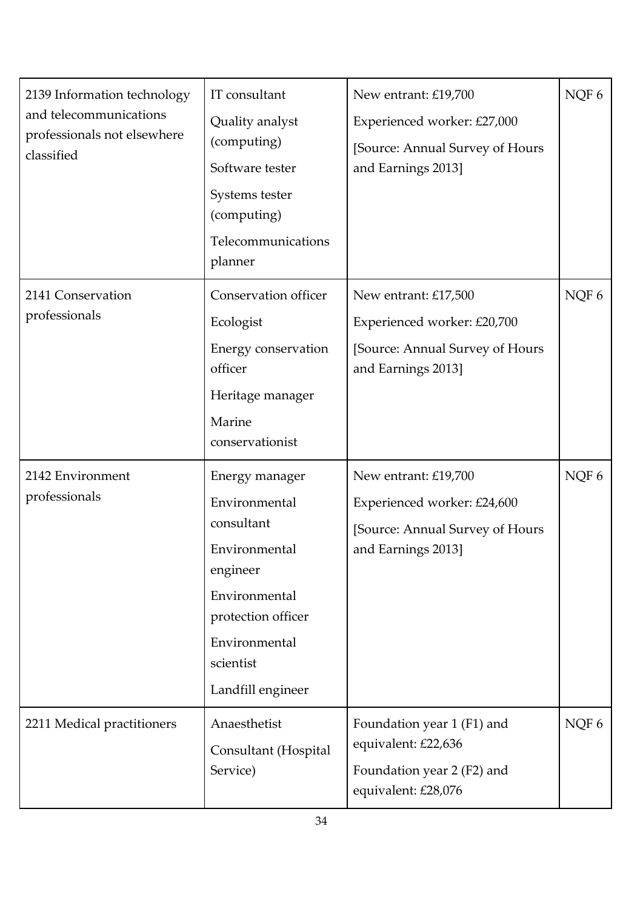| | | | |
|---|---|---|---|
| 2139 Information technology and telecommunications professionals not elsewhere classified | IT consultant<br>Quality analyst (computing)<br>Software tester<br>Systems tester (computing)<br>Telecommunications planner | New entrant: £19,700<br>Experienced worker: £27,000<br>[Source: Annual Survey of Hours and Earnings 2013] | NQF 6 |
| 2141 Conservation professionals | Conservation officer<br>Ecologist<br>Energy conservation officer<br>Heritage manager<br>Marine conservationist | New entrant: £17,500<br>Experienced worker: £20,700<br>[Source: Annual Survey of Hours and Earnings 2013] | NQF 6 |
| 2142 Environment professionals | Energy manager<br>Environmental consultant<br>Environmental engineer<br>Environmental protection officer<br>Environmental scientist<br>Landfill engineer | New entrant: £19,700<br>Experienced worker: £24,600<br>[Source: Annual Survey of Hours and Earnings 2013] | NQF 6 |
| 2211 Medical practitioners | Anaesthetist<br>Consultant (Hospital Service) | Foundation year 1 (F1) and equivalent: £22,636<br>Foundation year 2 (F2) and equivalent: £28,076 | NQF 6 |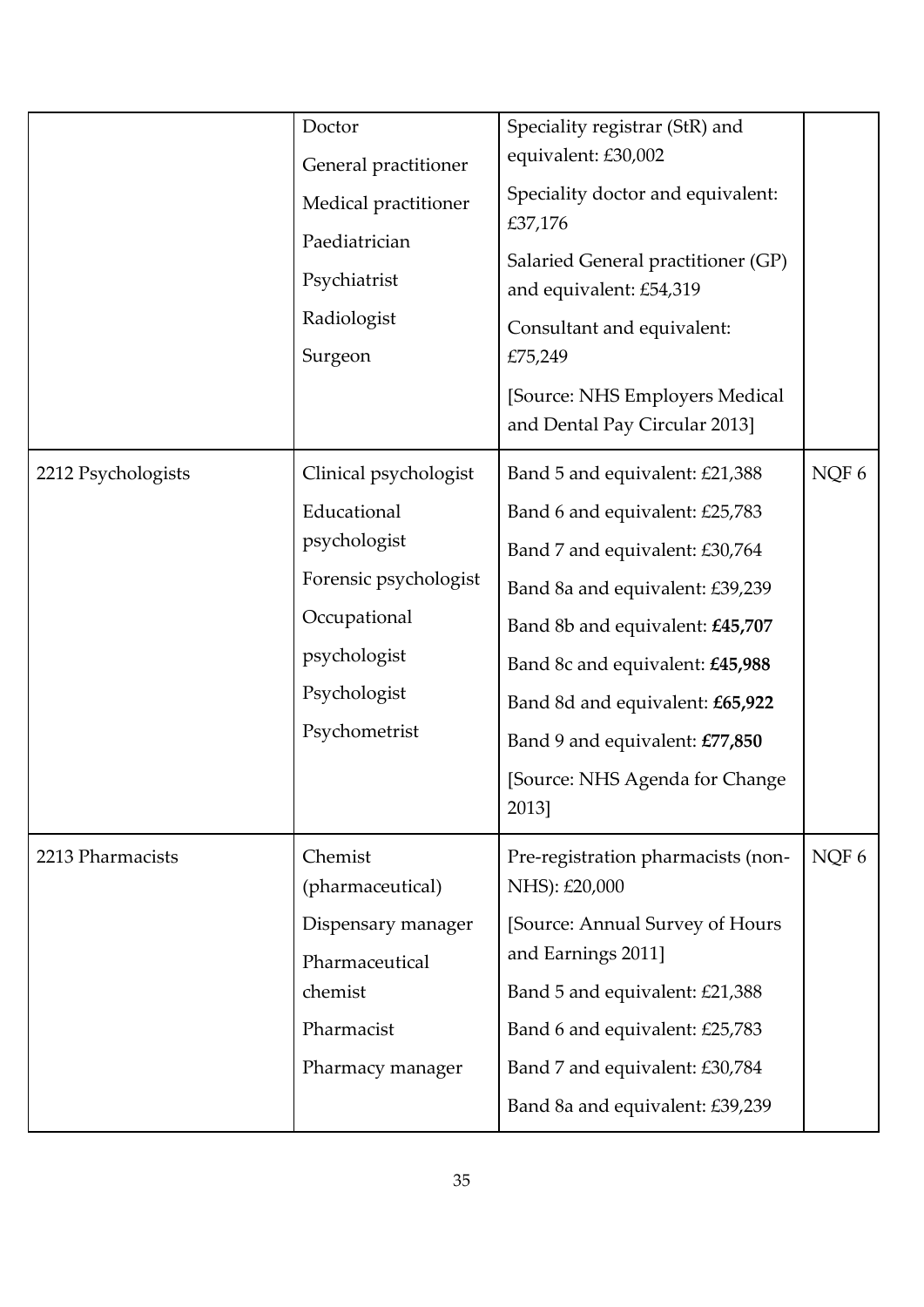| | | | |
|---|---|---|---|
| | Doctor<br>General practitioner<br>Medical practitioner<br>Paediatrician<br>Psychiatrist<br>Radiologist<br>Surgeon | Speciality registrar (StR) and equivalent: £30,002<br>Speciality doctor and equivalent: £37,176<br>Salaried General practitioner (GP) and equivalent: £54,319<br>Consultant and equivalent: £75,249<br>[Source: NHS Employers Medical and Dental Pay Circular 2013] | |
| 2212 Psychologists | Clinical psychologist<br>Educational psychologist<br>Forensic psychologist<br>Occupational psychologist<br>Psychologist<br>Psychometrist | Band 5 and equivalent: £21,388<br>Band 6 and equivalent: £25,783<br>Band 7 and equivalent: £30,764<br>Band 8a and equivalent: £39,239<br>Band 8b and equivalent: **£45,707**<br>Band 8c and equivalent: **£45,988**<br>Band 8d and equivalent: **£65,922**<br>Band 9 and equivalent: **£77,850**<br>[Source: NHS Agenda for Change 2013] | NQF 6 |
| 2213 Pharmacists | Chemist (pharmaceutical)<br>Dispensary manager<br>Pharmaceutical chemist<br>Pharmacist<br>Pharmacy manager | Pre-registration pharmacists (non-NHS): £20,000<br>[Source: Annual Survey of Hours and Earnings 2011]<br>Band 5 and equivalent: £21,388<br>Band 6 and equivalent: £25,783<br>Band 7 and equivalent: £30,784<br>Band 8a and equivalent: £39,239 | NQF 6 |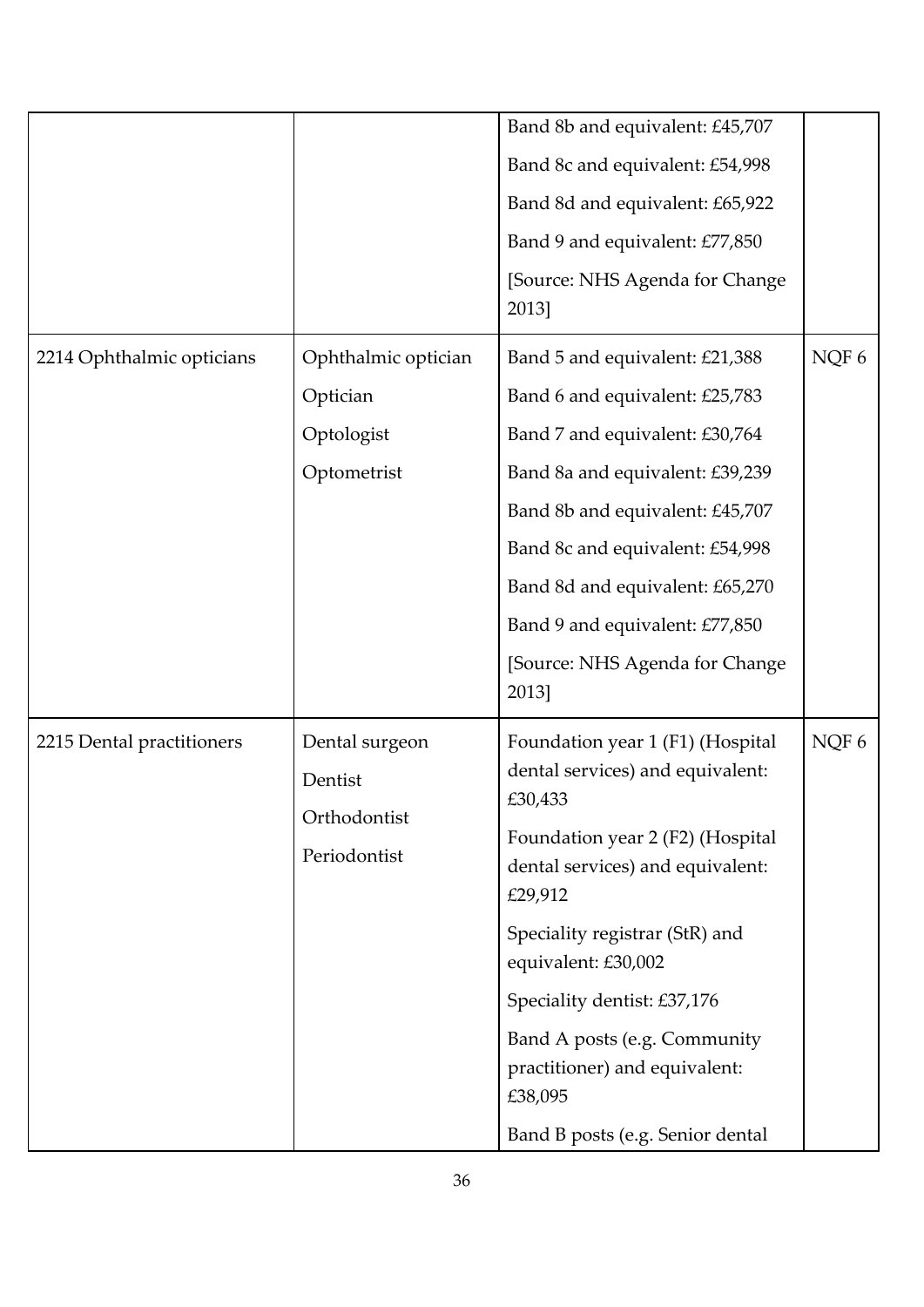| | | | |
|---|---|---|---|
| | | Band 8b and equivalent: £45,707<br>Band 8c and equivalent: £54,998<br>Band 8d and equivalent: £65,922<br>Band 9 and equivalent: £77,850<br>[Source: NHS Agenda for Change 2013] | |
| 2214 Ophthalmic opticians | Ophthalmic optician<br>Optician<br>Optologist<br>Optometrist | Band 5 and equivalent: £21,388<br>Band 6 and equivalent: £25,783<br>Band 7 and equivalent: £30,764<br>Band 8a and equivalent: £39,239<br>Band 8b and equivalent: £45,707<br>Band 8c and equivalent: £54,998<br>Band 8d and equivalent: £65,270<br>Band 9 and equivalent: £77,850<br>[Source: NHS Agenda for Change 2013] | NQF 6 |
| 2215 Dental practitioners | Dental surgeon<br>Dentist<br>Orthodontist<br>Periodontist | Foundation year 1 (F1) (Hospital dental services) and equivalent: £30,433<br>Foundation year 2 (F2) (Hospital dental services) and equivalent: £29,912<br>Speciality registrar (StR) and equivalent: £30,002<br>Speciality dentist: £37,176<br>Band A posts (e.g. Community practitioner) and equivalent: £38,095<br>Band B posts (e.g. Senior dental | NQF 6 |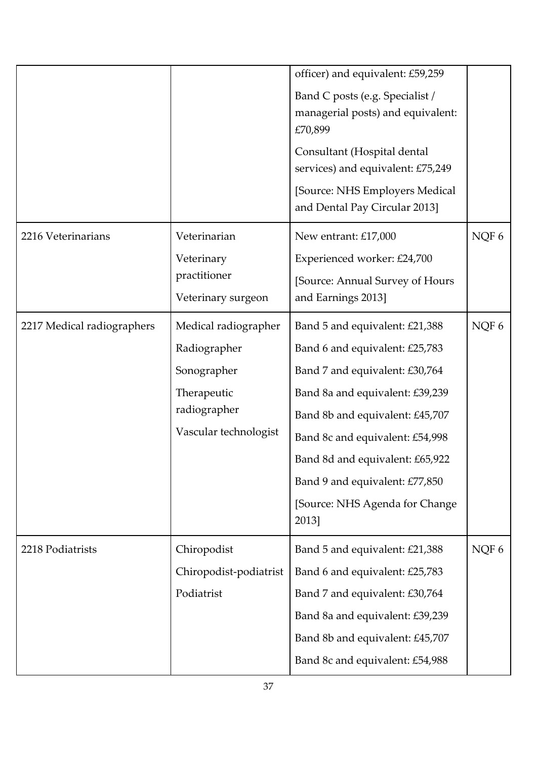| | | | |
|---|---|---|---|
| | | officer) and equivalent: £59,259<br><br>Band C posts (e.g. Specialist / managerial posts) and equivalent: £70,899<br><br>Consultant (Hospital dental services) and equivalent: £75,249<br><br>[Source: NHS Employers Medical and Dental Pay Circular 2013] | |
| 2216 Veterinarians | Veterinarian<br><br>Veterinary practitioner<br><br>Veterinary surgeon | New entrant: £17,000<br><br>Experienced worker: £24,700<br><br>[Source: Annual Survey of Hours and Earnings 2013] | NQF 6 |
| 2217 Medical radiographers | Medical radiographer<br><br>Radiographer<br><br>Sonographer<br><br>Therapeutic radiographer<br><br>Vascular technologist | Band 5 and equivalent: £21,388<br><br>Band 6 and equivalent: £25,783<br><br>Band 7 and equivalent: £30,764<br><br>Band 8a and equivalent: £39,239<br><br>Band 8b and equivalent: £45,707<br><br>Band 8c and equivalent: £54,998<br><br>Band 8d and equivalent: £65,922<br><br>Band 9 and equivalent: £77,850<br><br>[Source: NHS Agenda for Change 2013] | NQF 6 |
| 2218 Podiatrists | Chiropodist<br><br>Chiropodist-podiatrist<br><br>Podiatrist | Band 5 and equivalent: £21,388<br><br>Band 6 and equivalent: £25,783<br><br>Band 7 and equivalent: £30,764<br><br>Band 8a and equivalent: £39,239<br><br>Band 8b and equivalent: £45,707<br><br>Band 8c and equivalent: £54,988 | NQF 6 |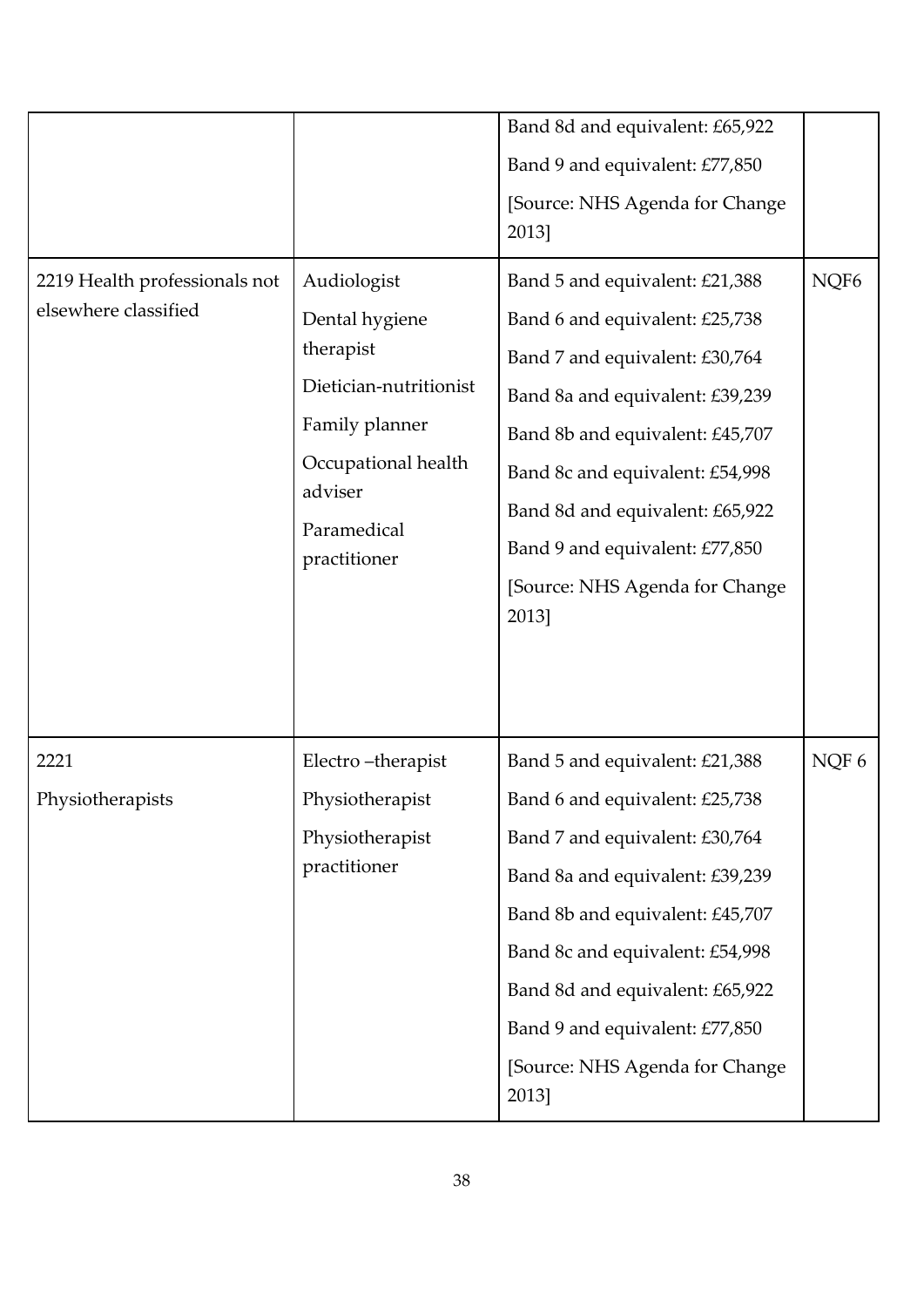| | | | |
|---|---|---|---|
| | | Band 8d and equivalent: £65,922<br>Band 9 and equivalent: £77,850<br>[Source: NHS Agenda for Change 2013] | |
| 2219 Health professionals not elsewhere classified | Audiologist<br>Dental hygiene therapist<br>Dietician-nutritionist<br>Family planner<br>Occupational health adviser<br>Paramedical practitioner | Band 5 and equivalent: £21,388<br>Band 6 and equivalent: £25,738<br>Band 7 and equivalent: £30,764<br>Band 8a and equivalent: £39,239<br>Band 8b and equivalent: £45,707<br>Band 8c and equivalent: £54,998<br>Band 8d and equivalent: £65,922<br>Band 9 and equivalent: £77,850<br>[Source: NHS Agenda for Change 2013] | NQF6 |
| 2221<br>Physiotherapists | Electro –therapist<br>Physiotherapist<br>Physiotherapist practitioner | Band 5 and equivalent: £21,388<br>Band 6 and equivalent: £25,738<br>Band 7 and equivalent: £30,764<br>Band 8a and equivalent: £39,239<br>Band 8b and equivalent: £45,707<br>Band 8c and equivalent: £54,998<br>Band 8d and equivalent: £65,922<br>Band 9 and equivalent: £77,850<br>[Source: NHS Agenda for Change 2013] | NQF 6 |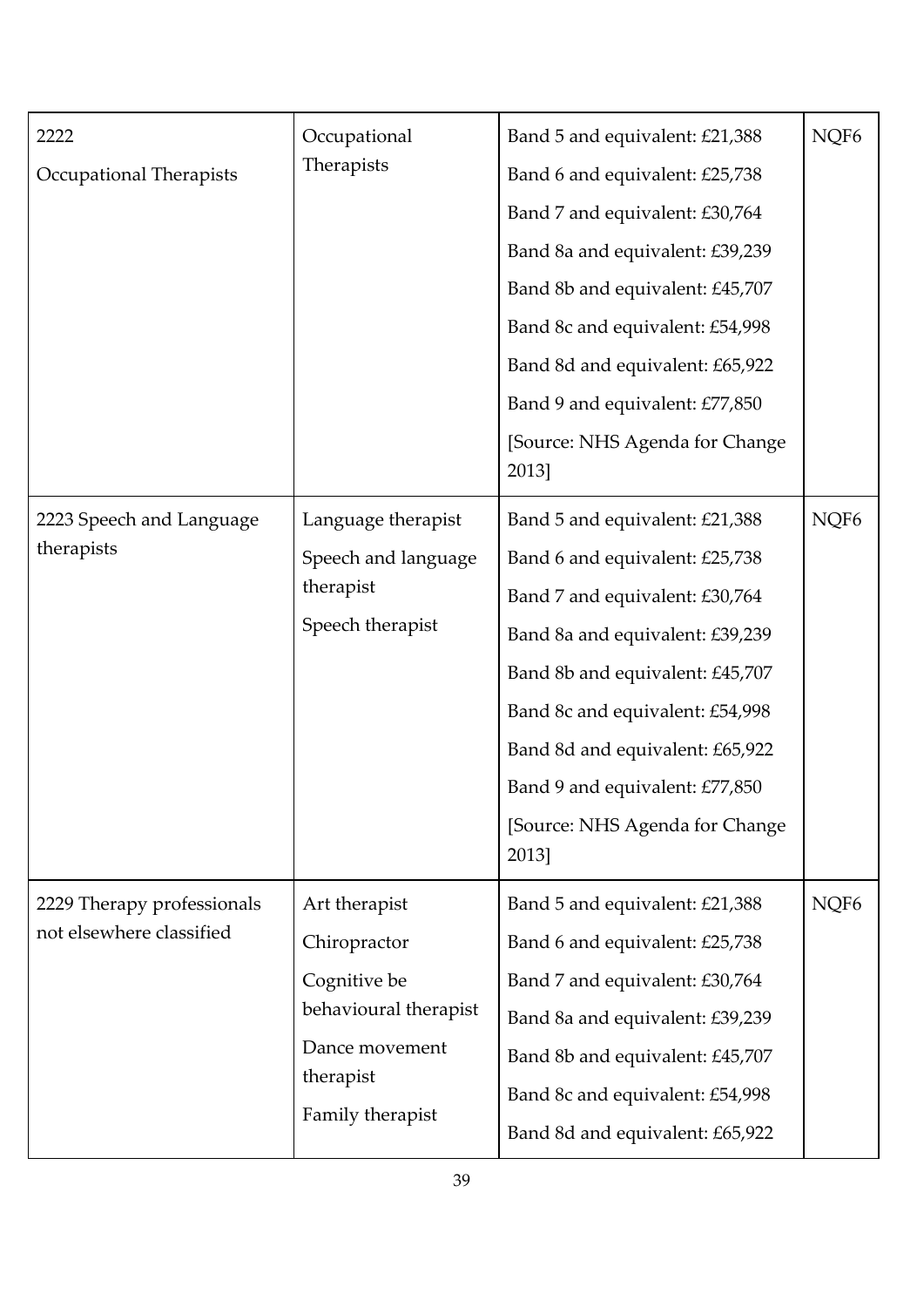| | | | |
|---|---|---|---|
| 2222<br>Occupational Therapists | Occupational Therapists | Band 5 and equivalent: £21,388<br>Band 6 and equivalent: £25,738<br>Band 7 and equivalent: £30,764<br>Band 8a and equivalent: £39,239<br>Band 8b and equivalent: £45,707<br>Band 8c and equivalent: £54,998<br>Band 8d and equivalent: £65,922<br>Band 9 and equivalent: £77,850<br>[Source: NHS Agenda for Change 2013] | NQF6 |
| 2223 Speech and Language therapists | Language therapist<br>Speech and language therapist<br>Speech therapist | Band 5 and equivalent: £21,388<br>Band 6 and equivalent: £25,738<br>Band 7 and equivalent: £30,764<br>Band 8a and equivalent: £39,239<br>Band 8b and equivalent: £45,707<br>Band 8c and equivalent: £54,998<br>Band 8d and equivalent: £65,922<br>Band 9 and equivalent: £77,850<br>[Source: NHS Agenda for Change 2013] | NQF6 |
| 2229 Therapy professionals not elsewhere classified | Art therapist<br>Chiropractor<br>Cognitive be behavioural therapist<br>Dance movement therapist<br>Family therapist | Band 5 and equivalent: £21,388<br>Band 6 and equivalent: £25,738<br>Band 7 and equivalent: £30,764<br>Band 8a and equivalent: £39,239<br>Band 8b and equivalent: £45,707<br>Band 8c and equivalent: £54,998<br>Band 8d and equivalent: £65,922 | NQF6 |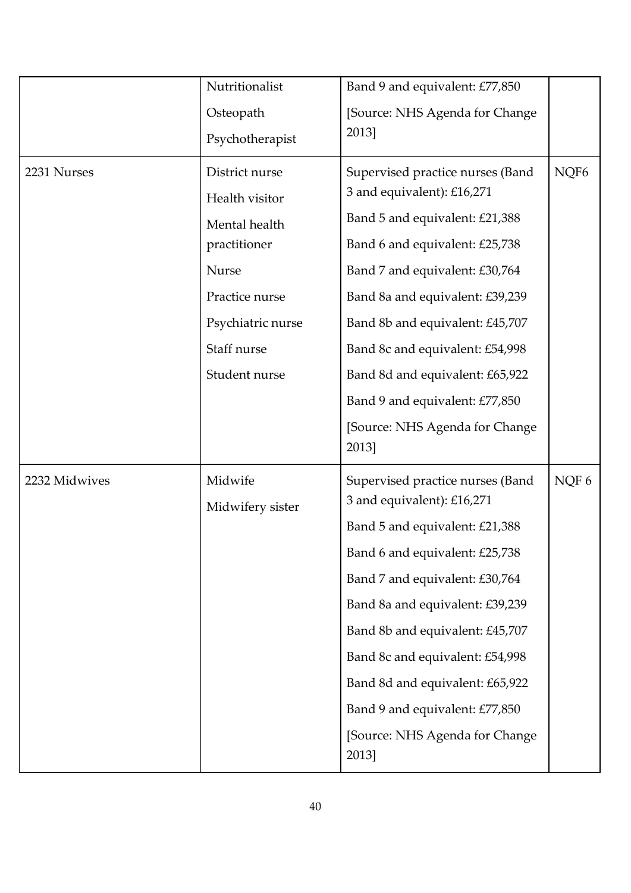| | | | |
|---|---|---|---|
| | Nutritionalist<br>Osteopath<br>Psychotherapist | Band 9 and equivalent: £77,850<br>[Source: NHS Agenda for Change 2013] | |
| 2231 Nurses | District nurse<br>Health visitor<br>Mental health practitioner<br>Nurse<br>Practice nurse<br>Psychiatric nurse<br>Staff nurse<br>Student nurse | Supervised practice nurses (Band 3 and equivalent): £16,271<br>Band 5 and equivalent: £21,388<br>Band 6 and equivalent: £25,738<br>Band 7 and equivalent: £30,764<br>Band 8a and equivalent: £39,239<br>Band 8b and equivalent: £45,707<br>Band 8c and equivalent: £54,998<br>Band 8d and equivalent: £65,922<br>Band 9 and equivalent: £77,850<br>[Source: NHS Agenda for Change 2013] | NQF6 |
| 2232 Midwives | Midwife<br>Midwifery sister | Supervised practice nurses (Band 3 and equivalent): £16,271<br>Band 5 and equivalent: £21,388<br>Band 6 and equivalent: £25,738<br>Band 7 and equivalent: £30,764<br>Band 8a and equivalent: £39,239<br>Band 8b and equivalent: £45,707<br>Band 8c and equivalent: £54,998<br>Band 8d and equivalent: £65,922<br>Band 9 and equivalent: £77,850<br>[Source: NHS Agenda for Change 2013] | NQF 6 |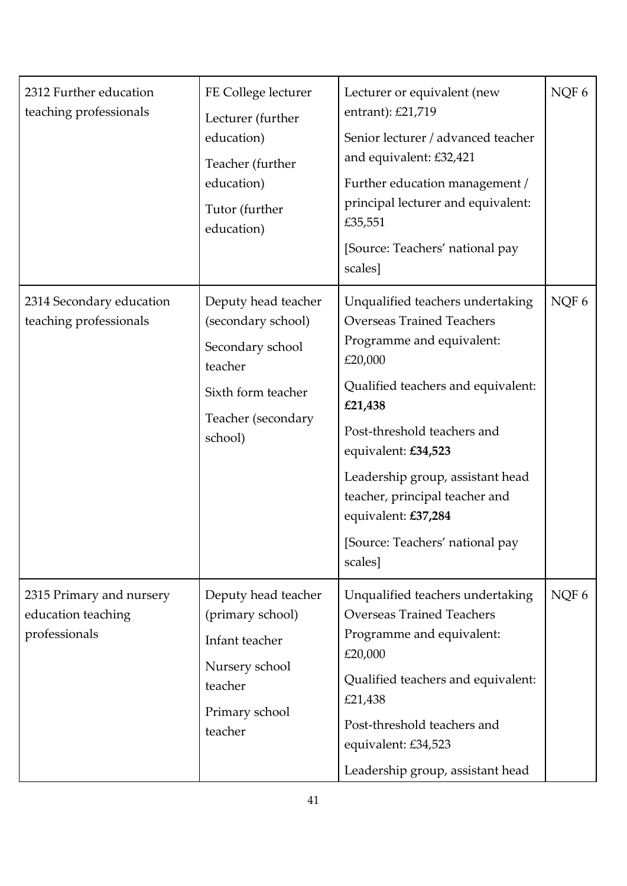| | | | |
|---|---|---|---|
| 2312 Further education teaching professionals | FE College lecturer<br>Lecturer (further education)<br>Teacher (further education)<br>Tutor (further education) | Lecturer or equivalent (new entrant): £21,719<br>Senior lecturer / advanced teacher and equivalent: £32,421<br>Further education management / principal lecturer and equivalent: £35,551<br>[Source: Teachers' national pay scales] | NQF 6 |
| 2314 Secondary education teaching professionals | Deputy head teacher (secondary school)<br>Secondary school teacher<br>Sixth form teacher<br>Teacher (secondary school) | Unqualified teachers undertaking Overseas Trained Teachers Programme and equivalent: £20,000<br>Qualified teachers and equivalent: **£21,438**<br>Post-threshold teachers and equivalent: **£34,523**<br>Leadership group, assistant head teacher, principal teacher and equivalent: **£37,284**<br>[Source: Teachers' national pay scales] | NQF 6 |
| 2315 Primary and nursery education teaching professionals | Deputy head teacher (primary school)<br>Infant teacher<br>Nursery school teacher<br>Primary school teacher | Unqualified teachers undertaking Overseas Trained Teachers Programme and equivalent: £20,000<br>Qualified teachers and equivalent: £21,438<br>Post-threshold teachers and equivalent: £34,523<br>Leadership group, assistant head | NQF 6 |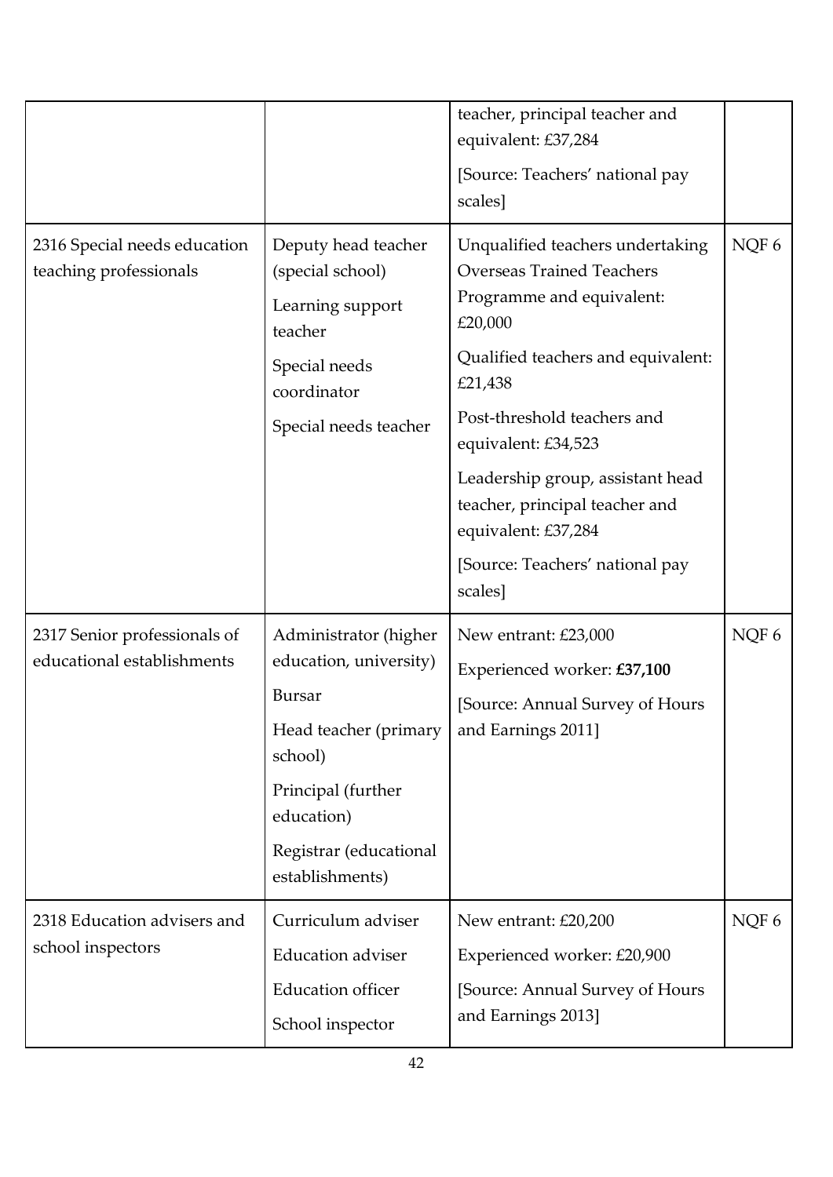| | | | |
|---|---|---|---|
| | | teacher, principal teacher and equivalent: £37,284<br><br>[Source: Teachers' national pay scales] | |
| 2316 Special needs education teaching professionals | Deputy head teacher (special school)<br><br>Learning support teacher<br><br>Special needs coordinator<br><br>Special needs teacher | Unqualified teachers undertaking Overseas Trained Teachers Programme and equivalent: £20,000<br><br>Qualified teachers and equivalent: £21,438<br><br>Post-threshold teachers and equivalent: £34,523<br><br>Leadership group, assistant head teacher, principal teacher and equivalent: £37,284<br><br>[Source: Teachers' national pay scales] | NQF 6 |
| 2317 Senior professionals of educational establishments | Administrator (higher education, university)<br><br>Bursar<br><br>Head teacher (primary school)<br><br>Principal (further education)<br><br>Registrar (educational establishments) | New entrant: £23,000<br><br>Experienced worker: **£37,100**<br><br>[Source: Annual Survey of Hours and Earnings 2011] | NQF 6 |
| 2318 Education advisers and school inspectors | Curriculum adviser<br><br>Education adviser<br><br>Education officer<br><br>School inspector | New entrant: £20,200<br><br>Experienced worker: £20,900<br><br>[Source: Annual Survey of Hours and Earnings 2013] | NQF 6 |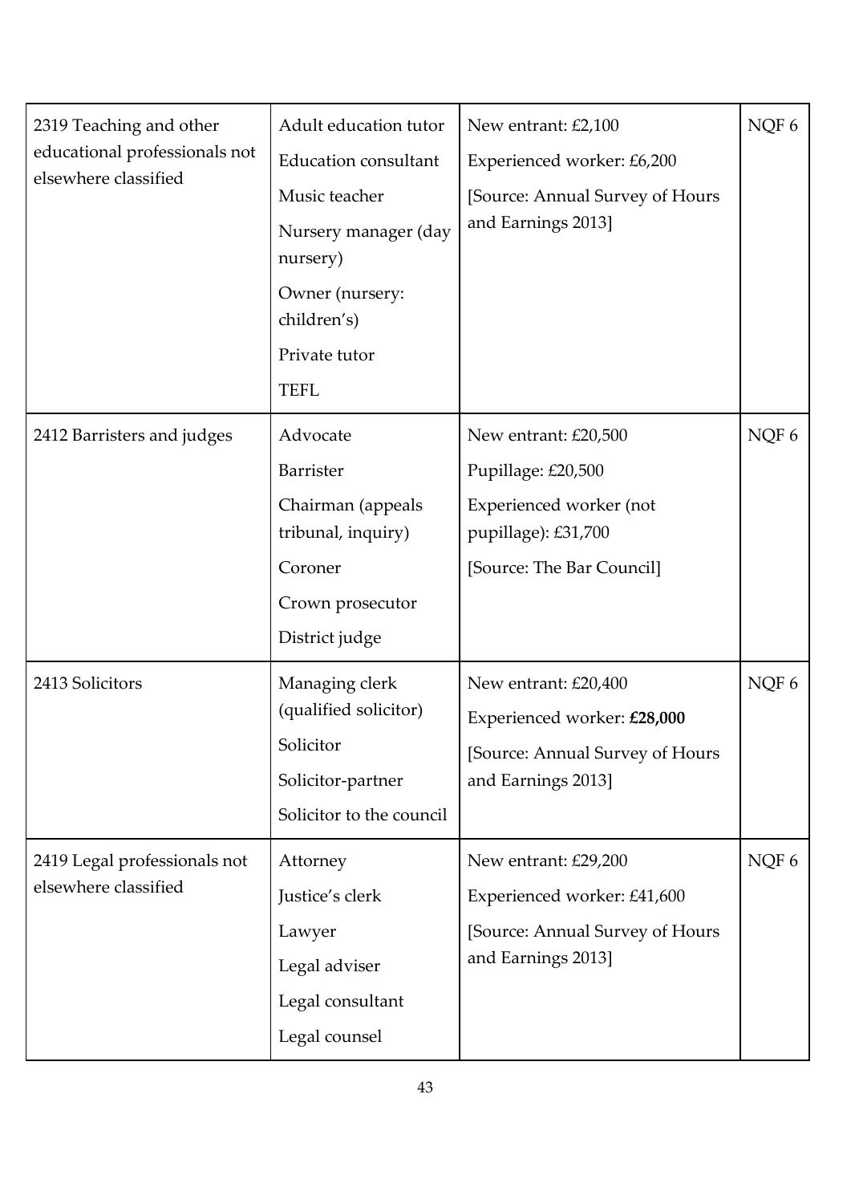| | | | |
|---|---|---|---|
| 2319 Teaching and other educational professionals not elsewhere classified | Adult education tutor<br>Education consultant<br>Music teacher<br>Nursery manager (day nursery)<br>Owner (nursery: children's)<br>Private tutor<br>TEFL | New entrant: £2,100<br>Experienced worker: £6,200<br>[Source: Annual Survey of Hours and Earnings 2013] | NQF 6 |
| 2412 Barristers and judges | Advocate<br>Barrister<br>Chairman (appeals tribunal, inquiry)<br>Coroner<br>Crown prosecutor<br>District judge | New entrant: £20,500<br>Pupillage: £20,500<br>Experienced worker (not pupillage): £31,700<br>[Source: The Bar Council] | NQF 6 |
| 2413 Solicitors | Managing clerk (qualified solicitor)<br>Solicitor<br>Solicitor-partner<br>Solicitor to the council | New entrant: £20,400<br>Experienced worker: **£28,000**<br>[Source: Annual Survey of Hours and Earnings 2013] | NQF 6 |
| 2419 Legal professionals not elsewhere classified | Attorney<br>Justice's clerk<br>Lawyer<br>Legal adviser<br>Legal consultant<br>Legal counsel | New entrant: £29,200<br>Experienced worker: £41,600<br>[Source: Annual Survey of Hours and Earnings 2013] | NQF 6 |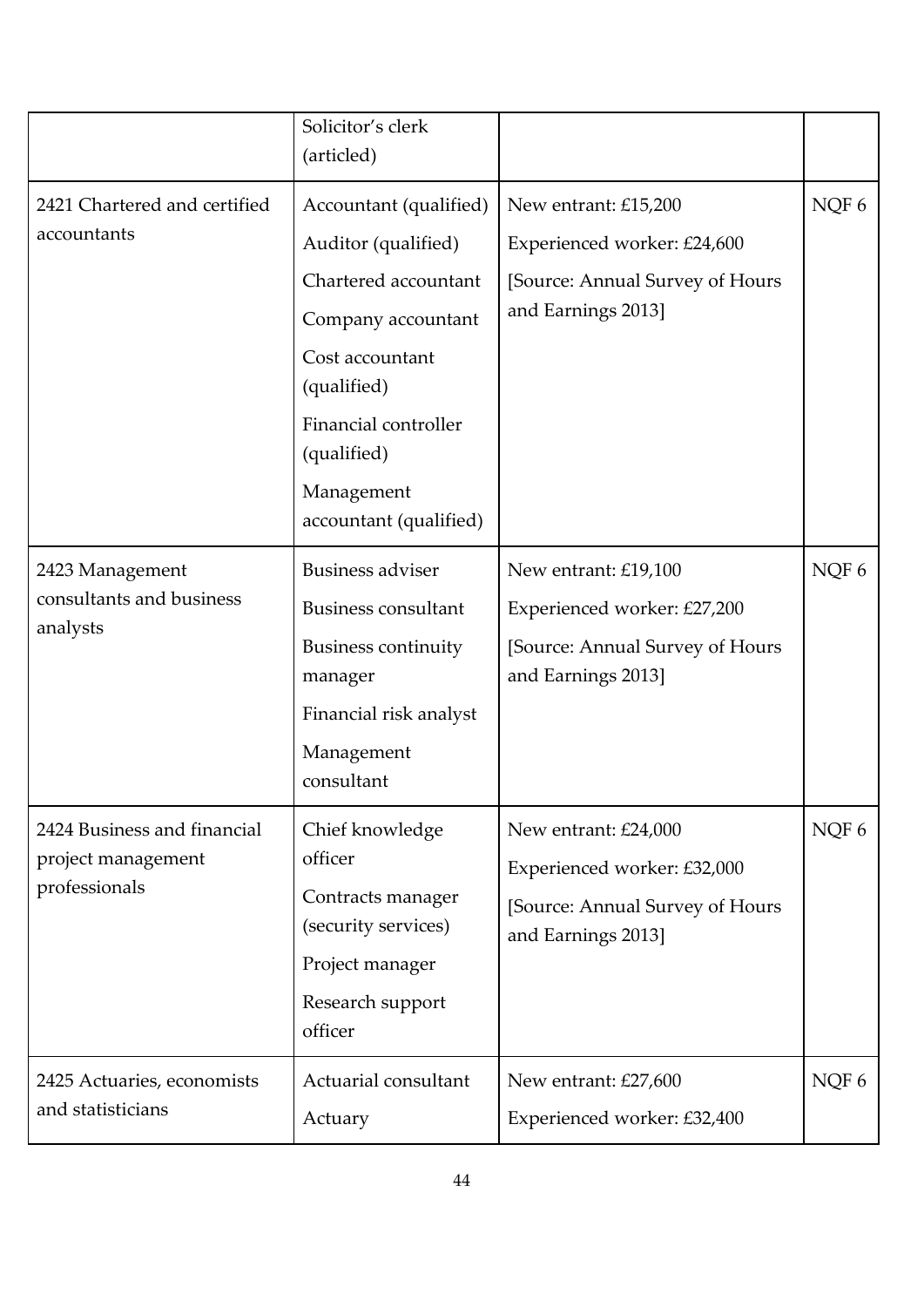| | | | |
|---|---|---|---|
| | Solicitor's clerk (articled) | | |
| 2421 Chartered and certified accountants | Accountant (qualified)<br>Auditor (qualified)<br>Chartered accountant<br>Company accountant<br>Cost accountant (qualified)<br>Financial controller (qualified)<br>Management accountant (qualified) | New entrant: £15,200<br>Experienced worker: £24,600<br>[Source: Annual Survey of Hours and Earnings 2013] | NQF 6 |
| 2423 Management consultants and business analysts | Business adviser<br>Business consultant<br>Business continuity manager<br>Financial risk analyst<br>Management consultant | New entrant: £19,100<br>Experienced worker: £27,200<br>[Source: Annual Survey of Hours and Earnings 2013] | NQF 6 |
| 2424 Business and financial project management professionals | Chief knowledge officer<br>Contracts manager (security services)<br>Project manager<br>Research support officer | New entrant: £24,000<br>Experienced worker: £32,000<br>[Source: Annual Survey of Hours and Earnings 2013] | NQF 6 |
| 2425 Actuaries, economists and statisticians | Actuarial consultant<br>Actuary | New entrant: £27,600<br>Experienced worker: £32,400 | NQF 6 |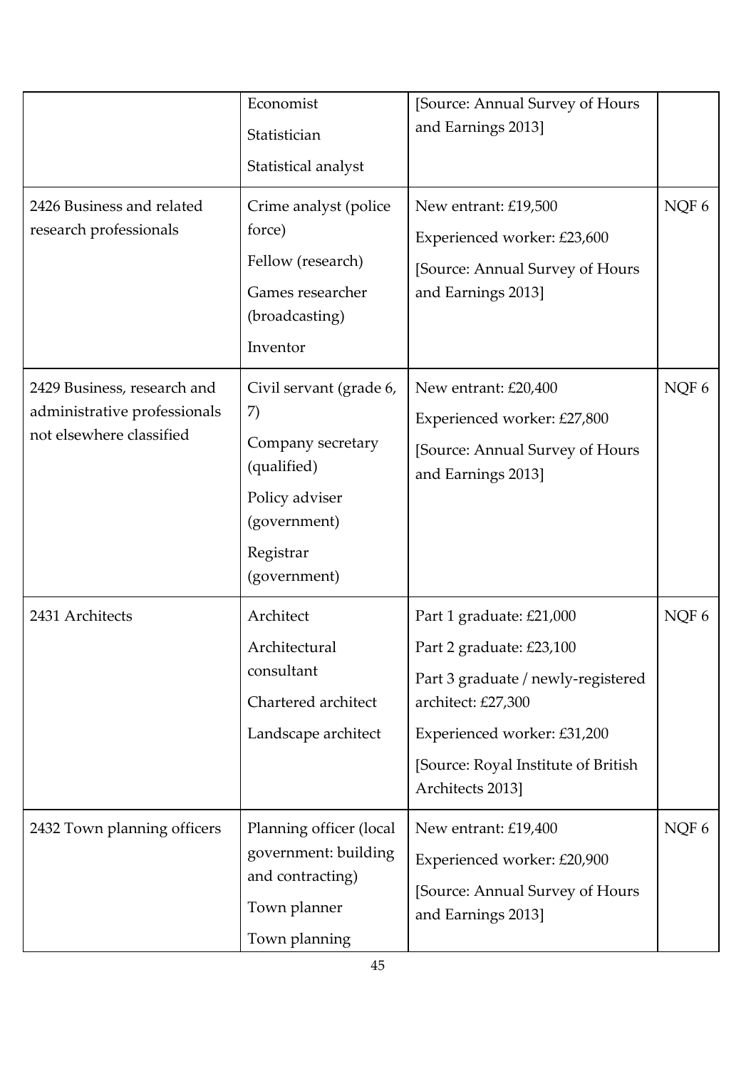| | | | |
|---|---|---|---|
| | Economist<br>Statistician<br>Statistical analyst | [Source: Annual Survey of Hours and Earnings 2013] | |
| 2426 Business and related research professionals | Crime analyst (police force)<br>Fellow (research)<br>Games researcher (broadcasting)<br>Inventor | New entrant: £19,500<br>Experienced worker: £23,600<br>[Source: Annual Survey of Hours and Earnings 2013] | NQF 6 |
| 2429 Business, research and administrative professionals not elsewhere classified | Civil servant (grade 6, 7)<br>Company secretary (qualified)<br>Policy adviser (government)<br>Registrar (government) | New entrant: £20,400<br>Experienced worker: £27,800<br>[Source: Annual Survey of Hours and Earnings 2013] | NQF 6 |
| 2431 Architects | Architect<br>Architectural consultant<br>Chartered architect<br>Landscape architect | Part 1 graduate: £21,000<br>Part 2 graduate: £23,100<br>Part 3 graduate / newly-registered architect: £27,300<br>Experienced worker: £31,200<br>[Source: Royal Institute of British Architects 2013] | NQF 6 |
| 2432 Town planning officers | Planning officer (local government: building and contracting)<br>Town planner<br>Town planning | New entrant: £19,400<br>Experienced worker: £20,900<br>[Source: Annual Survey of Hours and Earnings 2013] | NQF 6 |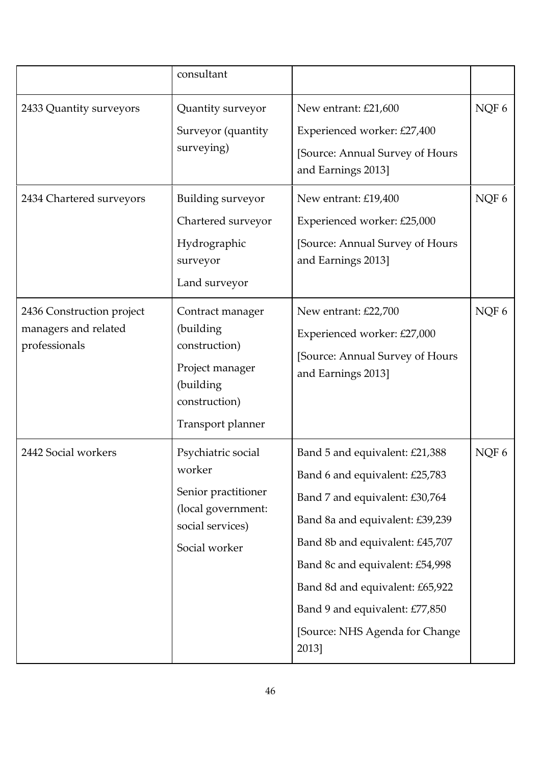| | consultant | | |
|---|---|---|---|
| 2433 Quantity surveyors | Quantity surveyor<br>Surveyor (quantity surveying) | New entrant: £21,600<br>Experienced worker: £27,400<br>[Source: Annual Survey of Hours and Earnings 2013] | NQF 6 |
| 2434 Chartered surveyors | Building surveyor<br>Chartered surveyor<br>Hydrographic surveyor<br>Land surveyor | New entrant: £19,400<br>Experienced worker: £25,000<br>[Source: Annual Survey of Hours and Earnings 2013] | NQF 6 |
| 2436 Construction project managers and related professionals | Contract manager (building construction)<br>Project manager (building construction)<br>Transport planner | New entrant: £22,700<br>Experienced worker: £27,000<br>[Source: Annual Survey of Hours and Earnings 2013] | NQF 6 |
| 2442 Social workers | Psychiatric social worker<br>Senior practitioner (local government: social services)<br>Social worker | Band 5 and equivalent: £21,388<br>Band 6 and equivalent: £25,783<br>Band 7 and equivalent: £30,764<br>Band 8a and equivalent: £39,239<br>Band 8b and equivalent: £45,707<br>Band 8c and equivalent: £54,998<br>Band 8d and equivalent: £65,922<br>Band 9 and equivalent: £77,850<br>[Source: NHS Agenda for Change 2013] | NQF 6 |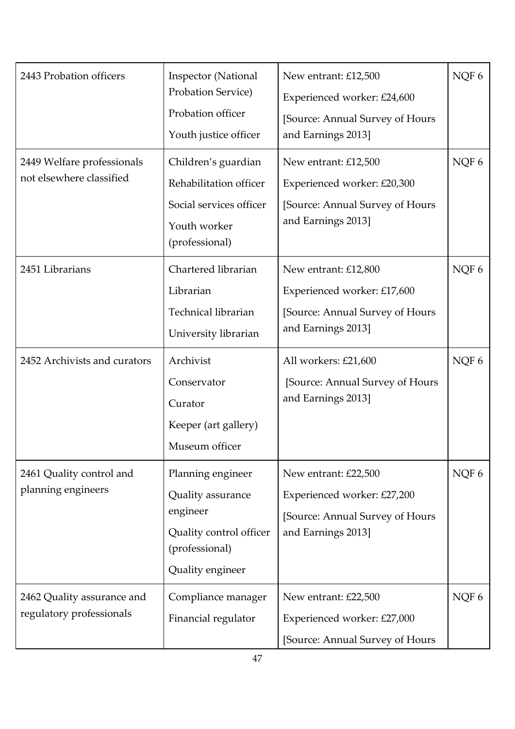| 2443 Probation officers | Inspector (National Probation Service)<br>Probation officer<br>Youth justice officer | New entrant: £12,500<br>Experienced worker: £24,600<br>[Source: Annual Survey of Hours and Earnings 2013] | NQF 6 |
|---|---|---|---|
| 2449 Welfare professionals not elsewhere classified | Children's guardian<br>Rehabilitation officer<br>Social services officer<br>Youth worker (professional) | New entrant: £12,500<br>Experienced worker: £20,300<br>[Source: Annual Survey of Hours and Earnings 2013] | NQF 6 |
| 2451 Librarians | Chartered librarian<br>Librarian<br>Technical librarian<br>University librarian | New entrant: £12,800<br>Experienced worker: £17,600<br>[Source: Annual Survey of Hours and Earnings 2013] | NQF 6 |
| 2452 Archivists and curators | Archivist<br>Conservator<br>Curator<br>Keeper (art gallery)<br>Museum officer | All workers: £21,600<br>[Source: Annual Survey of Hours and Earnings 2013] | NQF 6 |
| 2461 Quality control and planning engineers | Planning engineer<br>Quality assurance engineer<br>Quality control officer (professional)<br>Quality engineer | New entrant: £22,500<br>Experienced worker: £27,200<br>[Source: Annual Survey of Hours and Earnings 2013] | NQF 6 |
| 2462 Quality assurance and regulatory professionals | Compliance manager<br>Financial regulator | New entrant: £22,500<br>Experienced worker: £27,000<br>[Source: Annual Survey of Hours | NQF 6 |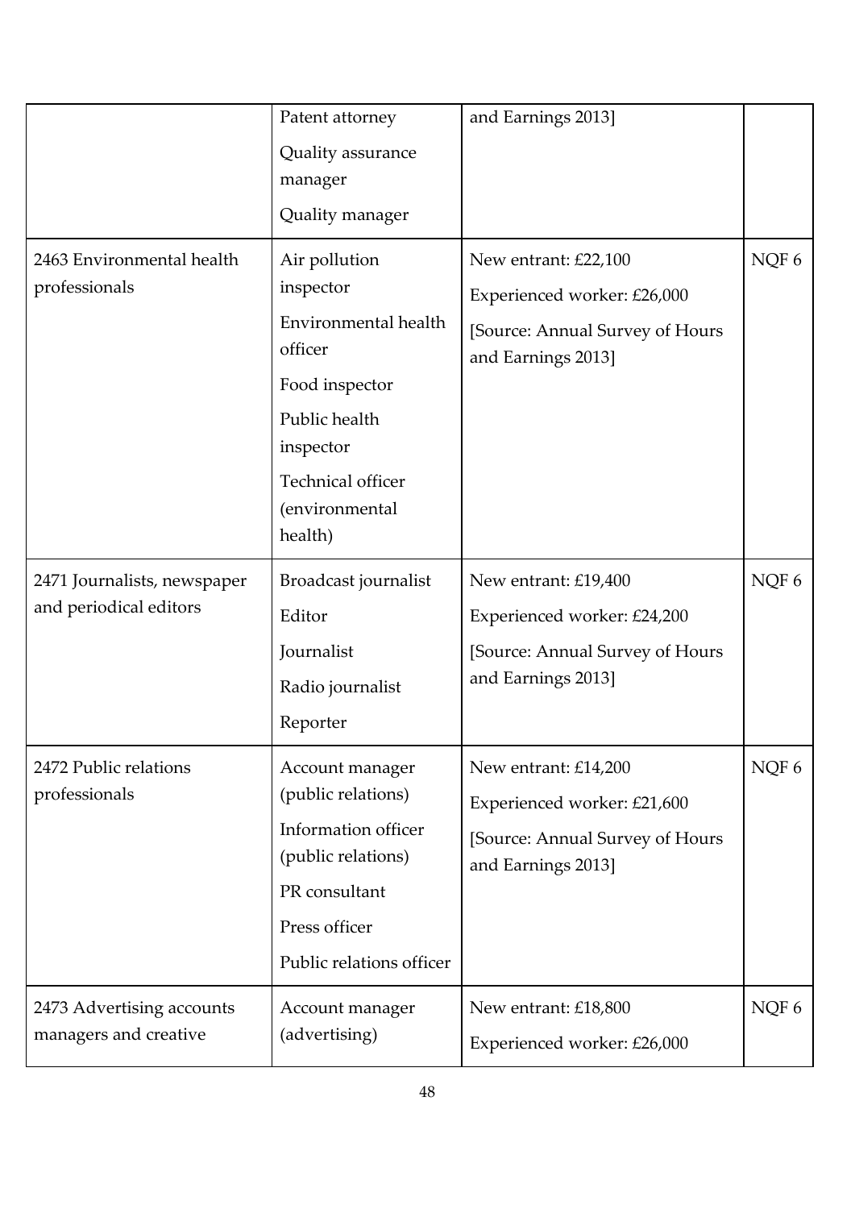| | | | |
|---|---|---|---|
| | Patent attorney<br>Quality assurance manager<br>Quality manager | and Earnings 2013] | |
| 2463 Environmental health professionals | Air pollution inspector<br>Environmental health officer<br>Food inspector<br>Public health inspector<br>Technical officer (environmental health) | New entrant: £22,100<br>Experienced worker: £26,000<br>[Source: Annual Survey of Hours and Earnings 2013] | NQF 6 |
| 2471 Journalists, newspaper and periodical editors | Broadcast journalist<br>Editor<br>Journalist<br>Radio journalist<br>Reporter | New entrant: £19,400<br>Experienced worker: £24,200<br>[Source: Annual Survey of Hours and Earnings 2013] | NQF 6 |
| 2472 Public relations professionals | Account manager (public relations)<br>Information officer (public relations)<br>PR consultant<br>Press officer<br>Public relations officer | New entrant: £14,200<br>Experienced worker: £21,600<br>[Source: Annual Survey of Hours and Earnings 2013] | NQF 6 |
| 2473 Advertising accounts managers and creative | Account manager (advertising) | New entrant: £18,800<br>Experienced worker: £26,000 | NQF 6 |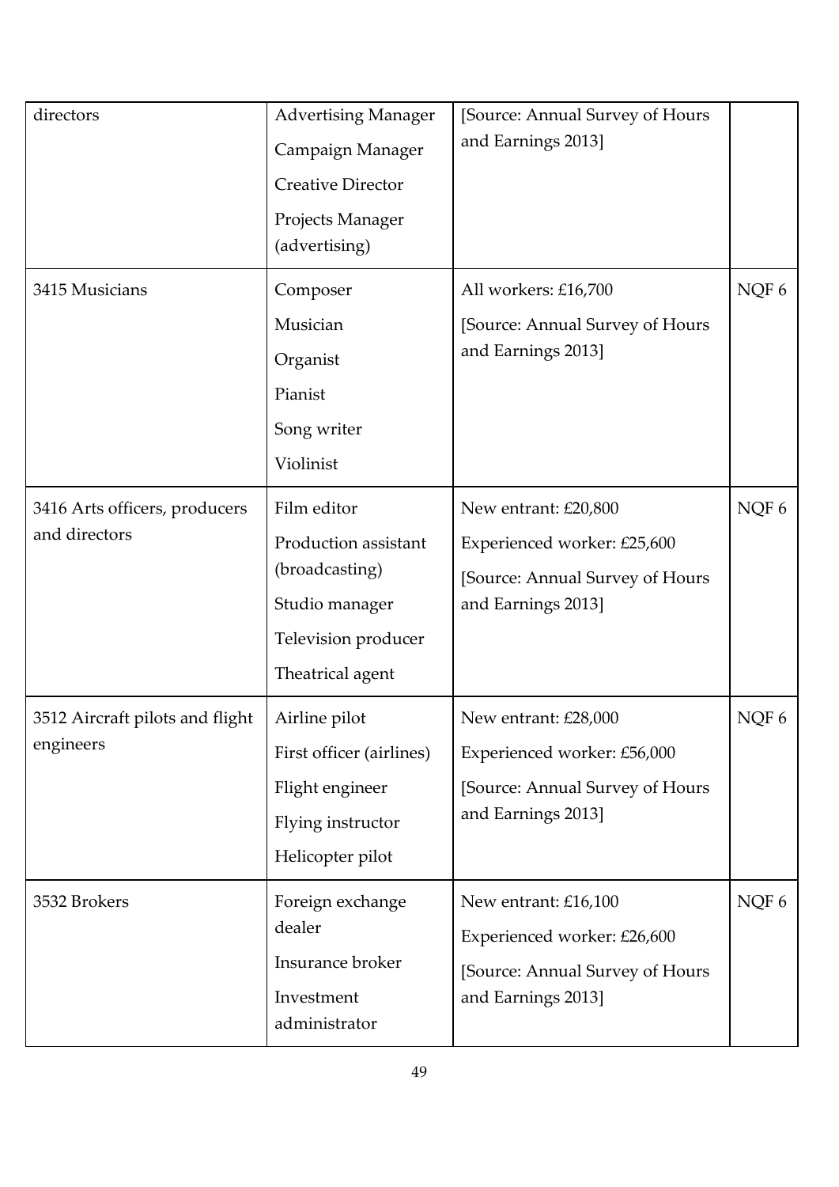| directors | Advertising Manager<br>Campaign Manager<br>Creative Director<br>Projects Manager (advertising) | [Source: Annual Survey of Hours and Earnings 2013] | |
|---|---|---|---|
| 3415 Musicians | Composer<br>Musician<br>Organist<br>Pianist<br>Song writer<br>Violinist | All workers: £16,700<br>[Source: Annual Survey of Hours and Earnings 2013] | NQF 6 |
| 3416 Arts officers, producers and directors | Film editor<br>Production assistant (broadcasting)<br>Studio manager<br>Television producer<br>Theatrical agent | New entrant: £20,800<br>Experienced worker: £25,600<br>[Source: Annual Survey of Hours and Earnings 2013] | NQF 6 |
| 3512 Aircraft pilots and flight engineers | Airline pilot<br>First officer (airlines)<br>Flight engineer<br>Flying instructor<br>Helicopter pilot | New entrant: £28,000<br>Experienced worker: £56,000<br>[Source: Annual Survey of Hours and Earnings 2013] | NQF 6 |
| 3532 Brokers | Foreign exchange dealer<br>Insurance broker<br>Investment administrator | New entrant: £16,100<br>Experienced worker: £26,600<br>[Source: Annual Survey of Hours and Earnings 2013] | NQF 6 |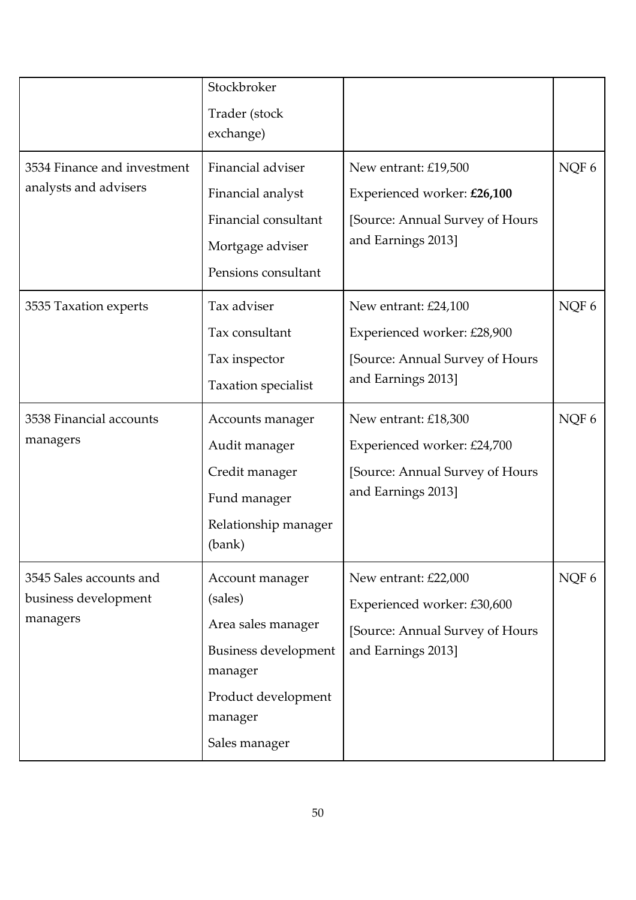| | | | |
|---|---|---|---|
| | Stockbroker<br>Trader (stock exchange) | | |
| 3534 Finance and investment analysts and advisers | Financial adviser<br>Financial analyst<br>Financial consultant<br>Mortgage adviser<br>Pensions consultant | New entrant: £19,500<br>Experienced worker: **£26,100**<br>[Source: Annual Survey of Hours and Earnings 2013] | NQF 6 |
| 3535 Taxation experts | Tax adviser<br>Tax consultant<br>Tax inspector<br>Taxation specialist | New entrant: £24,100<br>Experienced worker: £28,900<br>[Source: Annual Survey of Hours and Earnings 2013] | NQF 6 |
| 3538 Financial accounts managers | Accounts manager<br>Audit manager<br>Credit manager<br>Fund manager<br>Relationship manager (bank) | New entrant: £18,300<br>Experienced worker: £24,700<br>[Source: Annual Survey of Hours and Earnings 2013] | NQF 6 |
| 3545 Sales accounts and business development managers | Account manager (sales)<br>Area sales manager<br>Business development manager<br>Product development manager<br>Sales manager | New entrant: £22,000<br>Experienced worker: £30,600<br>[Source: Annual Survey of Hours and Earnings 2013] | NQF 6 |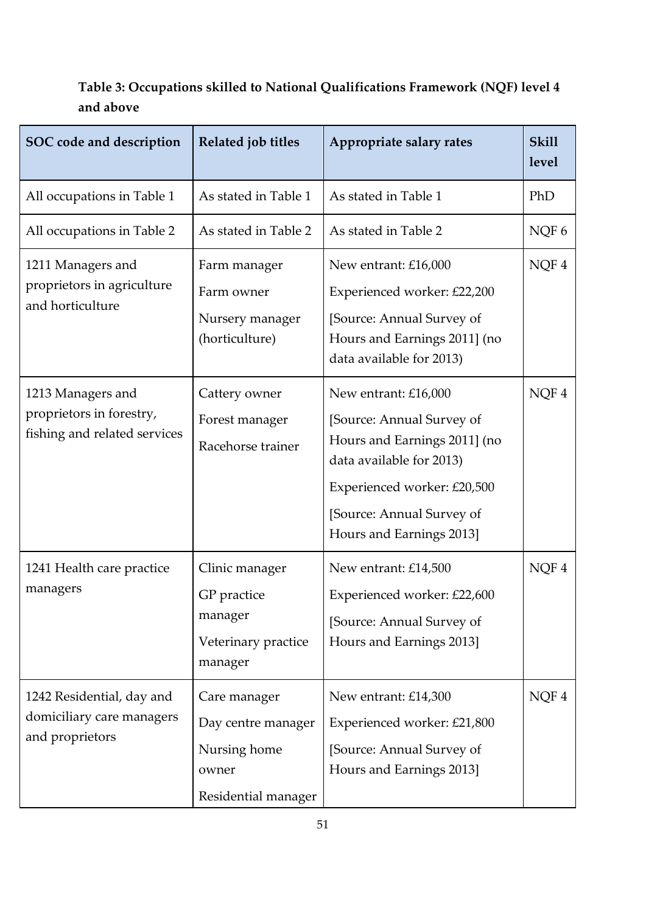**Table 3: Occupations skilled to National Qualifications Framework (NQF) level 4 and above**

| SOC code and description | Related job titles | Appropriate salary rates | Skill level |
|---|---|---|---|
| All occupations in Table 1 | As stated in Table 1 | As stated in Table 1 | PhD |
| All occupations in Table 2 | As stated in Table 2 | As stated in Table 2 | NQF 6 |
| 1211 Managers and proprietors in agriculture and horticulture | Farm manager<br>Farm owner<br>Nursery manager (horticulture) | New entrant: £16,000<br>Experienced worker: £22,200<br>[Source: Annual Survey of Hours and Earnings 2011] (no data available for 2013) | NQF 4 |
| 1213 Managers and proprietors in forestry, fishing and related services | Cattery owner<br>Forest manager<br>Racehorse trainer | New entrant: £16,000<br>[Source: Annual Survey of Hours and Earnings 2011] (no data available for 2013)<br>Experienced worker: £20,500<br>[Source: Annual Survey of Hours and Earnings 2013] | NQF 4 |
| 1241 Health care practice managers | Clinic manager<br>GP practice manager<br>Veterinary practice manager | New entrant: £14,500<br>Experienced worker: £22,600<br>[Source: Annual Survey of Hours and Earnings 2013] | NQF 4 |
| 1242 Residential, day and domiciliary care managers and proprietors | Care manager<br>Day centre manager<br>Nursing home owner<br>Residential manager | New entrant: £14,300<br>Experienced worker: £21,800<br>[Source: Annual Survey of Hours and Earnings 2013] | NQF 4 |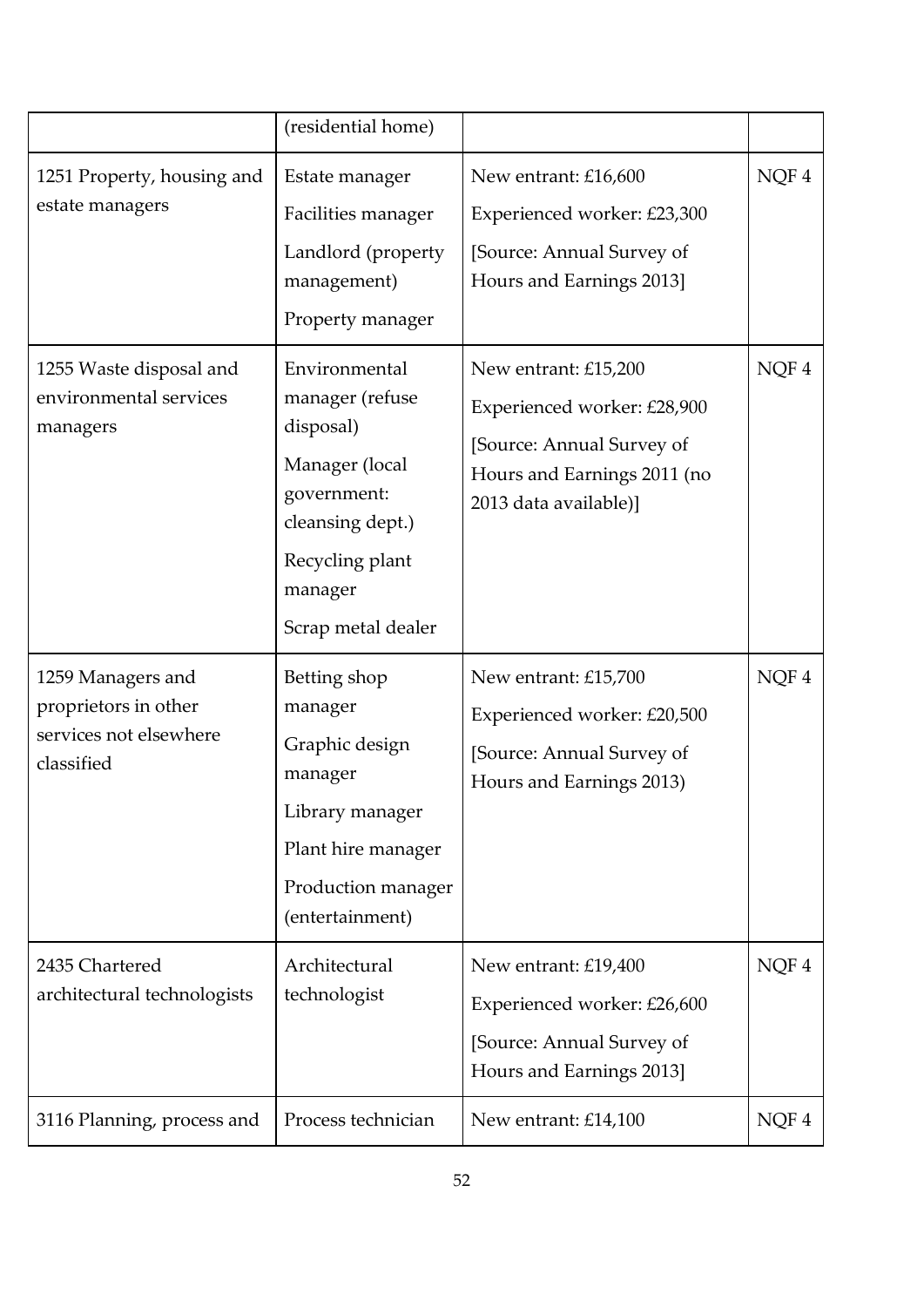| | | | |
|---|---|---|---|
| | (residential home) | | |
| 1251 Property, housing and estate managers | Estate manager<br>Facilities manager<br>Landlord (property management)<br>Property manager | New entrant: £16,600<br>Experienced worker: £23,300<br>[Source: Annual Survey of Hours and Earnings 2013] | NQF 4 |
| 1255 Waste disposal and environmental services managers | Environmental manager (refuse disposal)<br>Manager (local government: cleansing dept.)<br>Recycling plant manager<br>Scrap metal dealer | New entrant: £15,200<br>Experienced worker: £28,900<br>[Source: Annual Survey of Hours and Earnings 2011 (no 2013 data available)] | NQF 4 |
| 1259 Managers and proprietors in other services not elsewhere classified | Betting shop manager<br>Graphic design manager<br>Library manager<br>Plant hire manager<br>Production manager (entertainment) | New entrant: £15,700<br>Experienced worker: £20,500<br>[Source: Annual Survey of Hours and Earnings 2013) | NQF 4 |
| 2435 Chartered architectural technologists | Architectural technologist | New entrant: £19,400<br>Experienced worker: £26,600<br>[Source: Annual Survey of Hours and Earnings 2013] | NQF 4 |
| 3116 Planning, process and | Process technician | New entrant: £14,100 | NQF 4 |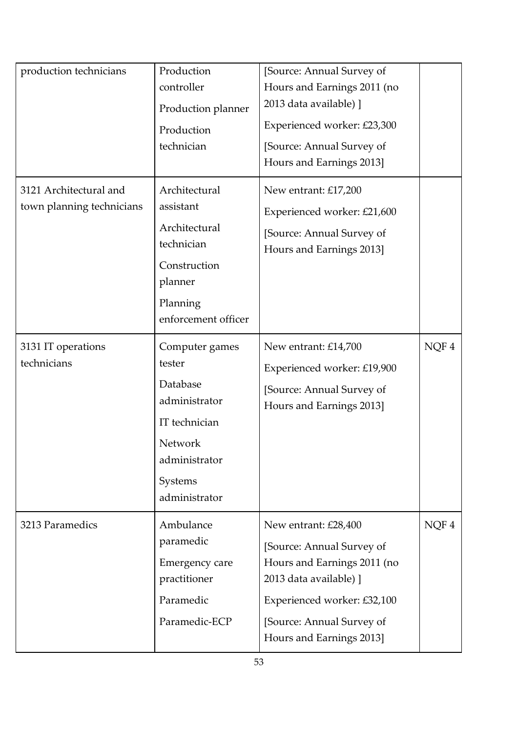| production technicians | Production controller<br>Production planner<br>Production technician | [Source: Annual Survey of Hours and Earnings 2011 (no 2013 data available) ]<br>Experienced worker: £23,300<br>[Source: Annual Survey of Hours and Earnings 2013] | |
|---|---|---|---|
| 3121 Architectural and town planning technicians | Architectural assistant<br>Architectural technician<br>Construction planner<br>Planning enforcement officer | New entrant: £17,200<br>Experienced worker: £21,600<br>[Source: Annual Survey of Hours and Earnings 2013] | |
| 3131 IT operations technicians | Computer games tester<br>Database administrator<br>IT technician<br>Network administrator<br>Systems administrator | New entrant: £14,700<br>Experienced worker: £19,900<br>[Source: Annual Survey of Hours and Earnings 2013] | NQF 4 |
| 3213 Paramedics | Ambulance paramedic<br>Emergency care practitioner<br>Paramedic<br>Paramedic-ECP | New entrant: £28,400<br>[Source: Annual Survey of Hours and Earnings 2011 (no 2013 data available) ]<br>Experienced worker: £32,100<br>[Source: Annual Survey of Hours and Earnings 2013] | NQF 4 |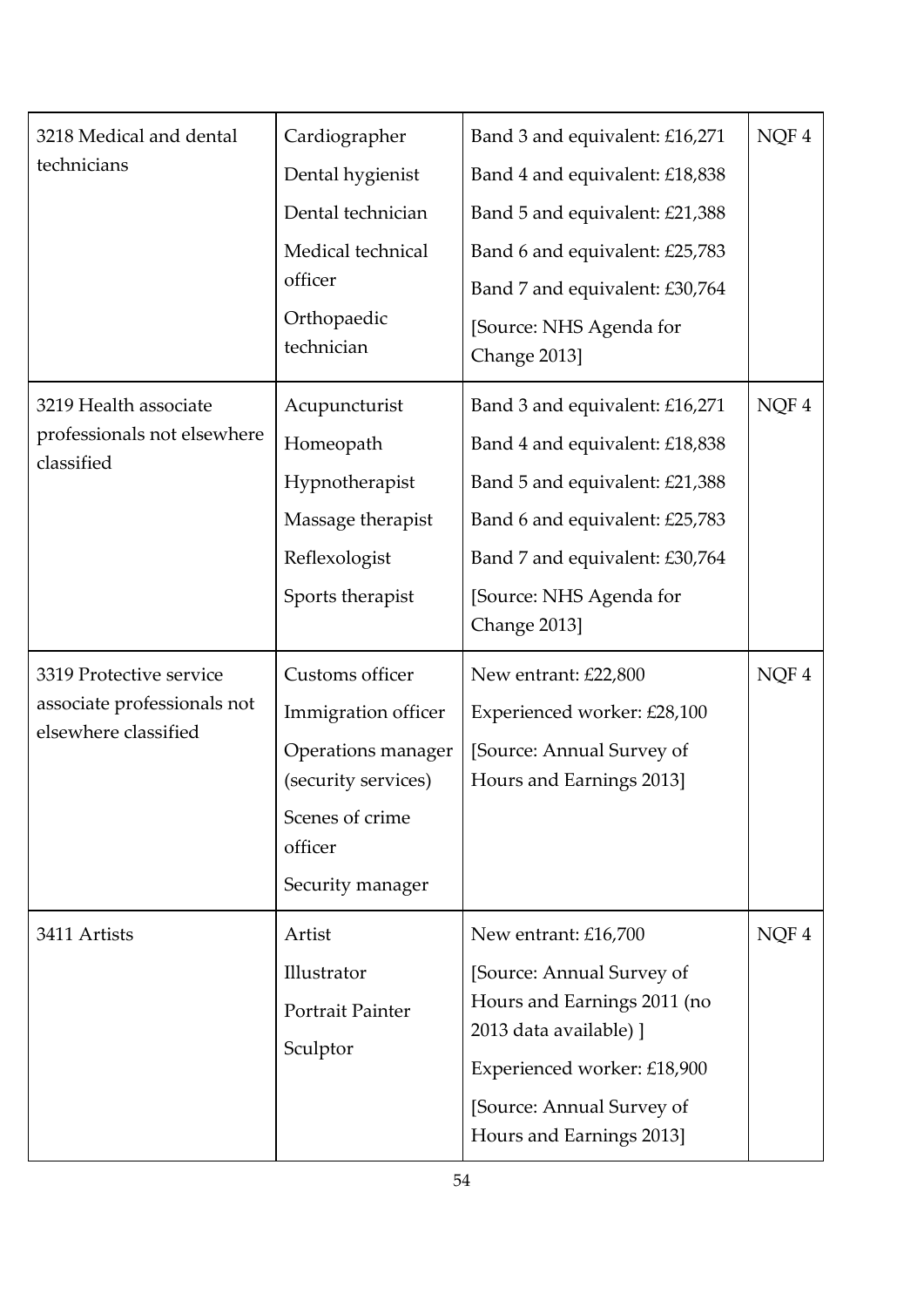| | | | |
|---|---|---|---|
| 3218 Medical and dental technicians | Cardiographer<br>Dental hygienist<br>Dental technician<br>Medical technical officer<br>Orthopaedic technician | Band 3 and equivalent: £16,271<br>Band 4 and equivalent: £18,838<br>Band 5 and equivalent: £21,388<br>Band 6 and equivalent: £25,783<br>Band 7 and equivalent: £30,764<br>[Source: NHS Agenda for Change 2013] | NQF 4 |
| 3219 Health associate professionals not elsewhere classified | Acupuncturist<br>Homeopath<br>Hypnotherapist<br>Massage therapist<br>Reflexologist<br>Sports therapist | Band 3 and equivalent: £16,271<br>Band 4 and equivalent: £18,838<br>Band 5 and equivalent: £21,388<br>Band 6 and equivalent: £25,783<br>Band 7 and equivalent: £30,764<br>[Source: NHS Agenda for Change 2013] | NQF 4 |
| 3319 Protective service associate professionals not elsewhere classified | Customs officer<br>Immigration officer<br>Operations manager (security services)<br>Scenes of crime officer<br>Security manager | New entrant: £22,800<br>Experienced worker: £28,100<br>[Source: Annual Survey of Hours and Earnings 2013] | NQF 4 |
| 3411 Artists | Artist<br>Illustrator<br>Portrait Painter<br>Sculptor | New entrant: £16,700<br>[Source: Annual Survey of Hours and Earnings 2011 (no 2013 data available) ]<br>Experienced worker: £18,900<br>[Source: Annual Survey of Hours and Earnings 2013] | NQF 4 |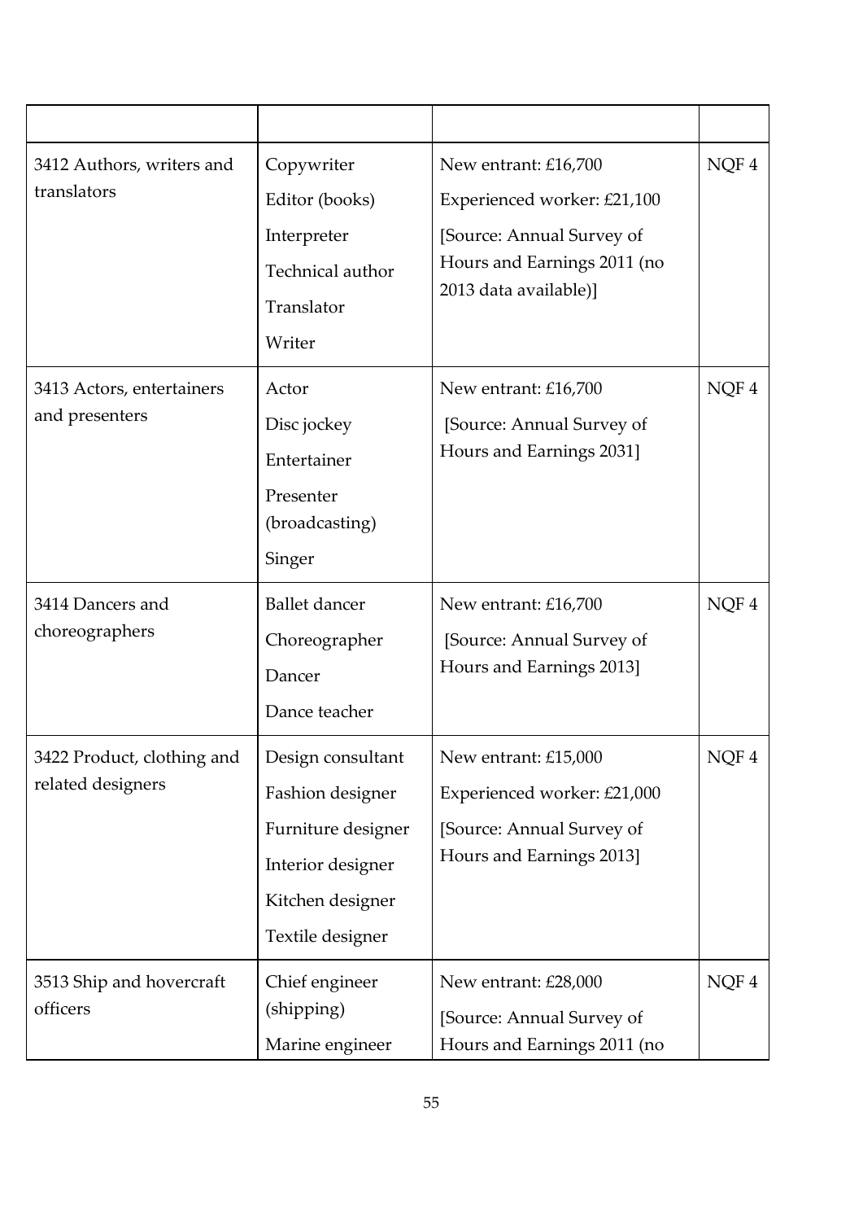| | | | |
|---|---|---|---|
| 3412 Authors, writers and translators | Copywriter<br>Editor (books)<br>Interpreter<br>Technical author<br>Translator<br>Writer | New entrant: £16,700<br>Experienced worker: £21,100<br>[Source: Annual Survey of Hours and Earnings 2011 (no 2013 data available)] | NQF 4 |
| 3413 Actors, entertainers and presenters | Actor<br>Disc jockey<br>Entertainer<br>Presenter (broadcasting)<br>Singer | New entrant: £16,700<br>[Source: Annual Survey of Hours and Earnings 2031] | NQF 4 |
| 3414 Dancers and choreographers | Ballet dancer<br>Choreographer<br>Dancer<br>Dance teacher | New entrant: £16,700<br>[Source: Annual Survey of Hours and Earnings 2013] | NQF 4 |
| 3422 Product, clothing and related designers | Design consultant<br>Fashion designer<br>Furniture designer<br>Interior designer<br>Kitchen designer<br>Textile designer | New entrant: £15,000<br>Experienced worker: £21,000<br>[Source: Annual Survey of Hours and Earnings 2013] | NQF 4 |
| 3513 Ship and hovercraft officers | Chief engineer (shipping)<br>Marine engineer | New entrant: £28,000<br>[Source: Annual Survey of Hours and Earnings 2011 (no | NQF 4 |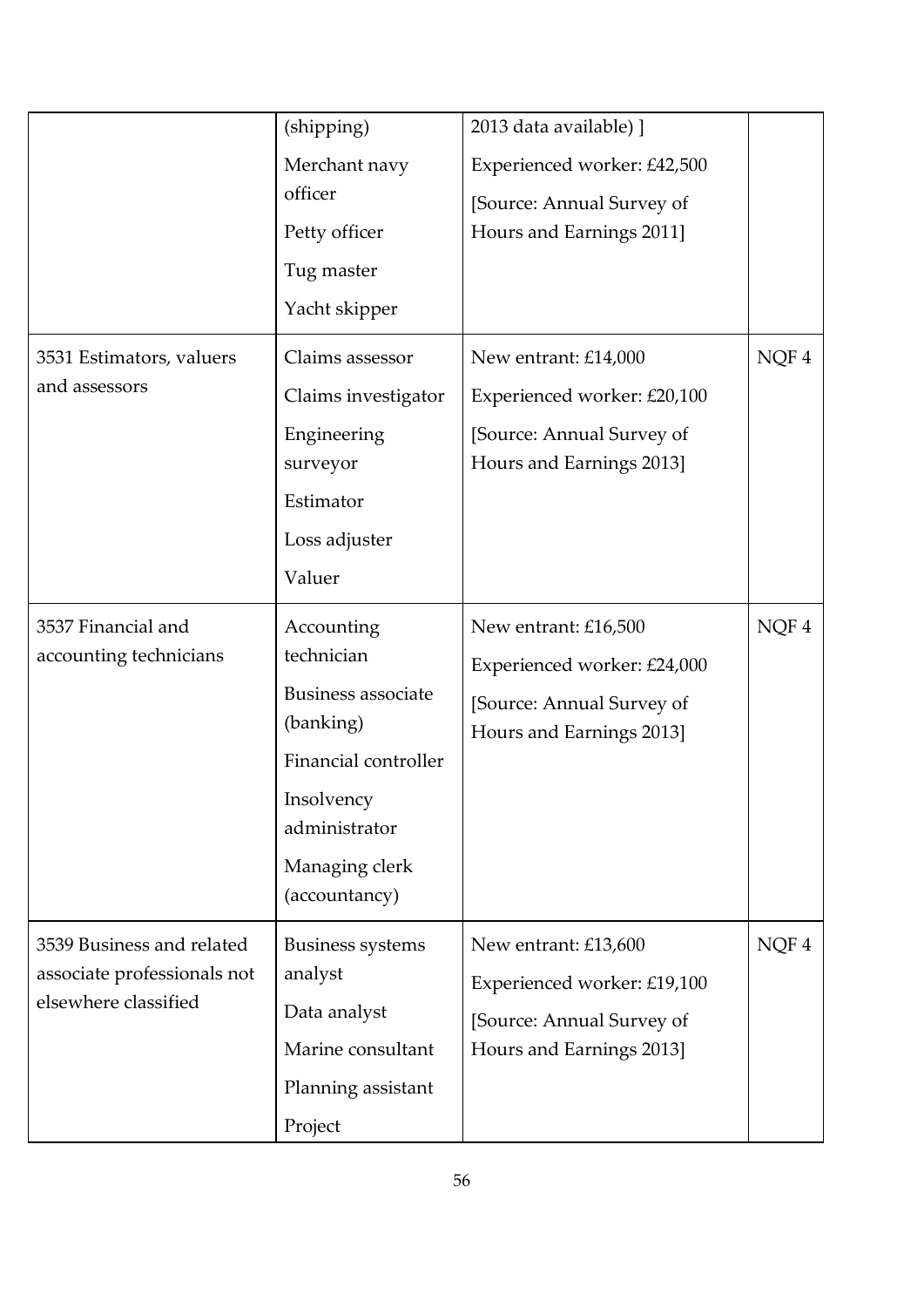| | | | |
|---|---|---|---|
| | (shipping)<br>Merchant navy officer<br>Petty officer<br>Tug master<br>Yacht skipper | 2013 data available) ]<br>Experienced worker: £42,500<br>[Source: Annual Survey of Hours and Earnings 2011] | |
| 3531 Estimators, valuers and assessors | Claims assessor<br>Claims investigator<br>Engineering surveyor<br>Estimator<br>Loss adjuster<br>Valuer | New entrant: £14,000<br>Experienced worker: £20,100<br>[Source: Annual Survey of Hours and Earnings 2013] | NQF 4 |
| 3537 Financial and accounting technicians | Accounting technician<br>Business associate (banking)<br>Financial controller<br>Insolvency administrator<br>Managing clerk (accountancy) | New entrant: £16,500<br>Experienced worker: £24,000<br>[Source: Annual Survey of Hours and Earnings 2013] | NQF 4 |
| 3539 Business and related associate professionals not elsewhere classified | Business systems analyst<br>Data analyst<br>Marine consultant<br>Planning assistant<br>Project | New entrant: £13,600<br>Experienced worker: £19,100<br>[Source: Annual Survey of Hours and Earnings 2013] | NQF 4 |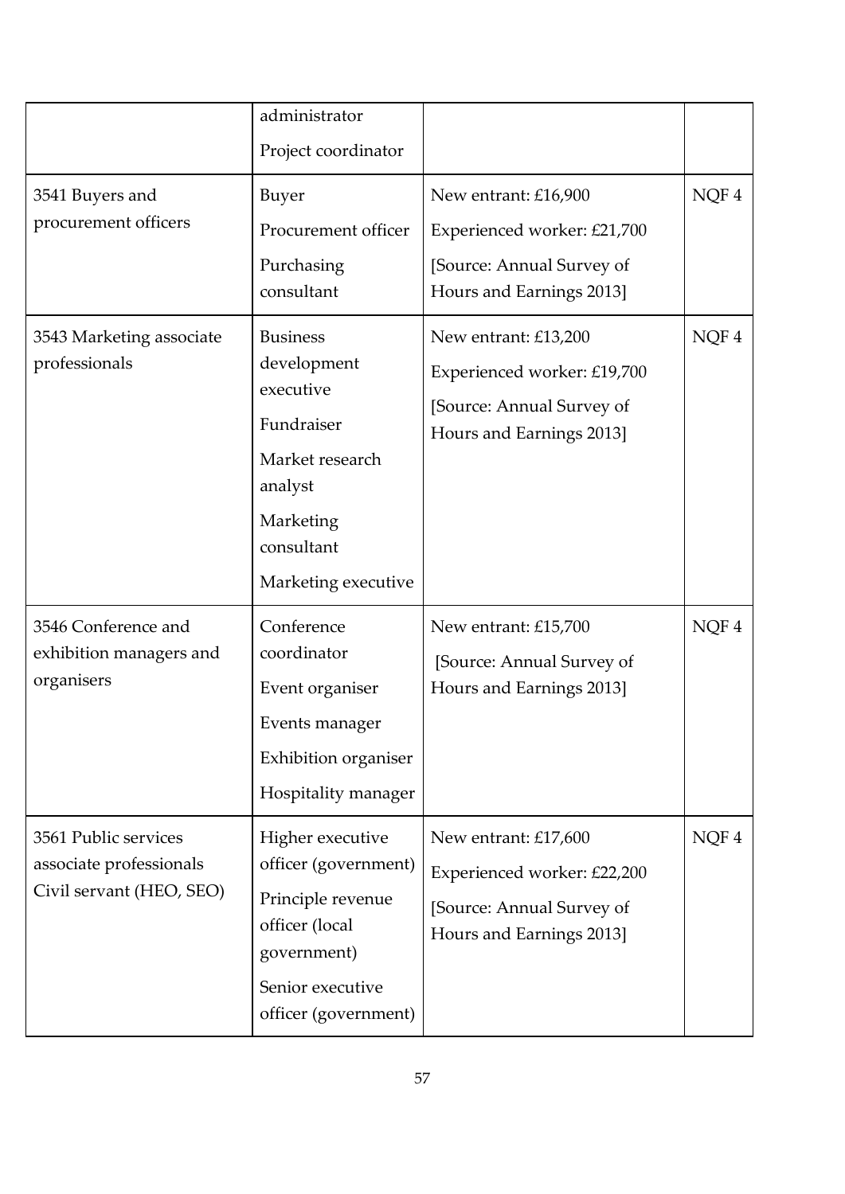| | | | |
|---|---|---|---|
| | administrator<br>Project coordinator | | |
| 3541 Buyers and procurement officers | Buyer<br>Procurement officer<br>Purchasing consultant | New entrant: £16,900<br>Experienced worker: £21,700<br>[Source: Annual Survey of Hours and Earnings 2013] | NQF 4 |
| 3543 Marketing associate professionals | Business development executive<br>Fundraiser<br>Market research analyst<br>Marketing consultant<br>Marketing executive | New entrant: £13,200<br>Experienced worker: £19,700<br>[Source: Annual Survey of Hours and Earnings 2013] | NQF 4 |
| 3546 Conference and exhibition managers and organisers | Conference coordinator<br>Event organiser<br>Events manager<br>Exhibition organiser<br>Hospitality manager | New entrant: £15,700<br>[Source: Annual Survey of Hours and Earnings 2013] | NQF 4 |
| 3561 Public services associate professionals Civil servant (HEO, SEO) | Higher executive officer (government)<br>Principle revenue officer (local government)<br>Senior executive officer (government) | New entrant: £17,600<br>Experienced worker: £22,200<br>[Source: Annual Survey of Hours and Earnings 2013] | NQF 4 |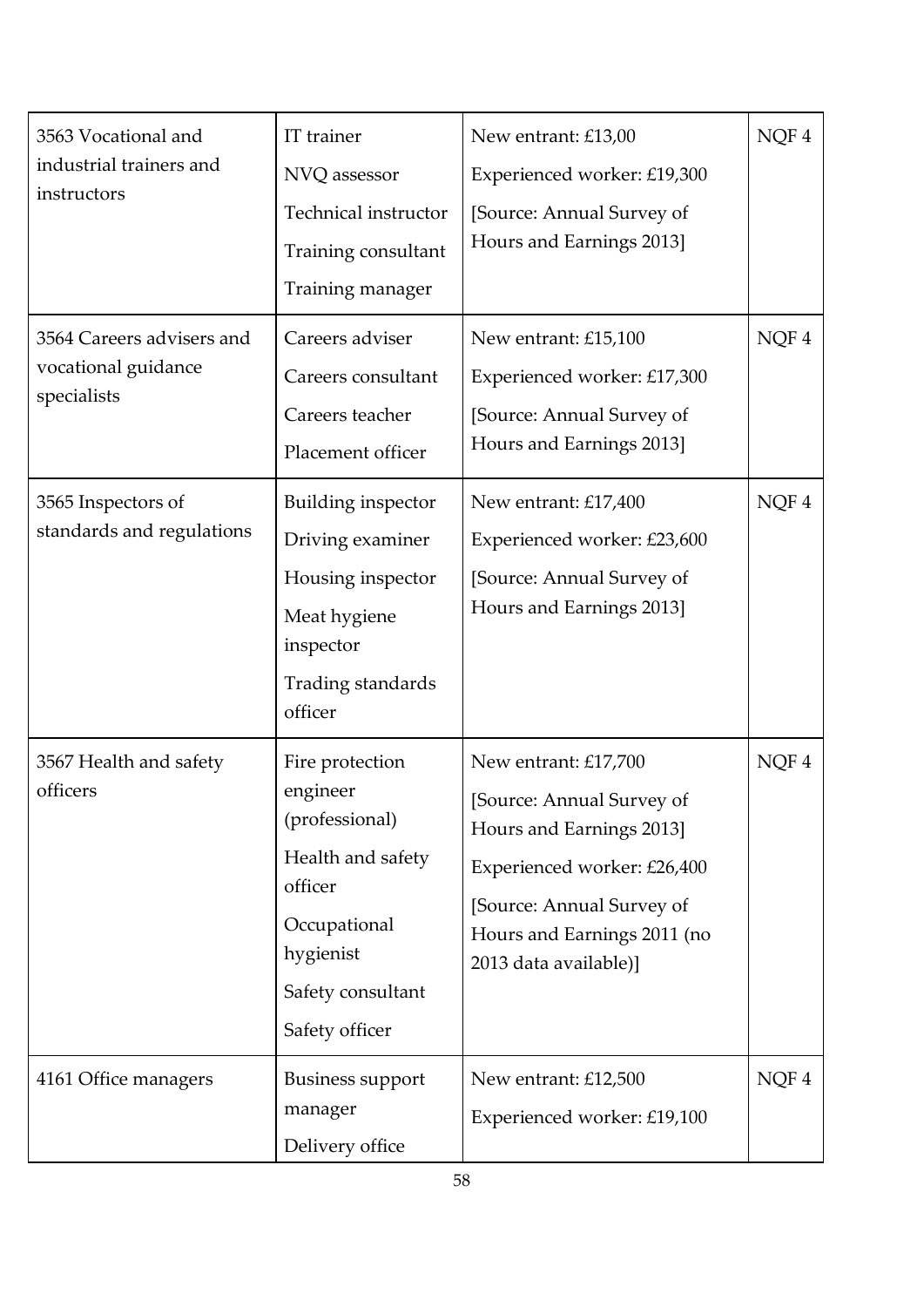| | | | |
|---|---|---|---|
| 3563 Vocational and industrial trainers and instructors | IT trainer<br>NVQ assessor<br>Technical instructor<br>Training consultant<br>Training manager | New entrant: £13,00<br>Experienced worker: £19,300<br>[Source: Annual Survey of Hours and Earnings 2013] | NQF 4 |
| 3564 Careers advisers and vocational guidance specialists | Careers adviser<br>Careers consultant<br>Careers teacher<br>Placement officer | New entrant: £15,100<br>Experienced worker: £17,300<br>[Source: Annual Survey of Hours and Earnings 2013] | NQF 4 |
| 3565 Inspectors of standards and regulations | Building inspector<br>Driving examiner<br>Housing inspector<br>Meat hygiene inspector<br>Trading standards officer | New entrant: £17,400<br>Experienced worker: £23,600<br>[Source: Annual Survey of Hours and Earnings 2013] | NQF 4 |
| 3567 Health and safety officers | Fire protection engineer (professional)<br>Health and safety officer<br>Occupational hygienist<br>Safety consultant<br>Safety officer | New entrant: £17,700<br>[Source: Annual Survey of Hours and Earnings 2013]<br>Experienced worker: £26,400<br>[Source: Annual Survey of Hours and Earnings 2011 (no 2013 data available)] | NQF 4 |
| 4161 Office managers | Business support manager<br>Delivery office | New entrant: £12,500<br>Experienced worker: £19,100 | NQF 4 |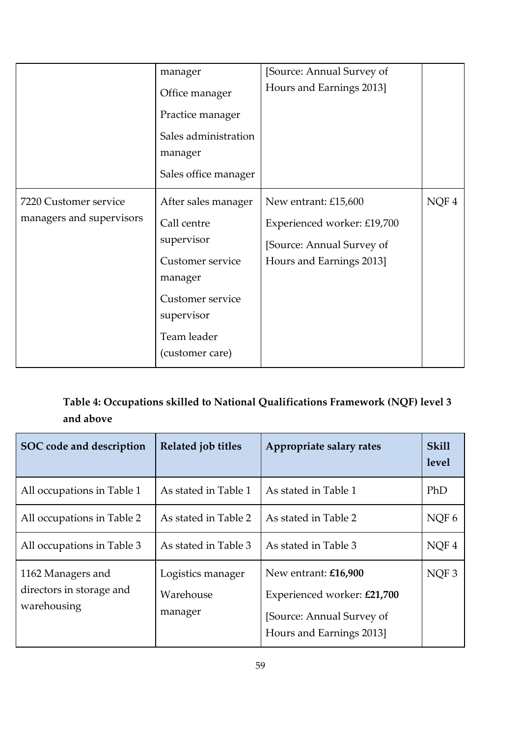| | | | |
|---|---|---|---|
| | manager<br>Office manager<br>Practice manager<br>Sales administration manager<br>Sales office manager | [Source: Annual Survey of Hours and Earnings 2013] | |
| 7220 Customer service managers and supervisors | After sales manager<br>Call centre supervisor<br>Customer service manager<br>Customer service supervisor<br>Team leader (customer care) | New entrant: £15,600<br>Experienced worker: £19,700<br>[Source: Annual Survey of Hours and Earnings 2013] | NQF 4 |

**Table 4: Occupations skilled to National Qualifications Framework (NQF) level 3 and above**

| SOC code and description | Related job titles | Appropriate salary rates | Skill level |
|---|---|---|---|
| All occupations in Table 1 | As stated in Table 1 | As stated in Table 1 | PhD |
| All occupations in Table 2 | As stated in Table 2 | As stated in Table 2 | NQF 6 |
| All occupations in Table 3 | As stated in Table 3 | As stated in Table 3 | NQF 4 |
| 1162 Managers and directors in storage and warehousing | Logistics manager<br>Warehouse manager | New entrant: **£16,900**<br>Experienced worker: **£21,700**<br>[Source: Annual Survey of Hours and Earnings 2013] | NQF 3 |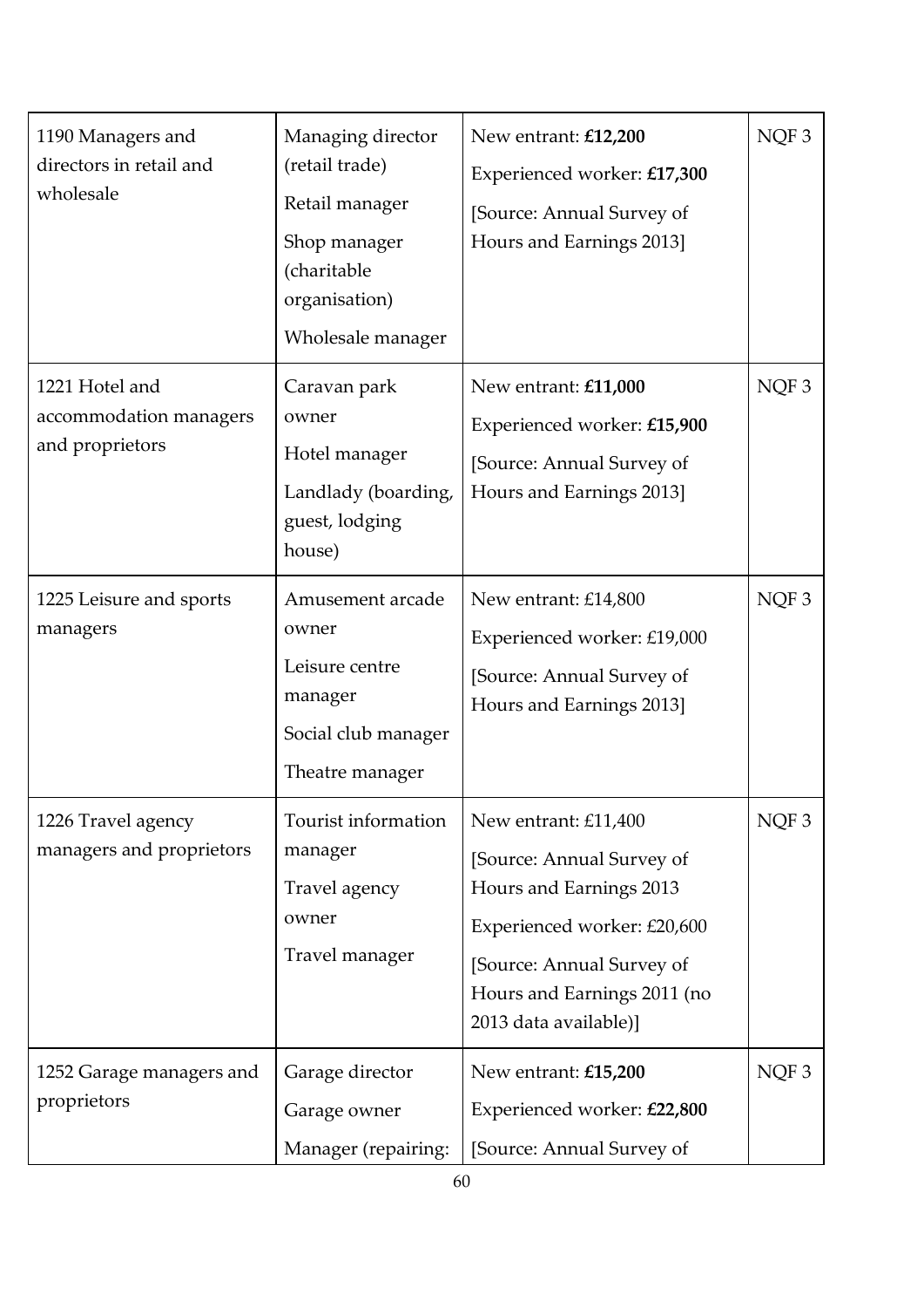| | | | |
|---|---|---|---|
| 1190 Managers and directors in retail and wholesale | Managing director (retail trade)<br>Retail manager<br>Shop manager (charitable organisation)<br>Wholesale manager | New entrant: **£12,200**<br>Experienced worker: **£17,300**<br>[Source: Annual Survey of Hours and Earnings 2013] | NQF 3 |
| 1221 Hotel and accommodation managers and proprietors | Caravan park owner<br>Hotel manager<br>Landlady (boarding, guest, lodging house) | New entrant: **£11,000**<br>Experienced worker: **£15,900**<br>[Source: Annual Survey of Hours and Earnings 2013] | NQF 3 |
| 1225 Leisure and sports managers | Amusement arcade owner<br>Leisure centre manager<br>Social club manager<br>Theatre manager | New entrant: £14,800<br>Experienced worker: £19,000<br>[Source: Annual Survey of Hours and Earnings 2013] | NQF 3 |
| 1226 Travel agency managers and proprietors | Tourist information manager<br>Travel agency owner<br>Travel manager | New entrant: £11,400<br>[Source: Annual Survey of Hours and Earnings 2013<br>Experienced worker: £20,600<br>[Source: Annual Survey of Hours and Earnings 2011 (no 2013 data available)] | NQF 3 |
| 1252 Garage managers and proprietors | Garage director<br>Garage owner<br>Manager (repairing: | New entrant: **£15,200**<br>Experienced worker: **£22,800**<br>[Source: Annual Survey of | NQF 3 |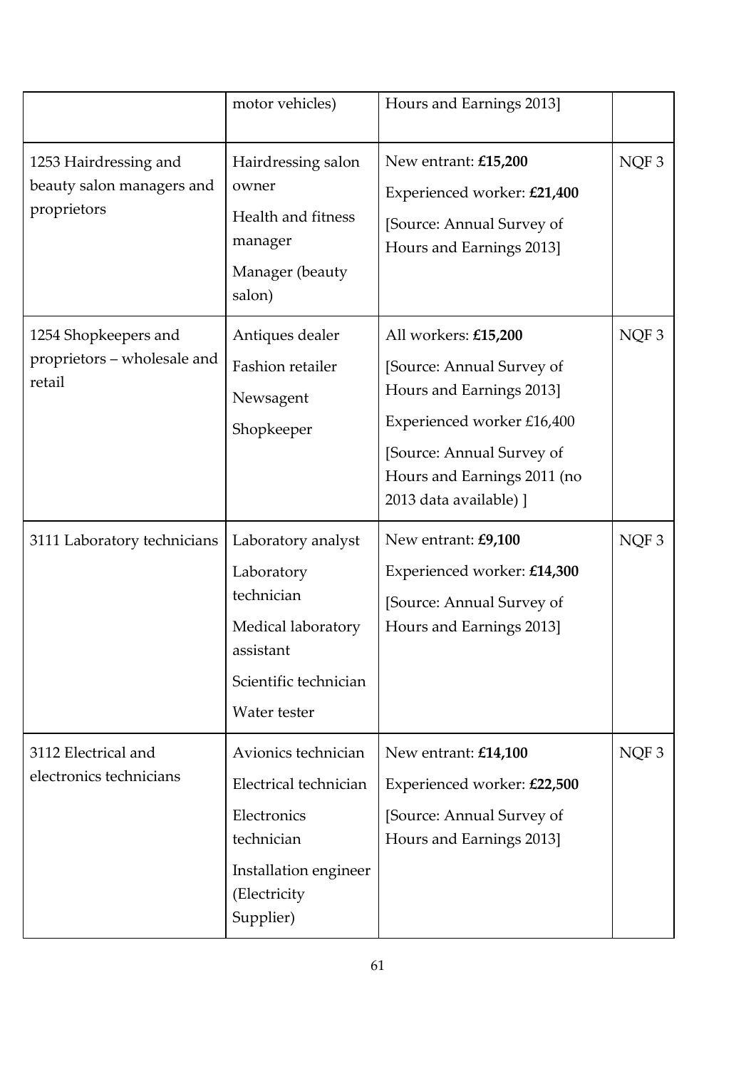| | | | |
|---|---|---|---|
| | motor vehicles) | Hours and Earnings 2013] | |
| 1253 Hairdressing and beauty salon managers and proprietors | Hairdressing salon owner<br>Health and fitness manager<br>Manager (beauty salon) | New entrant: **£15,200**<br>Experienced worker: **£21,400**<br>[Source: Annual Survey of Hours and Earnings 2013] | NQF 3 |
| 1254 Shopkeepers and proprietors – wholesale and retail | Antiques dealer<br>Fashion retailer<br>Newsagent<br>Shopkeeper | All workers: **£15,200**<br>[Source: Annual Survey of Hours and Earnings 2013]<br>Experienced worker £16,400<br>[Source: Annual Survey of Hours and Earnings 2011 (no 2013 data available) ] | NQF 3 |
| 3111 Laboratory technicians | Laboratory analyst<br>Laboratory technician<br>Medical laboratory assistant<br>Scientific technician<br>Water tester | New entrant: **£9,100**<br>Experienced worker: **£14,300**<br>[Source: Annual Survey of Hours and Earnings 2013] | NQF 3 |
| 3112 Electrical and electronics technicians | Avionics technician<br>Electrical technician<br>Electronics technician<br>Installation engineer (Electricity Supplier) | New entrant: **£14,100**<br>Experienced worker: **£22,500**<br>[Source: Annual Survey of Hours and Earnings 2013] | NQF 3 |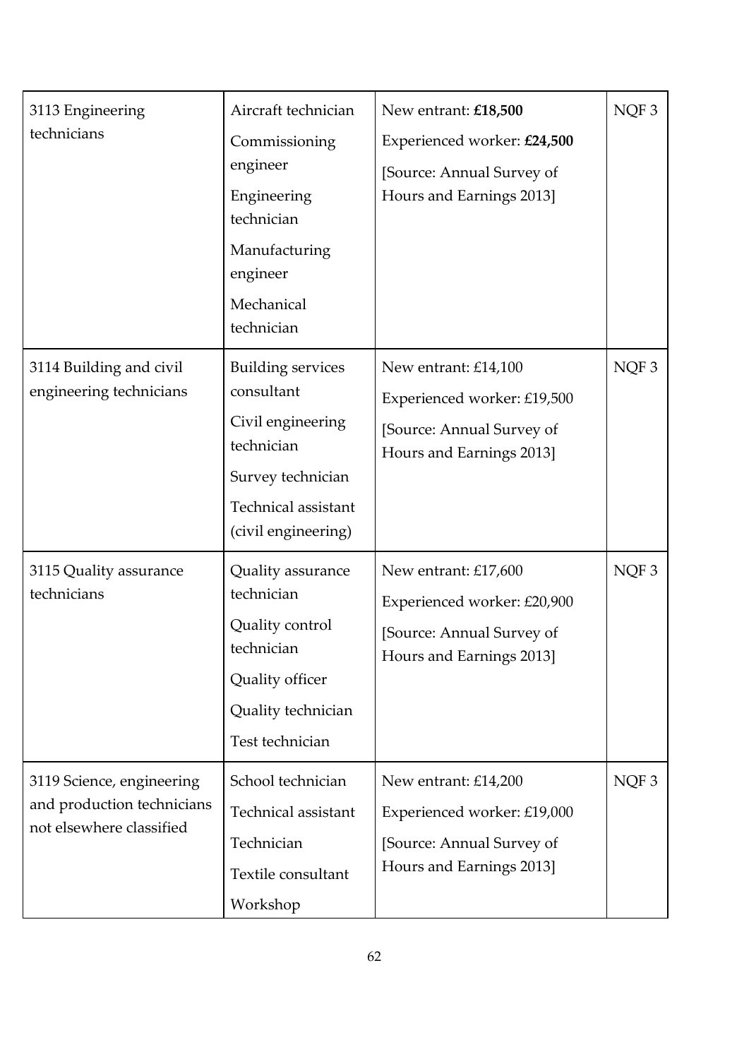| | | | |
|---|---|---|---|
| 3113 Engineering technicians | Aircraft technician<br>Commissioning engineer<br>Engineering technician<br>Manufacturing engineer<br>Mechanical technician | New entrant: **£18,500**<br>Experienced worker: **£24,500**<br>[Source: Annual Survey of Hours and Earnings 2013] | NQF 3 |
| 3114 Building and civil engineering technicians | Building services consultant<br>Civil engineering technician<br>Survey technician<br>Technical assistant (civil engineering) | New entrant: £14,100<br>Experienced worker: £19,500<br>[Source: Annual Survey of Hours and Earnings 2013] | NQF 3 |
| 3115 Quality assurance technicians | Quality assurance technician<br>Quality control technician<br>Quality officer<br>Quality technician<br>Test technician | New entrant: £17,600<br>Experienced worker: £20,900<br>[Source: Annual Survey of Hours and Earnings 2013] | NQF 3 |
| 3119 Science, engineering and production technicians not elsewhere classified | School technician<br>Technical assistant<br>Technician<br>Textile consultant<br>Workshop | New entrant: £14,200<br>Experienced worker: £19,000<br>[Source: Annual Survey of Hours and Earnings 2013] | NQF 3 |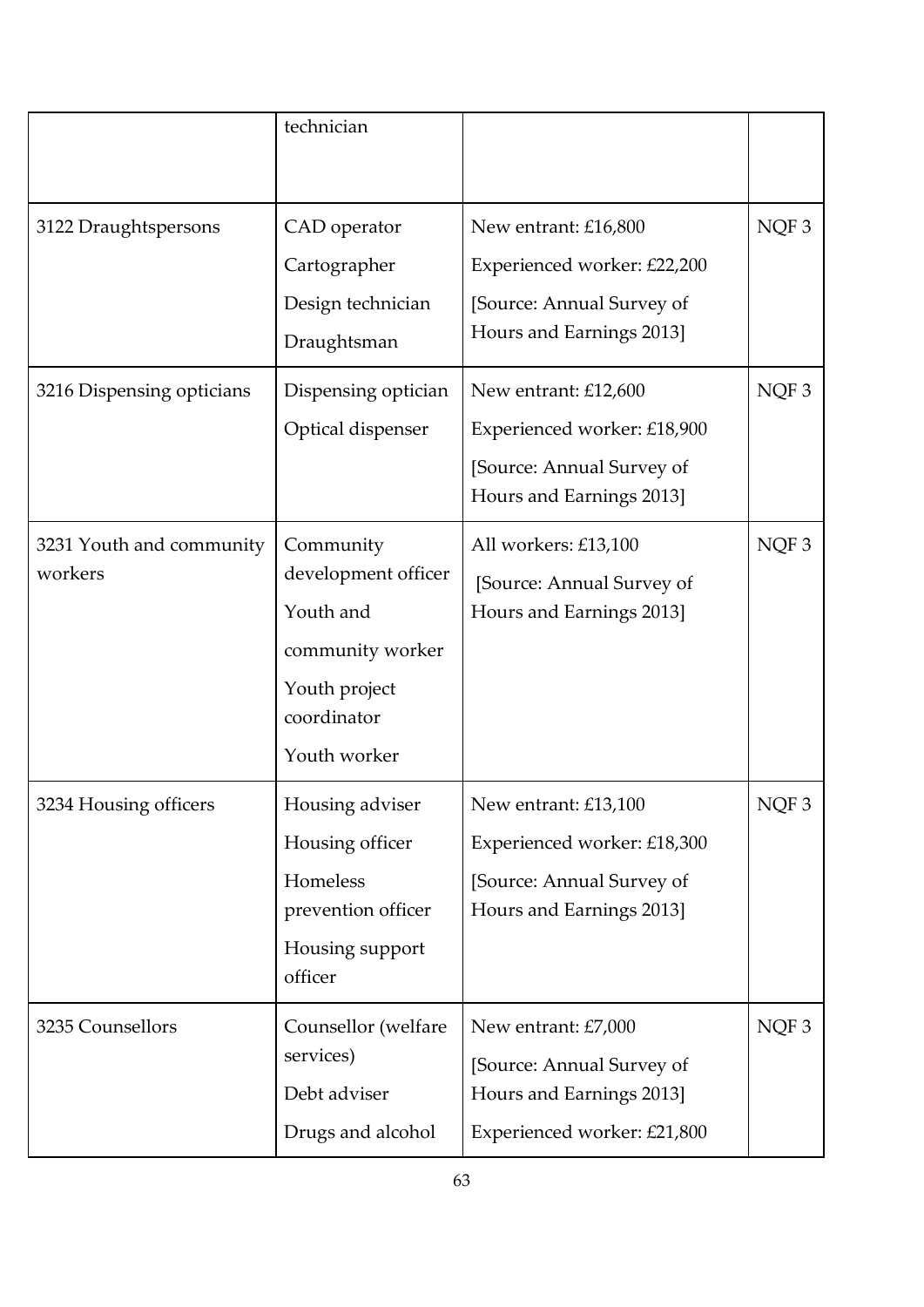| | | | |
|---|---|---|---|
| | technician | | |
| 3122 Draughtspersons | CAD operator<br>Cartographer<br>Design technician<br>Draughtsman | New entrant: £16,800<br>Experienced worker: £22,200<br>[Source: Annual Survey of Hours and Earnings 2013] | NQF 3 |
| 3216 Dispensing opticians | Dispensing optician<br>Optical dispenser | New entrant: £12,600<br>Experienced worker: £18,900<br>[Source: Annual Survey of Hours and Earnings 2013] | NQF 3 |
| 3231 Youth and community workers | Community development officer<br>Youth and community worker<br>Youth project coordinator<br>Youth worker | All workers: £13,100<br>[Source: Annual Survey of Hours and Earnings 2013] | NQF 3 |
| 3234 Housing officers | Housing adviser<br>Housing officer<br>Homeless prevention officer<br>Housing support officer | New entrant: £13,100<br>Experienced worker: £18,300<br>[Source: Annual Survey of Hours and Earnings 2013] | NQF 3 |
| 3235 Counsellors | Counsellor (welfare services)<br>Debt adviser<br>Drugs and alcohol | New entrant: £7,000<br>[Source: Annual Survey of Hours and Earnings 2013]<br>Experienced worker: £21,800 | NQF 3 |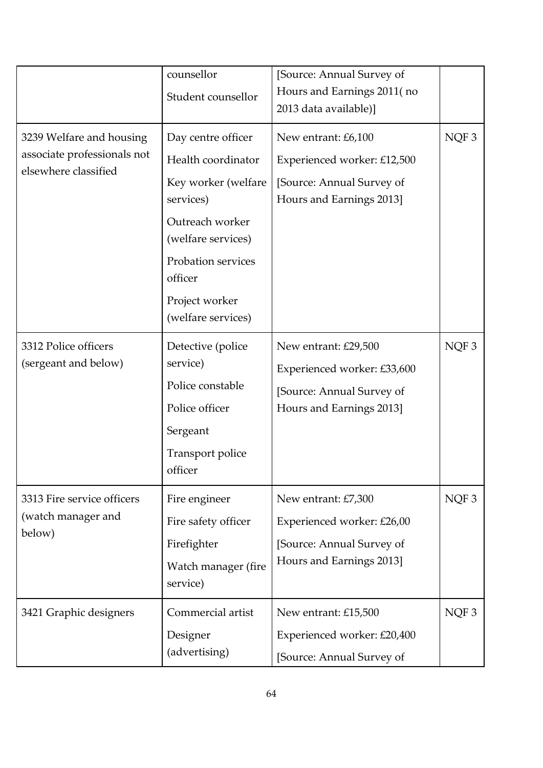| | | | |
|---|---|---|---|
| | counsellor<br>Student counsellor | [Source: Annual Survey of Hours and Earnings 2011( no 2013 data available)] | |
| 3239 Welfare and housing associate professionals not elsewhere classified | Day centre officer<br>Health coordinator<br>Key worker (welfare services)<br>Outreach worker (welfare services)<br>Probation services officer<br>Project worker (welfare services) | New entrant: £6,100<br>Experienced worker: £12,500<br>[Source: Annual Survey of Hours and Earnings 2013] | NQF 3 |
| 3312 Police officers (sergeant and below) | Detective (police service)<br>Police constable<br>Police officer<br>Sergeant<br>Transport police officer | New entrant: £29,500<br>Experienced worker: £33,600<br>[Source: Annual Survey of Hours and Earnings 2013] | NQF 3 |
| 3313 Fire service officers (watch manager and below) | Fire engineer<br>Fire safety officer<br>Firefighter<br>Watch manager (fire service) | New entrant: £7,300<br>Experienced worker: £26,00<br>[Source: Annual Survey of Hours and Earnings 2013] | NQF 3 |
| 3421 Graphic designers | Commercial artist<br>Designer (advertising) | New entrant: £15,500<br>Experienced worker: £20,400<br>[Source: Annual Survey of | NQF 3 |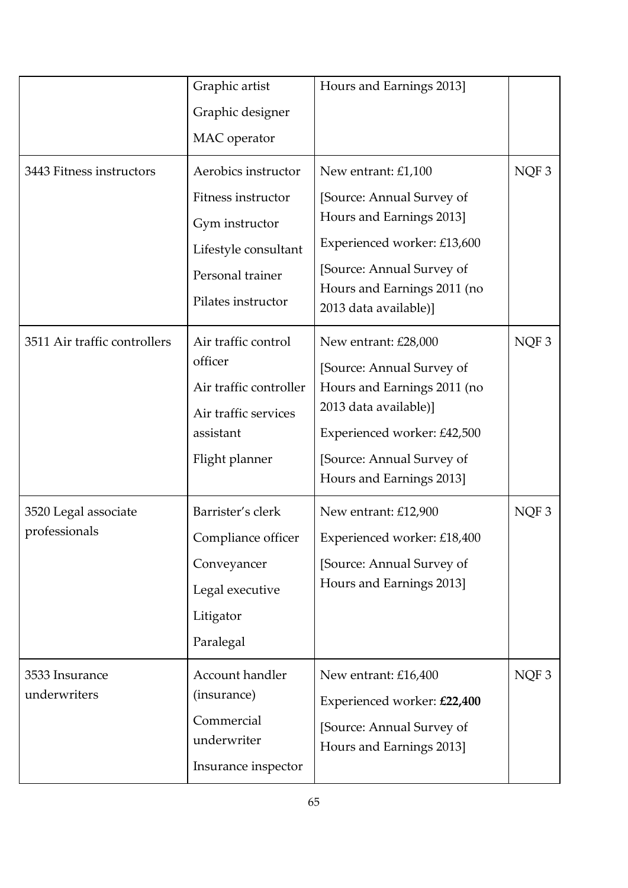| | | | |
|---|---|---|---|
| | Graphic artist<br>Graphic designer<br>MAC operator | Hours and Earnings 2013] | |
| 3443 Fitness instructors | Aerobics instructor<br>Fitness instructor<br>Gym instructor<br>Lifestyle consultant<br>Personal trainer<br>Pilates instructor | New entrant: £1,100<br>[Source: Annual Survey of Hours and Earnings 2013]<br>Experienced worker: £13,600<br>[Source: Annual Survey of Hours and Earnings 2011 (no 2013 data available)] | NQF 3 |
| 3511 Air traffic controllers | Air traffic control officer<br>Air traffic controller<br>Air traffic services assistant<br>Flight planner | New entrant: £28,000<br>[Source: Annual Survey of Hours and Earnings 2011 (no 2013 data available)]<br>Experienced worker: £42,500<br>[Source: Annual Survey of Hours and Earnings 2013] | NQF 3 |
| 3520 Legal associate professionals | Barrister's clerk<br>Compliance officer<br>Conveyancer<br>Legal executive<br>Litigator<br>Paralegal | New entrant: £12,900<br>Experienced worker: £18,400<br>[Source: Annual Survey of Hours and Earnings 2013] | NQF 3 |
| 3533 Insurance underwriters | Account handler (insurance)<br>Commercial underwriter<br>Insurance inspector | New entrant: £16,400<br>Experienced worker: **£22,400**<br>[Source: Annual Survey of Hours and Earnings 2013] | NQF 3 |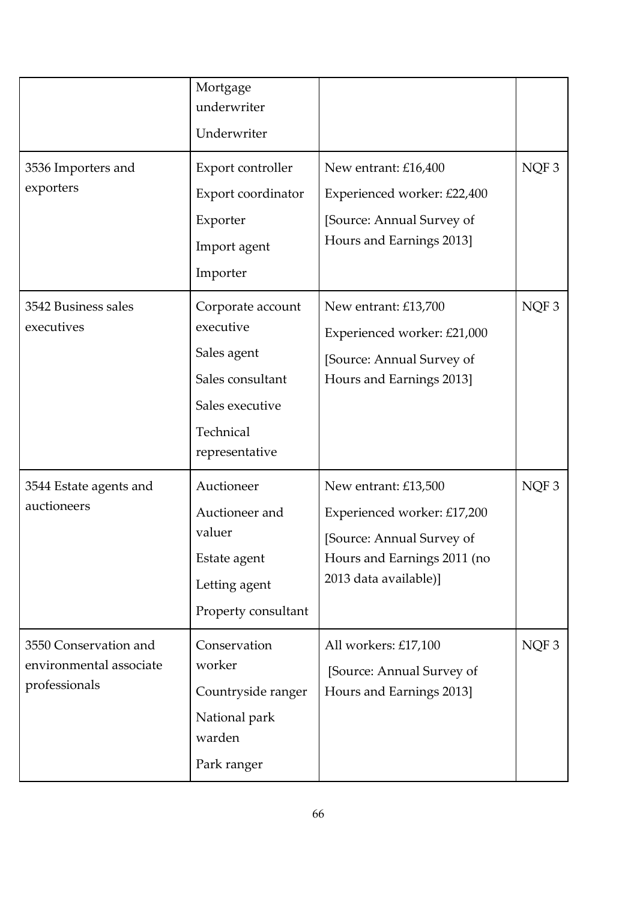| | | | |
|---|---|---|---|
| | Mortgage underwriter<br>Underwriter | | |
| 3536 Importers and exporters | Export controller<br>Export coordinator<br>Exporter<br>Import agent<br>Importer | New entrant: £16,400<br>Experienced worker: £22,400<br>[Source: Annual Survey of Hours and Earnings 2013] | NQF 3 |
| 3542 Business sales executives | Corporate account executive<br>Sales agent<br>Sales consultant<br>Sales executive<br>Technical representative | New entrant: £13,700<br>Experienced worker: £21,000<br>[Source: Annual Survey of Hours and Earnings 2013] | NQF 3 |
| 3544 Estate agents and auctioneers | Auctioneer<br>Auctioneer and valuer<br>Estate agent<br>Letting agent<br>Property consultant | New entrant: £13,500<br>Experienced worker: £17,200<br>[Source: Annual Survey of Hours and Earnings 2011 (no 2013 data available)] | NQF 3 |
| 3550 Conservation and environmental associate professionals | Conservation worker<br>Countryside ranger<br>National park warden<br>Park ranger | All workers: £17,100<br>[Source: Annual Survey of Hours and Earnings 2013] | NQF 3 |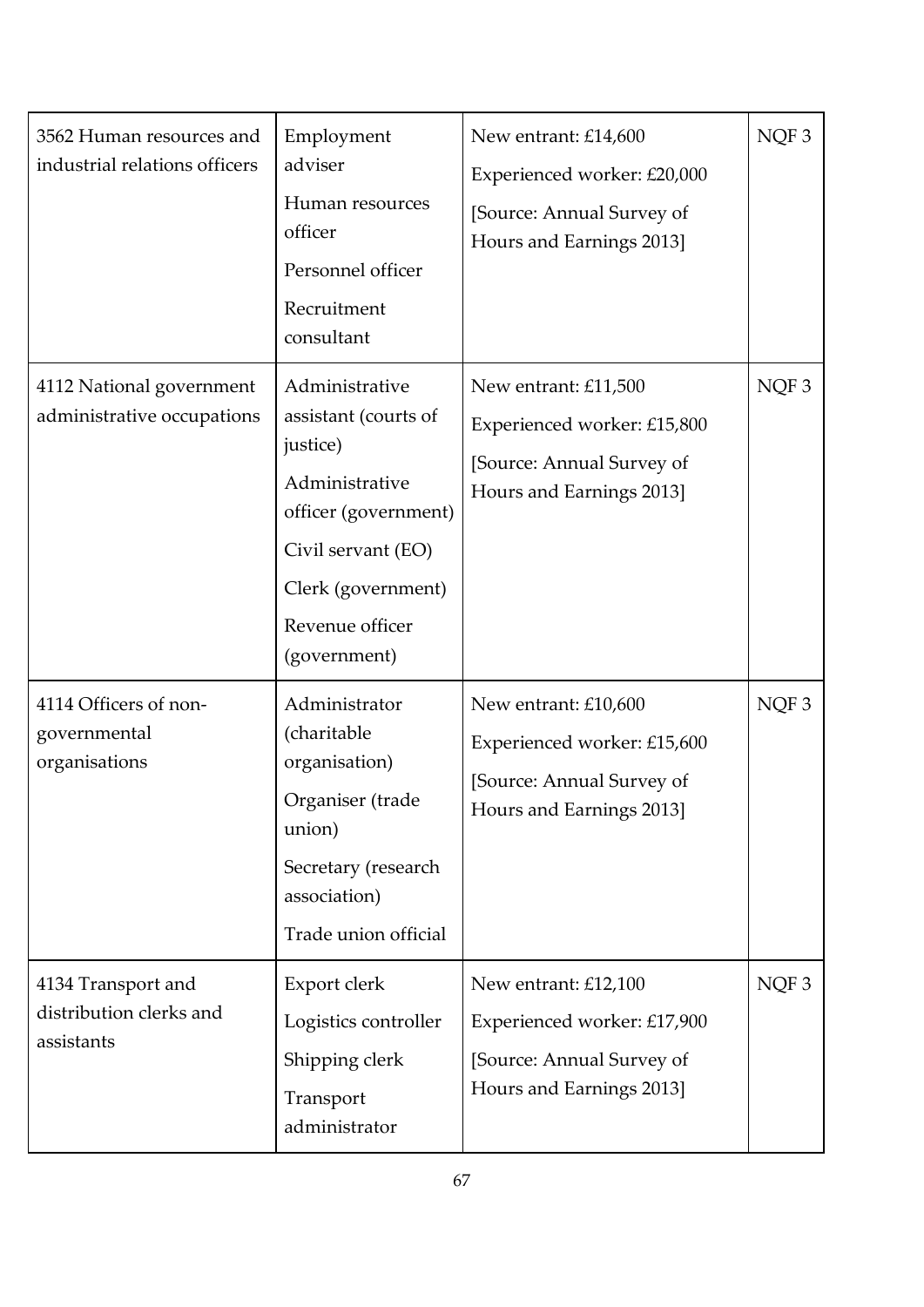| | | | |
|---|---|---|---|
| 3562 Human resources and industrial relations officers | Employment adviser<br>Human resources officer<br>Personnel officer<br>Recruitment consultant | New entrant: £14,600<br>Experienced worker: £20,000<br>[Source: Annual Survey of Hours and Earnings 2013] | NQF 3 |
| 4112 National government administrative occupations | Administrative assistant (courts of justice)<br>Administrative officer (government)<br>Civil servant (EO)<br>Clerk (government)<br>Revenue officer (government) | New entrant: £11,500<br>Experienced worker: £15,800<br>[Source: Annual Survey of Hours and Earnings 2013] | NQF 3 |
| 4114 Officers of non-governmental organisations | Administrator (charitable organisation)<br>Organiser (trade union)<br>Secretary (research association)<br>Trade union official | New entrant: £10,600<br>Experienced worker: £15,600<br>[Source: Annual Survey of Hours and Earnings 2013] | NQF 3 |
| 4134 Transport and distribution clerks and assistants | Export clerk<br>Logistics controller<br>Shipping clerk<br>Transport administrator | New entrant: £12,100<br>Experienced worker: £17,900<br>[Source: Annual Survey of Hours and Earnings 2013] | NQF 3 |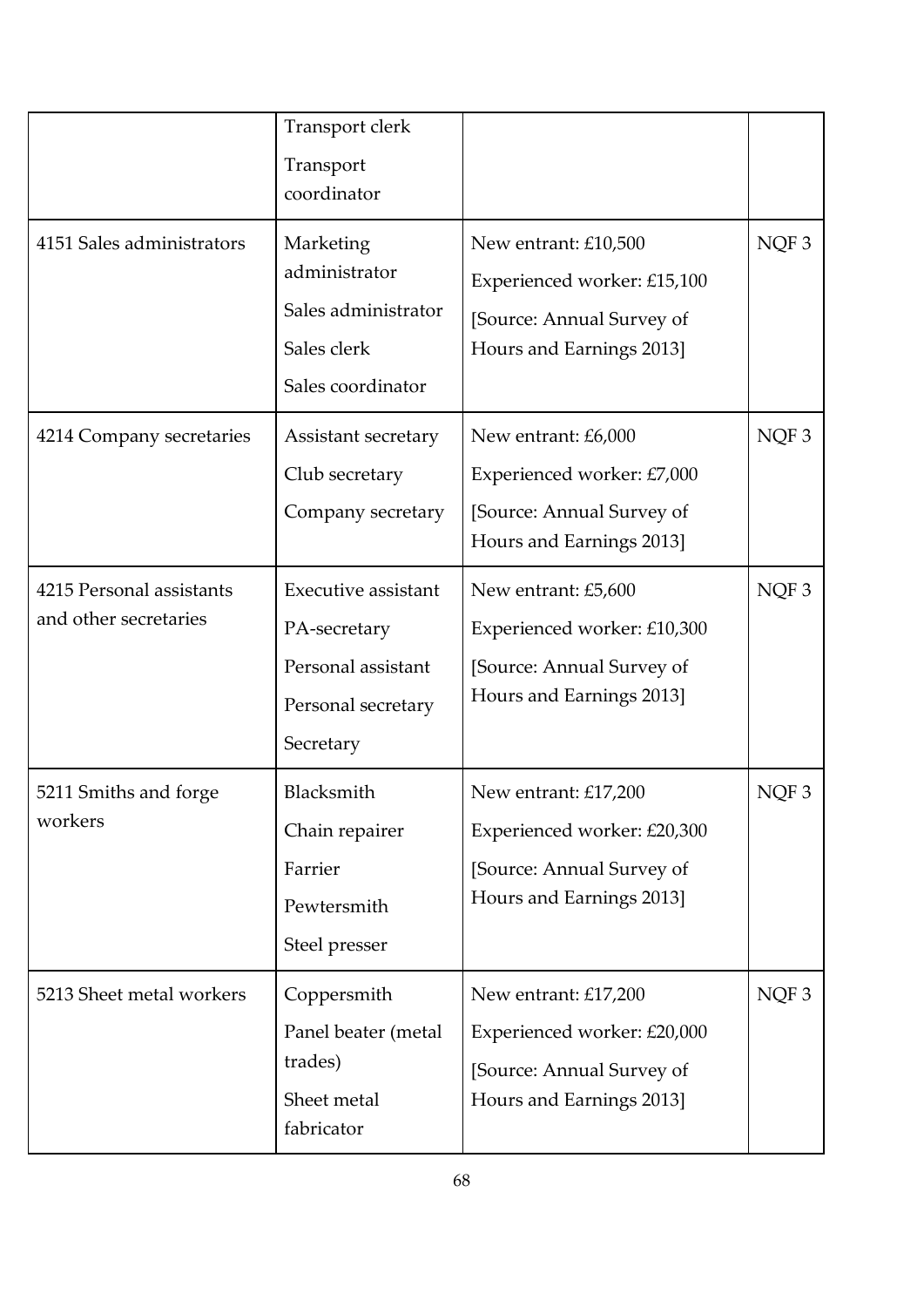| | | | |
|---|---|---|---|
| | Transport clerk<br>Transport coordinator | | |
| 4151 Sales administrators | Marketing administrator<br>Sales administrator<br>Sales clerk<br>Sales coordinator | New entrant: £10,500<br>Experienced worker: £15,100<br>[Source: Annual Survey of Hours and Earnings 2013] | NQF 3 |
| 4214 Company secretaries | Assistant secretary<br>Club secretary<br>Company secretary | New entrant: £6,000<br>Experienced worker: £7,000<br>[Source: Annual Survey of Hours and Earnings 2013] | NQF 3 |
| 4215 Personal assistants and other secretaries | Executive assistant<br>PA-secretary<br>Personal assistant<br>Personal secretary<br>Secretary | New entrant: £5,600<br>Experienced worker: £10,300<br>[Source: Annual Survey of Hours and Earnings 2013] | NQF 3 |
| 5211 Smiths and forge workers | Blacksmith<br>Chain repairer<br>Farrier<br>Pewtersmith<br>Steel presser | New entrant: £17,200<br>Experienced worker: £20,300<br>[Source: Annual Survey of Hours and Earnings 2013] | NQF 3 |
| 5213 Sheet metal workers | Coppersmith<br>Panel beater (metal trades)<br>Sheet metal fabricator | New entrant: £17,200<br>Experienced worker: £20,000<br>[Source: Annual Survey of Hours and Earnings 2013] | NQF 3 |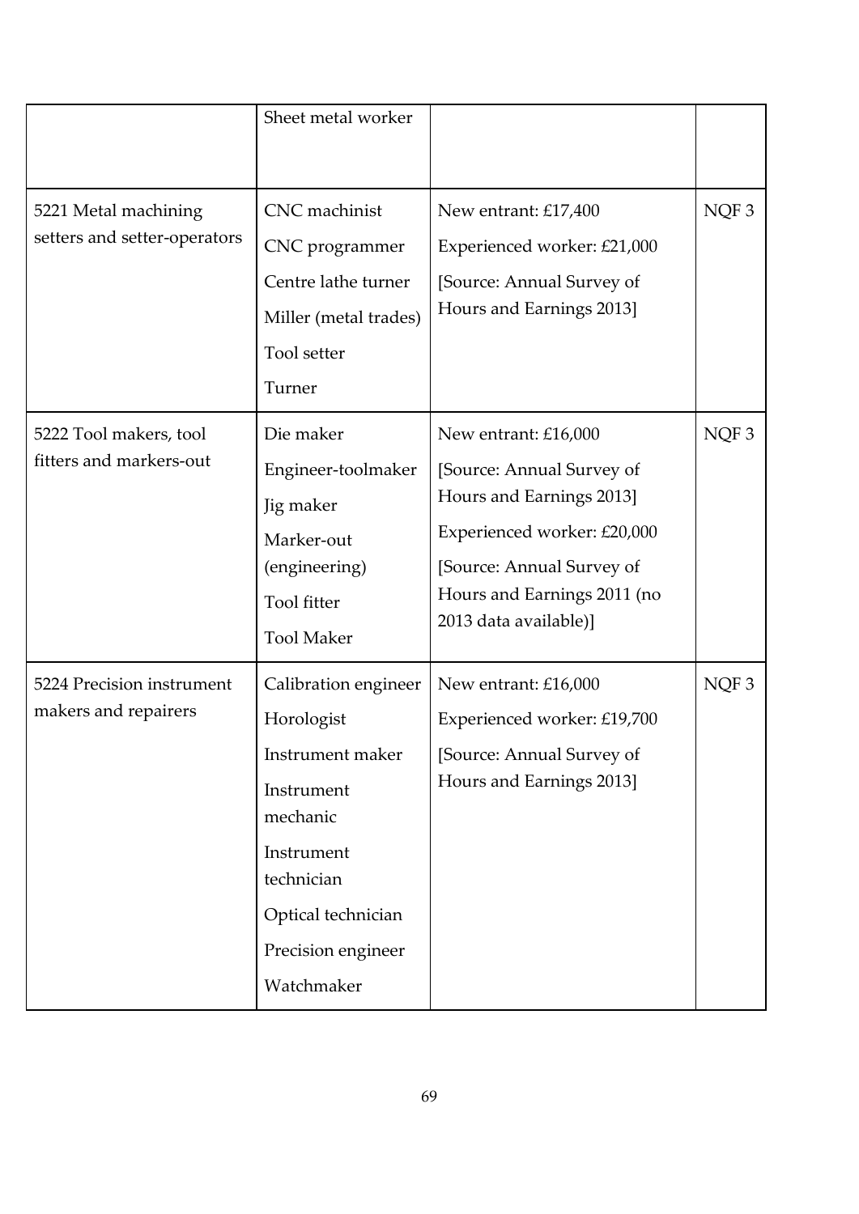| | | | |
|---|---|---|---|
| | Sheet metal worker | | |
| 5221 Metal machining setters and setter-operators | CNC machinist<br>CNC programmer<br>Centre lathe turner<br>Miller (metal trades)<br>Tool setter<br>Turner | New entrant: £17,400<br>Experienced worker: £21,000<br>[Source: Annual Survey of Hours and Earnings 2013] | NQF 3 |
| 5222 Tool makers, tool fitters and markers-out | Die maker<br>Engineer-toolmaker<br>Jig maker<br>Marker-out (engineering)<br>Tool fitter<br>Tool Maker | New entrant: £16,000<br>[Source: Annual Survey of Hours and Earnings 2013]<br>Experienced worker: £20,000<br>[Source: Annual Survey of Hours and Earnings 2011 (no 2013 data available)] | NQF 3 |
| 5224 Precision instrument makers and repairers | Calibration engineer<br>Horologist<br>Instrument maker<br>Instrument mechanic<br>Instrument technician<br>Optical technician<br>Precision engineer<br>Watchmaker | New entrant: £16,000<br>Experienced worker: £19,700<br>[Source: Annual Survey of Hours and Earnings 2013] | NQF 3 |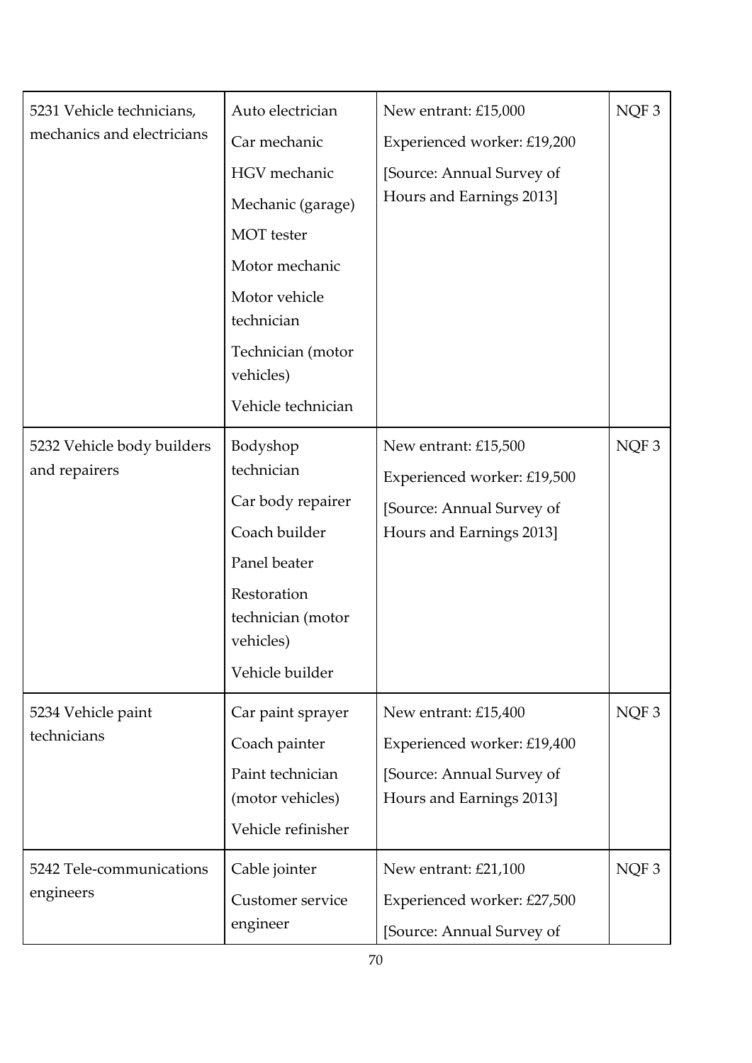| | | | |
|---|---|---|---|
| 5231 Vehicle technicians, mechanics and electricians | Auto electrician<br>Car mechanic<br>HGV mechanic<br>Mechanic (garage)<br>MOT tester<br>Motor mechanic<br>Motor vehicle technician<br>Technician (motor vehicles)<br>Vehicle technician | New entrant: £15,000<br>Experienced worker: £19,200<br>[Source: Annual Survey of Hours and Earnings 2013] | NQF 3 |
| 5232 Vehicle body builders and repairers | Bodyshop technician<br>Car body repairer<br>Coach builder<br>Panel beater<br>Restoration technician (motor vehicles)<br>Vehicle builder | New entrant: £15,500<br>Experienced worker: £19,500<br>[Source: Annual Survey of Hours and Earnings 2013] | NQF 3 |
| 5234 Vehicle paint technicians | Car paint sprayer<br>Coach painter<br>Paint technician (motor vehicles)<br>Vehicle refinisher | New entrant: £15,400<br>Experienced worker: £19,400<br>[Source: Annual Survey of Hours and Earnings 2013] | NQF 3 |
| 5242 Tele-communications engineers | Cable jointer<br>Customer service engineer | New entrant: £21,100<br>Experienced worker: £27,500<br>[Source: Annual Survey of | NQF 3 |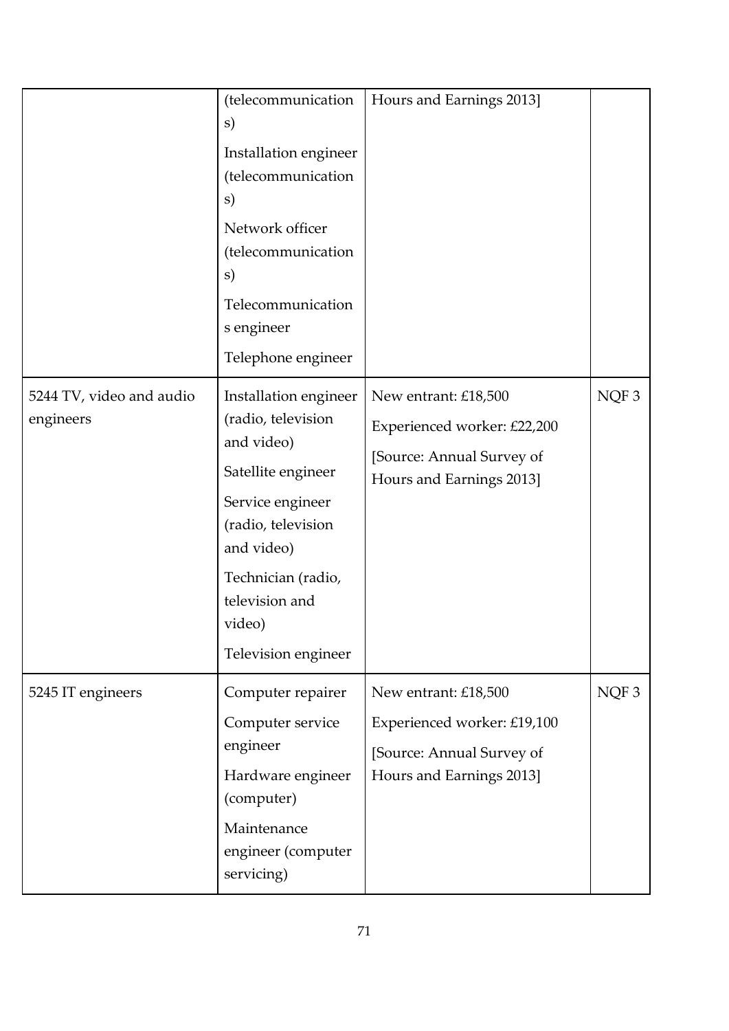| | | | |
|---|---|---|---|
| | (telecommunications)<br>Installation engineer (telecommunications)<br>Network officer (telecommunications)<br>Telecommunications engineer<br>Telephone engineer | Hours and Earnings 2013] | |
| 5244 TV, video and audio engineers | Installation engineer (radio, television and video)<br>Satellite engineer<br>Service engineer (radio, television and video)<br>Technician (radio, television and video)<br>Television engineer | New entrant: £18,500<br>Experienced worker: £22,200<br>[Source: Annual Survey of Hours and Earnings 2013] | NQF 3 |
| 5245 IT engineers | Computer repairer<br>Computer service engineer<br>Hardware engineer (computer)<br>Maintenance engineer (computer servicing) | New entrant: £18,500<br>Experienced worker: £19,100<br>[Source: Annual Survey of Hours and Earnings 2013] | NQF 3 |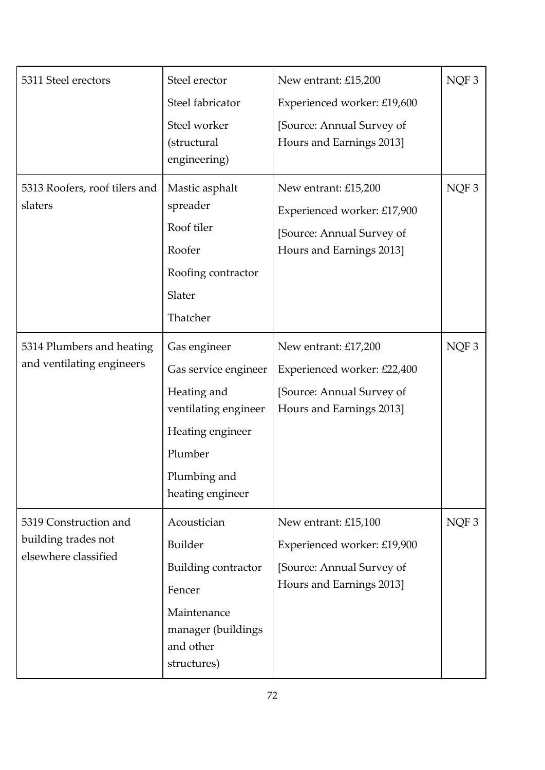| | | | |
|---|---|---|---|
| 5311 Steel erectors | Steel erector<br>Steel fabricator<br>Steel worker (structural engineering) | New entrant: £15,200<br>Experienced worker: £19,600<br>[Source: Annual Survey of Hours and Earnings 2013] | NQF 3 |
| 5313 Roofers, roof tilers and slaters | Mastic asphalt spreader<br>Roof tiler<br>Roofer<br>Roofing contractor<br>Slater<br>Thatcher | New entrant: £15,200<br>Experienced worker: £17,900<br>[Source: Annual Survey of Hours and Earnings 2013] | NQF 3 |
| 5314 Plumbers and heating and ventilating engineers | Gas engineer<br>Gas service engineer<br>Heating and ventilating engineer<br>Heating engineer<br>Plumber<br>Plumbing and heating engineer | New entrant: £17,200<br>Experienced worker: £22,400<br>[Source: Annual Survey of Hours and Earnings 2013] | NQF 3 |
| 5319 Construction and building trades not elsewhere classified | Acoustician<br>Builder<br>Building contractor<br>Fencer<br>Maintenance manager (buildings and other structures) | New entrant: £15,100<br>Experienced worker: £19,900<br>[Source: Annual Survey of Hours and Earnings 2013] | NQF 3 |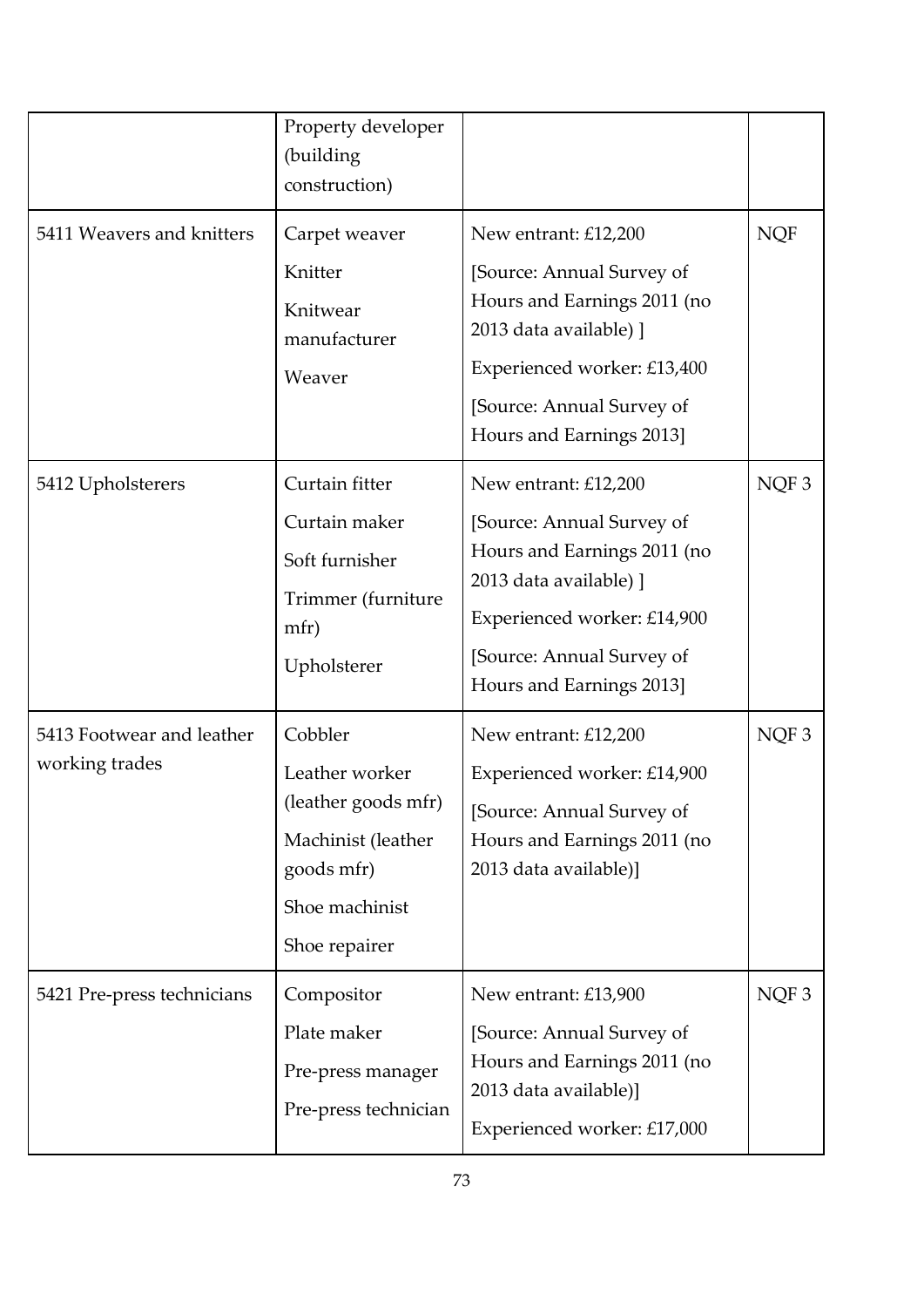| | | | |
|---|---|---|---|
| | Property developer (building construction) | | |
| 5411 Weavers and knitters | Carpet weaver<br>Knitter<br>Knitwear manufacturer<br>Weaver | New entrant: £12,200<br>[Source: Annual Survey of Hours and Earnings 2011 (no 2013 data available) ]<br>Experienced worker: £13,400<br>[Source: Annual Survey of Hours and Earnings 2013] | NQF |
| 5412 Upholsterers | Curtain fitter<br>Curtain maker<br>Soft furnisher<br>Trimmer (furniture mfr)<br>Upholsterer | New entrant: £12,200<br>[Source: Annual Survey of Hours and Earnings 2011 (no 2013 data available) ]<br>Experienced worker: £14,900<br>[Source: Annual Survey of Hours and Earnings 2013] | NQF 3 |
| 5413 Footwear and leather working trades | Cobbler<br>Leather worker (leather goods mfr)<br>Machinist (leather goods mfr)<br>Shoe machinist<br>Shoe repairer | New entrant: £12,200<br>Experienced worker: £14,900<br>[Source: Annual Survey of Hours and Earnings 2011 (no 2013 data available)] | NQF 3 |
| 5421 Pre-press technicians | Compositor<br>Plate maker<br>Pre-press manager<br>Pre-press technician | New entrant: £13,900<br>[Source: Annual Survey of Hours and Earnings 2011 (no 2013 data available)]<br>Experienced worker: £17,000 | NQF 3 |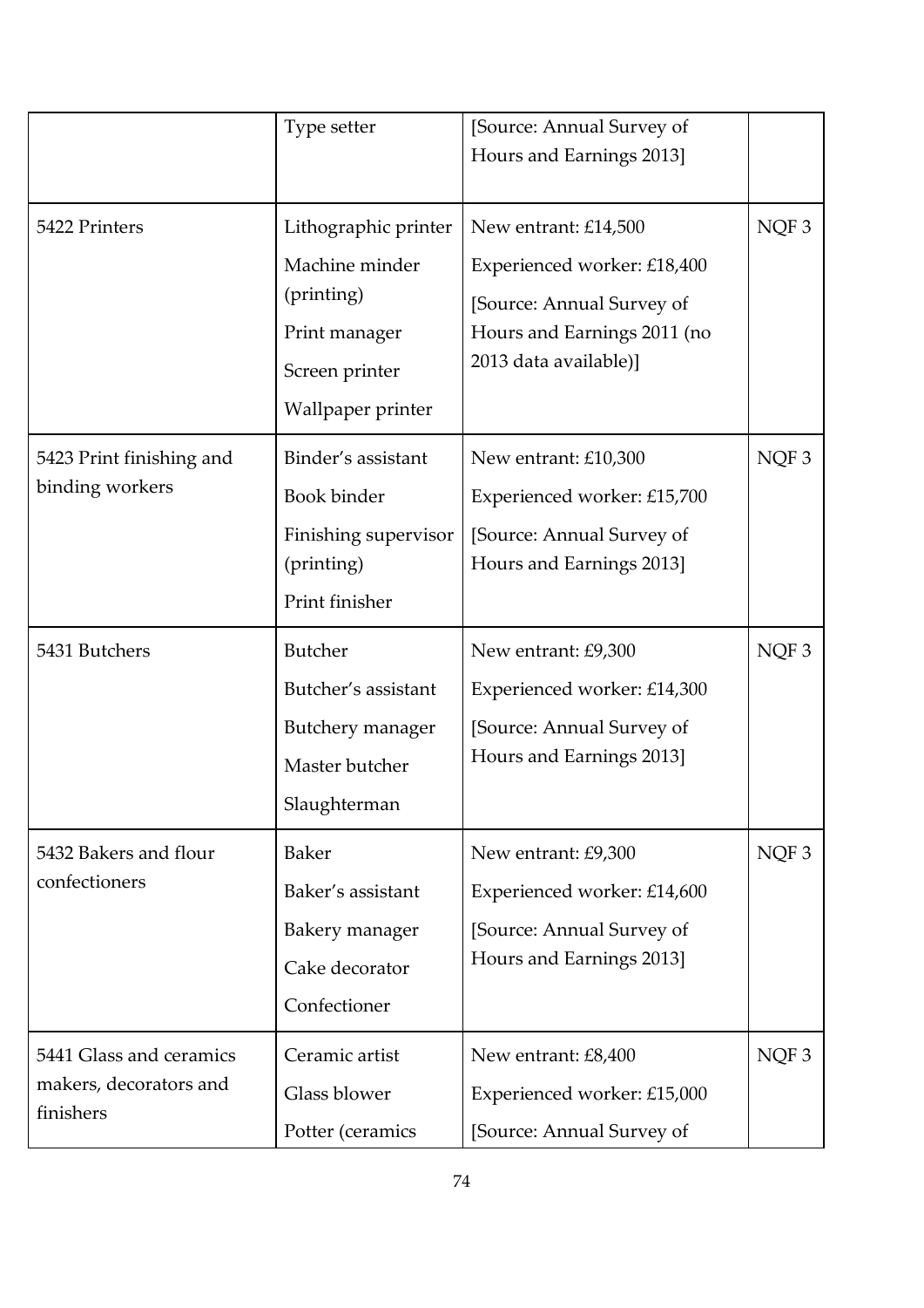| | | | |
|---|---|---|---|
| | Type setter | [Source: Annual Survey of Hours and Earnings 2013] | |
| 5422 Printers | Lithographic printer<br>Machine minder (printing)<br>Print manager<br>Screen printer<br>Wallpaper printer | New entrant: £14,500<br>Experienced worker: £18,400<br>[Source: Annual Survey of Hours and Earnings 2011 (no 2013 data available)] | NQF 3 |
| 5423 Print finishing and binding workers | Binder's assistant<br>Book binder<br>Finishing supervisor (printing)<br>Print finisher | New entrant: £10,300<br>Experienced worker: £15,700<br>[Source: Annual Survey of Hours and Earnings 2013] | NQF 3 |
| 5431 Butchers | Butcher<br>Butcher's assistant<br>Butchery manager<br>Master butcher<br>Slaughterman | New entrant: £9,300<br>Experienced worker: £14,300<br>[Source: Annual Survey of Hours and Earnings 2013] | NQF 3 |
| 5432 Bakers and flour confectioners | Baker<br>Baker's assistant<br>Bakery manager<br>Cake decorator<br>Confectioner | New entrant: £9,300<br>Experienced worker: £14,600<br>[Source: Annual Survey of Hours and Earnings 2013] | NQF 3 |
| 5441 Glass and ceramics makers, decorators and finishers | Ceramic artist<br>Glass blower<br>Potter (ceramics | New entrant: £8,400<br>Experienced worker: £15,000<br>[Source: Annual Survey of | NQF 3 |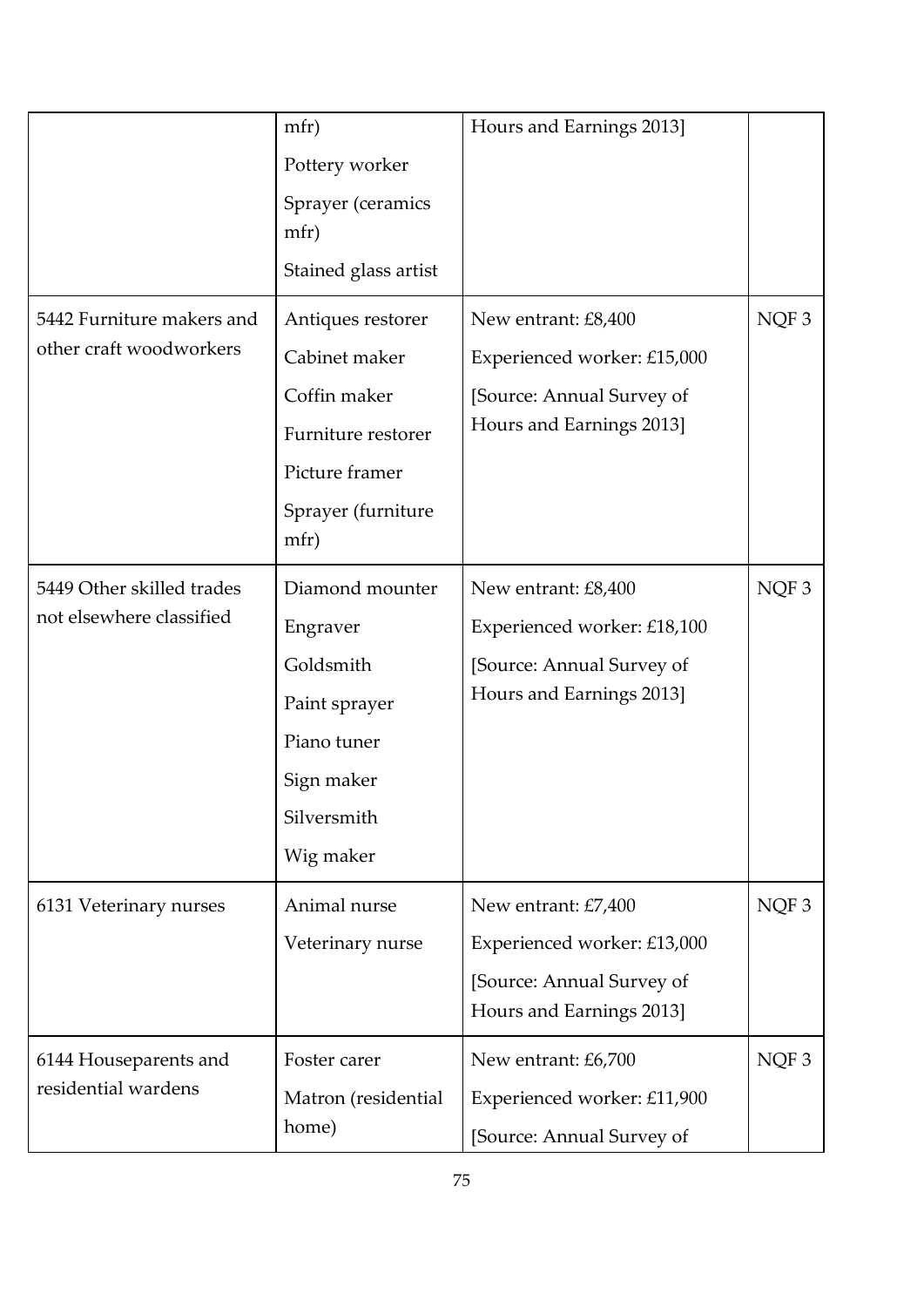| | | | |
|---|---|---|---|
| | mfr)<br>Pottery worker<br>Sprayer (ceramics mfr)<br>Stained glass artist | Hours and Earnings 2013] | |
| 5442 Furniture makers and other craft woodworkers | Antiques restorer<br>Cabinet maker<br>Coffin maker<br>Furniture restorer<br>Picture framer<br>Sprayer (furniture mfr) | New entrant: £8,400<br>Experienced worker: £15,000<br>[Source: Annual Survey of Hours and Earnings 2013] | NQF 3 |
| 5449 Other skilled trades not elsewhere classified | Diamond mounter<br>Engraver<br>Goldsmith<br>Paint sprayer<br>Piano tuner<br>Sign maker<br>Silversmith<br>Wig maker | New entrant: £8,400<br>Experienced worker: £18,100<br>[Source: Annual Survey of Hours and Earnings 2013] | NQF 3 |
| 6131 Veterinary nurses | Animal nurse<br>Veterinary nurse | New entrant: £7,400<br>Experienced worker: £13,000<br>[Source: Annual Survey of Hours and Earnings 2013] | NQF 3 |
| 6144 Houseparents and residential wardens | Foster carer<br>Matron (residential home) | New entrant: £6,700<br>Experienced worker: £11,900<br>[Source: Annual Survey of | NQF 3 |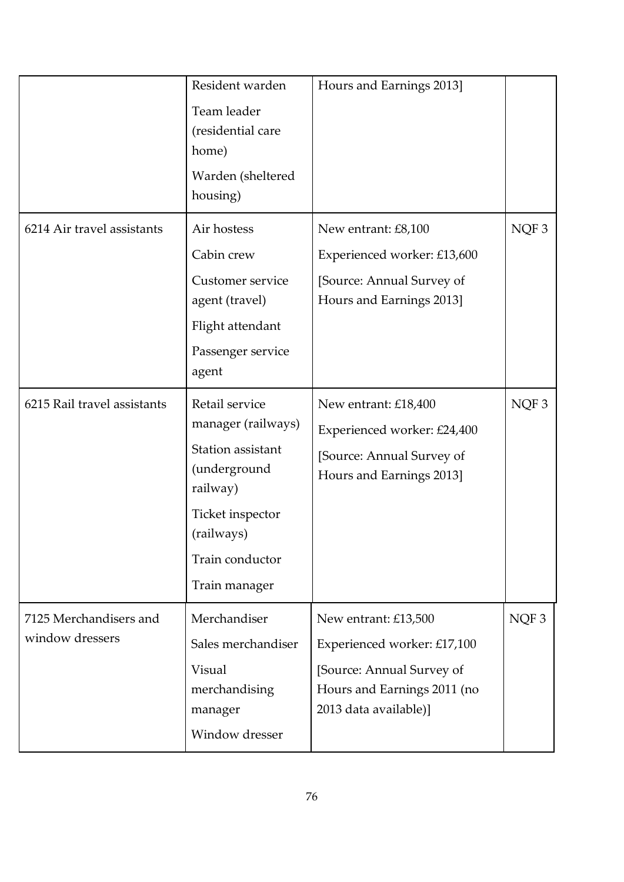| | | | |
|---|---|---|---|
| | Resident warden<br>Team leader (residential care home)<br>Warden (sheltered housing) | Hours and Earnings 2013] | |
| 6214 Air travel assistants | Air hostess<br>Cabin crew<br>Customer service agent (travel)<br>Flight attendant<br>Passenger service agent | New entrant: £8,100<br>Experienced worker: £13,600<br>[Source: Annual Survey of Hours and Earnings 2013] | NQF 3 |
| 6215 Rail travel assistants | Retail service manager (railways)<br>Station assistant (underground railway)<br>Ticket inspector (railways)<br>Train conductor<br>Train manager | New entrant: £18,400<br>Experienced worker: £24,400<br>[Source: Annual Survey of Hours and Earnings 2013] | NQF 3 |
| 7125 Merchandisers and window dressers | Merchandiser<br>Sales merchandiser<br>Visual merchandising manager<br>Window dresser | New entrant: £13,500<br>Experienced worker: £17,100<br>[Source: Annual Survey of Hours and Earnings 2011 (no 2013 data available)] | NQF 3 |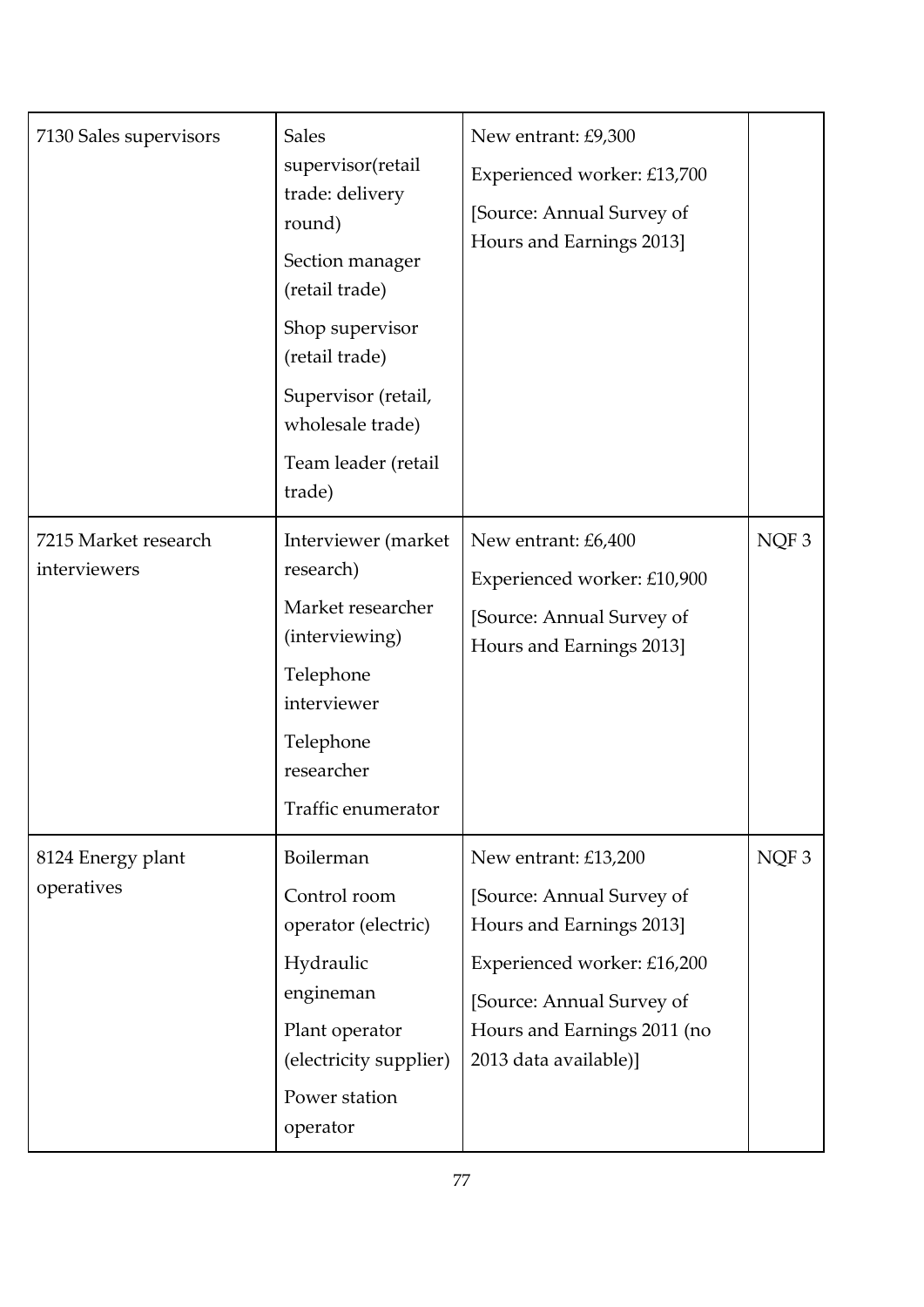| | | | |
|---|---|---|---|
| 7130 Sales supervisors | Sales supervisor(retail trade: delivery round)<br>Section manager (retail trade)<br>Shop supervisor (retail trade)<br>Supervisor (retail, wholesale trade)<br>Team leader (retail trade) | New entrant: £9,300<br>Experienced worker: £13,700<br>[Source: Annual Survey of Hours and Earnings 2013] | |
| 7215 Market research interviewers | Interviewer (market research)<br>Market researcher (interviewing)<br>Telephone interviewer<br>Telephone researcher<br>Traffic enumerator | New entrant: £6,400<br>Experienced worker: £10,900<br>[Source: Annual Survey of Hours and Earnings 2013] | NQF 3 |
| 8124 Energy plant operatives | Boilerman<br>Control room operator (electric)<br>Hydraulic engineman<br>Plant operator (electricity supplier)<br>Power station operator | New entrant: £13,200<br>[Source: Annual Survey of Hours and Earnings 2013]<br>Experienced worker: £16,200<br>[Source: Annual Survey of Hours and Earnings 2011 (no 2013 data available)] | NQF 3 |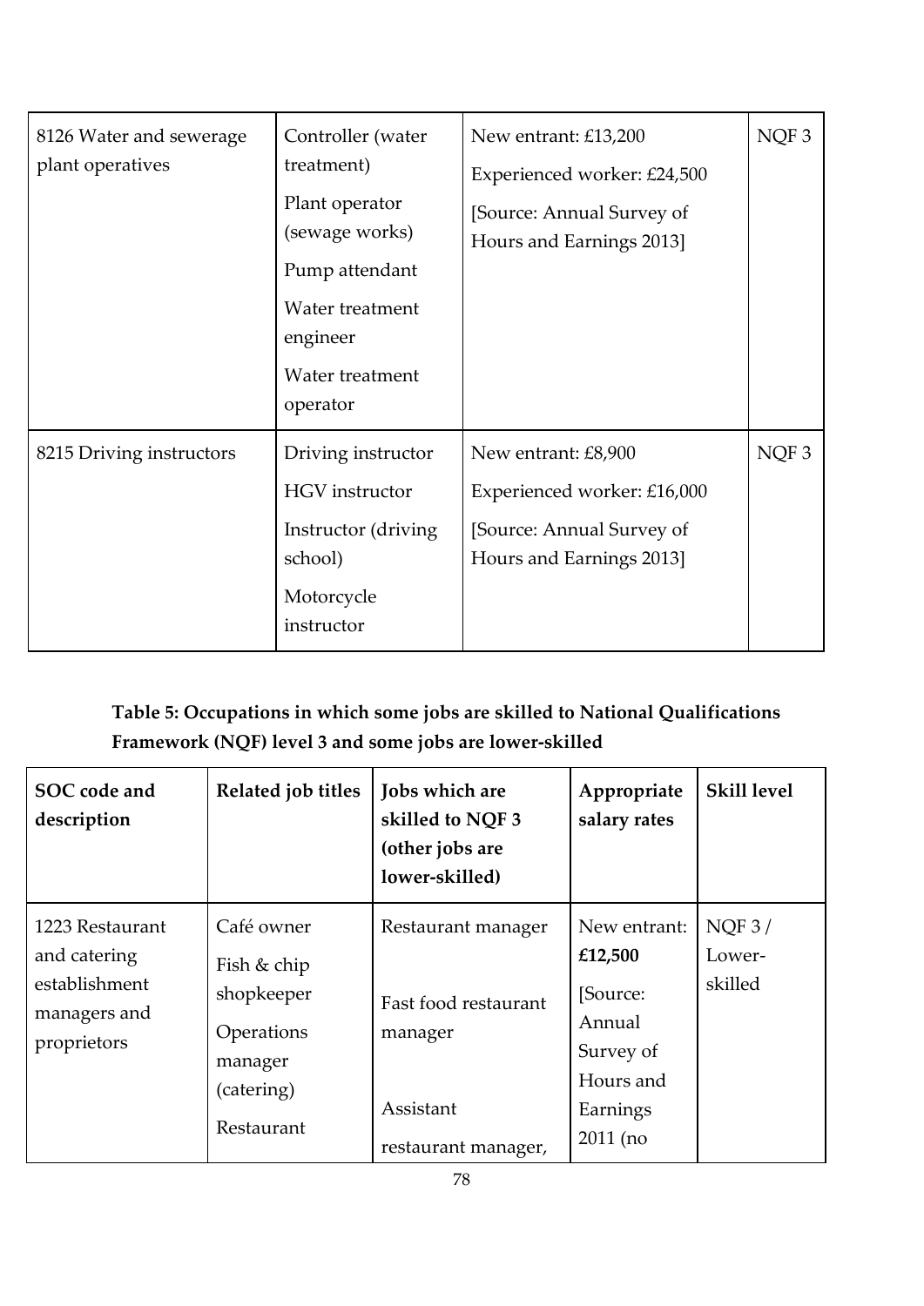| | | | |
|---|---|---|---|
| 8126 Water and sewerage plant operatives | Controller (water treatment)<br>Plant operator (sewage works)<br>Pump attendant<br>Water treatment engineer<br>Water treatment operator | New entrant: £13,200<br>Experienced worker: £24,500<br>[Source: Annual Survey of Hours and Earnings 2013] | NQF 3 |
| 8215 Driving instructors | Driving instructor<br>HGV instructor<br>Instructor (driving school)<br>Motorcycle instructor | New entrant: £8,900<br>Experienced worker: £16,000<br>[Source: Annual Survey of Hours and Earnings 2013] | NQF 3 |

**Table 5: Occupations in which some jobs are skilled to National Qualifications Framework (NQF) level 3 and some jobs are lower-skilled**

| SOC code and description | Related job titles | Jobs which are skilled to NQF 3 (other jobs are lower-skilled) | Appropriate salary rates | Skill level |
|---|---|---|---|---|
| 1223 Restaurant and catering establishment managers and proprietors | Café owner<br>Fish & chip shopkeeper<br>Operations manager (catering)<br>Restaurant | Restaurant manager<br>Fast food restaurant manager<br>Assistant restaurant manager, | New entrant: **£12,500**<br>[Source: Annual Survey of Hours and Earnings 2011 (no | NQF 3 / Lower-skilled |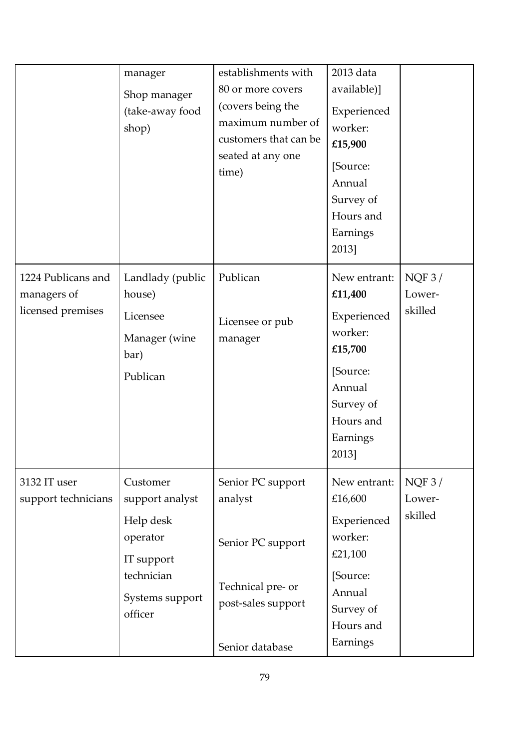| | | | | |
|---|---|---|---|---|
| | manager<br>Shop manager (take-away food shop) | establishments with 80 or more covers (covers being the maximum number of customers that can be seated at any one time) | 2013 data available)]<br>Experienced worker: **£15,900**<br>[Source: Annual Survey of Hours and Earnings 2013] | |
| 1224 Publicans and managers of licensed premises | Landlady (public house)<br>Licensee<br>Manager (wine bar)<br>Publican | Publican<br><br>Licensee or pub manager | New entrant: **£11,400**<br>Experienced worker: **£15,700**<br>[Source: Annual Survey of Hours and Earnings 2013] | NQF 3 / Lower-skilled |
| 3132 IT user support technicians | Customer support analyst<br>Help desk operator<br>IT support technician<br>Systems support officer | Senior PC support analyst<br><br>Senior PC support<br><br>Technical pre- or post-sales support<br><br>Senior database | New entrant: £16,600<br>Experienced worker: £21,100<br>[Source: Annual Survey of Hours and Earnings | NQF 3 / Lower-skilled |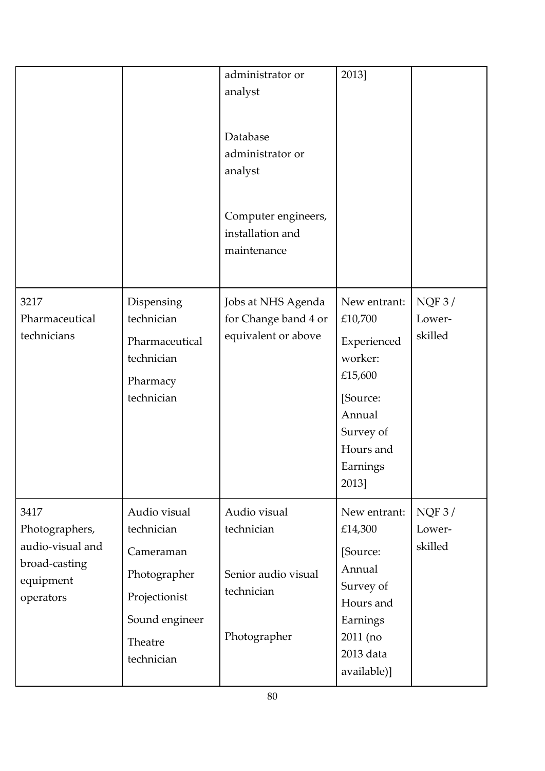| | | | | |
|---|---|---|---|---|
| | | administrator or analyst<br><br>Database administrator or analyst<br><br>Computer engineers, installation and maintenance | 2013] | |
| 3217 Pharmaceutical technicians | Dispensing technician<br>Pharmaceutical technician<br>Pharmacy technician | Jobs at NHS Agenda for Change band 4 or equivalent or above | New entrant: £10,700<br>Experienced worker: £15,600<br>[Source: Annual Survey of Hours and Earnings 2013] | NQF 3 / Lower-skilled |
| 3417 Photographers, audio-visual and broad-casting equipment operators | Audio visual technician<br>Cameraman<br>Photographer<br>Projectionist<br>Sound engineer<br>Theatre technician | Audio visual technician<br><br>Senior audio visual technician<br><br>Photographer | New entrant: £14,300<br>[Source: Annual Survey of Hours and Earnings 2011 (no 2013 data available)] | NQF 3 / Lower-skilled |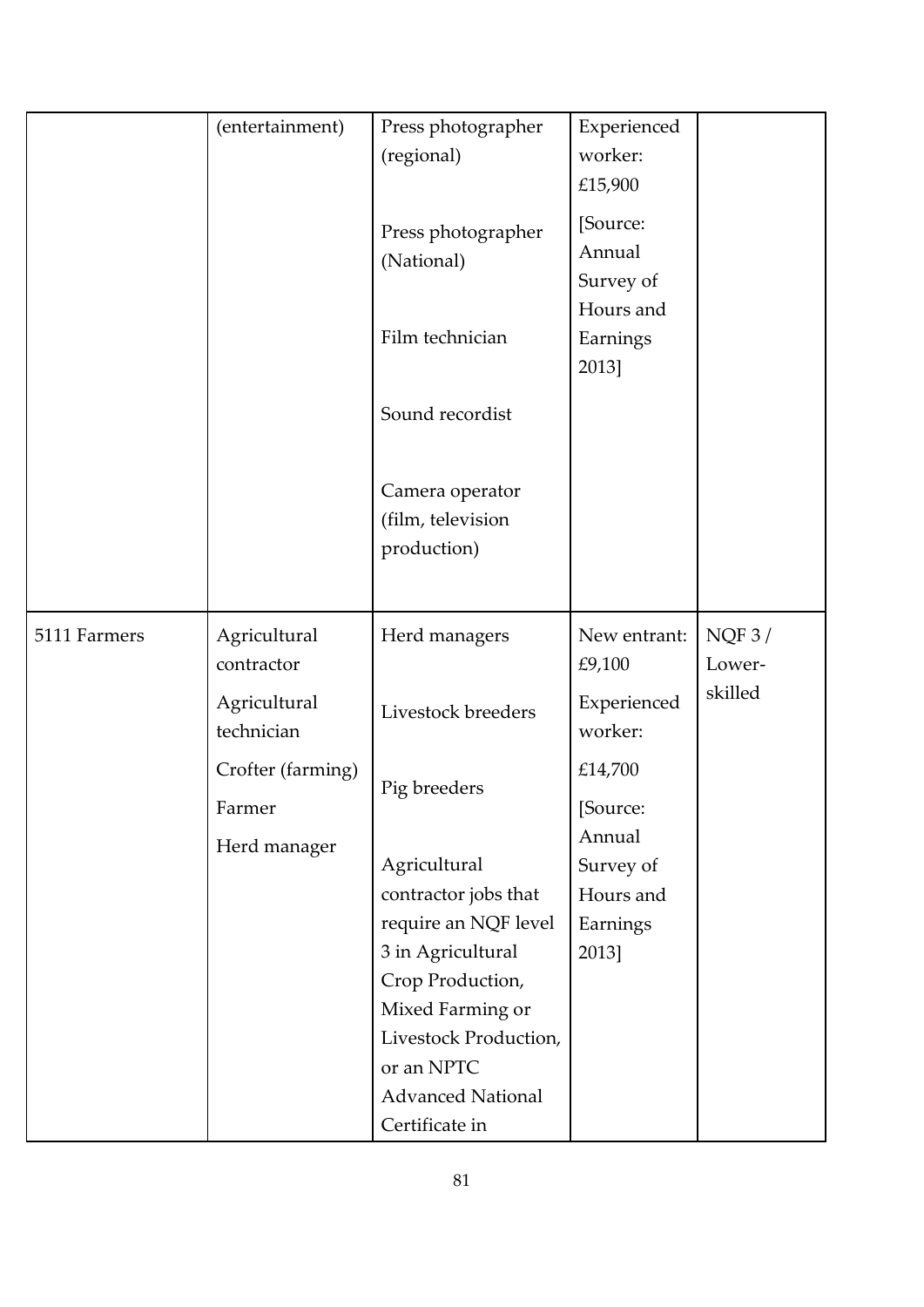| | | | | |
|---|---|---|---|---|
| | (entertainment) | Press photographer (regional)<br><br>Press photographer (National)<br><br>Film technician<br><br>Sound recordist<br><br>Camera operator (film, television production) | Experienced worker: £15,900<br><br>[Source: Annual Survey of Hours and Earnings 2013] | |
| 5111 Farmers | Agricultural contractor<br><br>Agricultural technician<br><br>Crofter (farming)<br><br>Farmer<br><br>Herd manager | Herd managers<br><br>Livestock breeders<br><br>Pig breeders<br><br>Agricultural contractor jobs that require an NQF level 3 in Agricultural Crop Production, Mixed Farming or Livestock Production, or an NPTC Advanced National Certificate in | New entrant: £9,100<br><br>Experienced worker:<br><br>£14,700<br><br>[Source: Annual Survey of Hours and Earnings 2013] | NQF 3 / Lower-skilled |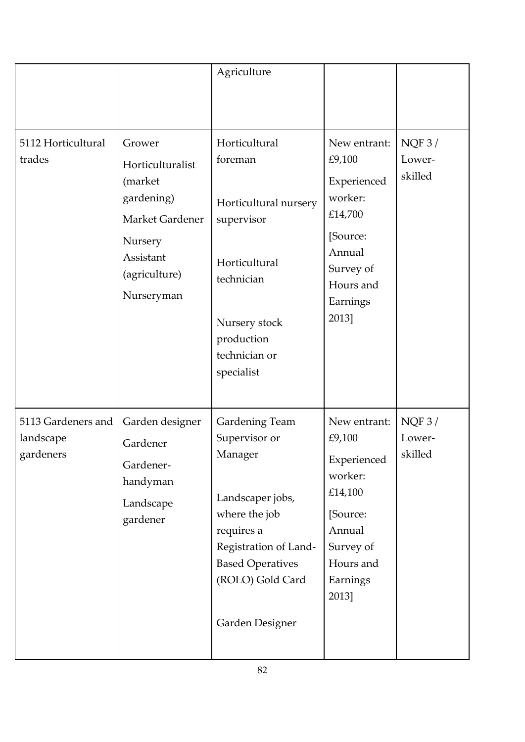| | | | | |
|---|---|---|---|---|
| | | Agriculture | | |
| 5112 Horticultural trades | Grower<br>Horticulturalist (market gardening)<br>Market Gardener<br>Nursery Assistant (agriculture)<br>Nurseryman | Horticultural foreman<br><br>Horticultural nursery supervisor<br><br>Horticultural technician<br><br>Nursery stock production technician or specialist | New entrant: £9,100<br>Experienced worker: £14,700<br>[Source: Annual Survey of Hours and Earnings 2013] | NQF 3 / Lower-skilled |
| 5113 Gardeners and landscape gardeners | Garden designer<br>Gardener<br>Gardener-handyman<br>Landscape gardener | Gardening Team Supervisor or Manager<br><br>Landscaper jobs, where the job requires a Registration of Land-Based Operatives (ROLO) Gold Card<br><br>Garden Designer | New entrant: £9,100<br>Experienced worker: £14,100<br>[Source: Annual Survey of Hours and Earnings 2013] | NQF 3 / Lower-skilled |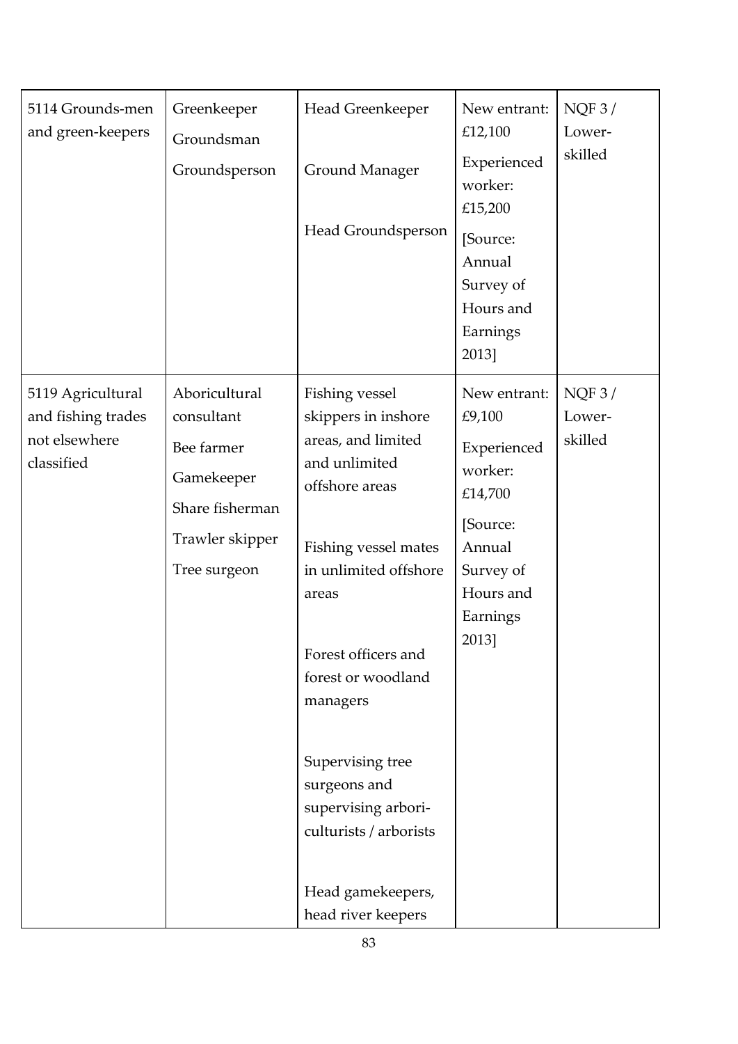| 5114 Grounds-men and green-keepers | Greenkeeper<br>Groundsman<br>Groundsperson | Head Greenkeeper<br><br>Ground Manager<br><br>Head Groundsperson | New entrant: £12,100<br>Experienced worker: £15,200<br>[Source: Annual Survey of Hours and Earnings 2013] | NQF 3 / Lower-skilled |
|---|---|---|---|---|
| 5119 Agricultural and fishing trades not elsewhere classified | Aboricultural consultant<br>Bee farmer<br>Gamekeeper<br>Share fisherman<br>Trawler skipper<br>Tree surgeon | Fishing vessel skippers in inshore areas, and limited and unlimited offshore areas<br><br>Fishing vessel mates in unlimited offshore areas<br><br>Forest officers and forest or woodland managers<br><br>Supervising tree surgeons and supervising arbori-culturists / arborists<br><br>Head gamekeepers, head river keepers | New entrant: £9,100<br>Experienced worker: £14,700<br>[Source: Annual Survey of Hours and Earnings 2013] | NQF 3 / Lower-skilled |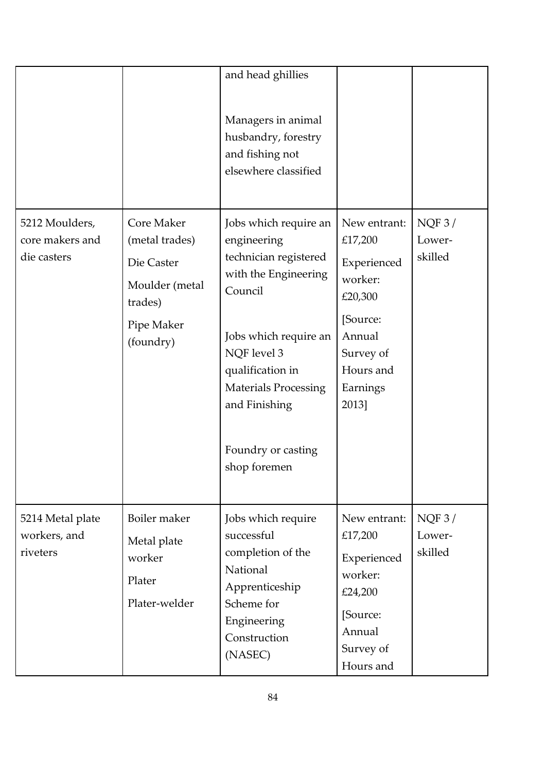| | | and head ghillies<br><br>Managers in animal husbandry, forestry and fishing not elsewhere classified | | |
|---|---|---|---|---|
| 5212 Moulders, core makers and die casters | Core Maker (metal trades)<br>Die Caster<br>Moulder (metal trades)<br>Pipe Maker (foundry) | Jobs which require an engineering technician registered with the Engineering Council<br><br>Jobs which require an NQF level 3 qualification in Materials Processing and Finishing<br><br>Foundry or casting shop foremen | New entrant: £17,200<br>Experienced worker: £20,300<br>[Source: Annual Survey of Hours and Earnings 2013] | NQF 3 / Lower-skilled |
| 5214 Metal plate workers, and riveters | Boiler maker<br>Metal plate worker<br>Plater<br>Plater-welder | Jobs which require successful completion of the National Apprenticeship Scheme for Engineering Construction (NASEC) | New entrant: £17,200<br>Experienced worker: £24,200<br>[Source: Annual Survey of Hours and | NQF 3 / Lower-skilled |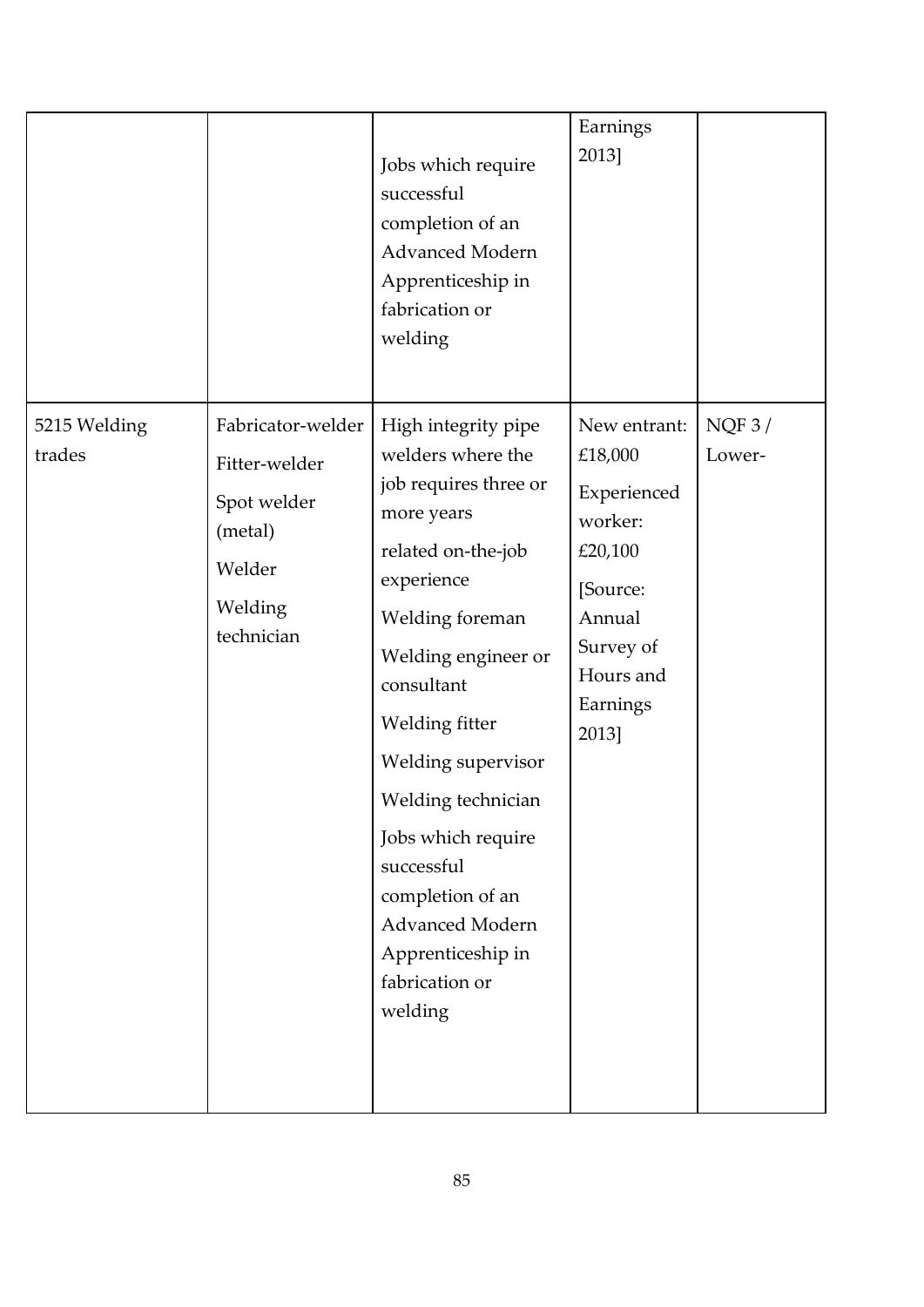| | | | | |
|---|---|---|---|---|
| | | Jobs which require successful completion of an Advanced Modern Apprenticeship in fabrication or welding | Earnings 2013] | |
| 5215 Welding trades | Fabricator-welder<br>Fitter-welder<br>Spot welder (metal)<br>Welder<br>Welding technician | High integrity pipe welders where the job requires three or more years related on-the-job experience<br>Welding foreman<br>Welding engineer or consultant<br>Welding fitter<br>Welding supervisor<br>Welding technician<br>Jobs which require successful completion of an Advanced Modern Apprenticeship in fabrication or welding | New entrant: £18,000<br>Experienced worker: £20,100<br>[Source: Annual Survey of Hours and Earnings 2013] | NQF 3 / Lower- |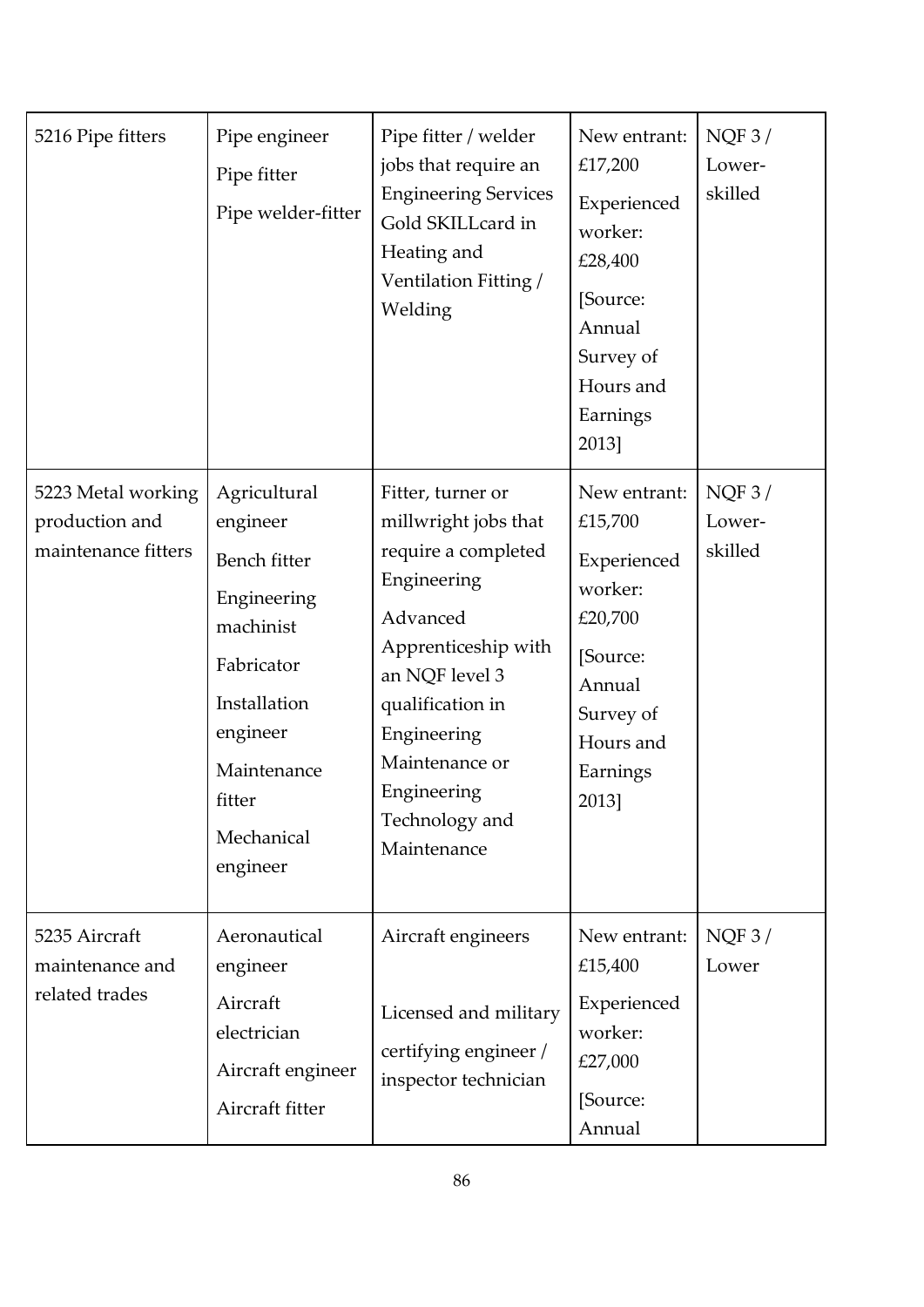| 5216 Pipe fitters | Pipe engineer<br>Pipe fitter<br>Pipe welder-fitter | Pipe fitter / welder jobs that require an Engineering Services Gold SKILLcard in Heating and Ventilation Fitting / Welding | New entrant: £17,200<br>Experienced worker: £28,400<br>[Source: Annual Survey of Hours and Earnings 2013] | NQF 3 / Lower-skilled |
|---|---|---|---|---|
| 5223 Metal working production and maintenance fitters | Agricultural engineer<br>Bench fitter<br>Engineering machinist<br>Fabricator<br>Installation engineer<br>Maintenance fitter<br>Mechanical engineer | Fitter, turner or millwright jobs that require a completed Engineering<br>Advanced Apprenticeship with an NQF level 3 qualification in Engineering Maintenance or Engineering Technology and Maintenance | New entrant: £15,700<br>Experienced worker: £20,700<br>[Source: Annual Survey of Hours and Earnings 2013] | NQF 3 / Lower-skilled |
| 5235 Aircraft maintenance and related trades | Aeronautical engineer<br>Aircraft electrician<br>Aircraft engineer<br>Aircraft fitter | Aircraft engineers<br><br>Licensed and military certifying engineer / inspector technician | New entrant: £15,400<br>Experienced worker: £27,000<br>[Source: Annual | NQF 3 / Lower |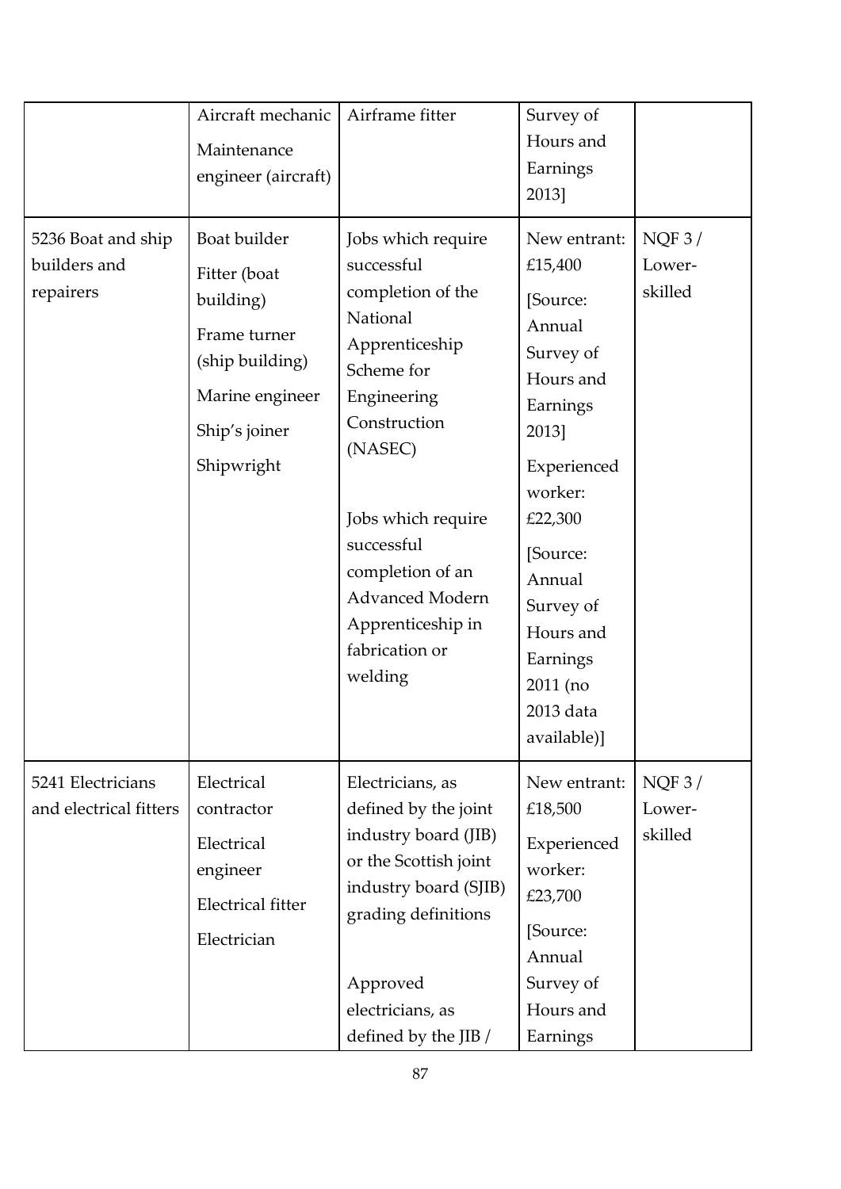| | | | | |
|---|---|---|---|---|
| | Aircraft mechanic<br>Maintenance engineer (aircraft) | Airframe fitter | Survey of Hours and Earnings 2013] | |
| 5236 Boat and ship builders and repairers | Boat builder<br>Fitter (boat building)<br>Frame turner (ship building)<br>Marine engineer<br>Ship's joiner<br>Shipwright | Jobs which require successful completion of the National Apprenticeship Scheme for Engineering Construction (NASEC)<br><br>Jobs which require successful completion of an Advanced Modern Apprenticeship in fabrication or welding | New entrant: £15,400<br>[Source: Annual Survey of Hours and Earnings 2013]<br>Experienced worker: £22,300<br>[Source: Annual Survey of Hours and Earnings 2011 (no 2013 data available)] | NQF 3 / Lower-skilled |
| 5241 Electricians and electrical fitters | Electrical contractor<br>Electrical engineer<br>Electrical fitter<br>Electrician | Electricians, as defined by the joint industry board (JIB) or the Scottish joint industry board (SJIB) grading definitions<br><br>Approved electricians, as defined by the JIB / | New entrant: £18,500<br>Experienced worker: £23,700<br>[Source: Annual Survey of Hours and Earnings | NQF 3 / Lower-skilled |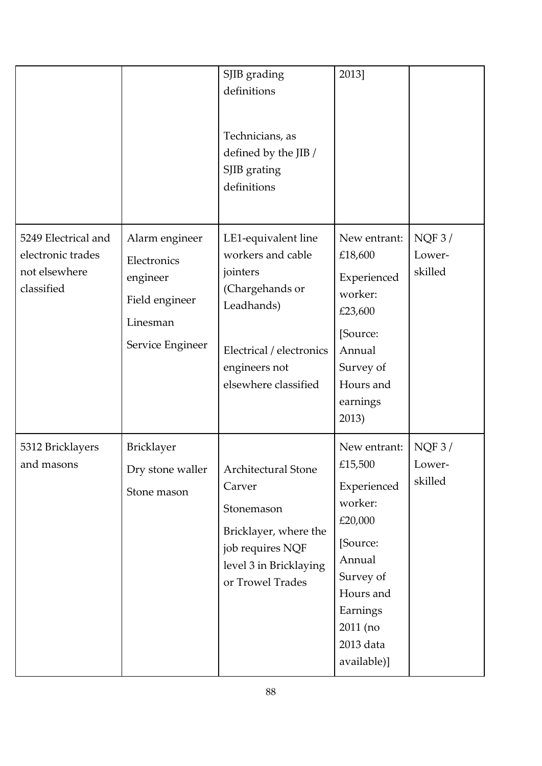| | | | | |
|---|---|---|---|---|
| | | SJIB grading definitions<br><br>Technicians, as defined by the JIB / SJIB grating definitions | 2013] | |
| 5249 Electrical and electronic trades not elsewhere classified | Alarm engineer<br>Electronics engineer<br>Field engineer<br>Linesman<br>Service Engineer | LE1-equivalent line workers and cable jointers (Chargehands or Leadhands)<br><br>Electrical / electronics engineers not elsewhere classified | New entrant: £18,600<br>Experienced worker: £23,600<br>[Source: Annual Survey of Hours and earnings 2013) | NQF 3 / Lower-skilled |
| 5312 Bricklayers and masons | Bricklayer<br>Dry stone waller<br>Stone mason | Architectural Stone Carver<br>Stonemason<br>Bricklayer, where the job requires NQF level 3 in Bricklaying or Trowel Trades | New entrant: £15,500<br>Experienced worker: £20,000<br>[Source: Annual Survey of Hours and Earnings 2011 (no 2013 data available)] | NQF 3 / Lower-skilled |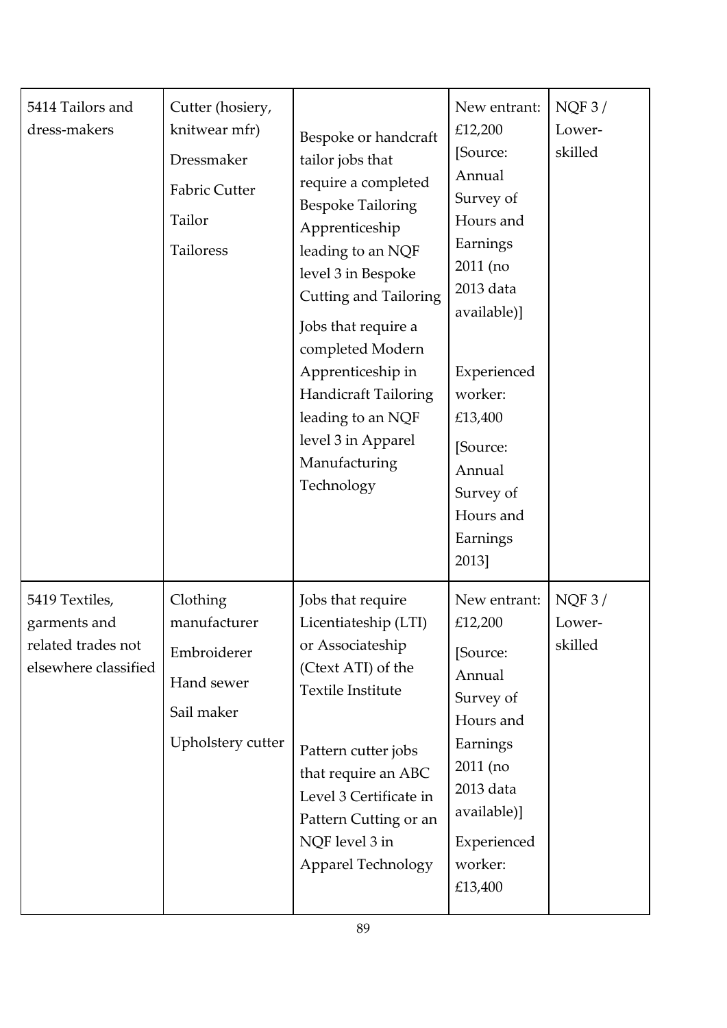| 5414 Tailors and dress-makers | Cutter (hosiery, knitwear mfr)<br>Dressmaker<br>Fabric Cutter<br>Tailor<br>Tailoress | Bespoke or handcraft tailor jobs that require a completed Bespoke Tailoring Apprenticeship leading to an NQF level 3 in Bespoke Cutting and Tailoring<br>Jobs that require a completed Modern Apprenticeship in Handicraft Tailoring leading to an NQF level 3 in Apparel Manufacturing Technology | New entrant: £12,200 [Source: Annual Survey of Hours and Earnings 2011 (no 2013 data available)]<br>Experienced worker: £13,400<br>[Source: Annual Survey of Hours and Earnings 2013] | NQF 3 / Lower-skilled |
|---|---|---|---|---|
| 5419 Textiles, garments and related trades not elsewhere classified | Clothing manufacturer<br>Embroiderer<br>Hand sewer<br>Sail maker<br>Upholstery cutter | Jobs that require Licentiateship (LTI) or Associateship (Ctext ATI) of the Textile Institute<br>Pattern cutter jobs that require an ABC Level 3 Certificate in Pattern Cutting or an NQF level 3 in Apparel Technology | New entrant: £12,200<br>[Source: Annual Survey of Hours and Earnings 2011 (no 2013 data available)]<br>Experienced worker: £13,400 | NQF 3 / Lower-skilled |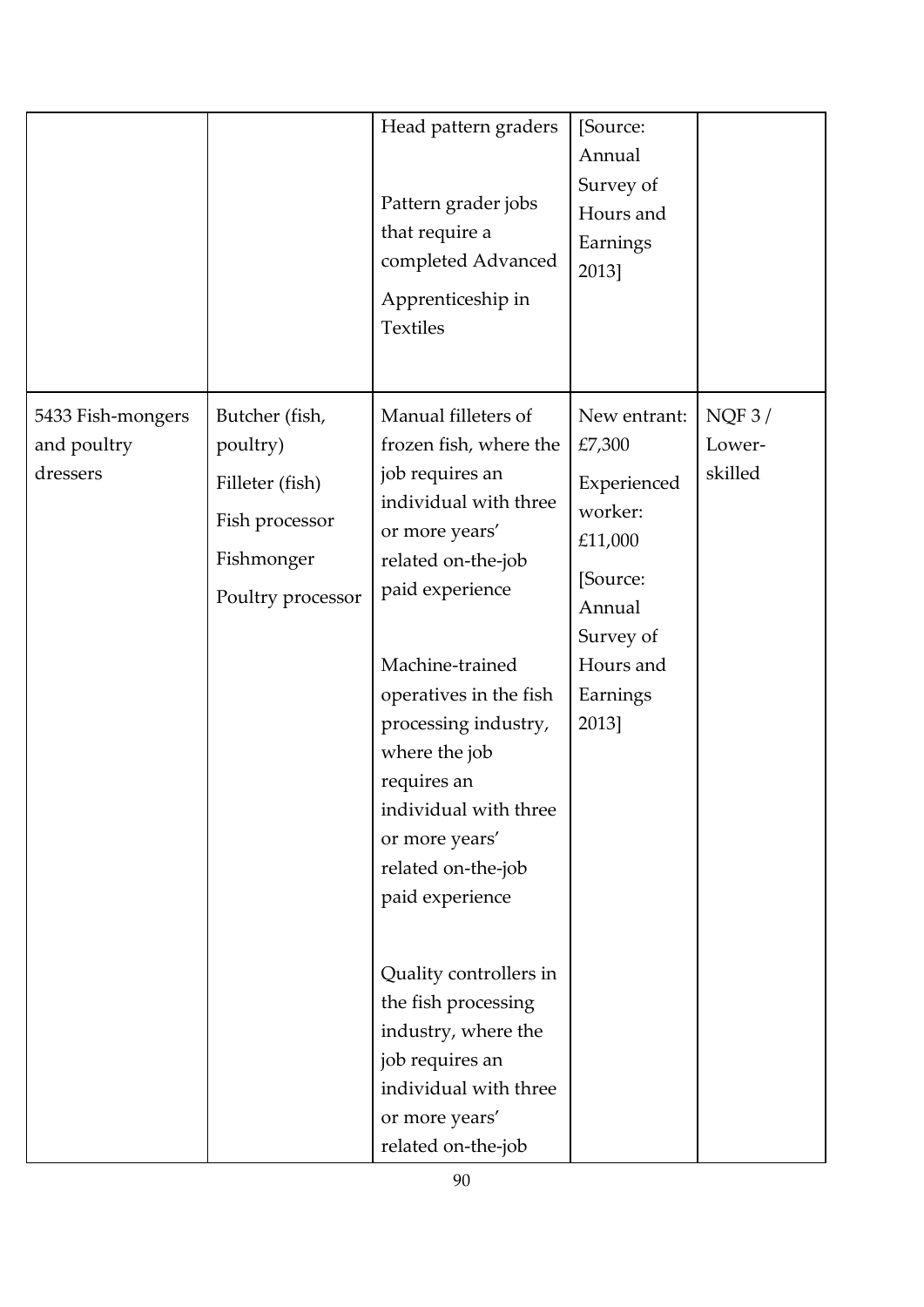| | | | | |
|---|---|---|---|---|
| | | Head pattern graders<br><br>Pattern grader jobs that require a completed Advanced Apprenticeship in Textiles | [Source: Annual Survey of Hours and Earnings 2013] | |
| 5433 Fish-mongers and poultry dressers | Butcher (fish, poultry)<br>Filleter (fish)<br>Fish processor<br>Fishmonger<br>Poultry processor | Manual filleters of frozen fish, where the job requires an individual with three or more years' related on-the-job paid experience<br><br>Machine-trained operatives in the fish processing industry, where the job requires an individual with three or more years' related on-the-job paid experience<br><br>Quality controllers in the fish processing industry, where the job requires an individual with three or more years' related on-the-job | New entrant: £7,300<br>Experienced worker: £11,000<br>[Source: Annual Survey of Hours and Earnings 2013] | NQF 3 / Lower-skilled |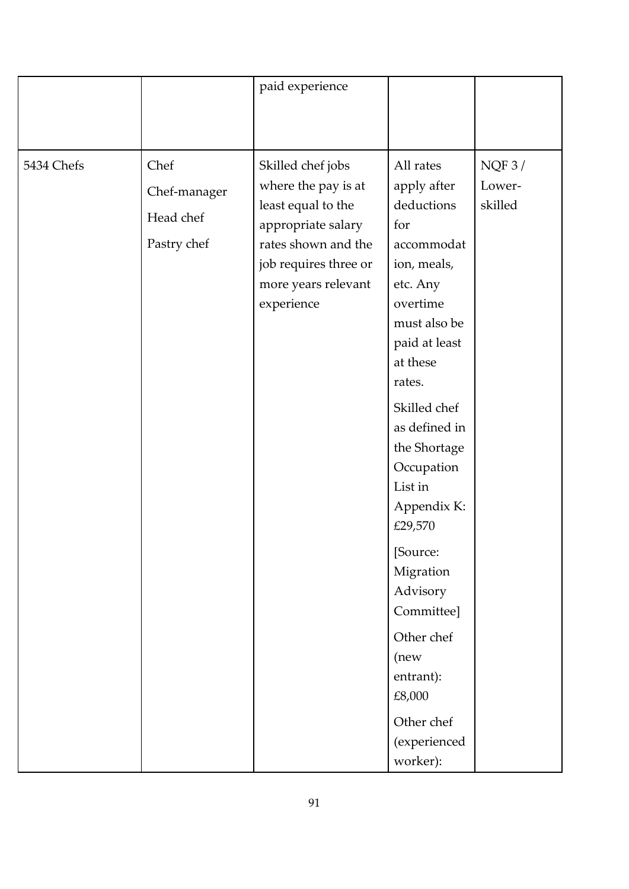| | | | | |
|---|---|---|---|---|
| | | paid experience | | |
| 5434 Chefs | Chef<br>Chef-manager<br>Head chef<br>Pastry chef | Skilled chef jobs where the pay is at least equal to the appropriate salary rates shown and the job requires three or more years relevant experience | All rates apply after deductions for accommodation, meals, etc. Any overtime must also be paid at least at these rates.<br>Skilled chef as defined in the Shortage Occupation List in Appendix K: £29,570<br>[Source: Migration Advisory Committee]<br>Other chef (new entrant): £8,000<br>Other chef (experienced worker): | NQF 3 / Lower-skilled |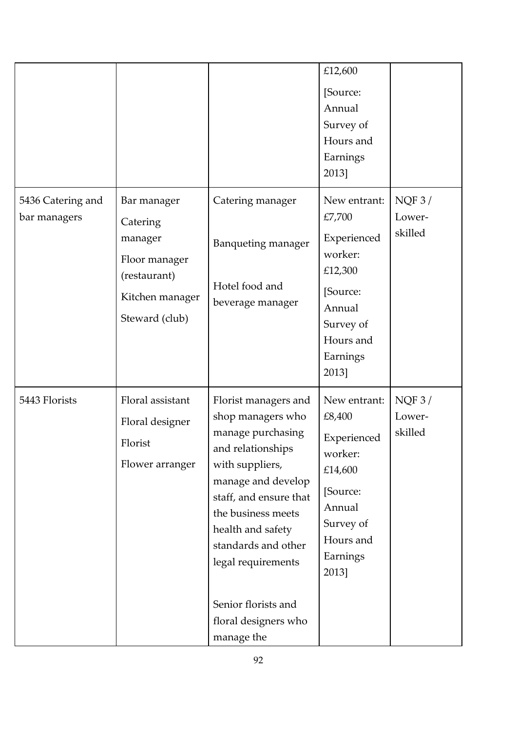| | | | £12,600 [Source: Annual Survey of Hours and Earnings 2013] | |
|---|---|---|---|---|
| 5436 Catering and bar managers | Bar manager<br>Catering manager<br>Floor manager (restaurant)<br>Kitchen manager<br>Steward (club) | Catering manager<br><br>Banqueting manager<br><br>Hotel food and beverage manager | New entrant: £7,700<br>Experienced worker: £12,300<br>[Source: Annual Survey of Hours and Earnings 2013] | NQF 3 / Lower-skilled |
| 5443 Florists | Floral assistant<br>Floral designer<br>Florist<br>Flower arranger | Florist managers and shop managers who manage purchasing and relationships with suppliers, manage and develop staff, and ensure that the business meets health and safety standards and other legal requirements<br><br>Senior florists and floral designers who manage the | New entrant: £8,400<br>Experienced worker: £14,600<br>[Source: Annual Survey of Hours and Earnings 2013] | NQF 3 / Lower-skilled |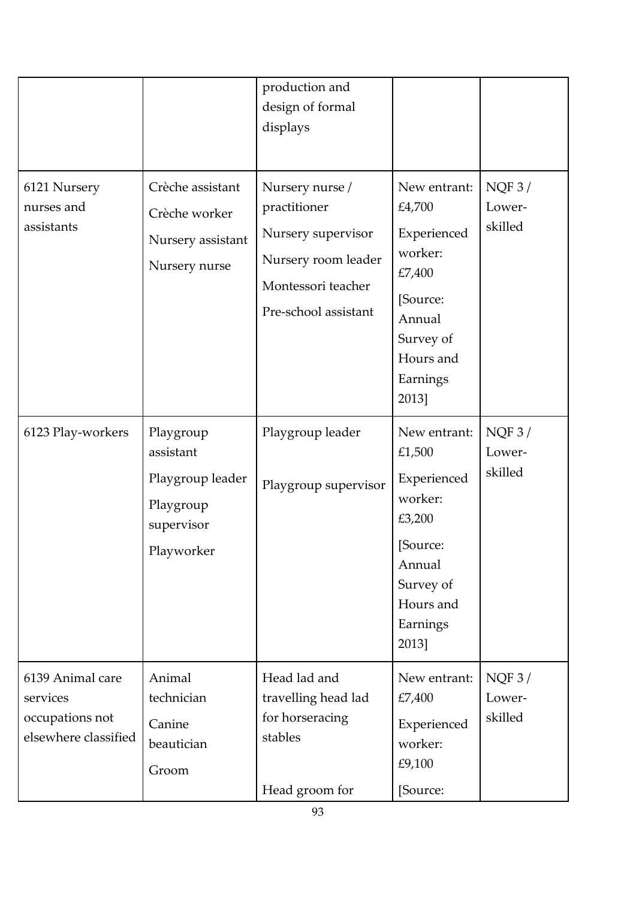|  |  | production and design of formal displays |  |  |
|---|---|---|---|---|
| 6121 Nursery nurses and assistants | Crèche assistant<br>Crèche worker<br>Nursery assistant<br>Nursery nurse | Nursery nurse / practitioner<br>Nursery supervisor<br>Nursery room leader<br>Montessori teacher<br>Pre-school assistant | New entrant: £4,700<br>Experienced worker: £7,400<br>[Source: Annual Survey of Hours and Earnings 2013] | NQF 3 / Lower-skilled |
| 6123 Play-workers | Playgroup assistant<br>Playgroup leader<br>Playgroup supervisor<br>Playworker | Playgroup leader<br>Playgroup supervisor | New entrant: £1,500<br>Experienced worker: £3,200<br>[Source: Annual Survey of Hours and Earnings 2013] | NQF 3 / Lower-skilled |
| 6139 Animal care services occupations not elsewhere classified | Animal technician<br>Canine beautician<br>Groom | Head lad and travelling head lad for horseracing stables<br>Head groom for | New entrant: £7,400<br>Experienced worker: £9,100<br>[Source: | NQF 3 / Lower-skilled |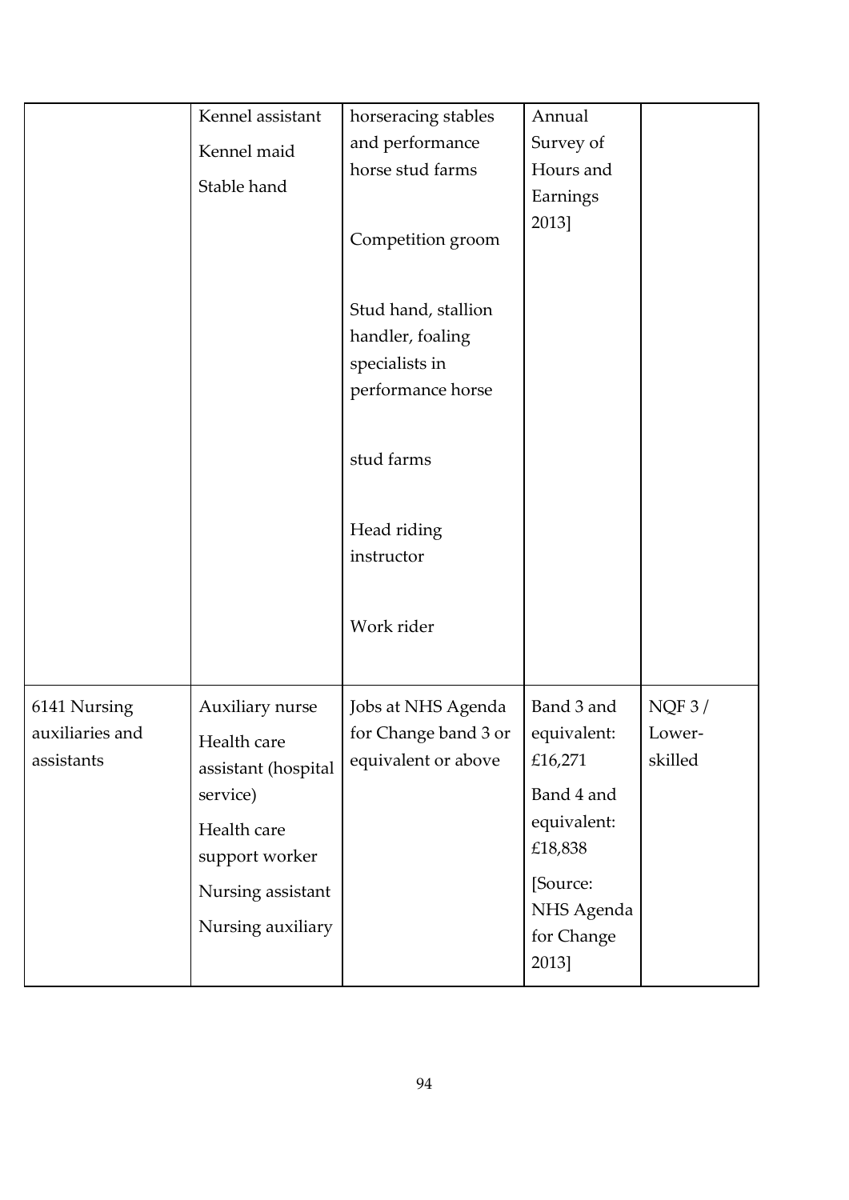| | | | | |
|---|---|---|---|---|
| | Kennel assistant<br>Kennel maid<br>Stable hand | horseracing stables and performance horse stud farms<br><br>Competition groom<br><br>Stud hand, stallion handler, foaling specialists in performance horse<br><br>stud farms<br><br>Head riding instructor<br><br>Work rider | Annual Survey of Hours and Earnings 2013] | |
| 6141 Nursing auxiliaries and assistants | Auxiliary nurse<br>Health care assistant (hospital service)<br>Health care support worker<br>Nursing assistant<br>Nursing auxiliary | Jobs at NHS Agenda for Change band 3 or equivalent or above | Band 3 and equivalent: £16,271<br>Band 4 and equivalent: £18,838<br>[Source: NHS Agenda for Change 2013] | NQF 3 / Lower-skilled |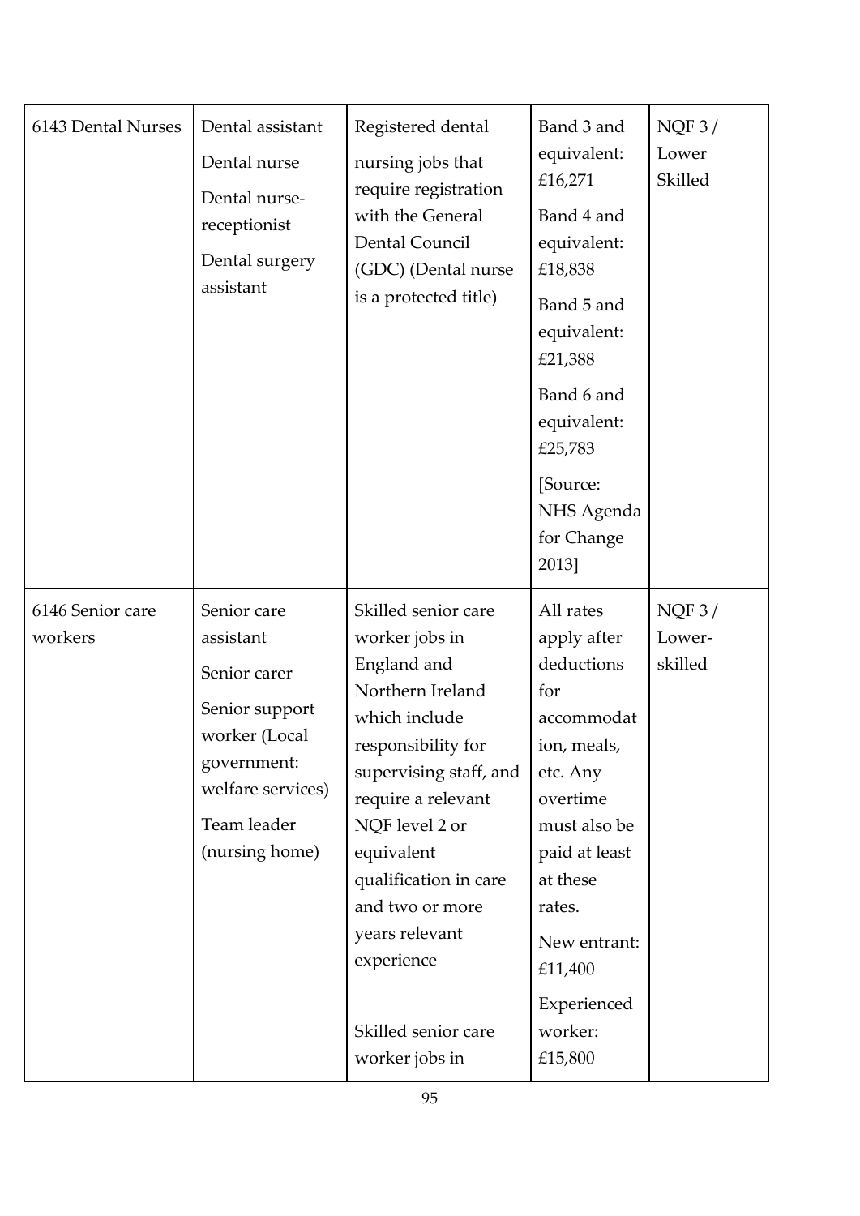| | | | | |
|---|---|---|---|---|
| 6143 Dental Nurses | Dental assistant<br>Dental nurse<br>Dental nurse-receptionist<br>Dental surgery assistant | Registered dental nursing jobs that require registration with the General Dental Council (GDC) (Dental nurse is a protected title) | Band 3 and equivalent: £16,271<br>Band 4 and equivalent: £18,838<br>Band 5 and equivalent: £21,388<br>Band 6 and equivalent: £25,783<br>[Source: NHS Agenda for Change 2013] | NQF 3 / Lower Skilled |
| 6146 Senior care workers | Senior care assistant<br>Senior carer<br>Senior support worker (Local government: welfare services)<br>Team leader (nursing home) | Skilled senior care worker jobs in England and Northern Ireland which include responsibility for supervising staff, and require a relevant NQF level 2 or equivalent qualification in care and two or more years relevant experience<br><br>Skilled senior care worker jobs in | All rates apply after deductions for accommodation, meals, etc. Any overtime must also be paid at least at these rates.<br>New entrant: £11,400<br>Experienced worker: £15,800 | NQF 3 / Lower-skilled |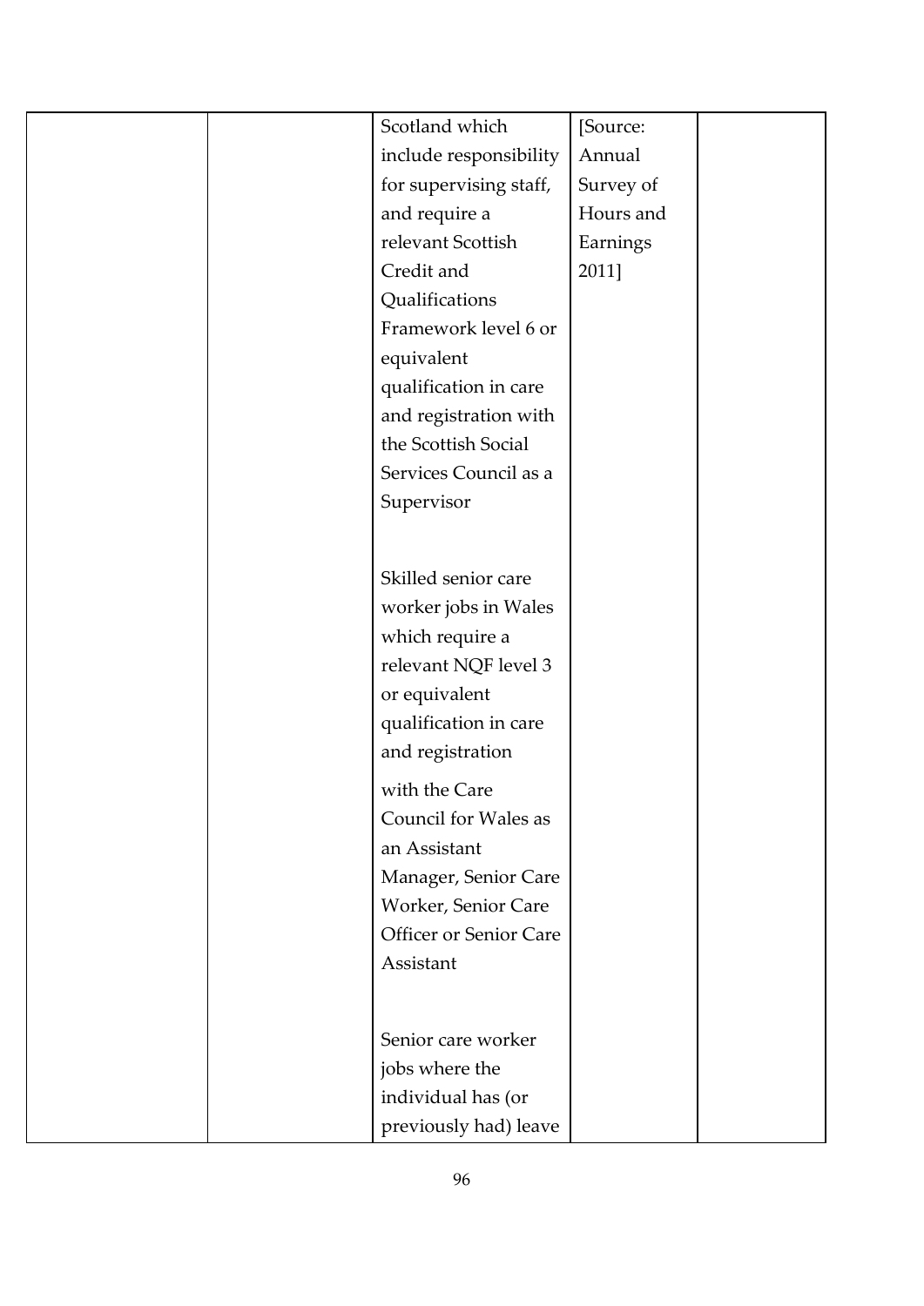| | | | | |
|---|---|---|---|---|
| | | Scotland which include responsibility for supervising staff, and require a relevant Scottish Credit and Qualifications Framework level 6 or equivalent qualification in care and registration with the Scottish Social Services Council as a Supervisor<br><br>Skilled senior care worker jobs in Wales which require a relevant NQF level 3 or equivalent qualification in care and registration with the Care Council for Wales as an Assistant Manager, Senior Care Worker, Senior Care Officer or Senior Care Assistant<br><br>Senior care worker jobs where the individual has (or previously had) leave | [Source: Annual Survey of Hours and Earnings 2011] | |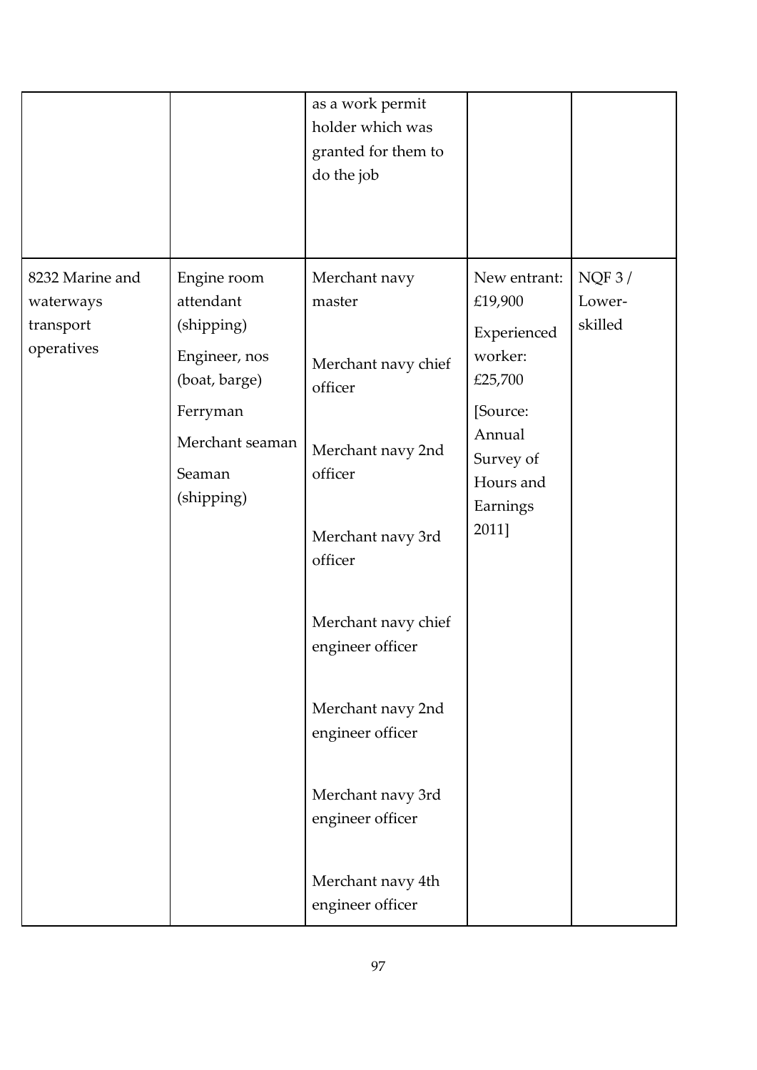| | | | | |
|---|---|---|---|---|
| | | as a work permit holder which was granted for them to do the job | | |
| 8232 Marine and waterways transport operatives | Engine room attendant (shipping)<br>Engineer, nos (boat, barge)<br>Ferryman<br>Merchant seaman<br>Seaman (shipping) | Merchant navy master<br><br>Merchant navy chief officer<br><br>Merchant navy 2nd officer<br><br>Merchant navy 3rd officer<br><br>Merchant navy chief engineer officer<br><br>Merchant navy 2nd engineer officer<br><br>Merchant navy 3rd engineer officer<br><br>Merchant navy 4th engineer officer | New entrant: £19,900<br>Experienced worker: £25,700<br>[Source: Annual Survey of Hours and Earnings 2011] | NQF 3 / Lower-skilled |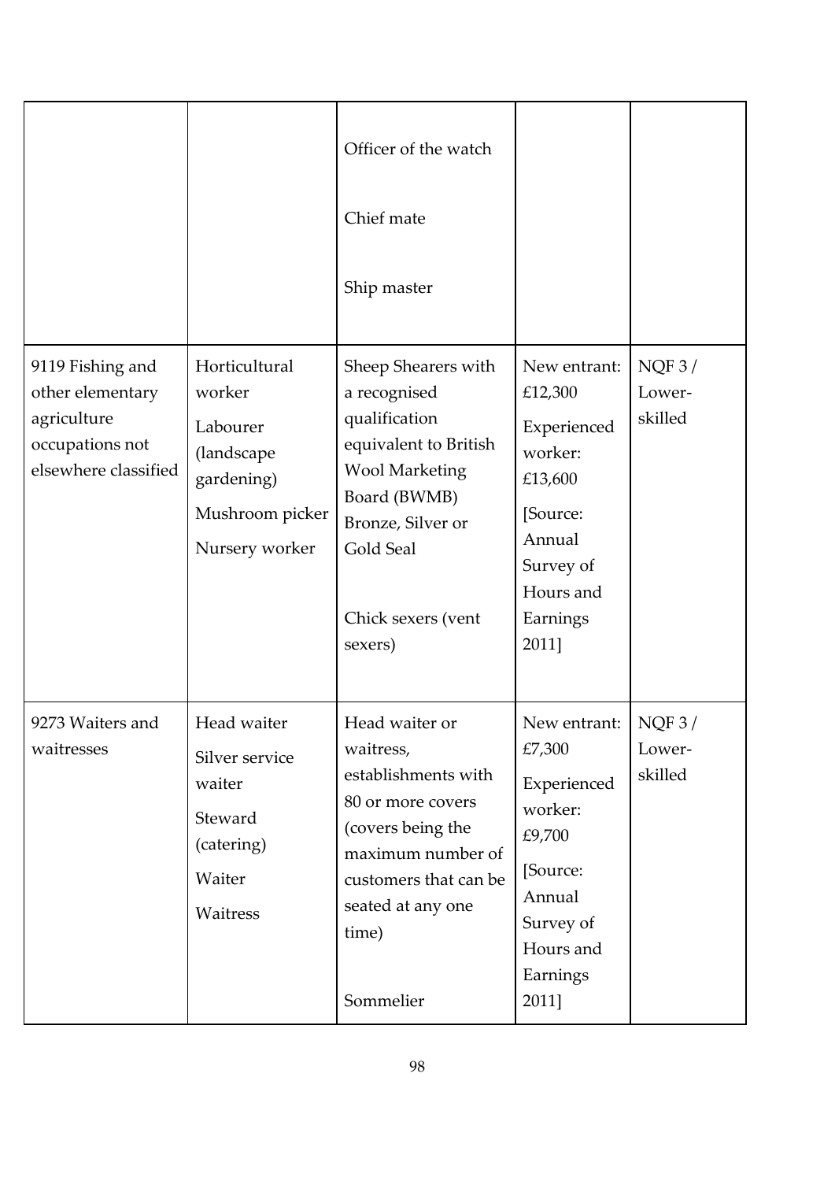| | | | | |
|---|---|---|---|---|
| | | Officer of the watch<br><br>Chief mate<br><br>Ship master | | |
| 9119 Fishing and other elementary agriculture occupations not elsewhere classified | Horticultural worker<br><br>Labourer (landscape gardening)<br><br>Mushroom picker<br><br>Nursery worker | Sheep Shearers with a recognised qualification equivalent to British Wool Marketing Board (BWMB) Bronze, Silver or Gold Seal<br><br>Chick sexers (vent sexers) | New entrant: £12,300<br><br>Experienced worker: £13,600<br><br>[Source: Annual Survey of Hours and Earnings 2011] | NQF 3 / Lower-skilled |
| 9273 Waiters and waitresses | Head waiter<br><br>Silver service waiter<br><br>Steward (catering)<br><br>Waiter<br><br>Waitress | Head waiter or waitress, establishments with 80 or more covers (covers being the maximum number of customers that can be seated at any one time)<br><br>Sommelier | New entrant: £7,300<br><br>Experienced worker: £9,700<br><br>[Source: Annual Survey of Hours and Earnings 2011] | NQF 3 / Lower-skilled |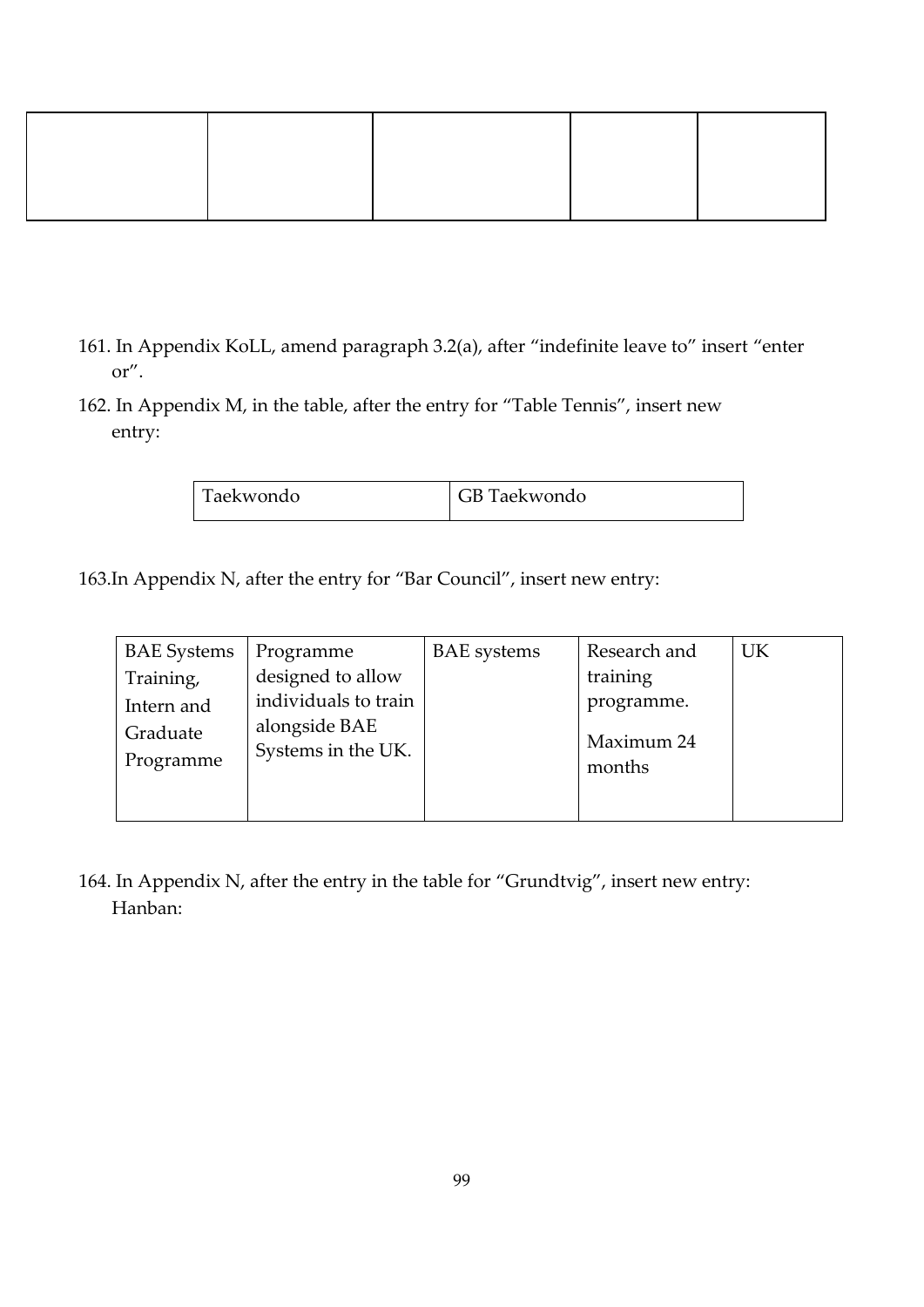| | | | | |
|---|---|---|---|---|
| | | | | |

161. In Appendix KoLL, amend paragraph 3.2(a), after "indefinite leave to" insert "enter or".

162. In Appendix M, in the table, after the entry for "Table Tennis", insert new entry:

| Taekwondo | GB Taekwondo |
|---|---|

163.In Appendix N, after the entry for "Bar Council", insert new entry:

| BAE Systems Training, Intern and Graduate Programme | Programme designed to allow individuals to train alongside BAE Systems in the UK. | BAE systems | Research and training programme. Maximum 24 months | UK |
|---|---|---|---|---|

164. In Appendix N, after the entry in the table for "Grundtvig", insert new entry: Hanban: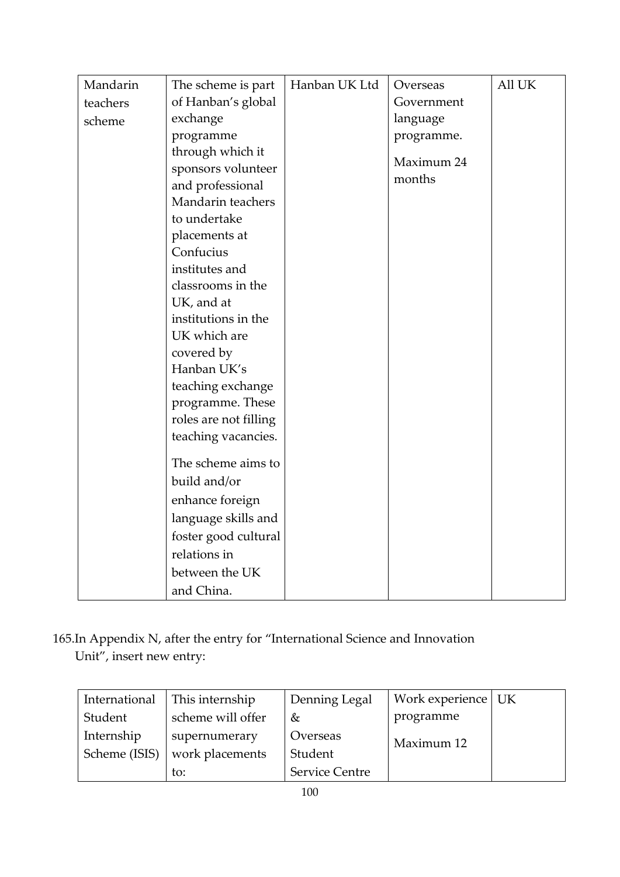| Mandarin teachers scheme | The scheme is part of Hanban's global exchange programme through which it sponsors volunteer and professional Mandarin teachers to undertake placements at Confucius institutes and classrooms in the UK, and at institutions in the UK which are covered by Hanban UK's teaching exchange programme. These roles are not filling teaching vacancies.<br><br>The scheme aims to build and/or enhance foreign language skills and foster good cultural relations in between the UK and China. | Hanban UK Ltd | Overseas Government language programme.<br><br>Maximum 24 months | All UK |
|---|---|---|---|---|

165.In Appendix N, after the entry for "International Science and Innovation Unit", insert new entry:

| International Student Internship Scheme (ISIS) | This internship scheme will offer supernumerary work placements to: | Denning Legal & Overseas Student Service Centre | Work experience programme<br><br>Maximum 12 | UK |
|---|---|---|---|---|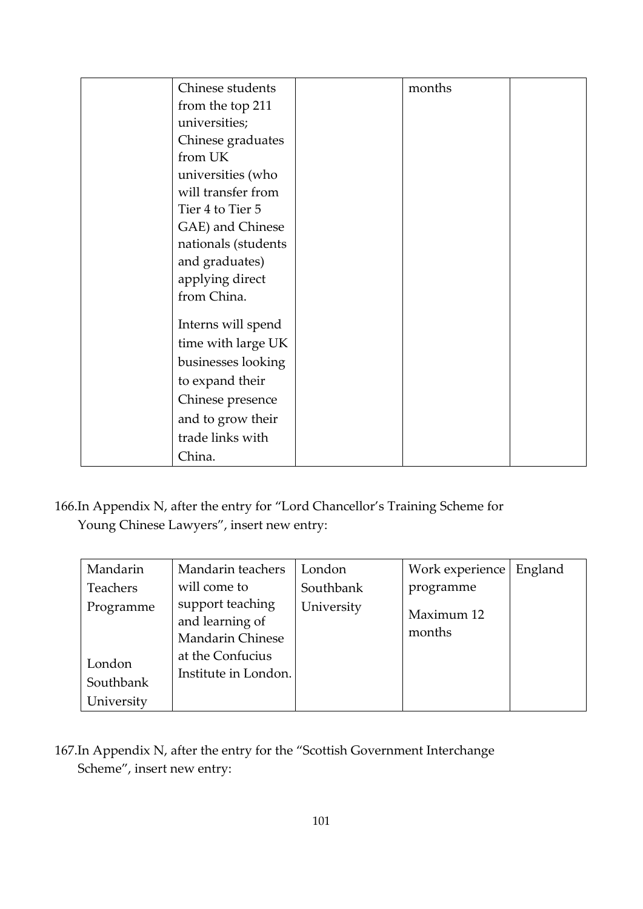| | | | | |
|---|---|---|---|---|
| | Chinese students from the top 211 universities; Chinese graduates from UK universities (who will transfer from Tier 4 to Tier 5 GAE) and Chinese nationals (students and graduates) applying direct from China.<br><br>Interns will spend time with large UK businesses looking to expand their Chinese presence and to grow their trade links with China. | | months | |

166.In Appendix N, after the entry for "Lord Chancellor's Training Scheme for Young Chinese Lawyers", insert new entry:

| | | | | |
|---|---|---|---|---|
| Mandarin Teachers Programme<br><br>London Southbank University | Mandarin teachers will come to support teaching and learning of Mandarin Chinese at the Confucius Institute in London. | London Southbank University | Work experience programme<br><br>Maximum 12 months | England |

167.In Appendix N, after the entry for the "Scottish Government Interchange Scheme", insert new entry: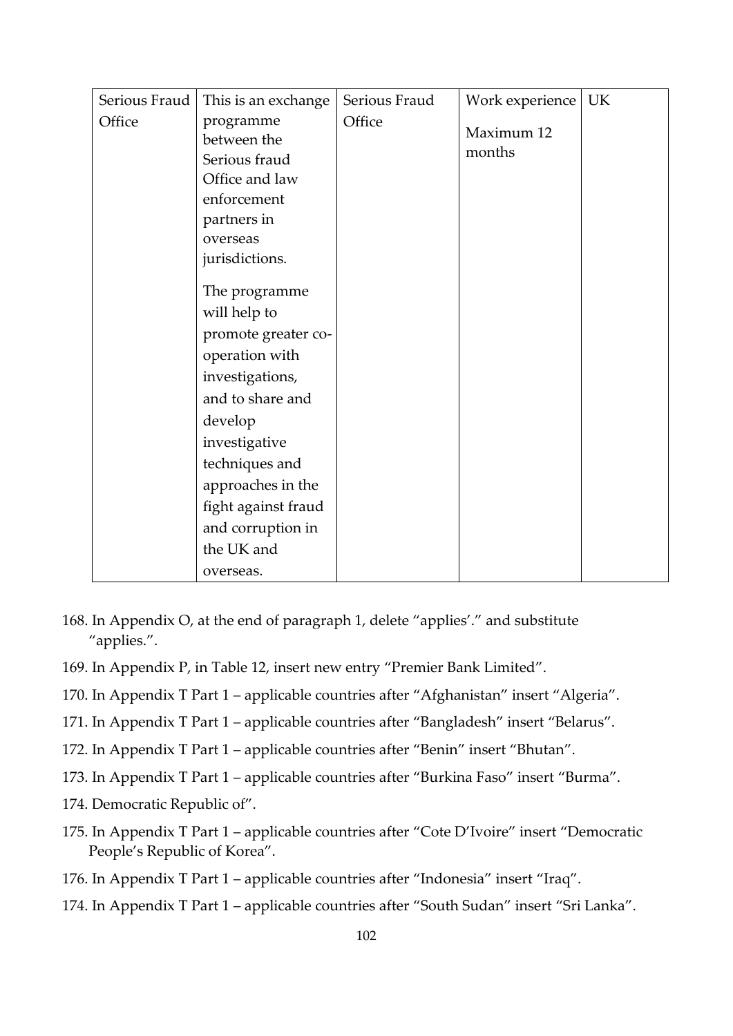| Serious Fraud Office | This is an exchange programme between the Serious fraud Office and law enforcement partners in overseas jurisdictions.<br><br>The programme will help to promote greater co-operation with investigations, and to share and develop investigative techniques and approaches in the fight against fraud and corruption in the UK and overseas. | Serious Fraud Office | Work experience<br><br>Maximum 12 months | UK |
|---|---|---|---|---|

168. In Appendix O, at the end of paragraph 1, delete "applies'." and substitute "applies.".

169. In Appendix P, in Table 12, insert new entry "Premier Bank Limited".

170. In Appendix T Part 1 – applicable countries after "Afghanistan" insert "Algeria".

171. In Appendix T Part 1 – applicable countries after "Bangladesh" insert "Belarus".

172. In Appendix T Part 1 – applicable countries after "Benin" insert "Bhutan".

173. In Appendix T Part 1 – applicable countries after "Burkina Faso" insert "Burma".

174. Democratic Republic of".

175. In Appendix T Part 1 – applicable countries after "Cote D'Ivoire" insert "Democratic People's Republic of Korea".

176. In Appendix T Part 1 – applicable countries after "Indonesia" insert "Iraq".

174. In Appendix T Part 1 – applicable countries after "South Sudan" insert "Sri Lanka".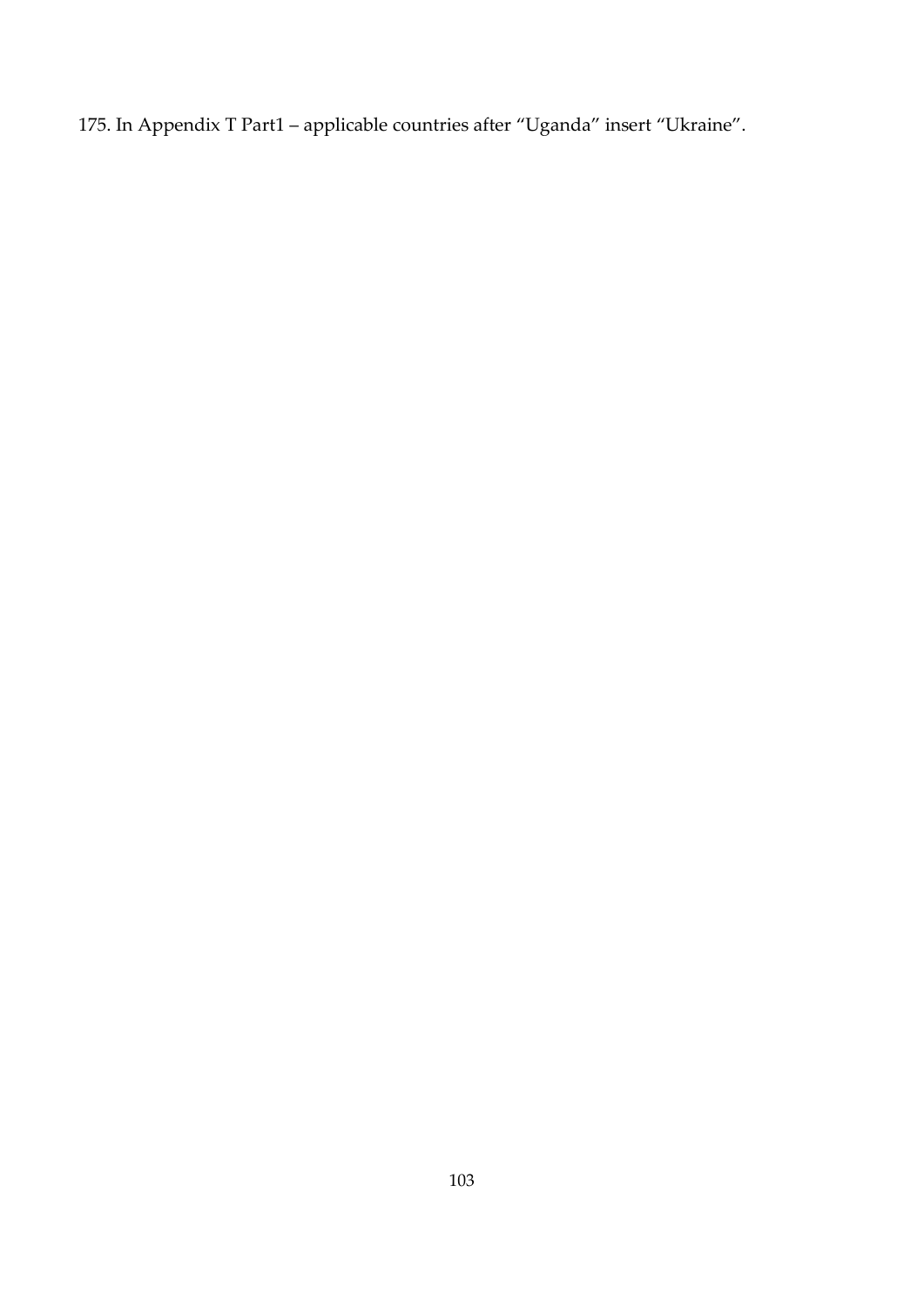175. In Appendix T Part1 – applicable countries after “Uganda” insert “Ukraine”.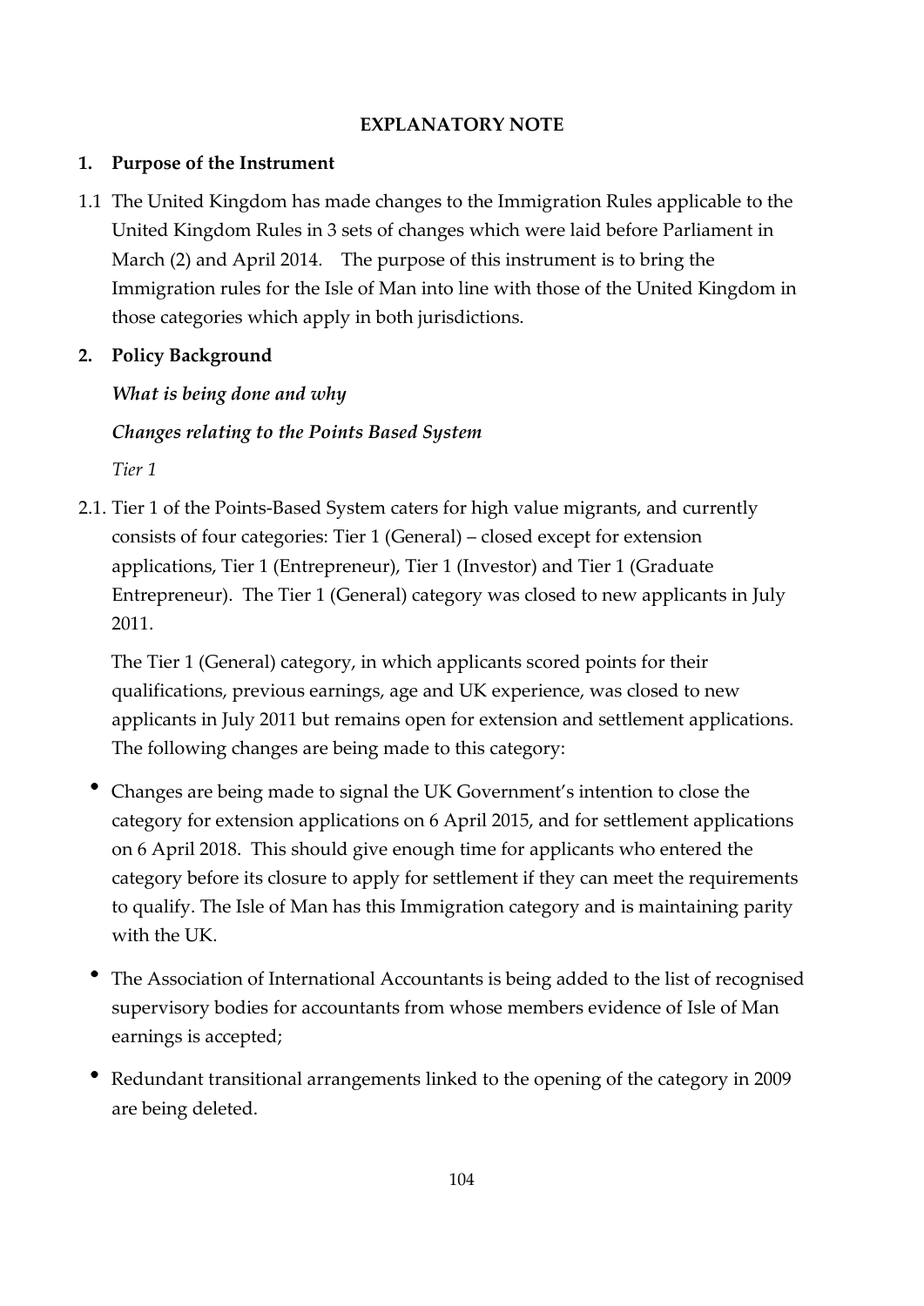## EXPLANATORY NOTE

### 1. Purpose of the Instrument

1.1 The United Kingdom has made changes to the Immigration Rules applicable to the United Kingdom Rules in 3 sets of changes which were laid before Parliament in March (2) and April 2014. The purpose of this instrument is to bring the Immigration rules for the Isle of Man into line with those of the United Kingdom in those categories which apply in both jurisdictions.

### 2. Policy Background

***What is being done and why***

***Changes relating to the Points Based System***

*Tier 1*

2.1. Tier 1 of the Points-Based System caters for high value migrants, and currently consists of four categories: Tier 1 (General) – closed except for extension applications, Tier 1 (Entrepreneur), Tier 1 (Investor) and Tier 1 (Graduate Entrepreneur). The Tier 1 (General) category was closed to new applicants in July 2011.

The Tier 1 (General) category, in which applicants scored points for their qualifications, previous earnings, age and UK experience, was closed to new applicants in July 2011 but remains open for extension and settlement applications. The following changes are being made to this category:

- Changes are being made to signal the UK Government's intention to close the category for extension applications on 6 April 2015, and for settlement applications on 6 April 2018. This should give enough time for applicants who entered the category before its closure to apply for settlement if they can meet the requirements to qualify. The Isle of Man has this Immigration category and is maintaining parity with the UK.
- The Association of International Accountants is being added to the list of recognised supervisory bodies for accountants from whose members evidence of Isle of Man earnings is accepted;
- Redundant transitional arrangements linked to the opening of the category in 2009 are being deleted.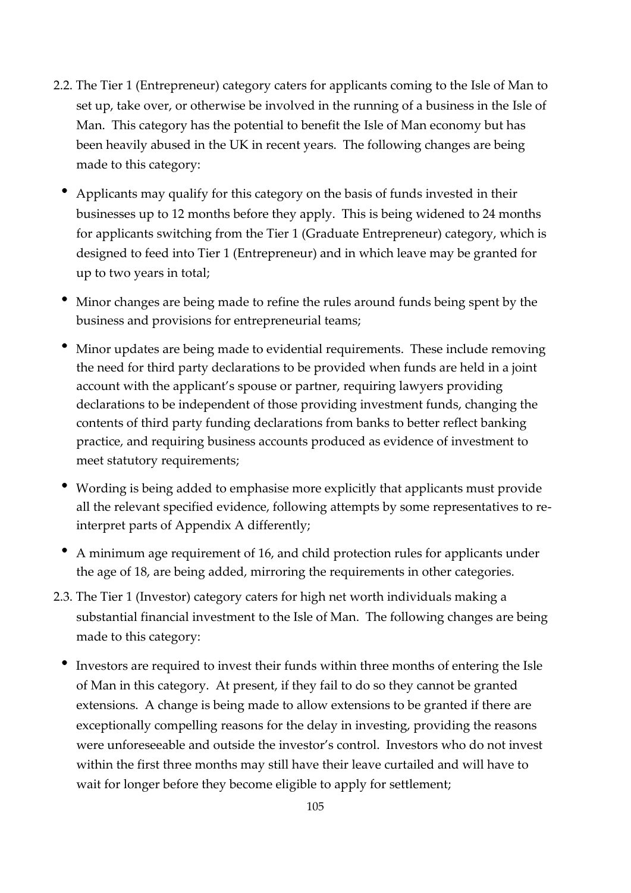2.2. The Tier 1 (Entrepreneur) category caters for applicants coming to the Isle of Man to set up, take over, or otherwise be involved in the running of a business in the Isle of Man. This category has the potential to benefit the Isle of Man economy but has been heavily abused in the UK in recent years. The following changes are being made to this category:

- Applicants may qualify for this category on the basis of funds invested in their businesses up to 12 months before they apply. This is being widened to 24 months for applicants switching from the Tier 1 (Graduate Entrepreneur) category, which is designed to feed into Tier 1 (Entrepreneur) and in which leave may be granted for up to two years in total;
- Minor changes are being made to refine the rules around funds being spent by the business and provisions for entrepreneurial teams;
- Minor updates are being made to evidential requirements. These include removing the need for third party declarations to be provided when funds are held in a joint account with the applicant's spouse or partner, requiring lawyers providing declarations to be independent of those providing investment funds, changing the contents of third party funding declarations from banks to better reflect banking practice, and requiring business accounts produced as evidence of investment to meet statutory requirements;
- Wording is being added to emphasise more explicitly that applicants must provide all the relevant specified evidence, following attempts by some representatives to re-interpret parts of Appendix A differently;
- A minimum age requirement of 16, and child protection rules for applicants under the age of 18, are being added, mirroring the requirements in other categories.

2.3. The Tier 1 (Investor) category caters for high net worth individuals making a substantial financial investment to the Isle of Man. The following changes are being made to this category:

- Investors are required to invest their funds within three months of entering the Isle of Man in this category. At present, if they fail to do so they cannot be granted extensions. A change is being made to allow extensions to be granted if there are exceptionally compelling reasons for the delay in investing, providing the reasons were unforeseeable and outside the investor's control. Investors who do not invest within the first three months may still have their leave curtailed and will have to wait for longer before they become eligible to apply for settlement;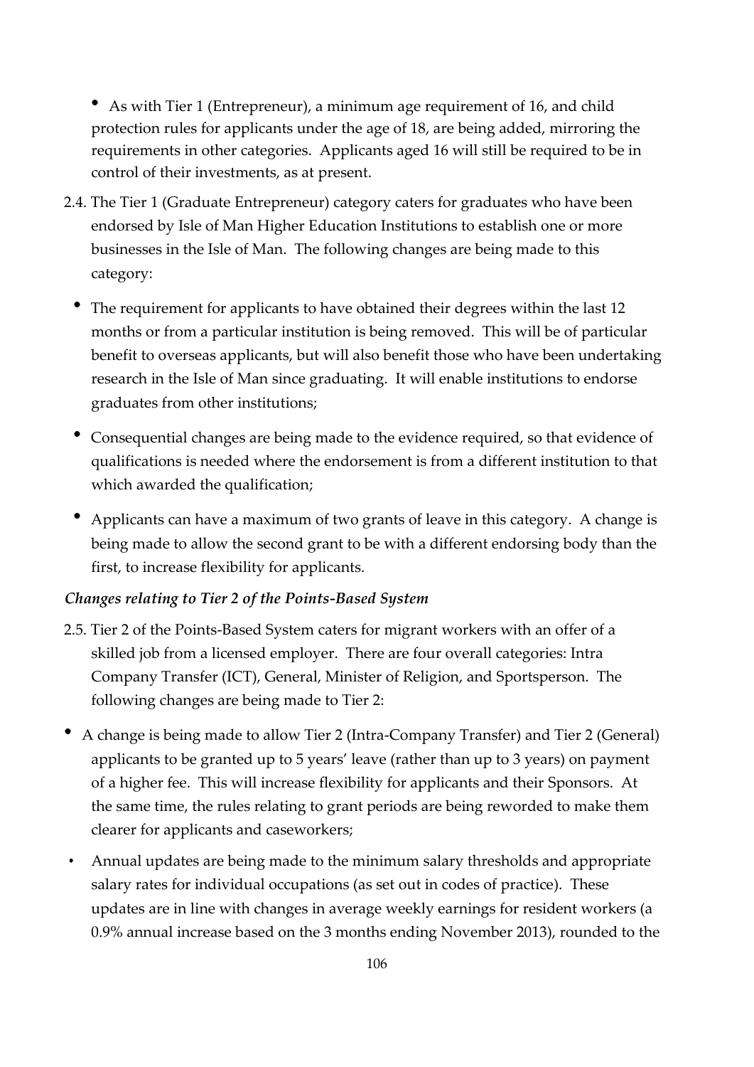- As with Tier 1 (Entrepreneur), a minimum age requirement of 16, and child protection rules for applicants under the age of 18, are being added, mirroring the requirements in other categories. Applicants aged 16 will still be required to be in control of their investments, as at present.

2.4. The Tier 1 (Graduate Entrepreneur) category caters for graduates who have been endorsed by Isle of Man Higher Education Institutions to establish one or more businesses in the Isle of Man. The following changes are being made to this category:

- The requirement for applicants to have obtained their degrees within the last 12 months or from a particular institution is being removed. This will be of particular benefit to overseas applicants, but will also benefit those who have been undertaking research in the Isle of Man since graduating. It will enable institutions to endorse graduates from other institutions;
- Consequential changes are being made to the evidence required, so that evidence of qualifications is needed where the endorsement is from a different institution to that which awarded the qualification;
- Applicants can have a maximum of two grants of leave in this category. A change is being made to allow the second grant to be with a different endorsing body than the first, to increase flexibility for applicants.

*Changes relating to Tier 2 of the Points-Based System*

2.5. Tier 2 of the Points-Based System caters for migrant workers with an offer of a skilled job from a licensed employer. There are four overall categories: Intra Company Transfer (ICT), General, Minister of Religion, and Sportsperson. The following changes are being made to Tier 2:

- A change is being made to allow Tier 2 (Intra-Company Transfer) and Tier 2 (General) applicants to be granted up to 5 years' leave (rather than up to 3 years) on payment of a higher fee. This will increase flexibility for applicants and their Sponsors. At the same time, the rules relating to grant periods are being reworded to make them clearer for applicants and caseworkers;
- Annual updates are being made to the minimum salary thresholds and appropriate salary rates for individual occupations (as set out in codes of practice). These updates are in line with changes in average weekly earnings for resident workers (a 0.9% annual increase based on the 3 months ending November 2013), rounded to the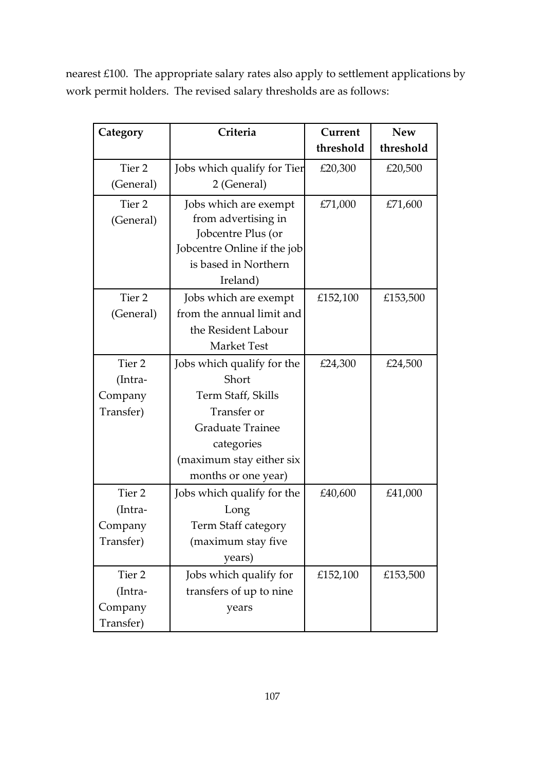nearest £100. The appropriate salary rates also apply to settlement applications by work permit holders. The revised salary thresholds are as follows:

| Category | Criteria | Current threshold | New threshold |
|---|---|---|---|
| Tier 2 (General) | Jobs which qualify for Tier 2 (General) | £20,300 | £20,500 |
| Tier 2 (General) | Jobs which are exempt from advertising in Jobcentre Plus (or Jobcentre Online if the job is based in Northern Ireland) | £71,000 | £71,600 |
| Tier 2 (General) | Jobs which are exempt from the annual limit and the Resident Labour Market Test | £152,100 | £153,500 |
| Tier 2 (Intra-Company Transfer) | Jobs which qualify for the Short Term Staff, Skills Transfer or Graduate Trainee categories (maximum stay either six months or one year) | £24,300 | £24,500 |
| Tier 2 (Intra-Company Transfer) | Jobs which qualify for the Long Term Staff category (maximum stay five years) | £40,600 | £41,000 |
| Tier 2 (Intra-Company Transfer) | Jobs which qualify for transfers of up to nine years | £152,100 | £153,500 |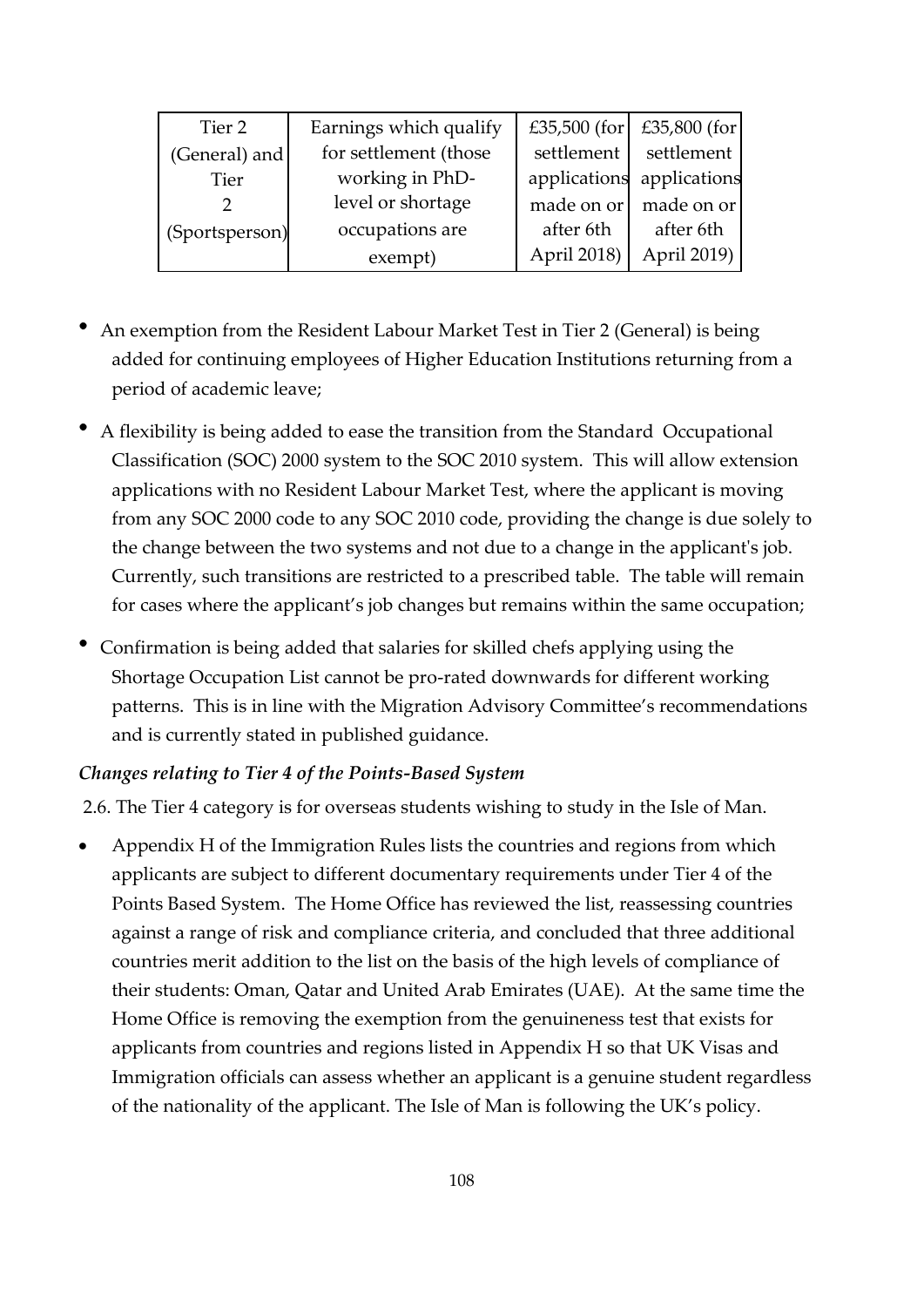| Tier 2 (General) and Tier 2 (Sportsperson) | Earnings which qualify for settlement (those working in PhD-level or shortage occupations are exempt) | £35,500 (for settlement applications made on or after 6th April 2018) | £35,800 (for settlement applications made on or after 6th April 2019) |
|---|---|---|---|

- An exemption from the Resident Labour Market Test in Tier 2 (General) is being added for continuing employees of Higher Education Institutions returning from a period of academic leave;
- A flexibility is being added to ease the transition from the Standard Occupational Classification (SOC) 2000 system to the SOC 2010 system. This will allow extension applications with no Resident Labour Market Test, where the applicant is moving from any SOC 2000 code to any SOC 2010 code, providing the change is due solely to the change between the two systems and not due to a change in the applicant's job. Currently, such transitions are restricted to a prescribed table. The table will remain for cases where the applicant's job changes but remains within the same occupation;
- Confirmation is being added that salaries for skilled chefs applying using the Shortage Occupation List cannot be pro-rated downwards for different working patterns. This is in line with the Migration Advisory Committee's recommendations and is currently stated in published guidance.

***Changes relating to Tier 4 of the Points-Based System***

2.6. The Tier 4 category is for overseas students wishing to study in the Isle of Man.

- Appendix H of the Immigration Rules lists the countries and regions from which applicants are subject to different documentary requirements under Tier 4 of the Points Based System. The Home Office has reviewed the list, reassessing countries against a range of risk and compliance criteria, and concluded that three additional countries merit addition to the list on the basis of the high levels of compliance of their students: Oman, Qatar and United Arab Emirates (UAE). At the same time the Home Office is removing the exemption from the genuineness test that exists for applicants from countries and regions listed in Appendix H so that UK Visas and Immigration officials can assess whether an applicant is a genuine student regardless of the nationality of the applicant. The Isle of Man is following the UK's policy.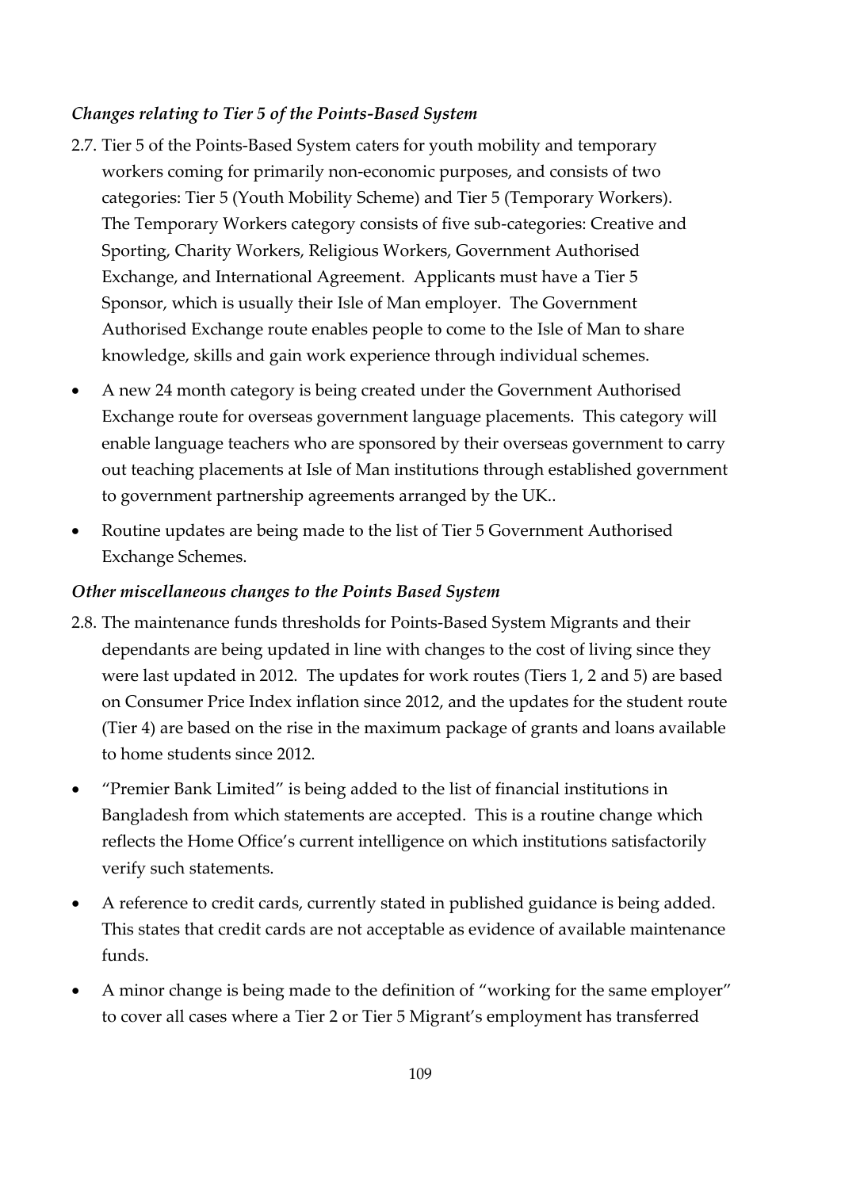### *Changes relating to Tier 5 of the Points-Based System*

2.7. Tier 5 of the Points-Based System caters for youth mobility and temporary workers coming for primarily non-economic purposes, and consists of two categories: Tier 5 (Youth Mobility Scheme) and Tier 5 (Temporary Workers). The Temporary Workers category consists of five sub-categories: Creative and Sporting, Charity Workers, Religious Workers, Government Authorised Exchange, and International Agreement. Applicants must have a Tier 5 Sponsor, which is usually their Isle of Man employer. The Government Authorised Exchange route enables people to come to the Isle of Man to share knowledge, skills and gain work experience through individual schemes.

- A new 24 month category is being created under the Government Authorised Exchange route for overseas government language placements. This category will enable language teachers who are sponsored by their overseas government to carry out teaching placements at Isle of Man institutions through established government to government partnership agreements arranged by the UK..
- Routine updates are being made to the list of Tier 5 Government Authorised Exchange Schemes.

### *Other miscellaneous changes to the Points Based System*

2.8. The maintenance funds thresholds for Points-Based System Migrants and their dependants are being updated in line with changes to the cost of living since they were last updated in 2012. The updates for work routes (Tiers 1, 2 and 5) are based on Consumer Price Index inflation since 2012, and the updates for the student route (Tier 4) are based on the rise in the maximum package of grants and loans available to home students since 2012.

- "Premier Bank Limited" is being added to the list of financial institutions in Bangladesh from which statements are accepted. This is a routine change which reflects the Home Office's current intelligence on which institutions satisfactorily verify such statements.
- A reference to credit cards, currently stated in published guidance is being added. This states that credit cards are not acceptable as evidence of available maintenance funds.
- A minor change is being made to the definition of "working for the same employer" to cover all cases where a Tier 2 or Tier 5 Migrant's employment has transferred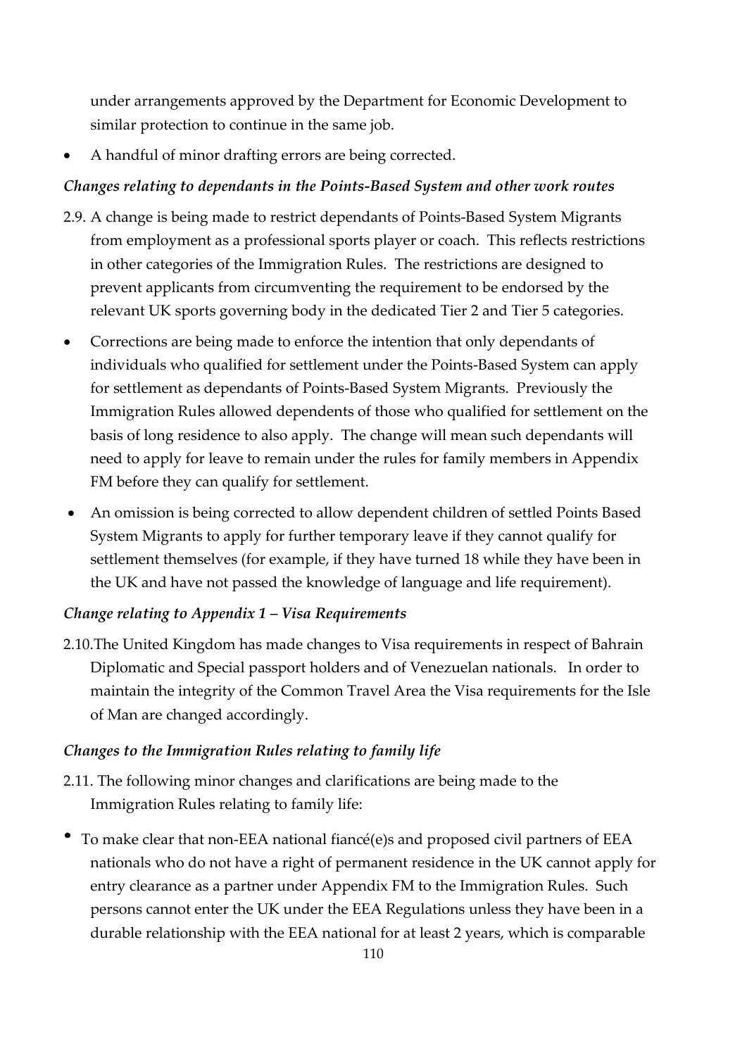under arrangements approved by the Department for Economic Development to similar protection to continue in the same job.

- A handful of minor drafting errors are being corrected.

### *Changes relating to dependants in the Points-Based System and other work routes*

2.9. A change is being made to restrict dependants of Points-Based System Migrants from employment as a professional sports player or coach. This reflects restrictions in other categories of the Immigration Rules. The restrictions are designed to prevent applicants from circumventing the requirement to be endorsed by the relevant UK sports governing body in the dedicated Tier 2 and Tier 5 categories.

- Corrections are being made to enforce the intention that only dependants of individuals who qualified for settlement under the Points-Based System can apply for settlement as dependants of Points-Based System Migrants. Previously the Immigration Rules allowed dependents of those who qualified for settlement on the basis of long residence to also apply. The change will mean such dependants will need to apply for leave to remain under the rules for family members in Appendix FM before they can qualify for settlement.
- An omission is being corrected to allow dependent children of settled Points Based System Migrants to apply for further temporary leave if they cannot qualify for settlement themselves (for example, if they have turned 18 while they have been in the UK and have not passed the knowledge of language and life requirement).

### *Change relating to Appendix 1 – Visa Requirements*

2.10. The United Kingdom has made changes to Visa requirements in respect of Bahrain Diplomatic and Special passport holders and of Venezuelan nationals. In order to maintain the integrity of the Common Travel Area the Visa requirements for the Isle of Man are changed accordingly.

### *Changes to the Immigration Rules relating to family life*

2.11. The following minor changes and clarifications are being made to the Immigration Rules relating to family life:

- To make clear that non-EEA national fiancé(e)s and proposed civil partners of EEA nationals who do not have a right of permanent residence in the UK cannot apply for entry clearance as a partner under Appendix FM to the Immigration Rules. Such persons cannot enter the UK under the EEA Regulations unless they have been in a durable relationship with the EEA national for at least 2 years, which is comparable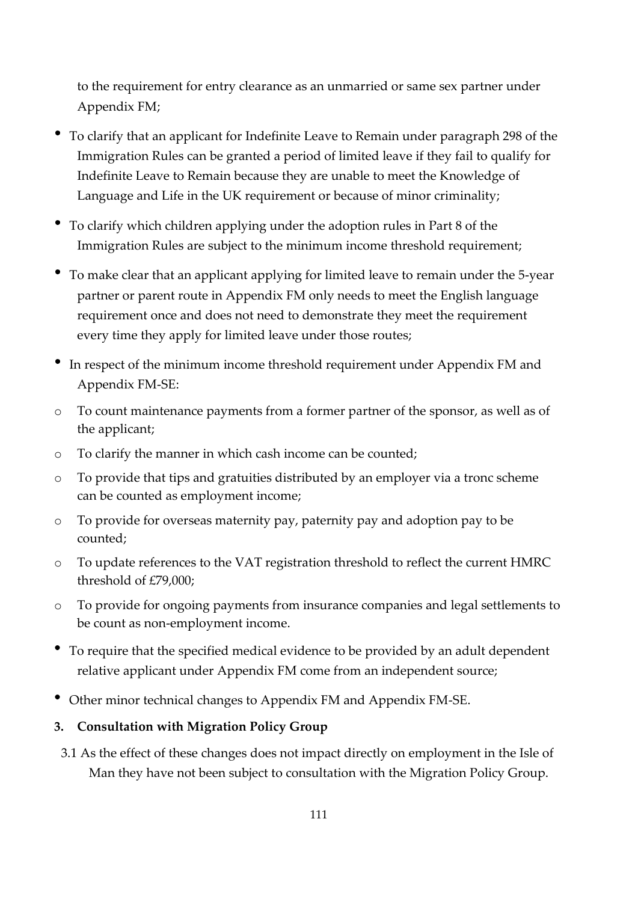to the requirement for entry clearance as an unmarried or same sex partner under Appendix FM;

- To clarify that an applicant for Indefinite Leave to Remain under paragraph 298 of the Immigration Rules can be granted a period of limited leave if they fail to qualify for Indefinite Leave to Remain because they are unable to meet the Knowledge of Language and Life in the UK requirement or because of minor criminality;
- To clarify which children applying under the adoption rules in Part 8 of the Immigration Rules are subject to the minimum income threshold requirement;
- To make clear that an applicant applying for limited leave to remain under the 5-year partner or parent route in Appendix FM only needs to meet the English language requirement once and does not need to demonstrate they meet the requirement every time they apply for limited leave under those routes;
- In respect of the minimum income threshold requirement under Appendix FM and Appendix FM-SE:
  - To count maintenance payments from a former partner of the sponsor, as well as of the applicant;
  - To clarify the manner in which cash income can be counted;
  - To provide that tips and gratuities distributed by an employer via a tronc scheme can be counted as employment income;
  - To provide for overseas maternity pay, paternity pay and adoption pay to be counted;
  - To update references to the VAT registration threshold to reflect the current HMRC threshold of £79,000;
  - To provide for ongoing payments from insurance companies and legal settlements to be count as non-employment income.
- To require that the specified medical evidence to be provided by an adult dependent relative applicant under Appendix FM come from an independent source;
- Other minor technical changes to Appendix FM and Appendix FM-SE.

**3. Consultation with Migration Policy Group**

3.1 As the effect of these changes does not impact directly on employment in the Isle of Man they have not been subject to consultation with the Migration Policy Group.